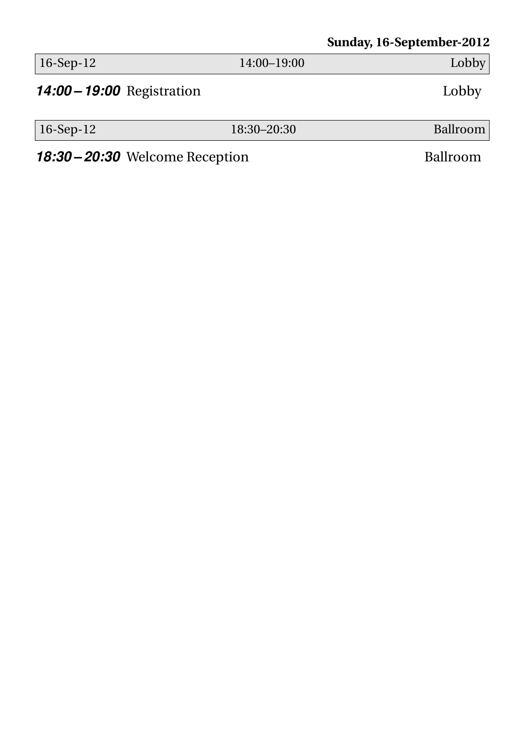**Sunday, 16-September-2012**

| 16-Sep-12 | 14:00–19:00 | Lobby |
|---|---|---|

***14:00 – 19:00*** Registration Lobby

| 16-Sep-12 | 18:30–20:30 | Ballroom |
|---|---|---|

***18:30 – 20:30*** Welcome Reception Ballroom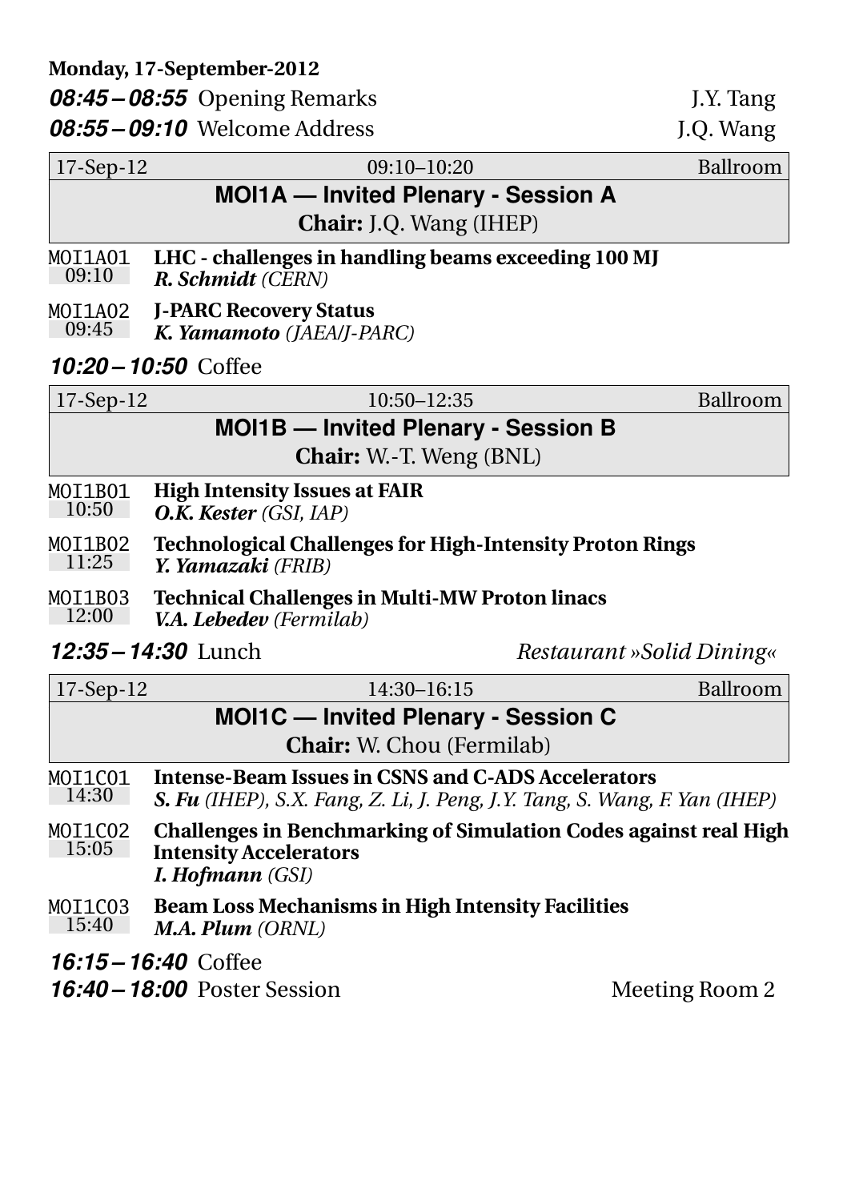**Monday, 17-September-2012**

***08:45 – 08:55*** Opening Remarks — J.Y. Tang

***08:55 – 09:10*** Welcome Address — J.Q. Wang

| 17-Sep-12 | 09:10–10:20 | Ballroom |
|---|---|---|

## MOI1A — Invited Plenary - Session A

**Chair:** J.Q. Wang (IHEP)

MOI1A01 09:10 — **LHC - challenges in handling beams exceeding 100 MJ**
***R. Schmidt*** *(CERN)*

MOI1A02 09:45 — **J-PARC Recovery Status**
***K. Yamamoto*** *(JAEA/J-PARC)*

***10:20 – 10:50*** Coffee

| 17-Sep-12 | 10:50–12:35 | Ballroom |
|---|---|---|

## MOI1B — Invited Plenary - Session B

**Chair:** W.-T. Weng (BNL)

MOI1B01 10:50 — **High Intensity Issues at FAIR**
***O.K. Kester*** *(GSI, IAP)*

MOI1B02 11:25 — **Technological Challenges for High-Intensity Proton Rings**
***Y. Yamazaki*** *(FRIB)*

MOI1B03 12:00 — **Technical Challenges in Multi-MW Proton linacs**
***V.A. Lebedev*** *(Fermilab)*

***12:35 – 14:30*** Lunch — *Restaurant »Solid Dining«*

| 17-Sep-12 | 14:30–16:15 | Ballroom |
|---|---|---|

## MOI1C — Invited Plenary - Session C

**Chair:** W. Chou (Fermilab)

MOI1C01 14:30 — **Intense-Beam Issues in CSNS and C-ADS Accelerators**
***S. Fu*** *(IHEP), S.X. Fang, Z. Li, J. Peng, J.Y. Tang, S. Wang, F. Yan (IHEP)*

MOI1C02 15:05 — **Challenges in Benchmarking of Simulation Codes against real High Intensity Accelerators**
***I. Hofmann*** *(GSI)*

MOI1C03 15:40 — **Beam Loss Mechanisms in High Intensity Facilities**
***M.A. Plum*** *(ORNL)*

***16:15 – 16:40*** Coffee

***16:40 – 18:00*** Poster Session — Meeting Room 2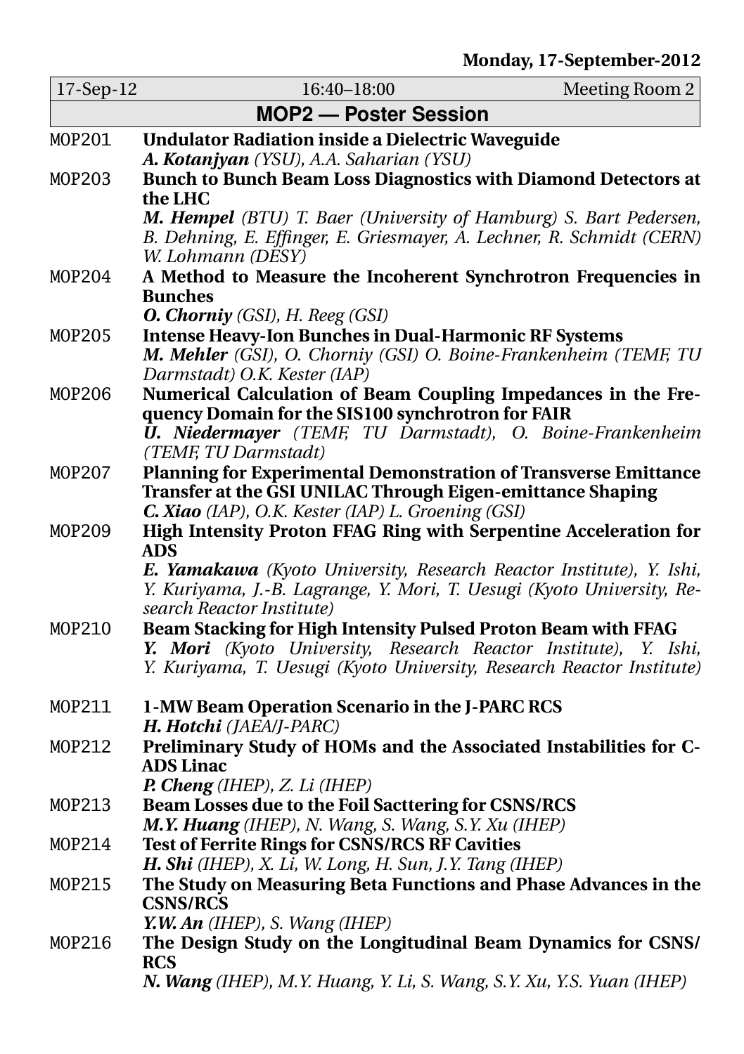**Monday, 17-September-2012**

| 17-Sep-12 | 16:40–18:00 | Meeting Room 2 |
|---|---|---|

## MOP2 — Poster Session

MOP201 **Undulator Radiation inside a Dielectric Waveguide**
***A. Kotanjyan*** *(YSU), A.A. Saharian (YSU)*

MOP203 **Bunch to Bunch Beam Loss Diagnostics with Diamond Detectors at the LHC**
***M. Hempel*** *(BTU) T. Baer (University of Hamburg) S. Bart Pedersen, B. Dehning, E. Effinger, E. Griesmayer, A. Lechner, R. Schmidt (CERN) W. Lohmann (DESY)*

MOP204 **A Method to Measure the Incoherent Synchrotron Frequencies in Bunches**
***O. Chorniy*** *(GSI), H. Reeg (GSI)*

MOP205 **Intense Heavy-Ion Bunches in Dual-Harmonic RF Systems**
***M. Mehler*** *(GSI), O. Chorniy (GSI) O. Boine-Frankenheim (TEMF, TU Darmstadt) O.K. Kester (IAP)*

MOP206 **Numerical Calculation of Beam Coupling Impedances in the Frequency Domain for the SIS100 synchrotron for FAIR**
***U. Niedermayer*** *(TEMF, TU Darmstadt), O. Boine-Frankenheim (TEMF, TU Darmstadt)*

MOP207 **Planning for Experimental Demonstration of Transverse Emittance Transfer at the GSI UNILAC Through Eigen-emittance Shaping**
***C. Xiao*** *(IAP), O.K. Kester (IAP) L. Groening (GSI)*

MOP209 **High Intensity Proton FFAG Ring with Serpentine Acceleration for ADS**
***E. Yamakawa*** *(Kyoto University, Research Reactor Institute), Y. Ishi, Y. Kuriyama, J.-B. Lagrange, Y. Mori, T. Uesugi (Kyoto University, Research Reactor Institute)*

MOP210 **Beam Stacking for High Intensity Pulsed Proton Beam with FFAG**
***Y. Mori*** *(Kyoto University, Research Reactor Institute), Y. Ishi, Y. Kuriyama, T. Uesugi (Kyoto University, Research Reactor Institute)*

MOP211 **1-MW Beam Operation Scenario in the J-PARC RCS**
***H. Hotchi*** *(JAEA/J-PARC)*

MOP212 **Preliminary Study of HOMs and the Associated Instabilities for C-ADS Linac**
***P. Cheng*** *(IHEP), Z. Li (IHEP)*

MOP213 **Beam Losses due to the Foil Sacttering for CSNS/RCS**
***M.Y. Huang*** *(IHEP), N. Wang, S. Wang, S.Y. Xu (IHEP)*

MOP214 **Test of Ferrite Rings for CSNS/RCS RF Cavities**
***H. Shi*** *(IHEP), X. Li, W. Long, H. Sun, J.Y. Tang (IHEP)*

MOP215 **The Study on Measuring Beta Functions and Phase Advances in the CSNS/RCS**
***Y.W. An*** *(IHEP), S. Wang (IHEP)*

MOP216 **The Design Study on the Longitudinal Beam Dynamics for CSNS/RCS**
***N. Wang*** *(IHEP), M.Y. Huang, Y. Li, S. Wang, S.Y. Xu, Y.S. Yuan (IHEP)*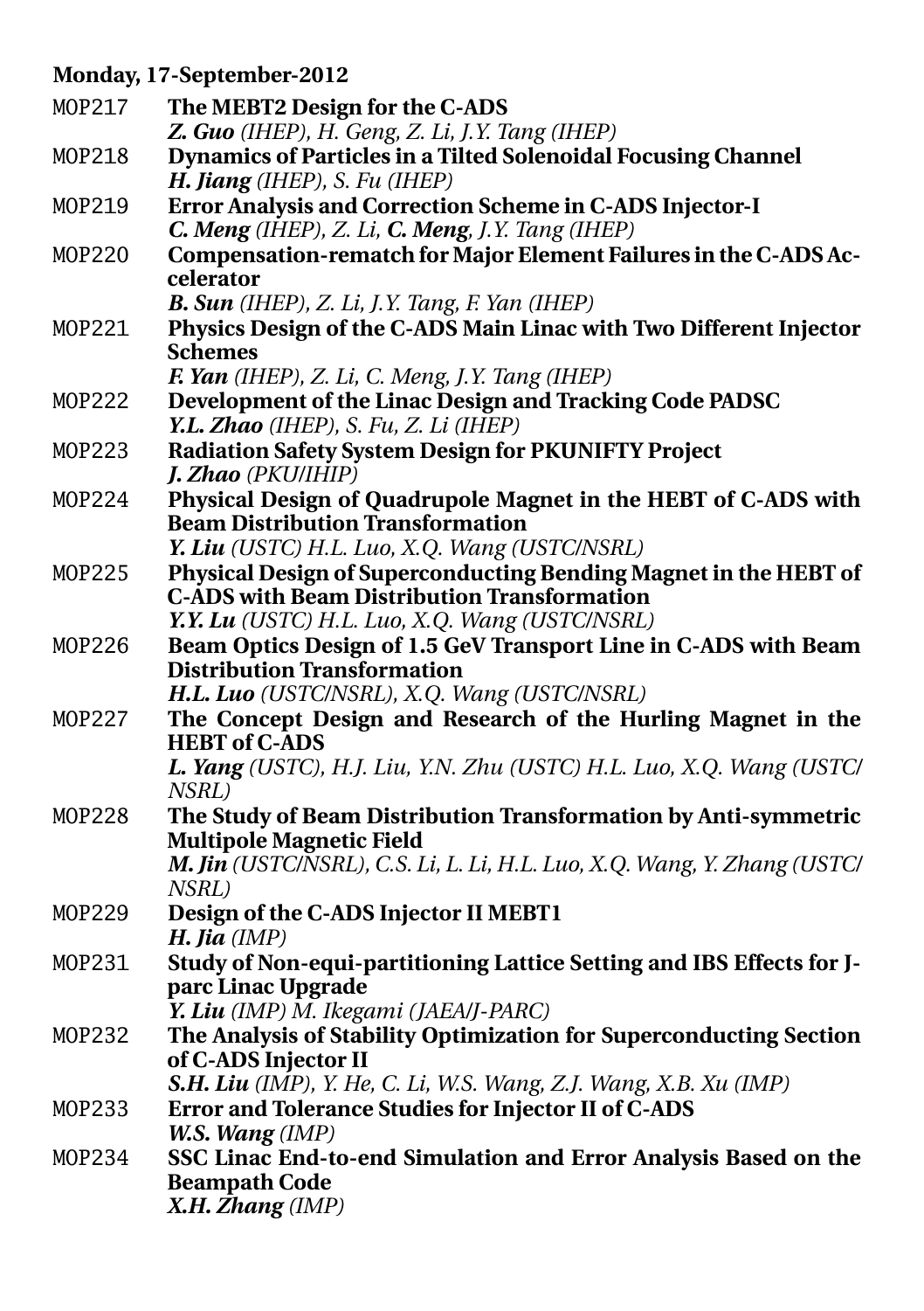**Monday, 17-September-2012**

MOP217 **The MEBT2 Design for the C-ADS**
***Z. Guo*** *(IHEP), H. Geng, Z. Li, J.Y. Tang (IHEP)*

MOP218 **Dynamics of Particles in a Tilted Solenoidal Focusing Channel**
***H. Jiang*** *(IHEP), S. Fu (IHEP)*

MOP219 **Error Analysis and Correction Scheme in C-ADS Injector-I**
***C. Meng*** *(IHEP), Z. Li,* ***C. Meng****, J.Y. Tang (IHEP)*

MOP220 **Compensation-rematch for Major Element Failures in the C-ADS Accelerator**
***B. Sun*** *(IHEP), Z. Li, J.Y. Tang, F. Yan (IHEP)*

MOP221 **Physics Design of the C-ADS Main Linac with Two Different Injector Schemes**
***F. Yan*** *(IHEP), Z. Li, C. Meng, J.Y. Tang (IHEP)*

MOP222 **Development of the Linac Design and Tracking Code PADSC**
***Y.L. Zhao*** *(IHEP), S. Fu, Z. Li (IHEP)*

MOP223 **Radiation Safety System Design for PKUNIFTY Project**
***J. Zhao*** *(PKU/IHIP)*

MOP224 **Physical Design of Quadrupole Magnet in the HEBT of C-ADS with Beam Distribution Transformation**
***Y. Liu*** *(USTC) H.L. Luo, X.Q. Wang (USTC/NSRL)*

MOP225 **Physical Design of Superconducting Bending Magnet in the HEBT of C-ADS with Beam Distribution Transformation**
***Y.Y. Lu*** *(USTC) H.L. Luo, X.Q. Wang (USTC/NSRL)*

MOP226 **Beam Optics Design of 1.5 GeV Transport Line in C-ADS with Beam Distribution Transformation**
***H.L. Luo*** *(USTC/NSRL), X.Q. Wang (USTC/NSRL)*

MOP227 **The Concept Design and Research of the Hurling Magnet in the HEBT of C-ADS**
***L. Yang*** *(USTC), H.J. Liu, Y.N. Zhu (USTC) H.L. Luo, X.Q. Wang (USTC/NSRL)*

MOP228 **The Study of Beam Distribution Transformation by Anti-symmetric Multipole Magnetic Field**
***M. Jin*** *(USTC/NSRL), C.S. Li, L. Li, H.L. Luo, X.Q. Wang, Y. Zhang (USTC/NSRL)*

MOP229 **Design of the C-ADS Injector II MEBT1**
***H. Jia*** *(IMP)*

MOP231 **Study of Non-equi-partitioning Lattice Setting and IBS Effects for J-parc Linac Upgrade**
***Y. Liu*** *(IMP) M. Ikegami (JAEA/J-PARC)*

MOP232 **The Analysis of Stability Optimization for Superconducting Section of C-ADS Injector II**
***S.H. Liu*** *(IMP), Y. He, C. Li, W.S. Wang, Z.J. Wang, X.B. Xu (IMP)*

MOP233 **Error and Tolerance Studies for Injector II of C-ADS**
***W.S. Wang*** *(IMP)*

MOP234 **SSC Linac End-to-end Simulation and Error Analysis Based on the Beampath Code**
***X.H. Zhang*** *(IMP)*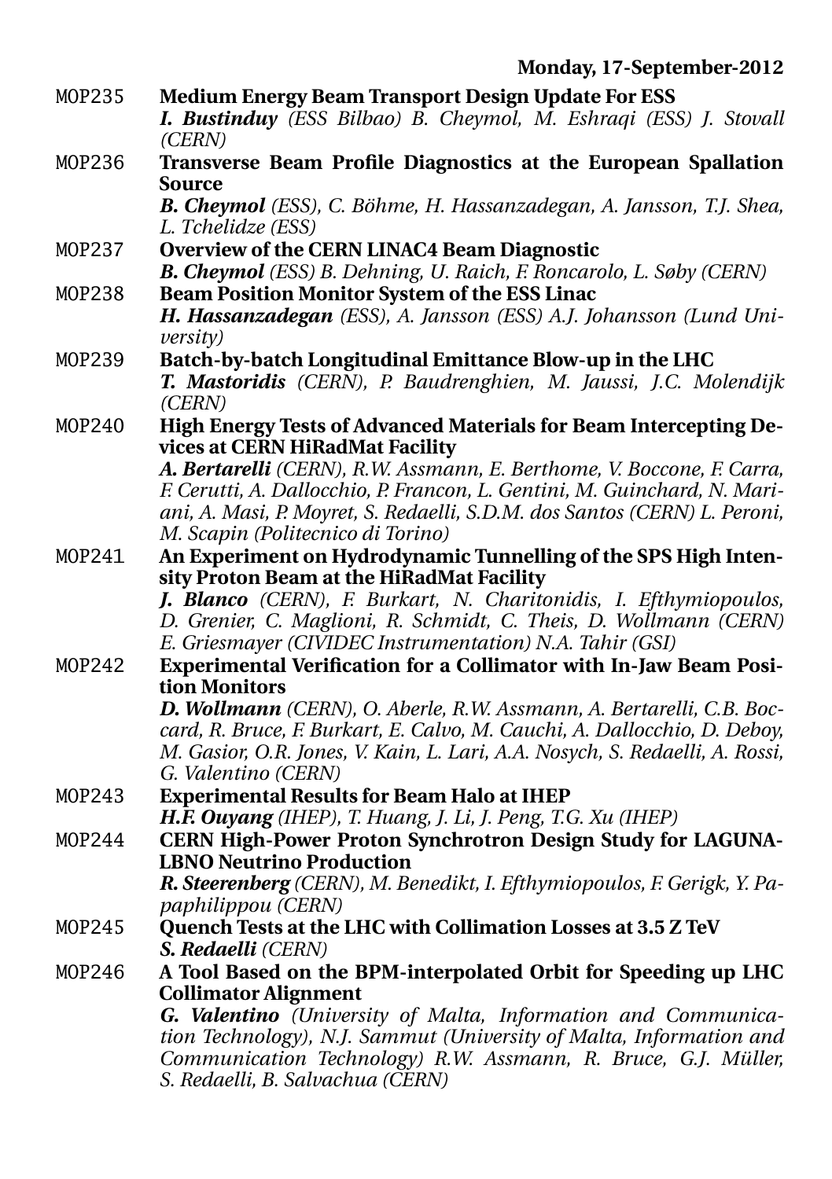**Monday, 17-September-2012**

MOP235 **Medium Energy Beam Transport Design Update For ESS**
***I. Bustinduy*** *(ESS Bilbao) B. Cheymol, M. Eshraqi (ESS) J. Stovall (CERN)*

MOP236 **Transverse Beam Profile Diagnostics at the European Spallation Source**
***B. Cheymol*** *(ESS), C. Böhme, H. Hassanzadegan, A. Jansson, T.J. Shea, L. Tchelidze (ESS)*

MOP237 **Overview of the CERN LINAC4 Beam Diagnostic**
***B. Cheymol*** *(ESS) B. Dehning, U. Raich, F. Roncarolo, L. Søby (CERN)*

MOP238 **Beam Position Monitor System of the ESS Linac**
***H. Hassanzadegan*** *(ESS), A. Jansson (ESS) A.J. Johansson (Lund University)*

MOP239 **Batch-by-batch Longitudinal Emittance Blow-up in the LHC**
***T. Mastoridis*** *(CERN), P. Baudrenghien, M. Jaussi, J.C. Molendijk (CERN)*

MOP240 **High Energy Tests of Advanced Materials for Beam Intercepting Devices at CERN HiRadMat Facility**
***A. Bertarelli*** *(CERN), R.W. Assmann, E. Berthome, V. Boccone, F. Carra, F. Cerutti, A. Dallocchio, P. Francon, L. Gentini, M. Guinchard, N. Mariani, A. Masi, P. Moyret, S. Redaelli, S.D.M. dos Santos (CERN) L. Peroni, M. Scapin (Politecnico di Torino)*

MOP241 **An Experiment on Hydrodynamic Tunnelling of the SPS High Intensity Proton Beam at the HiRadMat Facility**
***J. Blanco*** *(CERN), F. Burkart, N. Charitonidis, I. Efthymiopoulos, D. Grenier, C. Maglioni, R. Schmidt, C. Theis, D. Wollmann (CERN) E. Griesmayer (CIVIDEC Instrumentation) N.A. Tahir (GSI)*

MOP242 **Experimental Verification for a Collimator with In-Jaw Beam Position Monitors**
***D. Wollmann*** *(CERN), O. Aberle, R.W. Assmann, A. Bertarelli, C.B. Boccard, R. Bruce, F. Burkart, E. Calvo, M. Cauchi, A. Dallocchio, D. Deboy, M. Gasior, O.R. Jones, V. Kain, L. Lari, A.A. Nosych, S. Redaelli, A. Rossi, G. Valentino (CERN)*

MOP243 **Experimental Results for Beam Halo at IHEP**
***H.F. Ouyang*** *(IHEP), T. Huang, J. Li, J. Peng, T.G. Xu (IHEP)*

MOP244 **CERN High-Power Proton Synchrotron Design Study for LAGUNA-LBNO Neutrino Production**
***R. Steerenberg*** *(CERN), M. Benedikt, I. Efthymiopoulos, F. Gerigk, Y. Papaphilippou (CERN)*

MOP245 **Quench Tests at the LHC with Collimation Losses at 3.5 Z TeV**
***S. Redaelli*** *(CERN)*

MOP246 **A Tool Based on the BPM-interpolated Orbit for Speeding up LHC Collimator Alignment**
***G. Valentino*** *(University of Malta, Information and Communication Technology), N.J. Sammut (University of Malta, Information and Communication Technology) R.W. Assmann, R. Bruce, G.J. Müller, S. Redaelli, B. Salvachua (CERN)*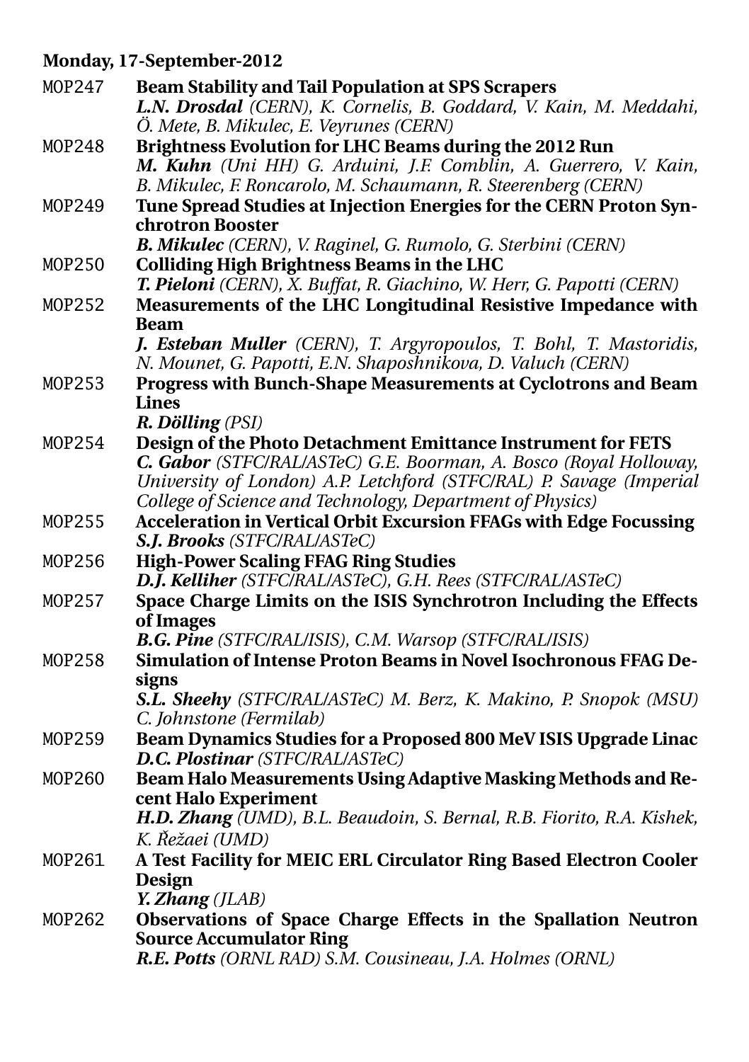**Monday, 17-September-2012**

MOP247 **Beam Stability and Tail Population at SPS Scrapers**
***L.N. Drosdal*** *(CERN), K. Cornelis, B. Goddard, V. Kain, M. Meddahi, Ö. Mete, B. Mikulec, E. Veyrunes (CERN)*

MOP248 **Brightness Evolution for LHC Beams during the 2012 Run**
***M. Kuhn*** *(Uni HH) G. Arduini, J.F. Comblin, A. Guerrero, V. Kain, B. Mikulec, F. Roncarolo, M. Schaumann, R. Steerenberg (CERN)*

MOP249 **Tune Spread Studies at Injection Energies for the CERN Proton Synchrotron Booster**
***B. Mikulec*** *(CERN), V. Raginel, G. Rumolo, G. Sterbini (CERN)*

MOP250 **Colliding High Brightness Beams in the LHC**
***T. Pieloni*** *(CERN), X. Buffat, R. Giachino, W. Herr, G. Papotti (CERN)*

MOP252 **Measurements of the LHC Longitudinal Resistive Impedance with Beam**
***J. Esteban Muller*** *(CERN), T. Argyropoulos, T. Bohl, T. Mastoridis, N. Mounet, G. Papotti, E.N. Shaposhnikova, D. Valuch (CERN)*

MOP253 **Progress with Bunch-Shape Measurements at Cyclotrons and Beam Lines**
***R. Dölling*** *(PSI)*

MOP254 **Design of the Photo Detachment Emittance Instrument for FETS**
***C. Gabor*** *(STFC/RAL/ASTeC) G.E. Boorman, A. Bosco (Royal Holloway, University of London) A.P. Letchford (STFC/RAL) P. Savage (Imperial College of Science and Technology, Department of Physics)*

MOP255 **Acceleration in Vertical Orbit Excursion FFAGs with Edge Focussing**
***S.J. Brooks*** *(STFC/RAL/ASTeC)*

MOP256 **High-Power Scaling FFAG Ring Studies**
***D.J. Kelliher*** *(STFC/RAL/ASTeC), G.H. Rees (STFC/RAL/ASTeC)*

MOP257 **Space Charge Limits on the ISIS Synchrotron Including the Effects of Images**
***B.G. Pine*** *(STFC/RAL/ISIS), C.M. Warsop (STFC/RAL/ISIS)*

MOP258 **Simulation of Intense Proton Beams in Novel Isochronous FFAG Designs**
***S.L. Sheehy*** *(STFC/RAL/ASTeC) M. Berz, K. Makino, P. Snopok (MSU) C. Johnstone (Fermilab)*

MOP259 **Beam Dynamics Studies for a Proposed 800 MeV ISIS Upgrade Linac**
***D.C. Plostinar*** *(STFC/RAL/ASTeC)*

MOP260 **Beam Halo Measurements Using Adaptive Masking Methods and Recent Halo Experiment**
***H.D. Zhang*** *(UMD), B.L. Beaudoin, S. Bernal, R.B. Fiorito, R.A. Kishek, K. Řežaei (UMD)*

MOP261 **A Test Facility for MEIC ERL Circulator Ring Based Electron Cooler Design**
***Y. Zhang*** *(JLAB)*

MOP262 **Observations of Space Charge Effects in the Spallation Neutron Source Accumulator Ring**
***R.E. Potts*** *(ORNL RAD) S.M. Cousineau, J.A. Holmes (ORNL)*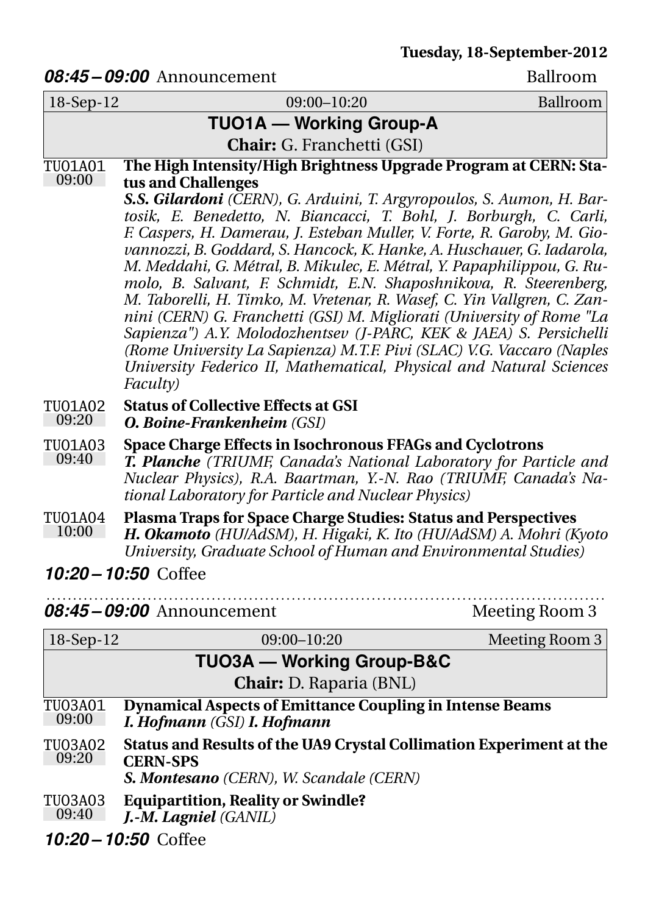**Tuesday, 18-September-2012**

***08:45 – 09:00*** Announcement — Ballroom

| 18-Sep-12 | 09:00–10:20 | Ballroom |
|---|---|---|

## TUO1A — Working Group-A

**Chair:** G. Franchetti (GSI)

**TU01A01** 09:00
**The High Intensity/High Brightness Upgrade Program at CERN: Status and Challenges**
***S.S. Gilardoni*** *(CERN), G. Arduini, T. Argyropoulos, S. Aumon, H. Bartosik, E. Benedetto, N. Biancacci, T. Bohl, J. Borburgh, C. Carli, F. Caspers, H. Damerau, J. Esteban Muller, V. Forte, R. Garoby, M. Giovannozzi, B. Goddard, S. Hancock, K. Hanke, A. Huschauer, G. Iadarola, M. Meddahi, G. Métral, B. Mikulec, E. Métral, Y. Papaphilippou, G. Rumolo, B. Salvant, F. Schmidt, E.N. Shaposhnikova, R. Steerenberg, M. Taborelli, H. Timko, M. Vretenar, R. Wasef, C. Yin Vallgren, C. Zannini (CERN) G. Franchetti (GSI) M. Migliorati (University of Rome "La Sapienza") A.Y. Molodozhentsev (J-PARC, KEK & JAEA) S. Persichelli (Rome University La Sapienza) M.T.F. Pivi (SLAC) V.G. Vaccaro (Naples University Federico II, Mathematical, Physical and Natural Sciences Faculty)*

**TU01A02** 09:20
**Status of Collective Effects at GSI**
***O. Boine-Frankenheim*** *(GSI)*

**TU01A03** 09:40
**Space Charge Effects in Isochronous FFAGs and Cyclotrons**
***T. Planche*** *(TRIUMF, Canada's National Laboratory for Particle and Nuclear Physics), R.A. Baartman, Y.-N. Rao (TRIUMF, Canada's National Laboratory for Particle and Nuclear Physics)*

**TU01A04** 10:00
**Plasma Traps for Space Charge Studies: Status and Perspectives**
***H. Okamoto*** *(HU/AdSM), H. Higaki, K. Ito (HU/AdSM) A. Mohri (Kyoto University, Graduate School of Human and Environmental Studies)*

***10:20 – 10:50*** Coffee

---

***08:45 – 09:00*** Announcement — Meeting Room 3

| 18-Sep-12 | 09:00–10:20 | Meeting Room 3 |
|---|---|---|

## TUO3A — Working Group-B&C

**Chair:** D. Raparia (BNL)

**TU03A01** 09:00
**Dynamical Aspects of Emittance Coupling in Intense Beams**
***I. Hofmann*** *(GSI)* ***I. Hofmann***

**TU03A02** 09:20
**Status and Results of the UA9 Crystal Collimation Experiment at the CERN-SPS**
***S. Montesano*** *(CERN), W. Scandale (CERN)*

**TU03A03** 09:40
**Equipartition, Reality or Swindle?**
***J.-M. Lagniel*** *(GANIL)*

***10:20 – 10:50*** Coffee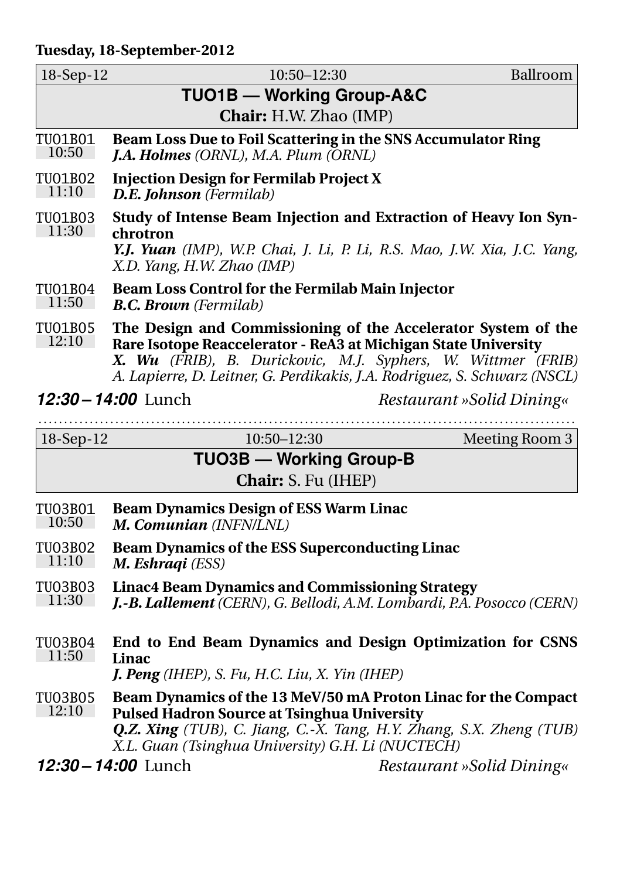**Tuesday, 18-September-2012**

| 18-Sep-12 | 10:50–12:30 | Ballroom |
|---|---|---|

## TUO1B — Working Group-A&C

**Chair:** H.W. Zhao (IMP)

TU01B01 10:50
**Beam Loss Due to Foil Scattering in the SNS Accumulator Ring**
***J.A. Holmes*** *(ORNL), M.A. Plum (ORNL)*

TU01B02 11:10
**Injection Design for Fermilab Project X**
***D.E. Johnson*** *(Fermilab)*

TU01B03 11:30
**Study of Intense Beam Injection and Extraction of Heavy Ion Synchrotron**
***Y.J. Yuan*** *(IMP), W.P. Chai, J. Li, P. Li, R.S. Mao, J.W. Xia, J.C. Yang, X.D. Yang, H.W. Zhao (IMP)*

TU01B04 11:50
**Beam Loss Control for the Fermilab Main Injector**
***B.C. Brown*** *(Fermilab)*

TU01B05 12:10
**The Design and Commissioning of the Accelerator System of the Rare Isotope Reaccelerator - ReA3 at Michigan State University**
***X. Wu*** *(FRIB), B. Durickovic, M.J. Syphers, W. Wittmer (FRIB) A. Lapierre, D. Leitner, G. Perdikakis, J.A. Rodriguez, S. Schwarz (NSCL)*

***12:30 – 14:00*** Lunch — *Restaurant »Solid Dining«*

| 18-Sep-12 | 10:50–12:30 | Meeting Room 3 |
|---|---|---|

## TUO3B — Working Group-B

**Chair:** S. Fu (IHEP)

TU03B01 10:50
**Beam Dynamics Design of ESS Warm Linac**
***M. Comunian*** *(INFN/LNL)*

TU03B02 11:10
**Beam Dynamics of the ESS Superconducting Linac**
***M. Eshraqi*** *(ESS)*

TU03B03 11:30
**Linac4 Beam Dynamics and Commissioning Strategy**
***J.-B. Lallement*** *(CERN), G. Bellodi, A.M. Lombardi, P.A. Posocco (CERN)*

TU03B04 11:50
**End to End Beam Dynamics and Design Optimization for CSNS Linac**
***J. Peng*** *(IHEP), S. Fu, H.C. Liu, X. Yin (IHEP)*

TU03B05 12:10
**Beam Dynamics of the 13 MeV/50 mA Proton Linac for the Compact Pulsed Hadron Source at Tsinghua University**
***Q.Z. Xing*** *(TUB), C. Jiang, C.-X. Tang, H.Y. Zhang, S.X. Zheng (TUB) X.L. Guan (Tsinghua University) G.H. Li (NUCTECH)*

***12:30 – 14:00*** Lunch — *Restaurant »Solid Dining«*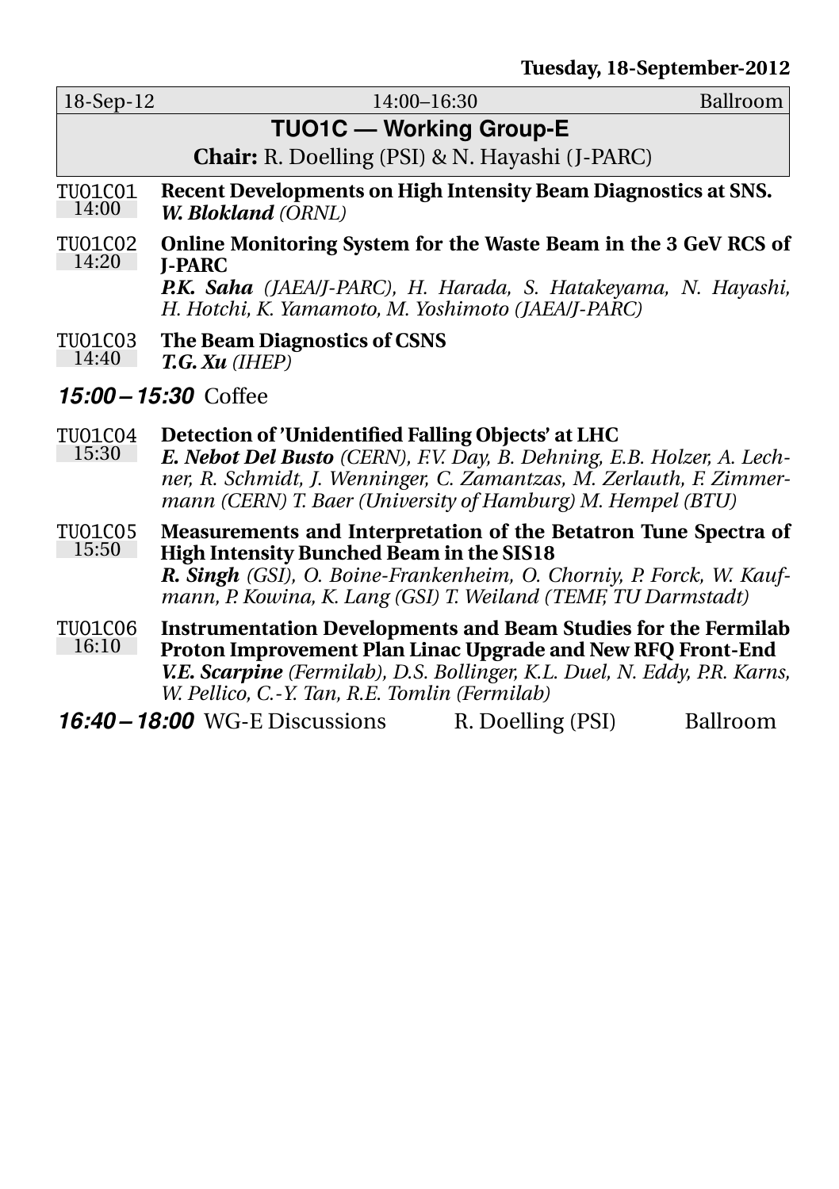**Tuesday, 18-September-2012**

| 18-Sep-12 | 14:00–16:30 | Ballroom |
|---|---|---|

## TUO1C — Working Group-E

**Chair:** R. Doelling (PSI) & N. Hayashi (J-PARC)

**TU01C01** 14:00 — **Recent Developments on High Intensity Beam Diagnostics at SNS.**
***W. Blokland*** *(ORNL)*

**TU01C02** 14:20 — **Online Monitoring System for the Waste Beam in the 3 GeV RCS of J-PARC**
***P.K. Saha*** *(JAEA/J-PARC), H. Harada, S. Hatakeyama, N. Hayashi, H. Hotchi, K. Yamamoto, M. Yoshimoto (JAEA/J-PARC)*

**TU01C03** 14:40 — **The Beam Diagnostics of CSNS**
***T.G. Xu*** *(IHEP)*

***15:00 – 15:30*** Coffee

**TU01C04** 15:30 — **Detection of 'Unidentified Falling Objects' at LHC**
***E. Nebot Del Busto*** *(CERN), F.V. Day, B. Dehning, E.B. Holzer, A. Lechner, R. Schmidt, J. Wenninger, C. Zamantzas, M. Zerlauth, F. Zimmermann (CERN) T. Baer (University of Hamburg) M. Hempel (BTU)*

**TU01C05** 15:50 — **Measurements and Interpretation of the Betatron Tune Spectra of High Intensity Bunched Beam in the SIS18**
***R. Singh*** *(GSI), O. Boine-Frankenheim, O. Chorniy, P. Forck, W. Kaufmann, P. Kowina, K. Lang (GSI) T. Weiland (TEMF, TU Darmstadt)*

**TU01C06** 16:10 — **Instrumentation Developments and Beam Studies for the Fermilab Proton Improvement Plan Linac Upgrade and New RFQ Front-End**
***V.E. Scarpine*** *(Fermilab), D.S. Bollinger, K.L. Duel, N. Eddy, P.R. Karns, W. Pellico, C.-Y. Tan, R.E. Tomlin (Fermilab)*

***16:40 – 18:00*** WG-E Discussions — R. Doelling (PSI) — Ballroom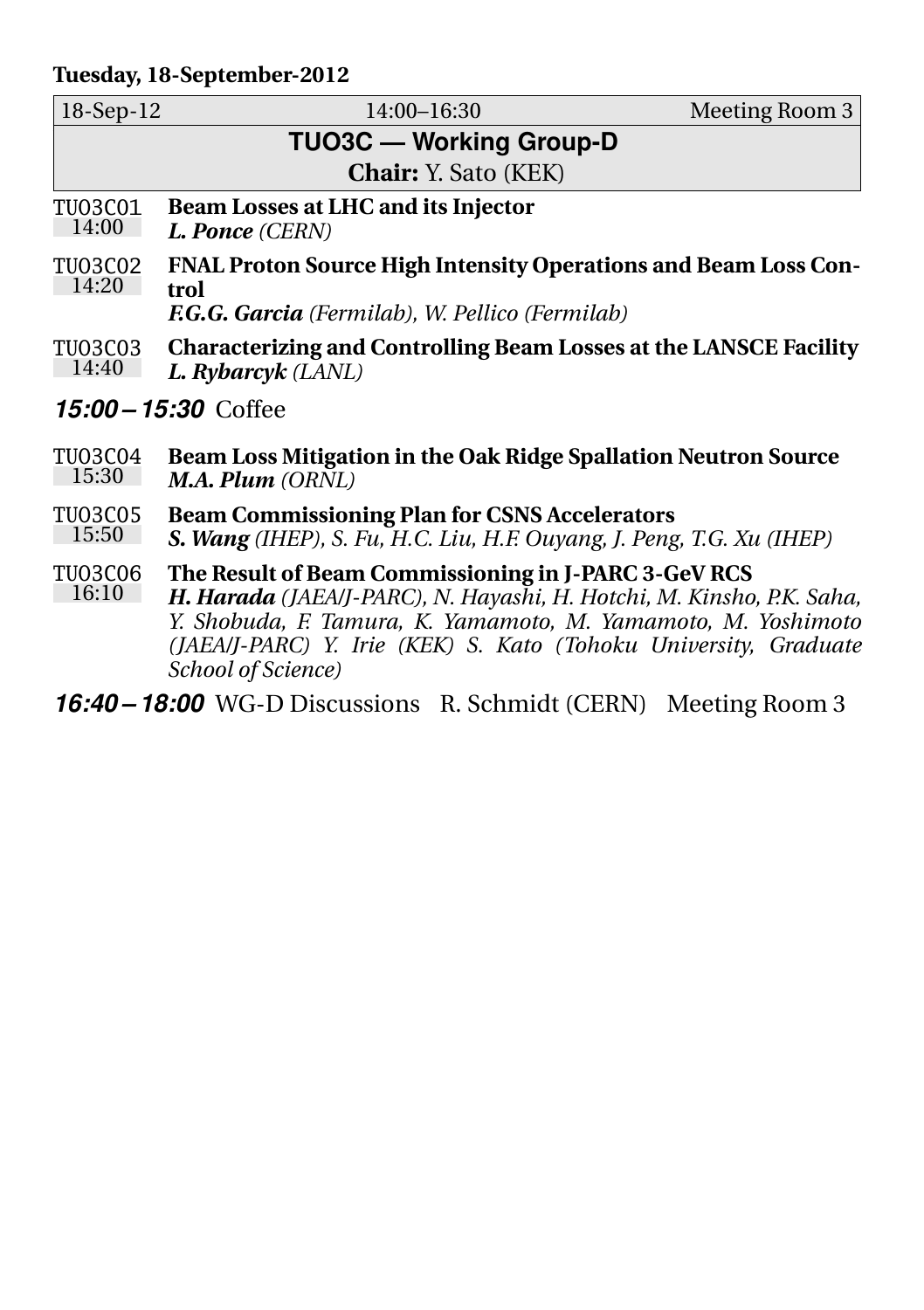**Tuesday, 18-September-2012**

| 18-Sep-12 | 14:00–16:30 | Meeting Room 3 |
|---|---|---|

## TUO3C — Working Group-D

**Chair:** Y. Sato (KEK)

TUO3C01 14:00 — **Beam Losses at LHC and its Injector**
***L. Ponce*** *(CERN)*

TUO3C02 14:20 — **FNAL Proton Source High Intensity Operations and Beam Loss Control**
***F.G.G. Garcia*** *(Fermilab), W. Pellico (Fermilab)*

TUO3C03 14:40 — **Characterizing and Controlling Beam Losses at the LANSCE Facility**
***L. Rybarcyk*** *(LANL)*

***15:00 – 15:30*** Coffee

TUO3C04 15:30 — **Beam Loss Mitigation in the Oak Ridge Spallation Neutron Source**
***M.A. Plum*** *(ORNL)*

TUO3C05 15:50 — **Beam Commissioning Plan for CSNS Accelerators**
***S. Wang*** *(IHEP), S. Fu, H.C. Liu, H.F. Ouyang, J. Peng, T.G. Xu (IHEP)*

TUO3C06 16:10 — **The Result of Beam Commissioning in J-PARC 3-GeV RCS**
***H. Harada*** *(JAEA/J-PARC), N. Hayashi, H. Hotchi, M. Kinsho, P.K. Saha, Y. Shobuda, F. Tamura, K. Yamamoto, M. Yamamoto, M. Yoshimoto (JAEA/J-PARC) Y. Irie (KEK) S. Kato (Tohoku University, Graduate School of Science)*

***16:40 – 18:00*** WG-D Discussions R. Schmidt (CERN) Meeting Room 3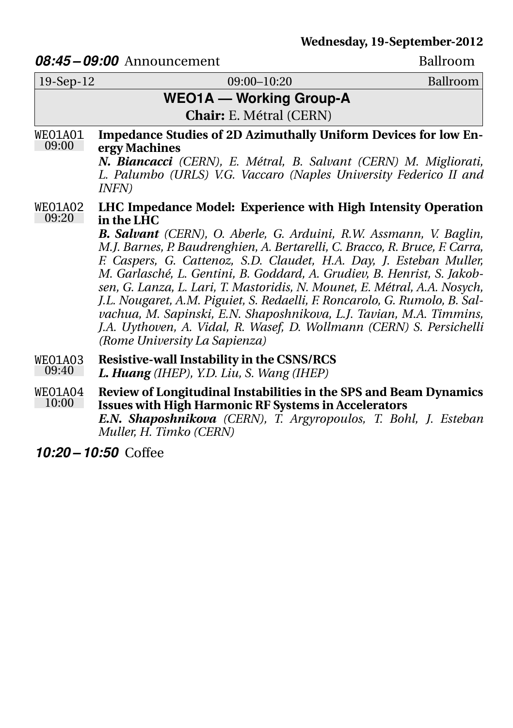**Wednesday, 19-September-2012**

***08:45 – 09:00*** Announcement Ballroom

| 19-Sep-12 | 09:00–10:20 | Ballroom |
|---|---|---|

## WEO1A — Working Group-A

**Chair:** E. Métral (CERN)

WEO1A01 09:00
**Impedance Studies of 2D Azimuthally Uniform Devices for low Energy Machines**
***N. Biancacci*** *(CERN), E. Métral, B. Salvant (CERN) M. Migliorati, L. Palumbo (URLS) V.G. Vaccaro (Naples University Federico II and INFN)*

WEO1A02 09:20
**LHC Impedance Model: Experience with High Intensity Operation in the LHC**
***B. Salvant*** *(CERN), O. Aberle, G. Arduini, R.W. Assmann, V. Baglin, M.J. Barnes, P. Baudrenghien, A. Bertarelli, C. Bracco, R. Bruce, F. Carra, F. Caspers, G. Cattenoz, S.D. Claudet, H.A. Day, J. Esteban Muller, M. Garlasché, L. Gentini, B. Goddard, A. Grudiev, B. Henrist, S. Jakobsen, G. Lanza, L. Lari, T. Mastoridis, N. Mounet, E. Métral, A.A. Nosych, J.L. Nougaret, A.M. Piguiet, S. Redaelli, F. Roncarolo, G. Rumolo, B. Salvachua, M. Sapinski, E.N. Shaposhnikova, L.J. Tavian, M.A. Timmins, J.A. Uythoven, A. Vidal, R. Wasef, D. Wollmann (CERN) S. Persichelli (Rome University La Sapienza)*

WEO1A03 09:40
**Resistive-wall Instability in the CSNS/RCS**
***L. Huang*** *(IHEP), Y.D. Liu, S. Wang (IHEP)*

WEO1A04 10:00
**Review of Longitudinal Instabilities in the SPS and Beam Dynamics Issues with High Harmonic RF Systems in Accelerators**
***E.N. Shaposhnikova*** *(CERN), T. Argyropoulos, T. Bohl, J. Esteban Muller, H. Timko (CERN)*

***10:20 – 10:50*** Coffee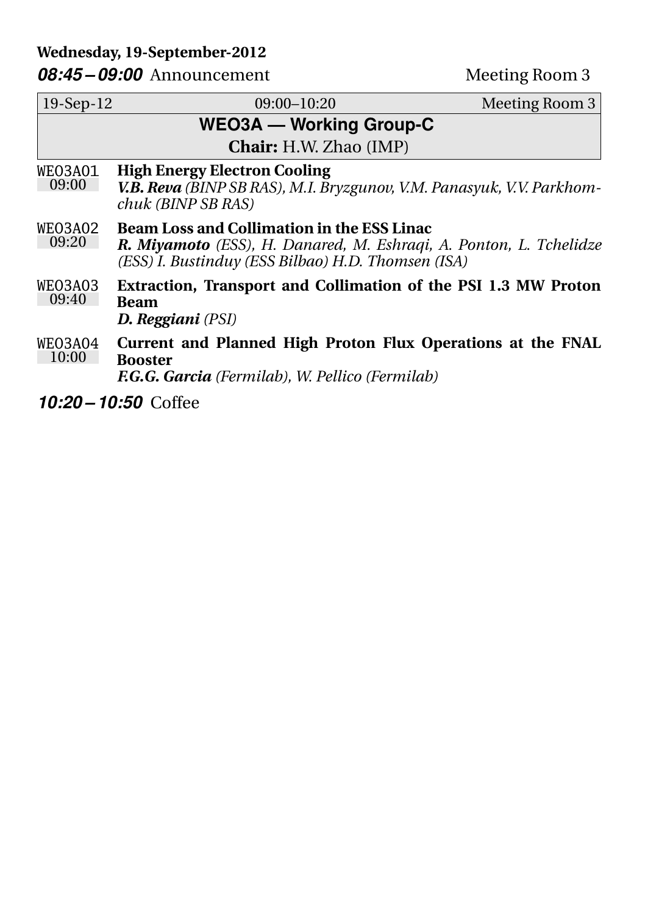**Wednesday, 19-September-2012**

***08:45 – 09:00*** Announcement — Meeting Room 3

| 19-Sep-12 | 09:00–10:20 | Meeting Room 3 |
|---|---|---|

## WEO3A — Working Group-C

**Chair:** H.W. Zhao (IMP)

WEO3A01 09:00 — **High Energy Electron Cooling**
***V.B. Reva*** *(BINP SB RAS), M.I. Bryzgunov, V.M. Panasyuk, V.V. Parkhomchuk (BINP SB RAS)*

WEO3A02 09:20 — **Beam Loss and Collimation in the ESS Linac**
***R. Miyamoto*** *(ESS), H. Danared, M. Eshraqi, A. Ponton, L. Tchelidze (ESS) I. Bustinduy (ESS Bilbao) H.D. Thomsen (ISA)*

WEO3A03 09:40 — **Extraction, Transport and Collimation of the PSI 1.3 MW Proton Beam**
***D. Reggiani*** *(PSI)*

WEO3A04 10:00 — **Current and Planned High Proton Flux Operations at the FNAL Booster**
***F.G.G. Garcia*** *(Fermilab), W. Pellico (Fermilab)*

***10:20 – 10:50*** Coffee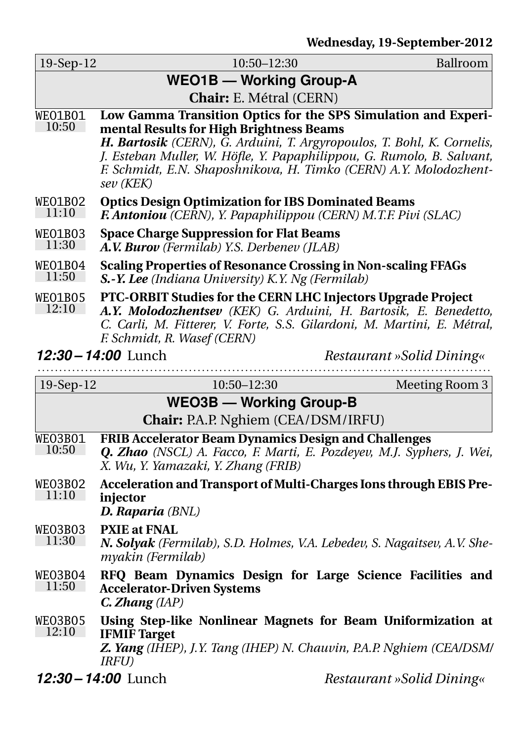**Wednesday, 19-September-2012**

| 19-Sep-12 | 10:50–12:30 | Ballroom |
|---|---|---|

## WEO1B — Working Group-A

**Chair:** E. Métral (CERN)

**WE01B01** 10:50
**Low Gamma Transition Optics for the SPS Simulation and Experimental Results for High Brightness Beams**
***H. Bartosik*** *(CERN), G. Arduini, T. Argyropoulos, T. Bohl, K. Cornelis, J. Esteban Muller, W. Höfle, Y. Papaphilippou, G. Rumolo, B. Salvant, F. Schmidt, E.N. Shaposhnikova, H. Timko (CERN) A.Y. Molodozhentsev (KEK)*

**WE01B02** 11:10
**Optics Design Optimization for IBS Dominated Beams**
***F. Antoniou*** *(CERN), Y. Papaphilippou (CERN) M.T.F. Pivi (SLAC)*

**WE01B03** 11:30
**Space Charge Suppression for Flat Beams**
***A.V. Burov*** *(Fermilab) Y.S. Derbenev (JLAB)*

**WE01B04** 11:50
**Scaling Properties of Resonance Crossing in Non-scaling FFAGs**
***S.-Y. Lee*** *(Indiana University) K.Y. Ng (Fermilab)*

**WE01B05** 12:10
**PTC-ORBIT Studies for the CERN LHC Injectors Upgrade Project**
***A.Y. Molodozhentsev*** *(KEK) G. Arduini, H. Bartosik, E. Benedetto, C. Carli, M. Fitterer, V. Forte, S.S. Gilardoni, M. Martini, E. Métral, F. Schmidt, R. Wasef (CERN)*

***12:30 – 14:00*** Lunch — *Restaurant »Solid Dining«*

---

| 19-Sep-12 | 10:50–12:30 | Meeting Room 3 |
|---|---|---|

## WEO3B — Working Group-B

**Chair:** P.A.P. Nghiem (CEA/DSM/IRFU)

**WE03B01** 10:50
**FRIB Accelerator Beam Dynamics Design and Challenges**
***Q. Zhao*** *(NSCL) A. Facco, F. Marti, E. Pozdeyev, M.J. Syphers, J. Wei, X. Wu, Y. Yamazaki, Y. Zhang (FRIB)*

**WE03B02** 11:10
**Acceleration and Transport of Multi-Charges Ions through EBIS Pre-injector**
***D. Raparia*** *(BNL)*

**WE03B03** 11:30
**PXIE at FNAL**
***N. Solyak*** *(Fermilab), S.D. Holmes, V.A. Lebedev, S. Nagaitsev, A.V. Shemyakin (Fermilab)*

**WE03B04** 11:50
**RFQ Beam Dynamics Design for Large Science Facilities and Accelerator-Driven Systems**
***C. Zhang*** *(IAP)*

**WE03B05** 12:10
**Using Step-like Nonlinear Magnets for Beam Uniformization at IFMIF Target**
***Z. Yang*** *(IHEP), J.Y. Tang (IHEP) N. Chauvin, P.A.P. Nghiem (CEA/DSM/IRFU)*

***12:30 – 14:00*** Lunch — *Restaurant »Solid Dining«*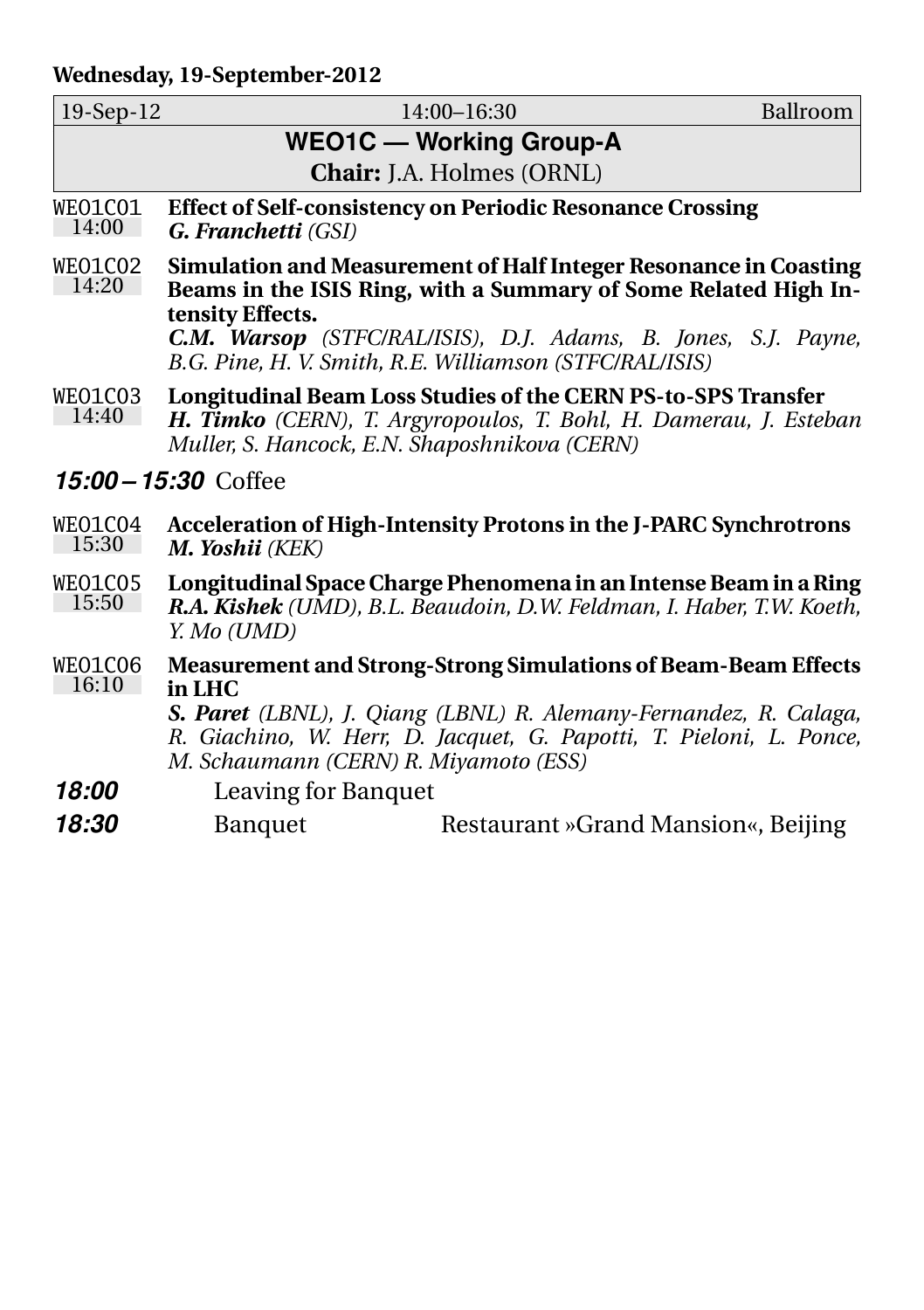**Wednesday, 19-September-2012**

| 19-Sep-12 | 14:00–16:30 | Ballroom |
|---|---|---|

## WEO1C — Working Group-A

**Chair:** J.A. Holmes (ORNL)

WEO1C01 14:00 — **Effect of Self-consistency on Periodic Resonance Crossing**
***G. Franchetti*** *(GSI)*

WEO1C02 14:20 — **Simulation and Measurement of Half Integer Resonance in Coasting Beams in the ISIS Ring, with a Summary of Some Related High Intensity Effects.**
***C.M. Warsop*** *(STFC/RAL/ISIS), D.J. Adams, B. Jones, S.J. Payne, B.G. Pine, H. V. Smith, R.E. Williamson (STFC/RAL/ISIS)*

WEO1C03 14:40 — **Longitudinal Beam Loss Studies of the CERN PS-to-SPS Transfer**
***H. Timko*** *(CERN), T. Argyropoulos, T. Bohl, H. Damerau, J. Esteban Muller, S. Hancock, E.N. Shaposhnikova (CERN)*

***15:00 – 15:30*** Coffee

WEO1C04 15:30 — **Acceleration of High-Intensity Protons in the J-PARC Synchrotrons**
***M. Yoshii*** *(KEK)*

WEO1C05 15:50 — **Longitudinal Space Charge Phenomena in an Intense Beam in a Ring**
***R.A. Kishek*** *(UMD), B.L. Beaudoin, D.W. Feldman, I. Haber, T.W. Koeth, Y. Mo (UMD)*

WEO1C06 16:10 — **Measurement and Strong-Strong Simulations of Beam-Beam Effects in LHC**
***S. Paret*** *(LBNL), J. Qiang (LBNL) R. Alemany-Fernandez, R. Calaga, R. Giachino, W. Herr, D. Jacquet, G. Papotti, T. Pieloni, L. Ponce, M. Schaumann (CERN) R. Miyamoto (ESS)*

***18:00*** Leaving for Banquet

***18:30*** Banquet — Restaurant »Grand Mansion«, Beijing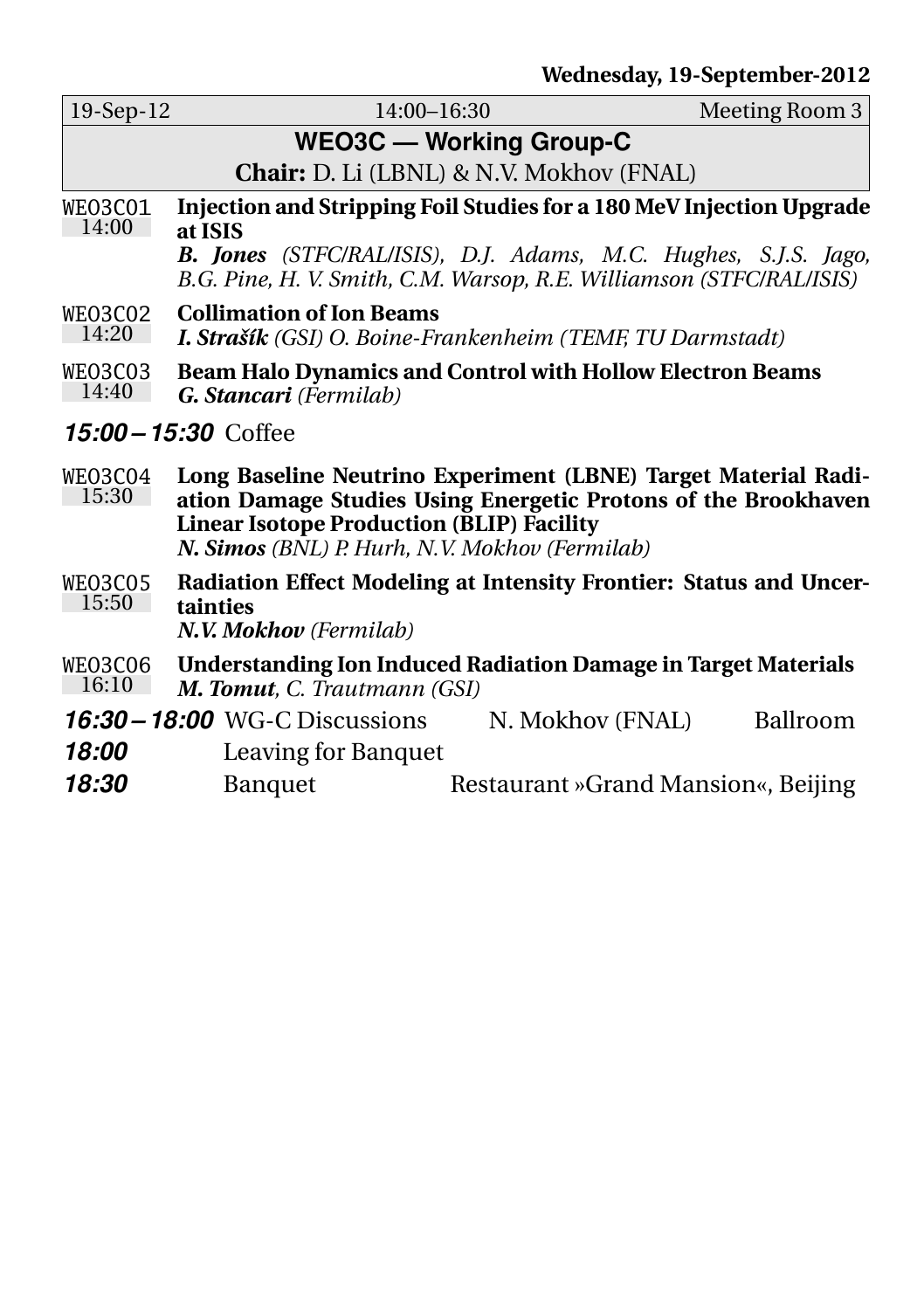**Wednesday, 19-September-2012**

| 19-Sep-12 | 14:00–16:30 | Meeting Room 3 |
|---|---|---|

## WEO3C — Working Group-C

**Chair:** D. Li (LBNL) & N.V. Mokhov (FNAL)

WEO3C01 14:00
**Injection and Stripping Foil Studies for a 180 MeV Injection Upgrade at ISIS**
***B. Jones*** *(STFC/RAL/ISIS), D.J. Adams, M.C. Hughes, S.J.S. Jago, B.G. Pine, H. V. Smith, C.M. Warsop, R.E. Williamson (STFC/RAL/ISIS)*

WEO3C02 14:20
**Collimation of Ion Beams**
***I. Strašík*** *(GSI) O. Boine-Frankenheim (TEMF, TU Darmstadt)*

WEO3C03 14:40
**Beam Halo Dynamics and Control with Hollow Electron Beams**
***G. Stancari*** *(Fermilab)*

***15:00 – 15:30*** Coffee

WEO3C04 15:30
**Long Baseline Neutrino Experiment (LBNE) Target Material Radiation Damage Studies Using Energetic Protons of the Brookhaven Linear Isotope Production (BLIP) Facility**
***N. Simos*** *(BNL) P. Hurh, N.V. Mokhov (Fermilab)*

WEO3C05 15:50
**Radiation Effect Modeling at Intensity Frontier: Status and Uncertainties**
***N.V. Mokhov*** *(Fermilab)*

WEO3C06 16:10
**Understanding Ion Induced Radiation Damage in Target Materials**
***M. Tomut****, C. Trautmann (GSI)*

***16:30 – 18:00*** WG-C Discussions — N. Mokhov (FNAL) — Ballroom

***18:00*** Leaving for Banquet

***18:30*** Banquet — Restaurant »Grand Mansion«, Beijing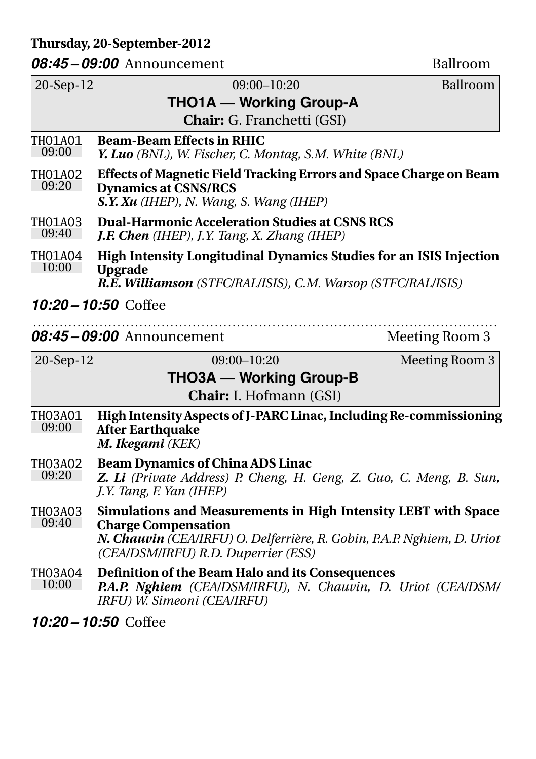**Thursday, 20-September-2012**

***08:45 – 09:00*** Announcement — Ballroom

| 20-Sep-12 | 09:00–10:20 | Ballroom |
|---|---|---|

**THO1A — Working Group-A**

**Chair:** G. Franchetti (GSI)

TH01A01 09:00
**Beam-Beam Effects in RHIC**
***Y. Luo*** *(BNL), W. Fischer, C. Montag, S.M. White (BNL)*

TH01A02 09:20
**Effects of Magnetic Field Tracking Errors and Space Charge on Beam Dynamics at CSNS/RCS**
***S.Y. Xu*** *(IHEP), N. Wang, S. Wang (IHEP)*

TH01A03 09:40
**Dual-Harmonic Acceleration Studies at CSNS RCS**
***J.F. Chen*** *(IHEP), J.Y. Tang, X. Zhang (IHEP)*

TH01A04 10:00
**High Intensity Longitudinal Dynamics Studies for an ISIS Injection Upgrade**
***R.E. Williamson*** *(STFC/RAL/ISIS), C.M. Warsop (STFC/RAL/ISIS)*

***10:20 – 10:50*** Coffee

---

***08:45 – 09:00*** Announcement — Meeting Room 3

| 20-Sep-12 | 09:00–10:20 | Meeting Room 3 |
|---|---|---|

**THO3A — Working Group-B**

**Chair:** I. Hofmann (GSI)

TH03A01 09:00
**High Intensity Aspects of J-PARC Linac, Including Re-commissioning After Earthquake**
***M. Ikegami*** *(KEK)*

TH03A02 09:20
**Beam Dynamics of China ADS Linac**
***Z. Li*** *(Private Address) P. Cheng, H. Geng, Z. Guo, C. Meng, B. Sun, J.Y. Tang, F. Yan (IHEP)*

TH03A03 09:40
**Simulations and Measurements in High Intensity LEBT with Space Charge Compensation**
***N. Chauvin*** *(CEA/IRFU) O. Delferrière, R. Gobin, P.A.P. Nghiem, D. Uriot (CEA/DSM/IRFU) R.D. Duperrier (ESS)*

TH03A04 10:00
**Definition of the Beam Halo and its Consequences**
***P.A.P. Nghiem*** *(CEA/DSM/IRFU), N. Chauvin, D. Uriot (CEA/DSM/IRFU) W. Simeoni (CEA/IRFU)*

***10:20 – 10:50*** Coffee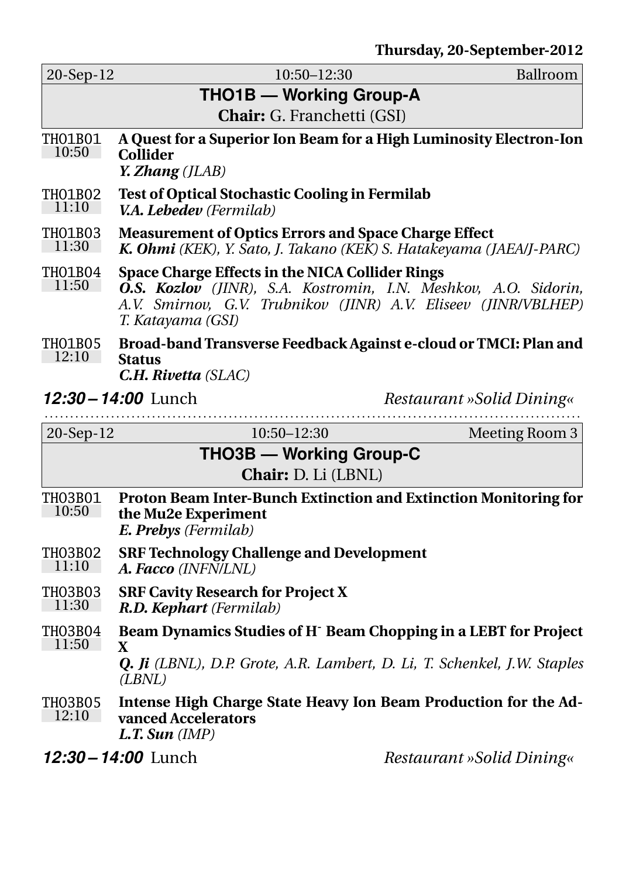**Thursday, 20-September-2012**

| 20-Sep-12 | 10:50–12:30 | Ballroom |
|---|---|---|

## THO1B — Working Group-A

**Chair:** G. Franchetti (GSI)

**TH01B01** 10:50 — **A Quest for a Superior Ion Beam for a High Luminosity Electron-Ion Collider**
***Y. Zhang*** *(JLAB)*

**TH01B02** 11:10 — **Test of Optical Stochastic Cooling in Fermilab**
***V.A. Lebedev*** *(Fermilab)*

**TH01B03** 11:30 — **Measurement of Optics Errors and Space Charge Effect**
***K. Ohmi*** *(KEK), Y. Sato, J. Takano (KEK) S. Hatakeyama (JAEA/J-PARC)*

**TH01B04** 11:50 — **Space Charge Effects in the NICA Collider Rings**
***O.S. Kozlov*** *(JINR), S.A. Kostromin, I.N. Meshkov, A.O. Sidorin, A.V. Smirnov, G.V. Trubnikov (JINR) A.V. Eliseev (JINR/VBLHEP) T. Katayama (GSI)*

**TH01B05** 12:10 — **Broad-band Transverse Feedback Against e-cloud or TMCI: Plan and Status**
***C.H. Rivetta*** *(SLAC)*

***12:30 – 14:00*** Lunch — *Restaurant »Solid Dining«*

---

| 20-Sep-12 | 10:50–12:30 | Meeting Room 3 |
|---|---|---|

## THO3B — Working Group-C

**Chair:** D. Li (LBNL)

**TH03B01** 10:50 — **Proton Beam Inter-Bunch Extinction and Extinction Monitoring for the Mu2e Experiment**
***E. Prebys*** *(Fermilab)*

**TH03B02** 11:10 — **SRF Technology Challenge and Development**
***A. Facco*** *(INFN/LNL)*

**TH03B03** 11:30 — **SRF Cavity Research for Project X**
***R.D. Kephart*** *(Fermilab)*

**TH03B04** 11:50 — **Beam Dynamics Studies of $H^-$ Beam Chopping in a LEBT for Project X**
***Q. Ji*** *(LBNL), D.P. Grote, A.R. Lambert, D. Li, T. Schenkel, J.W. Staples (LBNL)*

**TH03B05** 12:10 — **Intense High Charge State Heavy Ion Beam Production for the Advanced Accelerators**
***L.T. Sun*** *(IMP)*

***12:30 – 14:00*** Lunch — *Restaurant »Solid Dining«*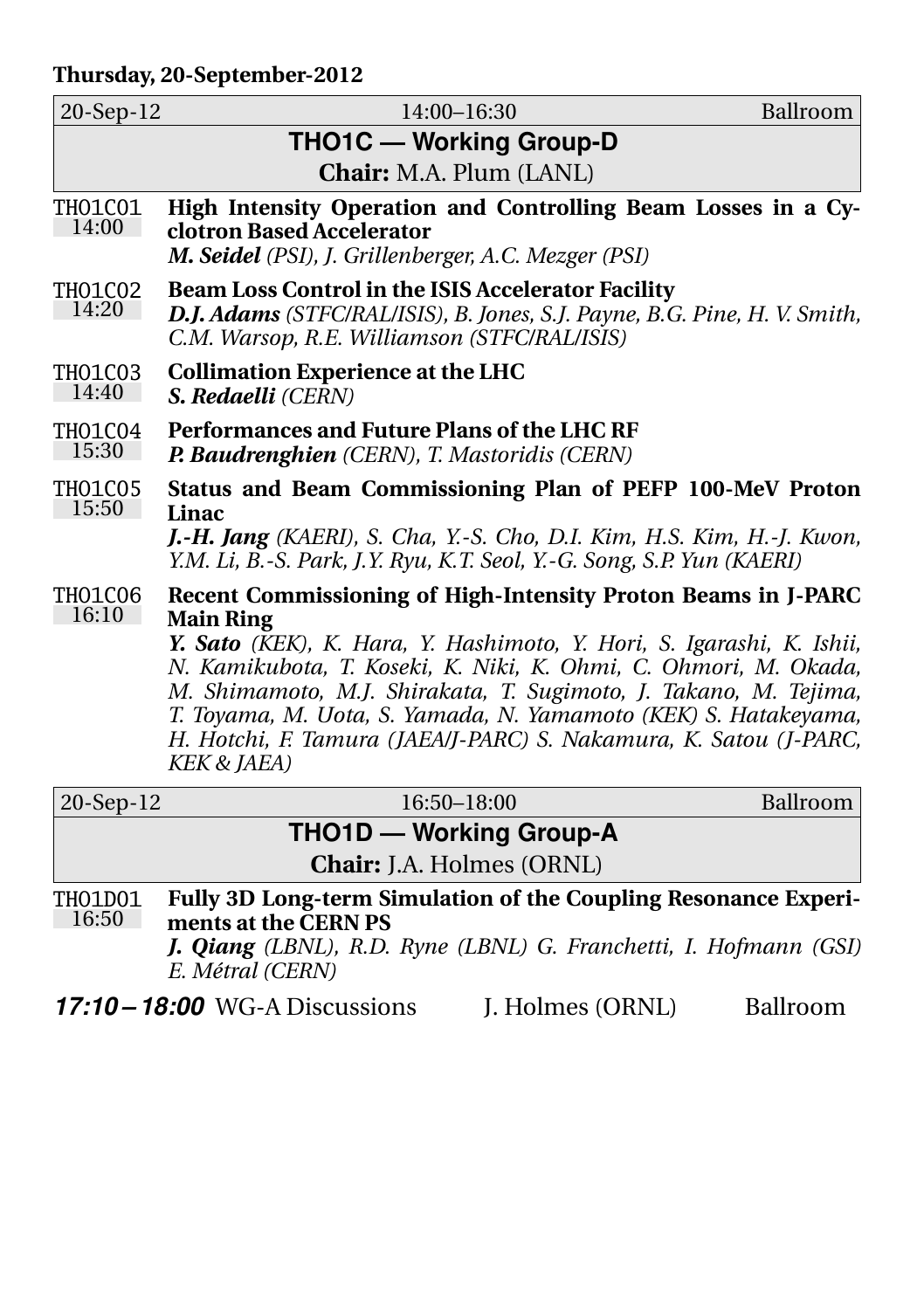**Thursday, 20-September-2012**

| 20-Sep-12 | 14:00–16:30 | Ballroom |
|---|---|---|

## THO1C — Working Group-D

**Chair:** M.A. Plum (LANL)

**THO1C01** 14:00
**High Intensity Operation and Controlling Beam Losses in a Cyclotron Based Accelerator**
***M. Seidel*** *(PSI), J. Grillenberger, A.C. Mezger (PSI)*

**THO1C02** 14:20
**Beam Loss Control in the ISIS Accelerator Facility**
***D.J. Adams*** *(STFC/RAL/ISIS), B. Jones, S.J. Payne, B.G. Pine, H. V. Smith, C.M. Warsop, R.E. Williamson (STFC/RAL/ISIS)*

**THO1C03** 14:40
**Collimation Experience at the LHC**
***S. Redaelli*** *(CERN)*

**THO1C04** 15:30
**Performances and Future Plans of the LHC RF**
***P. Baudrenghien*** *(CERN), T. Mastoridis (CERN)*

**THO1C05** 15:50
**Status and Beam Commissioning Plan of PEFP 100-MeV Proton Linac**
***J.-H. Jang*** *(KAERI), S. Cha, Y.-S. Cho, D.I. Kim, H.S. Kim, H.-J. Kwon, Y.M. Li, B.-S. Park, J.Y. Ryu, K.T. Seol, Y.-G. Song, S.P. Yun (KAERI)*

**THO1C06** 16:10
**Recent Commissioning of High-Intensity Proton Beams in J-PARC Main Ring**
***Y. Sato*** *(KEK), K. Hara, Y. Hashimoto, Y. Hori, S. Igarashi, K. Ishii, N. Kamikubota, T. Koseki, K. Niki, K. Ohmi, C. Ohmori, M. Okada, M. Shimamoto, M.J. Shirakata, T. Sugimoto, J. Takano, M. Tejima, T. Toyama, M. Uota, S. Yamada, N. Yamamoto (KEK) S. Hatakeyama, H. Hotchi, F. Tamura (JAEA/J-PARC) S. Nakamura, K. Satou (J-PARC, KEK & JAEA)*

| 20-Sep-12 | 16:50–18:00 | Ballroom |
|---|---|---|

## THO1D — Working Group-A

**Chair:** J.A. Holmes (ORNL)

**THO1D01** 16:50
**Fully 3D Long-term Simulation of the Coupling Resonance Experiments at the CERN PS**
***J. Qiang*** *(LBNL), R.D. Ryne (LBNL) G. Franchetti, I. Hofmann (GSI) E. Métral (CERN)*

***17:10 – 18:00*** WG-A Discussions — J. Holmes (ORNL) — Ballroom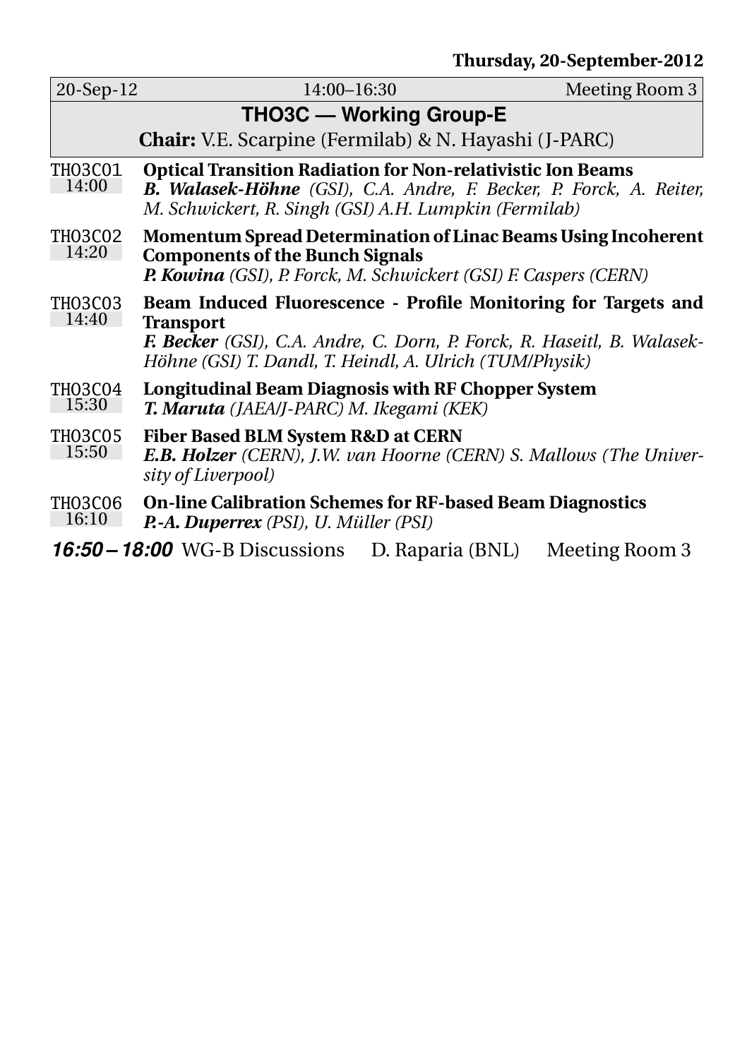**Thursday, 20-September-2012**

| 20-Sep-12 | 14:00–16:30 | Meeting Room 3 |
|---|---|---|

## THO3C — Working Group-E

**Chair:** V.E. Scarpine (Fermilab) & N. Hayashi (J-PARC)

**TH03C01** 14:00
**Optical Transition Radiation for Non-relativistic Ion Beams**
***B. Walasek-Höhne*** *(GSI), C.A. Andre, F. Becker, P. Forck, A. Reiter, M. Schwickert, R. Singh (GSI) A.H. Lumpkin (Fermilab)*

**TH03C02** 14:20
**Momentum Spread Determination of Linac Beams Using Incoherent Components of the Bunch Signals**
***P. Kowina*** *(GSI), P. Forck, M. Schwickert (GSI) F. Caspers (CERN)*

**TH03C03** 14:40
**Beam Induced Fluorescence - Profile Monitoring for Targets and Transport**
***F. Becker*** *(GSI), C.A. Andre, C. Dorn, P. Forck, R. Haseitl, B. Walasek-Höhne (GSI) T. Dandl, T. Heindl, A. Ulrich (TUM/Physik)*

**TH03C04** 15:30
**Longitudinal Beam Diagnosis with RF Chopper System**
***T. Maruta*** *(JAEA/J-PARC) M. Ikegami (KEK)*

**TH03C05** 15:50
**Fiber Based BLM System R&D at CERN**
***E.B. Holzer*** *(CERN), J.W. van Hoorne (CERN) S. Mallows (The University of Liverpool)*

**TH03C06** 16:10
**On-line Calibration Schemes for RF-based Beam Diagnostics**
***P.-A. Duperrex*** *(PSI), U. Müller (PSI)*

***16:50 – 18:00*** WG-B Discussions D. Raparia (BNL) Meeting Room 3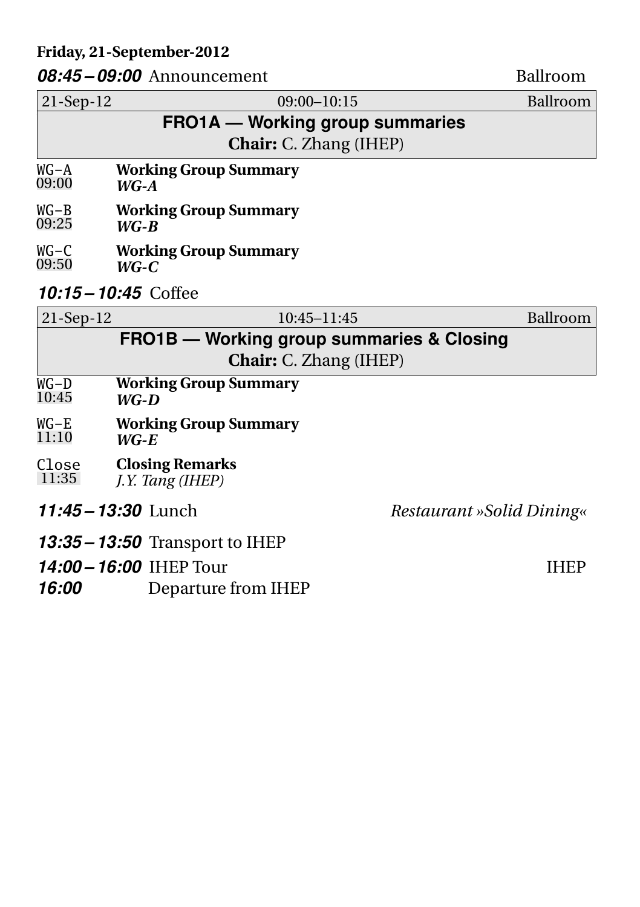**Friday, 21-September-2012**

***08:45 – 09:00*** Announcement — Ballroom

| 21-Sep-12 | 09:00–10:15 | Ballroom |
|---|---|---|

**FRO1A — Working group summaries**
**Chair:** C. Zhang (IHEP)

WG–A 09:00 — **Working Group Summary**
***WG-A***

WG–B 09:25 — **Working Group Summary**
***WG-B***

WG–C 09:50 — **Working Group Summary**
***WG-C***

***10:15 – 10:45*** Coffee

| 21-Sep-12 | 10:45–11:45 | Ballroom |
|---|---|---|

**FRO1B — Working group summaries & Closing**
**Chair:** C. Zhang (IHEP)

WG–D 10:45 — **Working Group Summary**
***WG-D***

WG–E 11:10 — **Working Group Summary**
***WG-E***

Close 11:35 — **Closing Remarks**
*J.Y. Tang (IHEP)*

***11:45 – 13:30*** Lunch — *Restaurant »Solid Dining«*

***13:35 – 13:50*** Transport to IHEP

***14:00 – 16:00*** IHEP Tour — IHEP

***16:00*** Departure from IHEP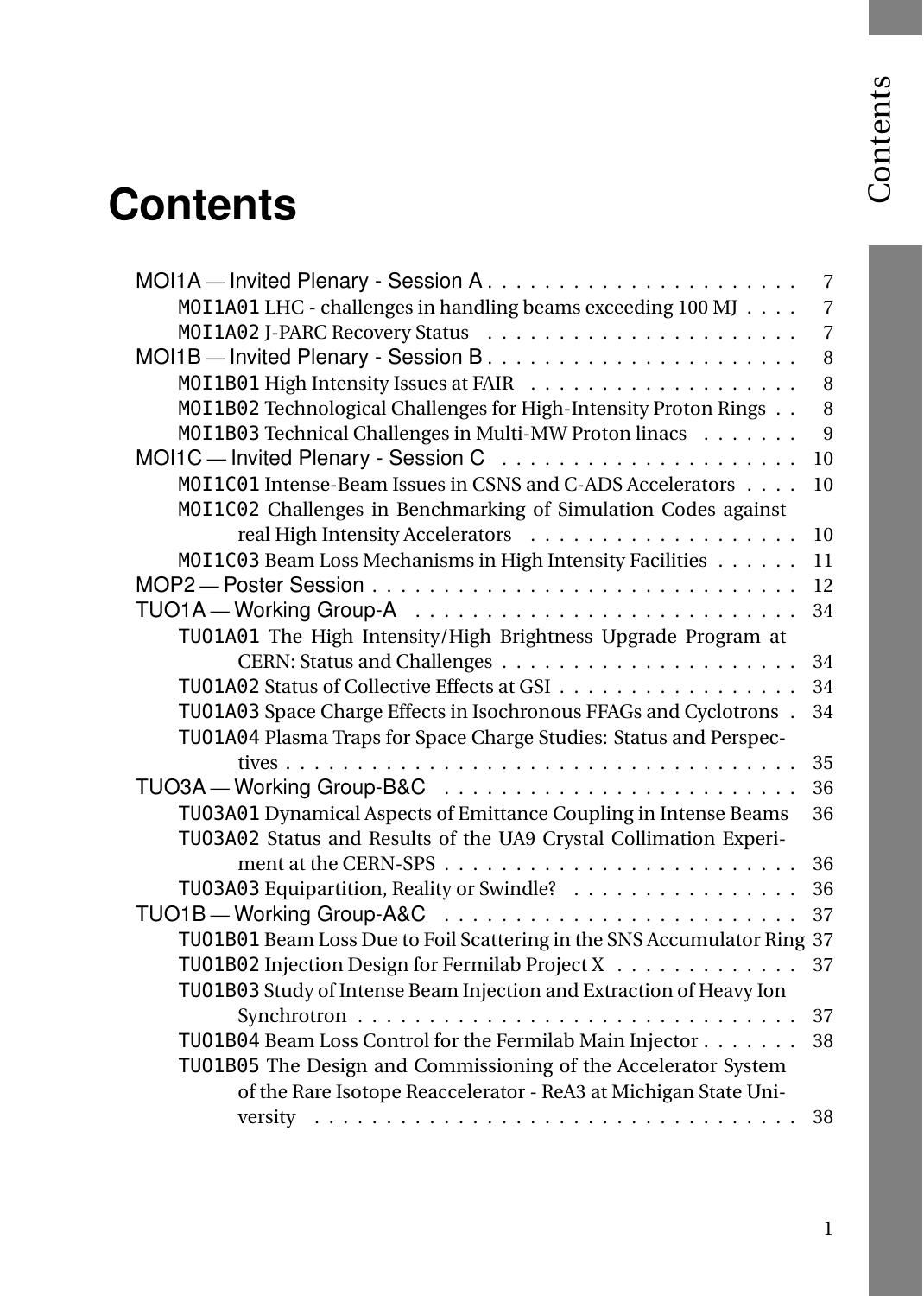# Contents

- MOI1A — Invited Plenary - Session A . . . . . . . . . . 7
  - MOI1A01 LHC - challenges in handling beams exceeding 100 MJ . . . . 7
  - MOI1A02 J-PARC Recovery Status . . . . . . . . . . 7
- MOI1B — Invited Plenary - Session B . . . . . . . . . . 8
  - MOI1B01 High Intensity Issues at FAIR . . . . . . . . . . 8
  - MOI1B02 Technological Challenges for High-Intensity Proton Rings . . 8
  - MOI1B03 Technical Challenges in Multi-MW Proton linacs . . . . . . . 9
- MOI1C — Invited Plenary - Session C . . . . . . . . . . 10
  - MOI1C01 Intense-Beam Issues in CSNS and C-ADS Accelerators . . . . 10
  - MOI1C02 Challenges in Benchmarking of Simulation Codes against real High Intensity Accelerators . . . . . . . . . . 10
  - MOI1C03 Beam Loss Mechanisms in High Intensity Facilities . . . . . . 11
- MOP2 — Poster Session . . . . . . . . . . 12
- TUO1A — Working Group-A . . . . . . . . . . 34
  - TUO1A01 The High Intensity/High Brightness Upgrade Program at CERN: Status and Challenges . . . . . . . . . . 34
  - TUO1A02 Status of Collective Effects at GSI . . . . . . . . . . 34
  - TUO1A03 Space Charge Effects in Isochronous FFAGs and Cyclotrons . 34
  - TUO1A04 Plasma Traps for Space Charge Studies: Status and Perspectives . . . . . . . . . . 35
- TUO3A — Working Group-B&C . . . . . . . . . . 36
  - TUO3A01 Dynamical Aspects of Emittance Coupling in Intense Beams 36
  - TUO3A02 Status and Results of the UA9 Crystal Collimation Experiment at the CERN-SPS . . . . . . . . . . 36
  - TUO3A03 Equipartition, Reality or Swindle? . . . . . . . . . . 36
- TUO1B — Working Group-A&C . . . . . . . . . . 37
  - TUO1B01 Beam Loss Due to Foil Scattering in the SNS Accumulator Ring 37
  - TUO1B02 Injection Design for Fermilab Project X . . . . . . . . . . 37
  - TUO1B03 Study of Intense Beam Injection and Extraction of Heavy Ion Synchrotron . . . . . . . . . . 37
  - TUO1B04 Beam Loss Control for the Fermilab Main Injector . . . . . . . 38
  - TUO1B05 The Design and Commissioning of the Accelerator System of the Rare Isotope Reaccelerator - ReA3 at Michigan State University . . . . . . . . . . 38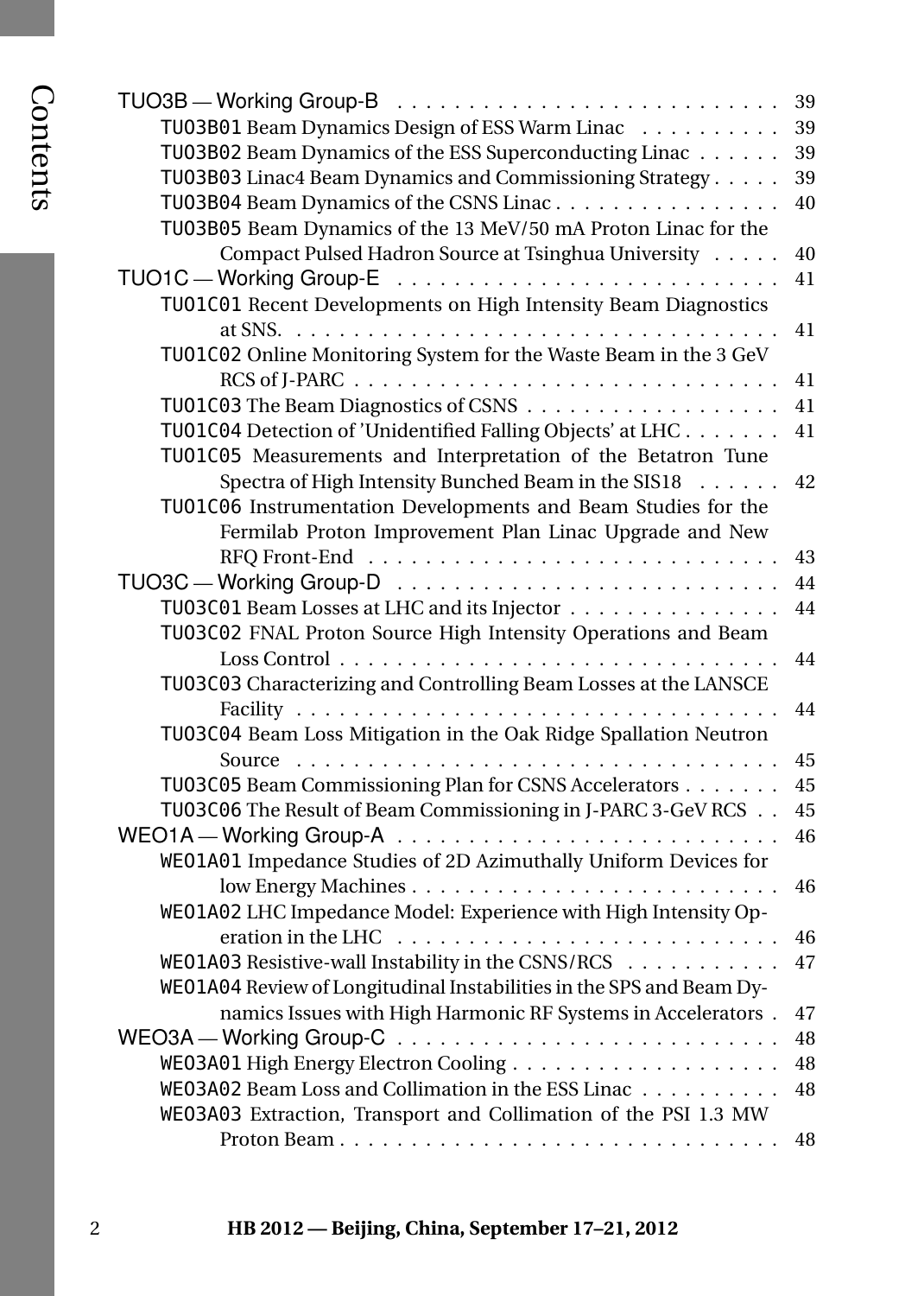TUO3B — Working Group-B . . . . . . . . . . . . . . . . . . . . . . . . . . 39

- TUO3B01 Beam Dynamics Design of ESS Warm Linac . . . . . . . . . . 39
- TUO3B02 Beam Dynamics of the ESS Superconducting Linac . . . . . . 39
- TUO3B03 Linac4 Beam Dynamics and Commissioning Strategy . . . . . 39
- TUO3B04 Beam Dynamics of the CSNS Linac . . . . . . . . . . . . . . . . 40
- TUO3B05 Beam Dynamics of the 13 MeV/50 mA Proton Linac for the Compact Pulsed Hadron Source at Tsinghua University . . . . . 40

TUO1C — Working Group-E . . . . . . . . . . . . . . . . . . . . . . . . . . 41

- TUO1C01 Recent Developments on High Intensity Beam Diagnostics at SNS. . . . . . . . . . . . . . . . . . . . . . . . . . . . . . . . . . 41
- TUO1C02 Online Monitoring System for the Waste Beam in the 3 GeV RCS of J-PARC . . . . . . . . . . . . . . . . . . . . . . . . . . . . . 41
- TUO1C03 The Beam Diagnostics of CSNS . . . . . . . . . . . . . . . . . . 41
- TUO1C04 Detection of 'Unidentified Falling Objects' at LHC . . . . . . . 41
- TUO1C05 Measurements and Interpretation of the Betatron Tune Spectra of High Intensity Bunched Beam in the SIS18 . . . . . . 42
- TUO1C06 Instrumentation Developments and Beam Studies for the Fermilab Proton Improvement Plan Linac Upgrade and New RFQ Front-End . . . . . . . . . . . . . . . . . . . . . . . . . . . . 43

TUO3C — Working Group-D . . . . . . . . . . . . . . . . . . . . . . . . . . 44

- TUO3C01 Beam Losses at LHC and its Injector . . . . . . . . . . . . . . . 44
- TUO3C02 FNAL Proton Source High Intensity Operations and Beam Loss Control . . . . . . . . . . . . . . . . . . . . . . . . . . . . . . 44
- TUO3C03 Characterizing and Controlling Beam Losses at the LANSCE Facility . . . . . . . . . . . . . . . . . . . . . . . . . . . . . . . . . . 44
- TUO3C04 Beam Loss Mitigation in the Oak Ridge Spallation Neutron Source . . . . . . . . . . . . . . . . . . . . . . . . . . . . . . . . . 45
- TUO3C05 Beam Commissioning Plan for CSNS Accelerators . . . . . . . 45
- TUO3C06 The Result of Beam Commissioning in J-PARC 3-GeV RCS . . 45

WEO1A — Working Group-A . . . . . . . . . . . . . . . . . . . . . . . . . . 46

- WEO1A01 Impedance Studies of 2D Azimuthally Uniform Devices for low Energy Machines . . . . . . . . . . . . . . . . . . . . . . . . . . 46
- WEO1A02 LHC Impedance Model: Experience with High Intensity Operation in the LHC . . . . . . . . . . . . . . . . . . . . . . . . . . 46
- WEO1A03 Resistive-wall Instability in the CSNS/RCS . . . . . . . . . . . 47
- WEO1A04 Review of Longitudinal Instabilities in the SPS and Beam Dynamics Issues with High Harmonic RF Systems in Accelerators . 47

WEO3A — Working Group-C . . . . . . . . . . . . . . . . . . . . . . . . . . 48

- WEO3A01 High Energy Electron Cooling . . . . . . . . . . . . . . . . . . . 48
- WEO3A02 Beam Loss and Collimation in the ESS Linac . . . . . . . . . . 48
- WEO3A03 Extraction, Transport and Collimation of the PSI 1.3 MW Proton Beam . . . . . . . . . . . . . . . . . . . . . . . . . . . . . . 48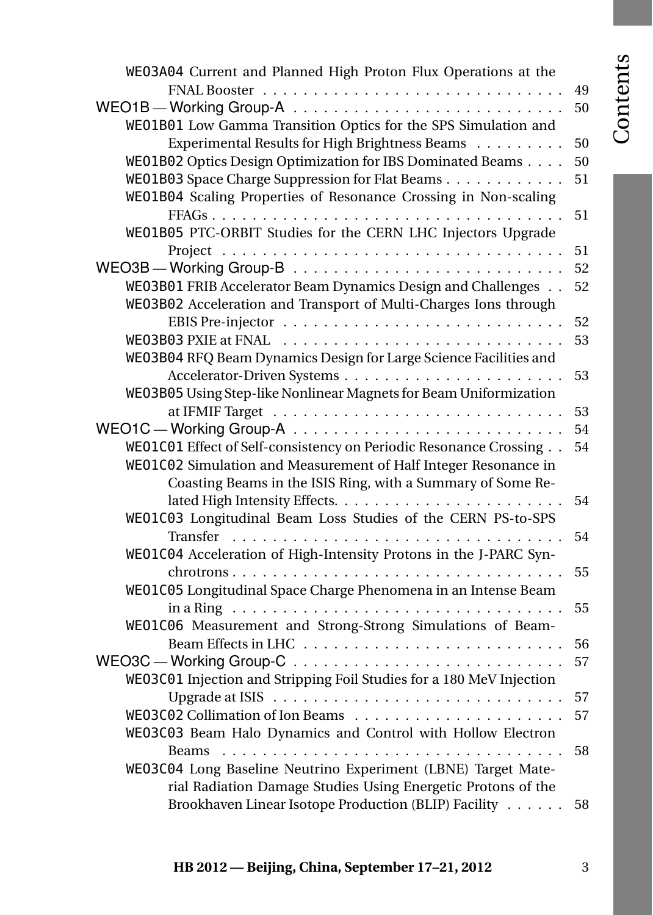WEO3A04 Current and Planned High Proton Flux Operations at the FNAL Booster . . . . . . . . . . . . . . . . . . . . . . . . . . . . 49

WEO1B — Working Group-A . . . . . . . . . . . . . . . . . . . . . . . . . 50

WEO1B01 Low Gamma Transition Optics for the SPS Simulation and Experimental Results for High Brightness Beams . . . . . . . . . 50

WEO1B02 Optics Design Optimization for IBS Dominated Beams . . . . 50

WEO1B03 Space Charge Suppression for Flat Beams . . . . . . . . . . . . 51

WEO1B04 Scaling Properties of Resonance Crossing in Non-scaling FFAGs . . . . . . . . . . . . . . . . . . . . . . . . . . . . . . . . . 51

WEO1B05 PTC-ORBIT Studies for the CERN LHC Injectors Upgrade Project . . . . . . . . . . . . . . . . . . . . . . . . . . . . . . . . 51

WEO3B — Working Group-B . . . . . . . . . . . . . . . . . . . . . . . . . 52

WEO3B01 FRIB Accelerator Beam Dynamics Design and Challenges . . 52

WEO3B02 Acceleration and Transport of Multi-Charges Ions through EBIS Pre-injector . . . . . . . . . . . . . . . . . . . . . . . . . . 52

WEO3B03 PXIE at FNAL . . . . . . . . . . . . . . . . . . . . . . . . . . 53

WEO3B04 RFQ Beam Dynamics Design for Large Science Facilities and Accelerator-Driven Systems . . . . . . . . . . . . . . . . . . . . . 53

WEO3B05 Using Step-like Nonlinear Magnets for Beam Uniformization at IFMIF Target . . . . . . . . . . . . . . . . . . . . . . . . . . . 53

WEO1C — Working Group-A . . . . . . . . . . . . . . . . . . . . . . . . . 54

WEO1C01 Effect of Self-consistency on Periodic Resonance Crossing . . 54

WEO1C02 Simulation and Measurement of Half Integer Resonance in Coasting Beams in the ISIS Ring, with a Summary of Some Related High Intensity Effects. . . . . . . . . . . . . . . . . . . . . . 54

WEO1C03 Longitudinal Beam Loss Studies of the CERN PS-to-SPS Transfer . . . . . . . . . . . . . . . . . . . . . . . . . . . . . . . 54

WEO1C04 Acceleration of High-Intensity Protons in the J-PARC Synchrotrons . . . . . . . . . . . . . . . . . . . . . . . . . . . . . . . 55

WEO1C05 Longitudinal Space Charge Phenomena in an Intense Beam in a Ring . . . . . . . . . . . . . . . . . . . . . . . . . . . . . . . 55

WEO1C06 Measurement and Strong-Strong Simulations of Beam-Beam Effects in LHC . . . . . . . . . . . . . . . . . . . . . . . . . 56

WEO3C — Working Group-C . . . . . . . . . . . . . . . . . . . . . . . . . 57

WEO3C01 Injection and Stripping Foil Studies for a 180 MeV Injection Upgrade at ISIS . . . . . . . . . . . . . . . . . . . . . . . . . . . 57

WEO3C02 Collimation of Ion Beams . . . . . . . . . . . . . . . . . . . . 57

WEO3C03 Beam Halo Dynamics and Control with Hollow Electron Beams . . . . . . . . . . . . . . . . . . . . . . . . . . . . . . . . 58

WEO3C04 Long Baseline Neutrino Experiment (LBNE) Target Material Radiation Damage Studies Using Energetic Protons of the Brookhaven Linear Isotope Production (BLIP) Facility . . . . . . 58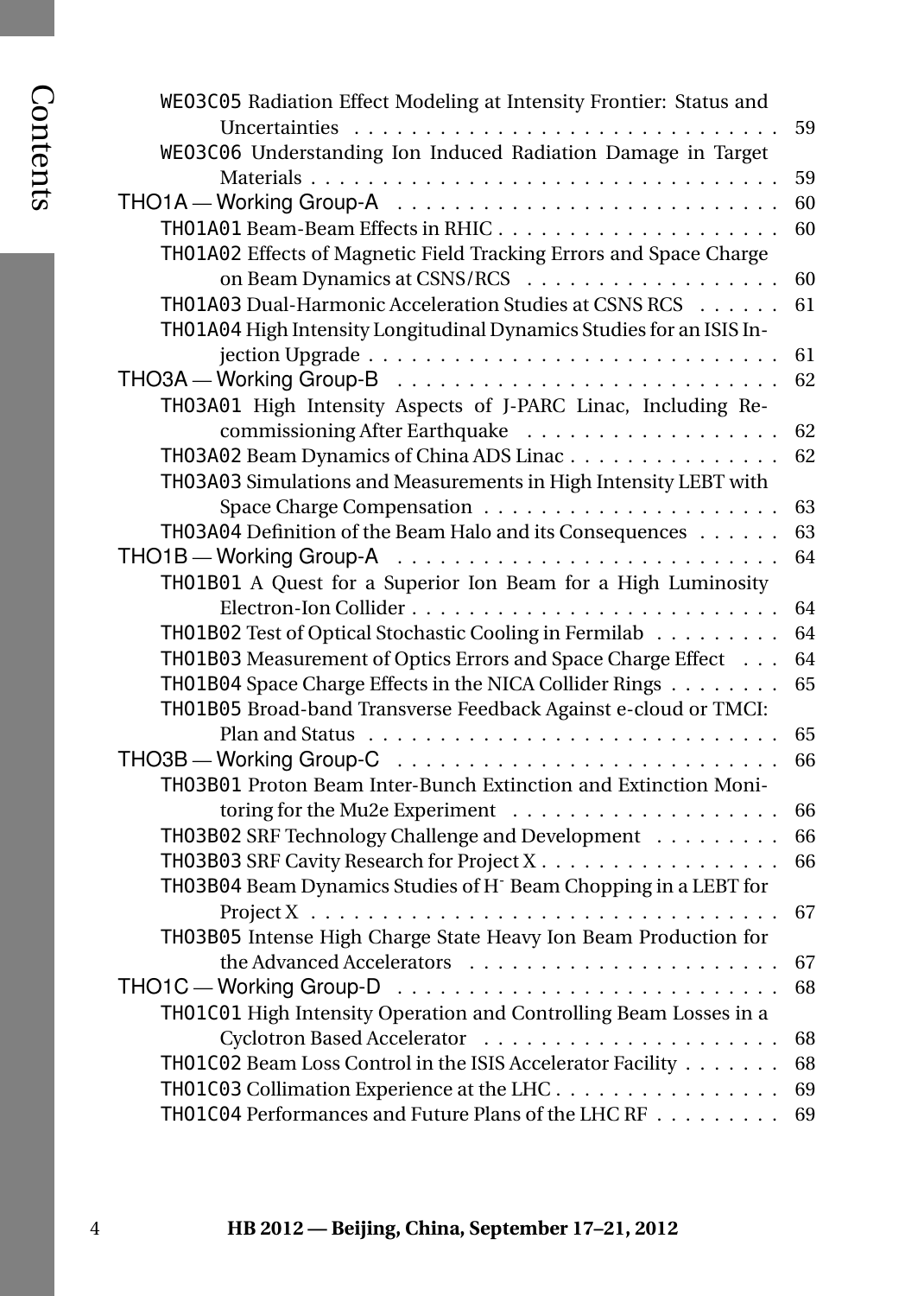WEO3C05 Radiation Effect Modeling at Intensity Frontier: Status and Uncertainties . . . . . . . . . . . . . . . . . . . . . . . . . . . . . 59

WEO3C06 Understanding Ion Induced Radiation Damage in Target Materials . . . . . . . . . . . . . . . . . . . . . . . . . . . . . . . . 59

THO1A — Working Group-A . . . . . . . . . . . . . . . . . . . . . . . . . . 60

THO1A01 Beam-Beam Effects in RHIC . . . . . . . . . . . . . . . . . . . . 60

THO1A02 Effects of Magnetic Field Tracking Errors and Space Charge on Beam Dynamics at CSNS/RCS . . . . . . . . . . . . . . . . . 60

THO1A03 Dual-Harmonic Acceleration Studies at CSNS RCS . . . . . . 61

THO1A04 High Intensity Longitudinal Dynamics Studies for an ISIS Injection Upgrade . . . . . . . . . . . . . . . . . . . . . . . . . . . . 61

THO3A — Working Group-B . . . . . . . . . . . . . . . . . . . . . . . . . . 62

THO3A01 High Intensity Aspects of J-PARC Linac, Including Recommissioning After Earthquake . . . . . . . . . . . . . . . . . . 62

THO3A02 Beam Dynamics of China ADS Linac . . . . . . . . . . . . . . . 62

THO3A03 Simulations and Measurements in High Intensity LEBT with Space Charge Compensation . . . . . . . . . . . . . . . . . . . . 63

THO3A04 Definition of the Beam Halo and its Consequences . . . . . . 63

THO1B — Working Group-A . . . . . . . . . . . . . . . . . . . . . . . . . . 64

THO1B01 A Quest for a Superior Ion Beam for a High Luminosity Electron-Ion Collider . . . . . . . . . . . . . . . . . . . . . . . . . 64

THO1B02 Test of Optical Stochastic Cooling in Fermilab . . . . . . . . . 64

THO1B03 Measurement of Optics Errors and Space Charge Effect . . . 64

THO1B04 Space Charge Effects in the NICA Collider Rings . . . . . . . . 65

THO1B05 Broad-band Transverse Feedback Against e-cloud or TMCI: Plan and Status . . . . . . . . . . . . . . . . . . . . . . . . . . . . 65

THO3B — Working Group-C . . . . . . . . . . . . . . . . . . . . . . . . . . 66

THO3B01 Proton Beam Inter-Bunch Extinction and Extinction Monitoring for the Mu2e Experiment . . . . . . . . . . . . . . . . . . 66

THO3B02 SRF Technology Challenge and Development . . . . . . . . . 66

THO3B03 SRF Cavity Research for Project X . . . . . . . . . . . . . . . . . 66

THO3B04 Beam Dynamics Studies of $H^-$ Beam Chopping in a LEBT for Project X . . . . . . . . . . . . . . . . . . . . . . . . . . . . . . . . 67

THO3B05 Intense High Charge State Heavy Ion Beam Production for the Advanced Accelerators . . . . . . . . . . . . . . . . . . . . . . 67

THO1C — Working Group-D . . . . . . . . . . . . . . . . . . . . . . . . . . 68

THO1C01 High Intensity Operation and Controlling Beam Losses in a Cyclotron Based Accelerator . . . . . . . . . . . . . . . . . . . . . 68

THO1C02 Beam Loss Control in the ISIS Accelerator Facility . . . . . . . 68

THO1C03 Collimation Experience at the LHC . . . . . . . . . . . . . . . . 69

THO1C04 Performances and Future Plans of the LHC RF . . . . . . . . . 69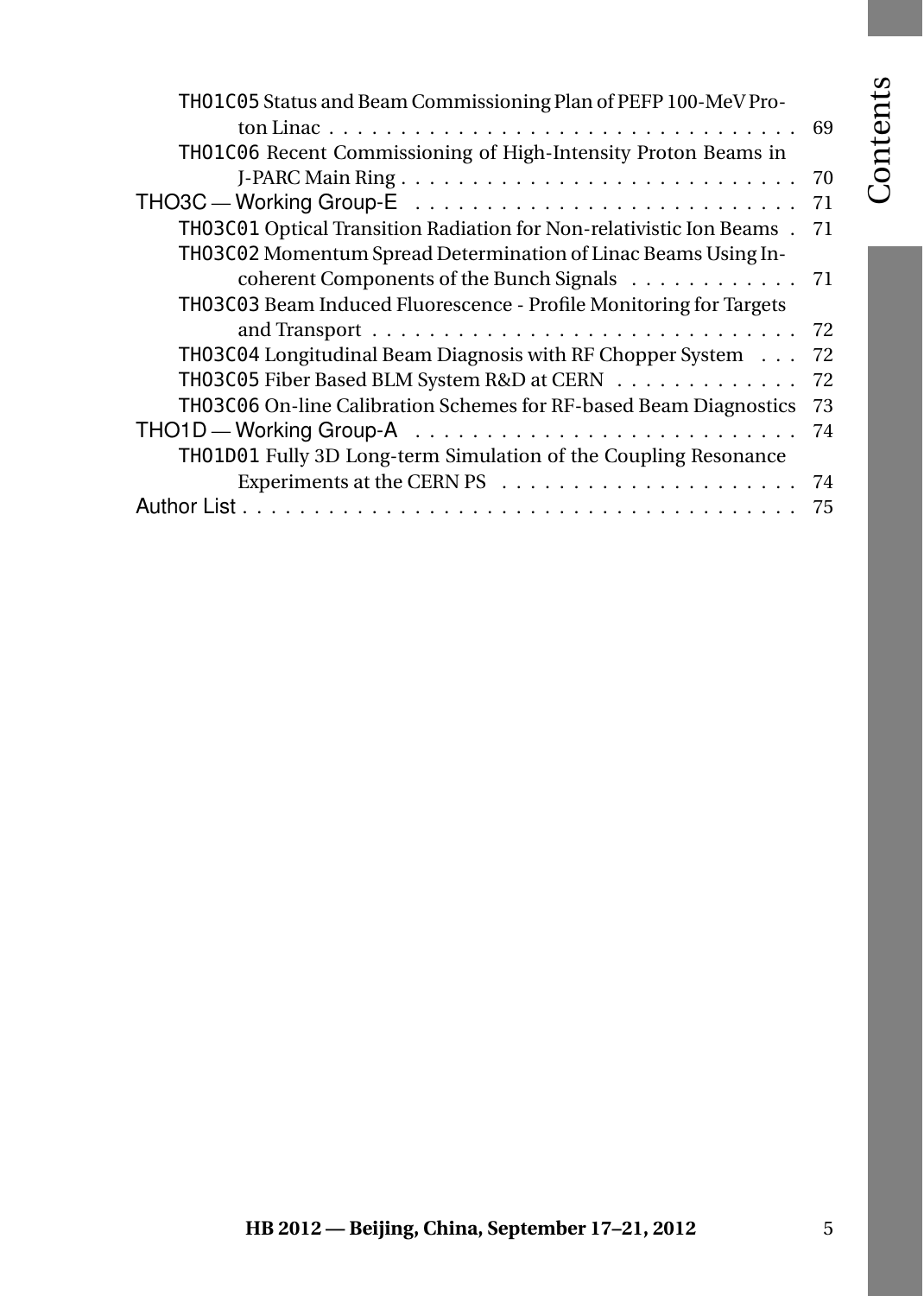THO1C05 Status and Beam Commissioning Plan of PEFP 100-MeV Proton Linac . . . . . . . . . . . . . . . . . . . . . . . . . . . . . . . . . 69

THO1C06 Recent Commissioning of High-Intensity Proton Beams in J-PARC Main Ring . . . . . . . . . . . . . . . . . . . . . . . . . . . . 70

THO3C — Working Group-E . . . . . . . . . . . . . . . . . . . . . . . . . . . 71

THO3C01 Optical Transition Radiation for Non-relativistic Ion Beams . 71

THO3C02 Momentum Spread Determination of Linac Beams Using Incoherent Components of the Bunch Signals . . . . . . . . . . . . 71

THO3C03 Beam Induced Fluorescence - Profile Monitoring for Targets and Transport . . . . . . . . . . . . . . . . . . . . . . . . . . . . . . 72

THO3C04 Longitudinal Beam Diagnosis with RF Chopper System . . . 72

THO3C05 Fiber Based BLM System R&D at CERN . . . . . . . . . . . . . 72

THO3C06 On-line Calibration Schemes for RF-based Beam Diagnostics 73

THO1D — Working Group-A . . . . . . . . . . . . . . . . . . . . . . . . . . . 74

THO1D01 Fully 3D Long-term Simulation of the Coupling Resonance Experiments at the CERN PS . . . . . . . . . . . . . . . . . . . . . 74

Author List . . . . . . . . . . . . . . . . . . . . . . . . . . . . . . . . . . . . . . 75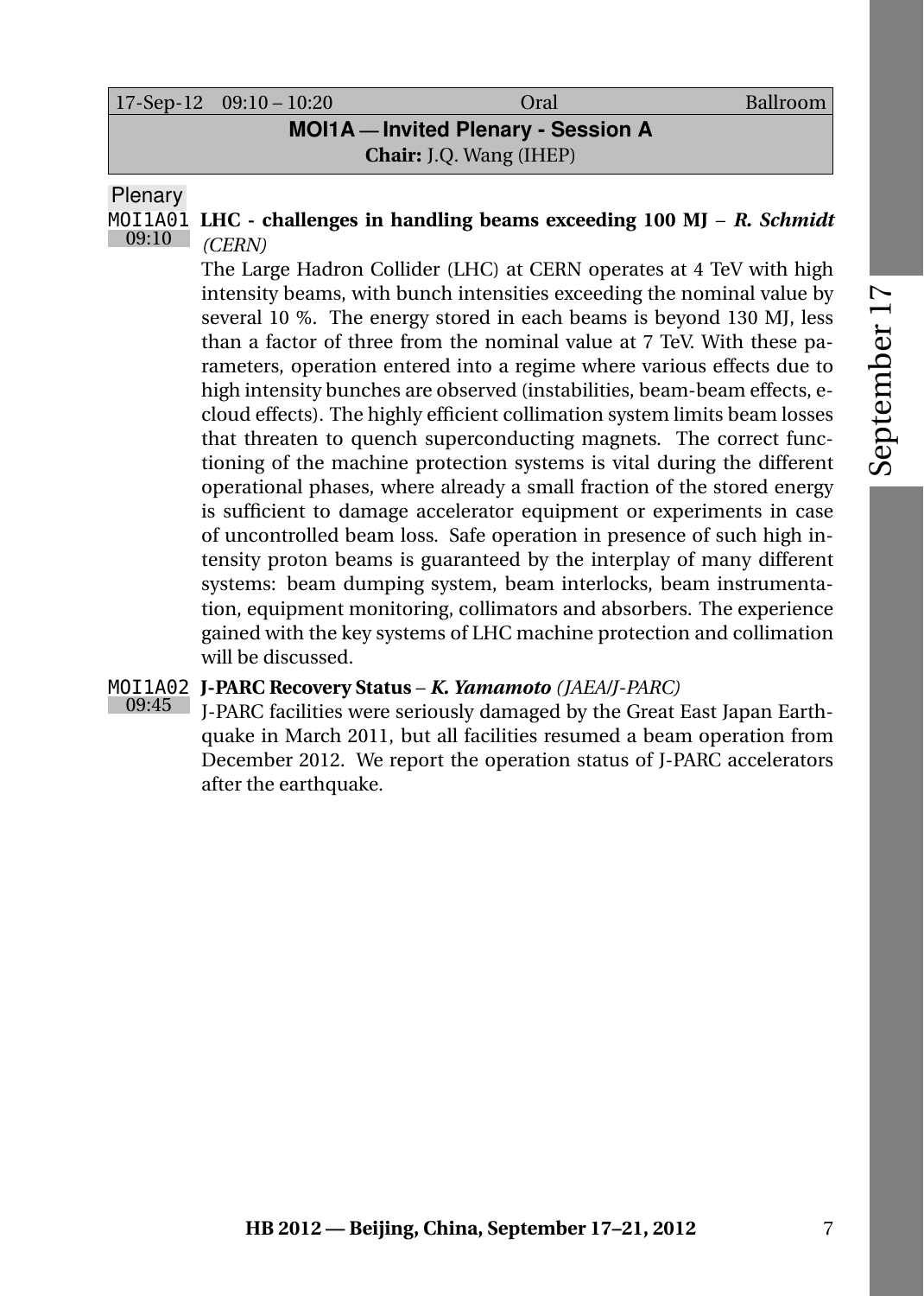| 17-Sep-12 09:10 – 10:20 | Oral | Ballroom |
|---|---|---|

## MOI1A — Invited Plenary - Session A

**Chair:** J.Q. Wang (IHEP)

Plenary

**MOI1A01** 09:10 **LHC - challenges in handling beams exceeding 100 MJ** – ***R. Schmidt*** *(CERN)*

The Large Hadron Collider (LHC) at CERN operates at 4 TeV with high intensity beams, with bunch intensities exceeding the nominal value by several 10 %. The energy stored in each beams is beyond 130 MJ, less than a factor of three from the nominal value at 7 TeV. With these parameters, operation entered into a regime where various effects due to high intensity bunches are observed (instabilities, beam-beam effects, e-cloud effects). The highly efficient collimation system limits beam losses that threaten to quench superconducting magnets. The correct functioning of the machine protection systems is vital during the different operational phases, where already a small fraction of the stored energy is sufficient to damage accelerator equipment or experiments in case of uncontrolled beam loss. Safe operation in presence of such high intensity proton beams is guaranteed by the interplay of many different systems: beam dumping system, beam interlocks, beam instrumentation, equipment monitoring, collimators and absorbers. The experience gained with the key systems of LHC machine protection and collimation will be discussed.

**MOI1A02** 09:45 **J-PARC Recovery Status** – ***K. Yamamoto*** *(JAEA/J-PARC)*

J-PARC facilities were seriously damaged by the Great East Japan Earthquake in March 2011, but all facilities resumed a beam operation from December 2012. We report the operation status of J-PARC accelerators after the earthquake.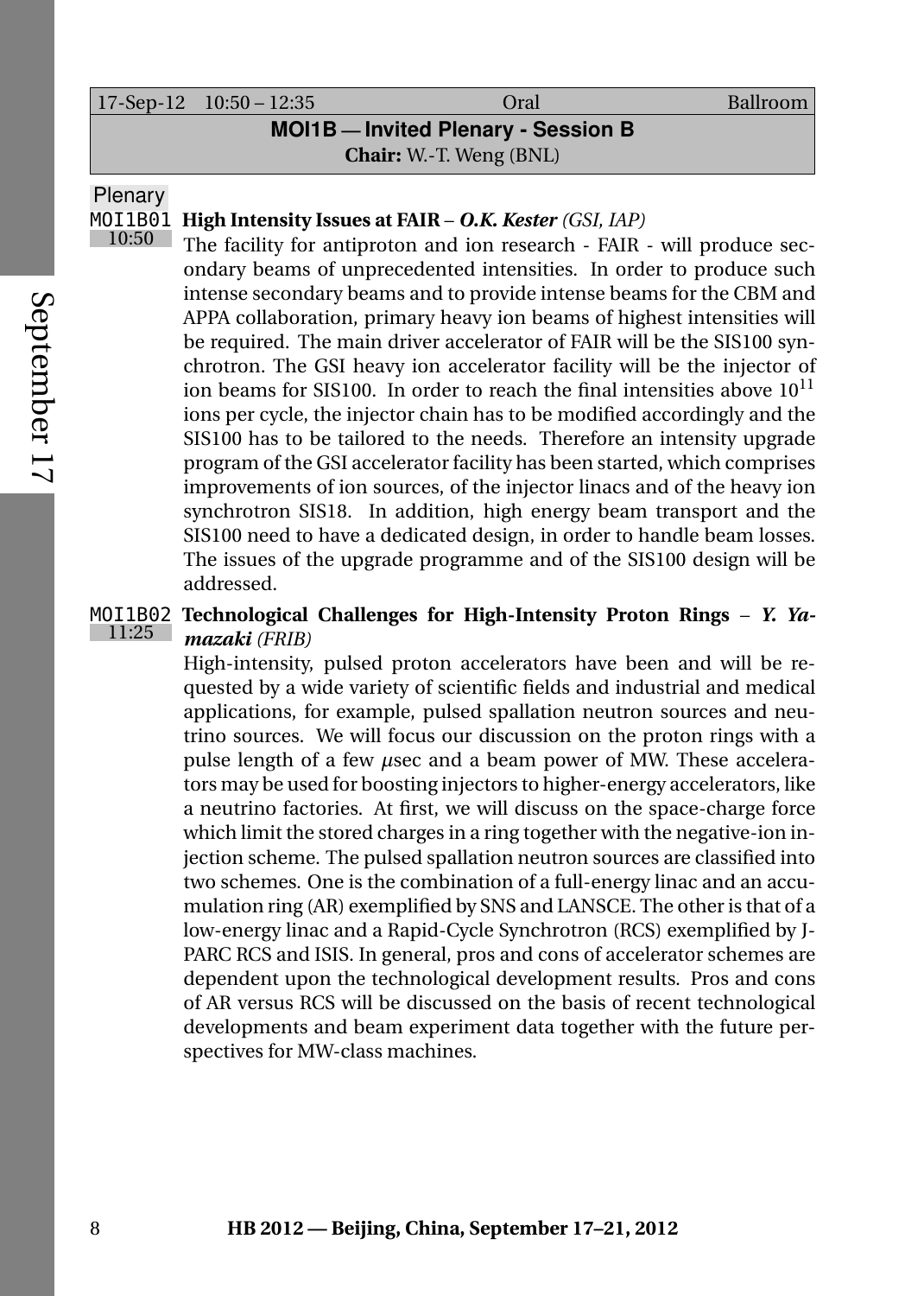| 17-Sep-12 10:50 – 12:35 | Oral | Ballroom |
|---|---|---|

## MOI1B — Invited Plenary - Session B

**Chair:** W.-T. Weng (BNL)

Plenary

**MOI1B01** 10:50 **High Intensity Issues at FAIR** – ***O.K. Kester*** *(GSI, IAP)*

The facility for antiproton and ion research - FAIR - will produce secondary beams of unprecedented intensities. In order to produce such intense secondary beams and to provide intense beams for the CBM and APPA collaboration, primary heavy ion beams of highest intensities will be required. The main driver accelerator of FAIR will be the SIS100 synchrotron. The GSI heavy ion accelerator facility will be the injector of ion beams for SIS100. In order to reach the final intensities above $10^{11}$ ions per cycle, the injector chain has to be modified accordingly and the SIS100 has to be tailored to the needs. Therefore an intensity upgrade program of the GSI accelerator facility has been started, which comprises improvements of ion sources, of the injector linacs and of the heavy ion synchrotron SIS18. In addition, high energy beam transport and the SIS100 need to have a dedicated design, in order to handle beam losses. The issues of the upgrade programme and of the SIS100 design will be addressed.

**MOI1B02** 11:25 **Technological Challenges for High-Intensity Proton Rings** – ***Y. Yamazaki*** *(FRIB)*

High-intensity, pulsed proton accelerators have been and will be requested by a wide variety of scientific fields and industrial and medical applications, for example, pulsed spallation neutron sources and neutrino sources. We will focus our discussion on the proton rings with a pulse length of a few $\mu$sec and a beam power of MW. These accelerators may be used for boosting injectors to higher-energy accelerators, like a neutrino factories. At first, we will discuss on the space-charge force which limit the stored charges in a ring together with the negative-ion injection scheme. The pulsed spallation neutron sources are classified into two schemes. One is the combination of a full-energy linac and an accumulation ring (AR) exemplified by SNS and LANSCE. The other is that of a low-energy linac and a Rapid-Cycle Synchrotron (RCS) exemplified by J-PARC RCS and ISIS. In general, pros and cons of accelerator schemes are dependent upon the technological development results. Pros and cons of AR versus RCS will be discussed on the basis of recent technological developments and beam experiment data together with the future perspectives for MW-class machines.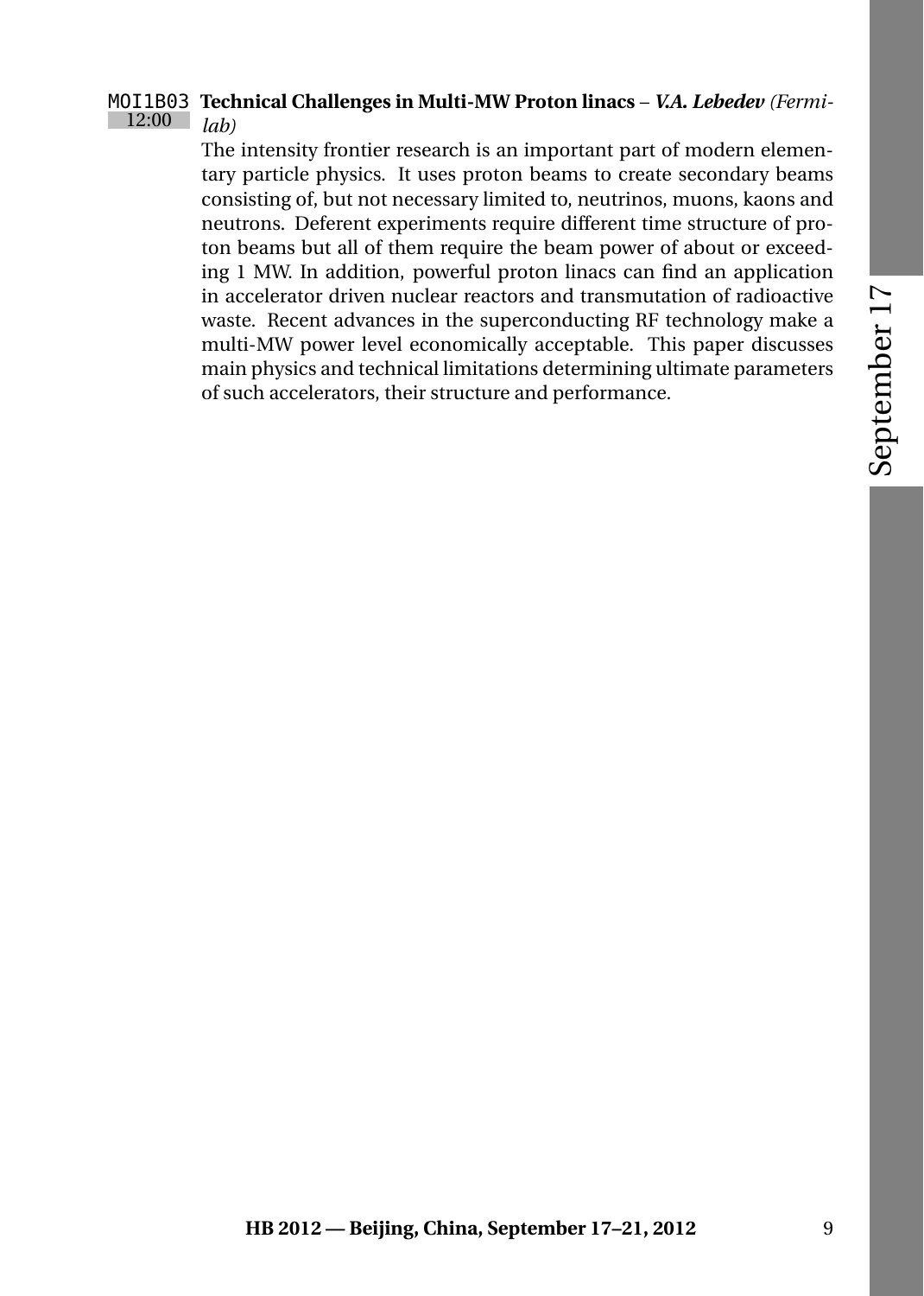MOI1B03 12:00 **Technical Challenges in Multi-MW Proton linacs** – ***V.A. Lebedev*** *(Fermilab)*

The intensity frontier research is an important part of modern elementary particle physics. It uses proton beams to create secondary beams consisting of, but not necessary limited to, neutrinos, muons, kaons and neutrons. Deferent experiments require different time structure of proton beams but all of them require the beam power of about or exceeding 1 MW. In addition, powerful proton linacs can find an application in accelerator driven nuclear reactors and transmutation of radioactive waste. Recent advances in the superconducting RF technology make a multi-MW power level economically acceptable. This paper discusses main physics and technical limitations determining ultimate parameters of such accelerators, their structure and performance.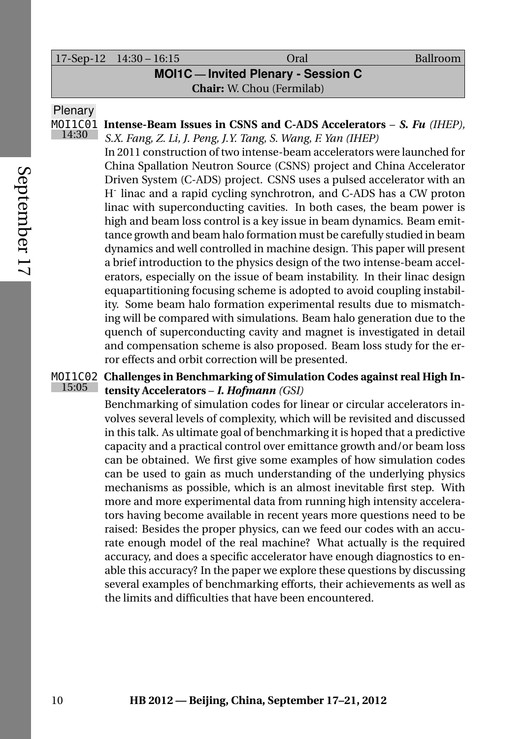| 17-Sep-12 | 14:30 – 16:15 | Oral | Ballroom |
|---|---|---|---|

## MOI1C — Invited Plenary - Session C

**Chair:** W. Chou (Fermilab)

Plenary

**MOI1C01** 14:30 **Intense-Beam Issues in CSNS and C-ADS Accelerators** – ***S. Fu*** *(IHEP), S.X. Fang, Z. Li, J. Peng, J.Y. Tang, S. Wang, F. Yan (IHEP)*

In 2011 construction of two intense-beam accelerators were launched for China Spallation Neutron Source (CSNS) project and China Accelerator Driven System (C-ADS) project. CSNS uses a pulsed accelerator with an $H^-$ linac and a rapid cycling synchrotron, and C-ADS has a CW proton linac with superconducting cavities. In both cases, the beam power is high and beam loss control is a key issue in beam dynamics. Beam emittance growth and beam halo formation must be carefully studied in beam dynamics and well controlled in machine design. This paper will present a brief introduction to the physics design of the two intense-beam accelerators, especially on the issue of beam instability. In their linac design equapartitioning focusing scheme is adopted to avoid coupling instability. Some beam halo formation experimental results due to mismatching will be compared with simulations. Beam halo generation due to the quench of superconducting cavity and magnet is investigated in detail and compensation scheme is also proposed. Beam loss study for the error effects and orbit correction will be presented.

**MOI1C02** 15:05 **Challenges in Benchmarking of Simulation Codes against real High Intensity Accelerators** – ***I. Hofmann*** *(GSI)*

Benchmarking of simulation codes for linear or circular accelerators involves several levels of complexity, which will be revisited and discussed in this talk. As ultimate goal of benchmarking it is hoped that a predictive capacity and a practical control over emittance growth and/or beam loss can be obtained. We first give some examples of how simulation codes can be used to gain as much understanding of the underlying physics mechanisms as possible, which is an almost inevitable first step. With more and more experimental data from running high intensity accelerators having become available in recent years more questions need to be raised: Besides the proper physics, can we feed our codes with an accurate enough model of the real machine? What actually is the required accuracy, and does a specific accelerator have enough diagnostics to enable this accuracy? In the paper we explore these questions by discussing several examples of benchmarking efforts, their achievements as well as the limits and difficulties that have been encountered.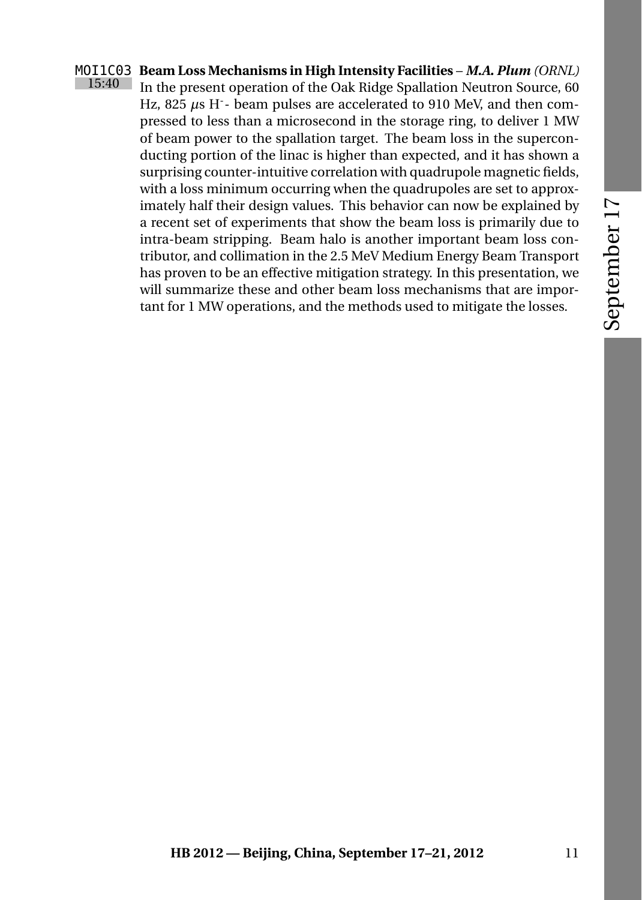MOI1C03 **Beam Loss Mechanisms in High Intensity Facilities** – ***M.A. Plum*** *(ORNL)*

15:40

In the present operation of the Oak Ridge Spallation Neutron Source, 60 Hz, 825 $\mu$s $H^-$- beam pulses are accelerated to 910 MeV, and then compressed to less than a microsecond in the storage ring, to deliver 1 MW of beam power to the spallation target. The beam loss in the superconducting portion of the linac is higher than expected, and it has shown a surprising counter-intuitive correlation with quadrupole magnetic fields, with a loss minimum occurring when the quadrupoles are set to approximately half their design values. This behavior can now be explained by a recent set of experiments that show the beam loss is primarily due to intra-beam stripping. Beam halo is another important beam loss contributor, and collimation in the 2.5 MeV Medium Energy Beam Transport has proven to be an effective mitigation strategy. In this presentation, we will summarize these and other beam loss mechanisms that are important for 1 MW operations, and the methods used to mitigate the losses.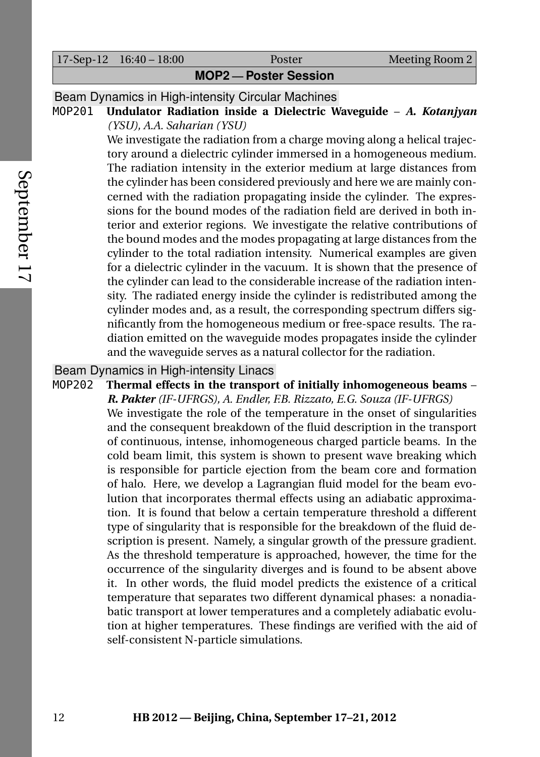| 17-Sep-12 16:40 – 18:00 | Poster | Meeting Room 2 |
|---|---|---|

## MOP2 — Poster Session

### Beam Dynamics in High-intensity Circular Machines

**MOP201** **Undulator Radiation inside a Dielectric Waveguide** – ***A. Kotanjyan*** *(YSU), A.A. Saharian (YSU)*

We investigate the radiation from a charge moving along a helical trajectory around a dielectric cylinder immersed in a homogeneous medium. The radiation intensity in the exterior medium at large distances from the cylinder has been considered previously and here we are mainly concerned with the radiation propagating inside the cylinder. The expressions for the bound modes of the radiation field are derived in both interior and exterior regions. We investigate the relative contributions of the bound modes and the modes propagating at large distances from the cylinder to the total radiation intensity. Numerical examples are given for a dielectric cylinder in the vacuum. It is shown that the presence of the cylinder can lead to the considerable increase of the radiation intensity. The radiated energy inside the cylinder is redistributed among the cylinder modes and, as a result, the corresponding spectrum differs significantly from the homogeneous medium or free-space results. The radiation emitted on the waveguide modes propagates inside the cylinder and the waveguide serves as a natural collector for the radiation.

### Beam Dynamics in High-intensity Linacs

**MOP202** **Thermal effects in the transport of initially inhomogeneous beams** – ***R. Pakter*** *(IF-UFRGS), A. Endler, F.B. Rizzato, E.G. Souza (IF-UFRGS)*

We investigate the role of the temperature in the onset of singularities and the consequent breakdown of the fluid description in the transport of continuous, intense, inhomogeneous charged particle beams. In the cold beam limit, this system is shown to present wave breaking which is responsible for particle ejection from the beam core and formation of halo. Here, we develop a Lagrangian fluid model for the beam evolution that incorporates thermal effects using an adiabatic approximation. It is found that below a certain temperature threshold a different type of singularity that is responsible for the breakdown of the fluid description is present. Namely, a singular growth of the pressure gradient. As the threshold temperature is approached, however, the time for the occurrence of the singularity diverges and is found to be absent above it. In other words, the fluid model predicts the existence of a critical temperature that separates two different dynamical phases: a nonadiabatic transport at lower temperatures and a completely adiabatic evolution at higher temperatures. These findings are verified with the aid of self-consistent N-particle simulations.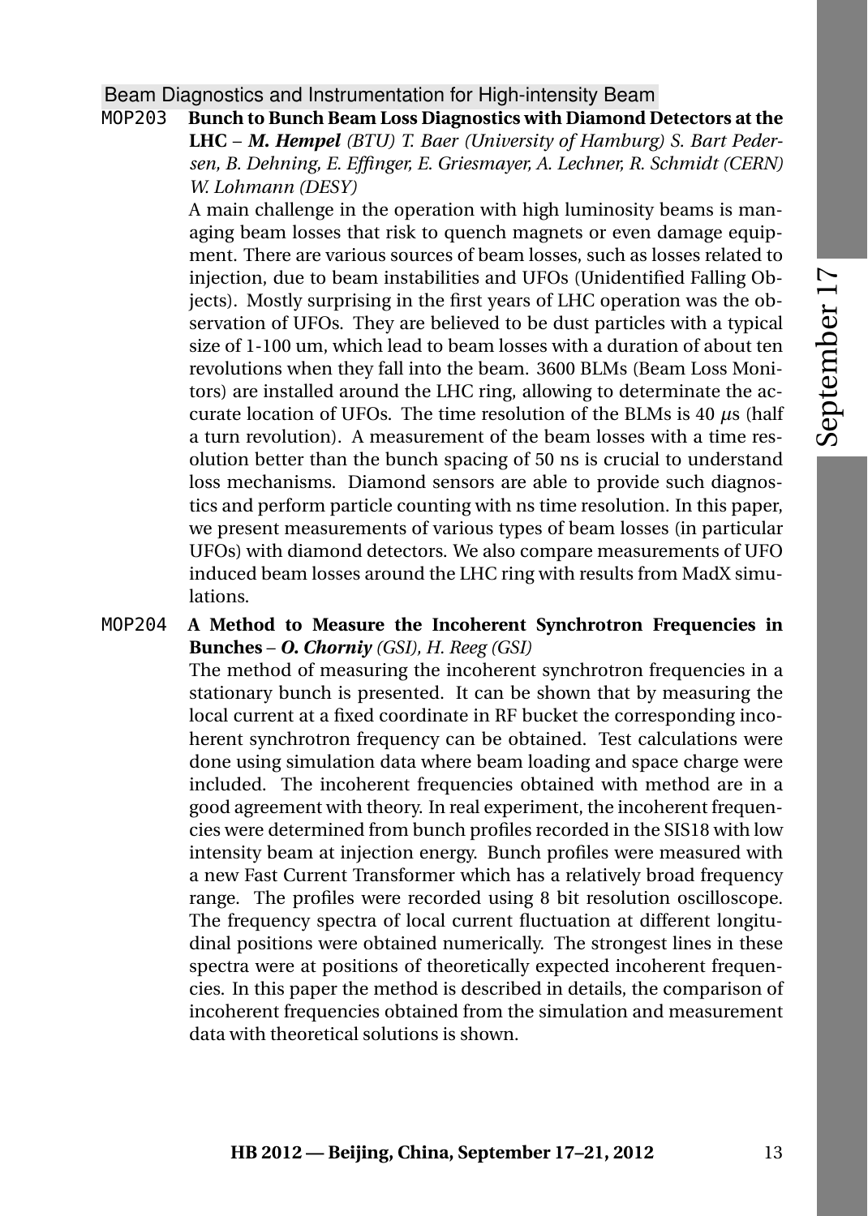## Beam Diagnostics and Instrumentation for High-intensity Beam

MOP203 **Bunch to Bunch Beam Loss Diagnostics with Diamond Detectors at the LHC** – ***M. Hempel*** *(BTU) T. Baer (University of Hamburg) S. Bart Pedersen, B. Dehning, E. Effinger, E. Griesmayer, A. Lechner, R. Schmidt (CERN) W. Lohmann (DESY)*

A main challenge in the operation with high luminosity beams is managing beam losses that risk to quench magnets or even damage equipment. There are various sources of beam losses, such as losses related to injection, due to beam instabilities and UFOs (Unidentified Falling Objects). Mostly surprising in the first years of LHC operation was the observation of UFOs. They are believed to be dust particles with a typical size of 1-100 um, which lead to beam losses with a duration of about ten revolutions when they fall into the beam. 3600 BLMs (Beam Loss Monitors) are installed around the LHC ring, allowing to determinate the accurate location of UFOs. The time resolution of the BLMs is 40 $\mu$s (half a turn revolution). A measurement of the beam losses with a time resolution better than the bunch spacing of 50 ns is crucial to understand loss mechanisms. Diamond sensors are able to provide such diagnostics and perform particle counting with ns time resolution. In this paper, we present measurements of various types of beam losses (in particular UFOs) with diamond detectors. We also compare measurements of UFO induced beam losses around the LHC ring with results from MadX simulations.

MOP204 **A Method to Measure the Incoherent Synchrotron Frequencies in Bunches** – ***O. Chorniy*** *(GSI), H. Reeg (GSI)*

The method of measuring the incoherent synchrotron frequencies in a stationary bunch is presented. It can be shown that by measuring the local current at a fixed coordinate in RF bucket the corresponding incoherent synchrotron frequency can be obtained. Test calculations were done using simulation data where beam loading and space charge were included. The incoherent frequencies obtained with method are in a good agreement with theory. In real experiment, the incoherent frequencies were determined from bunch profiles recorded in the SIS18 with low intensity beam at injection energy. Bunch profiles were measured with a new Fast Current Transformer which has a relatively broad frequency range. The profiles were recorded using 8 bit resolution oscilloscope. The frequency spectra of local current fluctuation at different longitudinal positions were obtained numerically. The strongest lines in these spectra were at positions of theoretically expected incoherent frequencies. In this paper the method is described in details, the comparison of incoherent frequencies obtained from the simulation and measurement data with theoretical solutions is shown.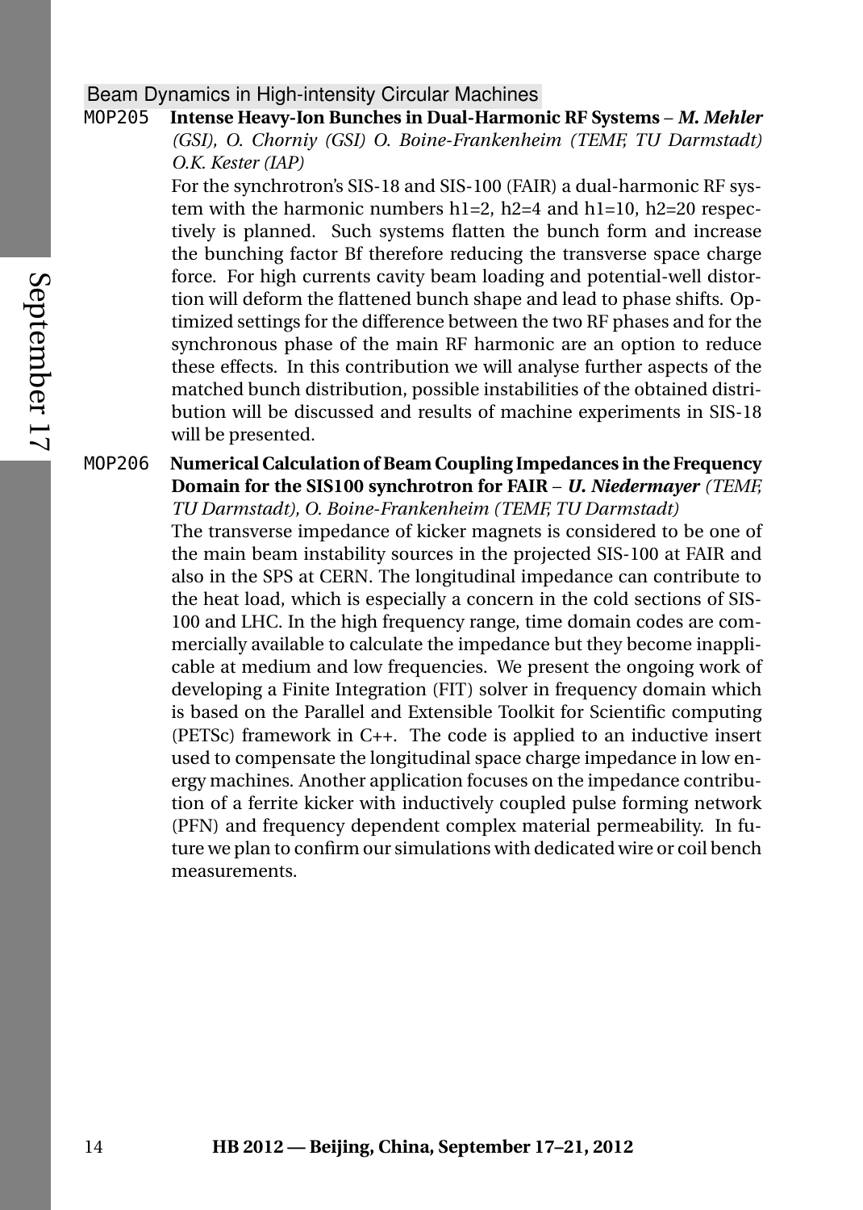## Beam Dynamics in High-intensity Circular Machines

**MOP205 Intense Heavy-Ion Bunches in Dual-Harmonic RF Systems** – ***M. Mehler*** *(GSI), O. Chorniy (GSI) O. Boine-Frankenheim (TEMF, TU Darmstadt) O.K. Kester (IAP)*

For the synchrotron's SIS-18 and SIS-100 (FAIR) a dual-harmonic RF system with the harmonic numbers h1=2, h2=4 and h1=10, h2=20 respectively is planned. Such systems flatten the bunch form and increase the bunching factor Bf therefore reducing the transverse space charge force. For high currents cavity beam loading and potential-well distortion will deform the flattened bunch shape and lead to phase shifts. Optimized settings for the difference between the two RF phases and for the synchronous phase of the main RF harmonic are an option to reduce these effects. In this contribution we will analyse further aspects of the matched bunch distribution, possible instabilities of the obtained distribution will be discussed and results of machine experiments in SIS-18 will be presented.

**MOP206 Numerical Calculation of Beam Coupling Impedances in the Frequency Domain for the SIS100 synchrotron for FAIR** – ***U. Niedermayer*** *(TEMF, TU Darmstadt), O. Boine-Frankenheim (TEMF, TU Darmstadt)*

The transverse impedance of kicker magnets is considered to be one of the main beam instability sources in the projected SIS-100 at FAIR and also in the SPS at CERN. The longitudinal impedance can contribute to the heat load, which is especially a concern in the cold sections of SIS-100 and LHC. In the high frequency range, time domain codes are commercially available to calculate the impedance but they become inapplicable at medium and low frequencies. We present the ongoing work of developing a Finite Integration (FIT) solver in frequency domain which is based on the Parallel and Extensible Toolkit for Scientific computing (PETSc) framework in C++. The code is applied to an inductive insert used to compensate the longitudinal space charge impedance in low energy machines. Another application focuses on the impedance contribution of a ferrite kicker with inductively coupled pulse forming network (PFN) and frequency dependent complex material permeability. In future we plan to confirm our simulations with dedicated wire or coil bench measurements.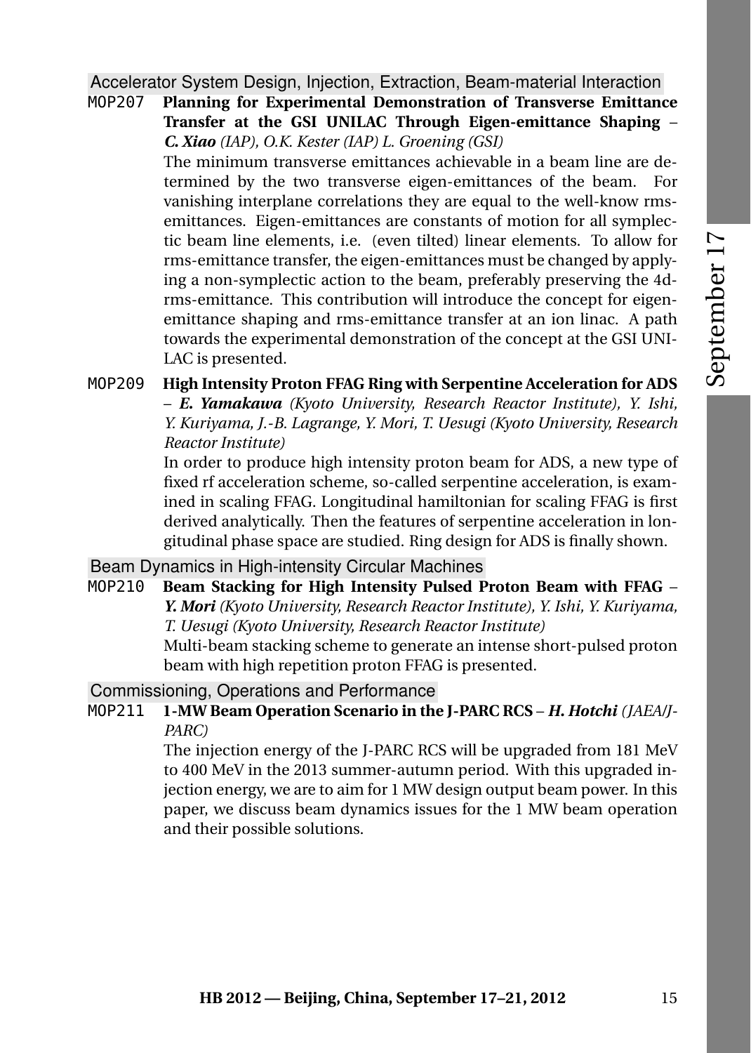## Accelerator System Design, Injection, Extraction, Beam-material Interaction

**MOP207** **Planning for Experimental Demonstration of Transverse Emittance Transfer at the GSI UNILAC Through Eigen-emittance Shaping** – ***C. Xiao*** *(IAP), O.K. Kester (IAP) L. Groening (GSI)*

The minimum transverse emittances achievable in a beam line are determined by the two transverse eigen-emittances of the beam. For vanishing interplane correlations they are equal to the well-know rms-emittances. Eigen-emittances are constants of motion for all symplectic beam line elements, i.e. (even tilted) linear elements. To allow for rms-emittance transfer, the eigen-emittances must be changed by applying a non-symplectic action to the beam, preferably preserving the 4d-rms-emittance. This contribution will introduce the concept for eigen-emittance shaping and rms-emittance transfer at an ion linac. A path towards the experimental demonstration of the concept at the GSI UNILAC is presented.

**MOP209** **High Intensity Proton FFAG Ring with Serpentine Acceleration for ADS** – ***E. Yamakawa*** *(Kyoto University, Research Reactor Institute), Y. Ishi, Y. Kuriyama, J.-B. Lagrange, Y. Mori, T. Uesugi (Kyoto University, Research Reactor Institute)*

In order to produce high intensity proton beam for ADS, a new type of fixed rf acceleration scheme, so-called serpentine acceleration, is examined in scaling FFAG. Longitudinal hamiltonian for scaling FFAG is first derived analytically. Then the features of serpentine acceleration in longitudinal phase space are studied. Ring design for ADS is finally shown.

## Beam Dynamics in High-intensity Circular Machines

**MOP210** **Beam Stacking for High Intensity Pulsed Proton Beam with FFAG** – ***Y. Mori*** *(Kyoto University, Research Reactor Institute), Y. Ishi, Y. Kuriyama, T. Uesugi (Kyoto University, Research Reactor Institute)*

Multi-beam stacking scheme to generate an intense short-pulsed proton beam with high repetition proton FFAG is presented.

## Commissioning, Operations and Performance

**MOP211** **1-MW Beam Operation Scenario in the J-PARC RCS** – ***H. Hotchi*** *(JAEA/J-PARC)*

The injection energy of the J-PARC RCS will be upgraded from 181 MeV to 400 MeV in the 2013 summer-autumn period. With this upgraded injection energy, we are to aim for 1 MW design output beam power. In this paper, we discuss beam dynamics issues for the 1 MW beam operation and their possible solutions.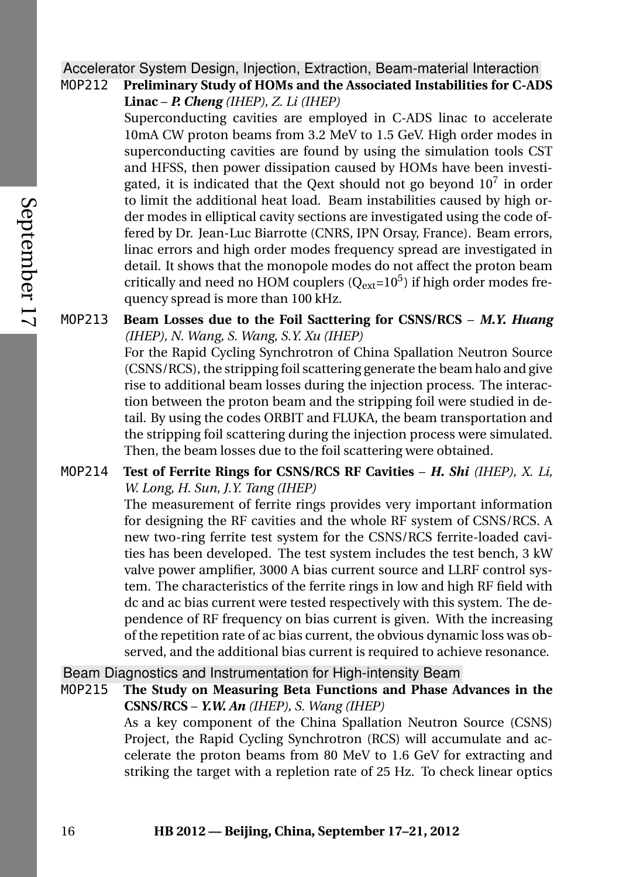## Accelerator System Design, Injection, Extraction, Beam-material Interaction

**MOP212 Preliminary Study of HOMs and the Associated Instabilities for C-ADS Linac** – ***P. Cheng*** *(IHEP), Z. Li (IHEP)*

Superconducting cavities are employed in C-ADS linac to accelerate 10mA CW proton beams from 3.2 MeV to 1.5 GeV. High order modes in superconducting cavities are found by using the simulation tools CST and HFSS, then power dissipation caused by HOMs have been investigated, it is indicated that the Qext should not go beyond $10^7$ in order to limit the additional heat load. Beam instabilities caused by high order modes in elliptical cavity sections are investigated using the code offered by Dr. Jean-Luc Biarrotte (CNRS, IPN Orsay, France). Beam errors, linac errors and high order modes frequency spread are investigated in detail. It shows that the monopole modes do not affect the proton beam critically and need no HOM couplers ($Q_{ext}$=$10^5$) if high order modes frequency spread is more than 100 kHz.

**MOP213 Beam Losses due to the Foil Sacttering for CSNS/RCS** – ***M.Y. Huang*** *(IHEP), N. Wang, S. Wang, S.Y. Xu (IHEP)*

For the Rapid Cycling Synchrotron of China Spallation Neutron Source (CSNS/RCS), the stripping foil scattering generate the beam halo and give rise to additional beam losses during the injection process. The interaction between the proton beam and the stripping foil were studied in detail. By using the codes ORBIT and FLUKA, the beam transportation and the stripping foil scattering during the injection process were simulated. Then, the beam losses due to the foil scattering were obtained.

**MOP214 Test of Ferrite Rings for CSNS/RCS RF Cavities** – ***H. Shi*** *(IHEP), X. Li, W. Long, H. Sun, J.Y. Tang (IHEP)*

The measurement of ferrite rings provides very important information for designing the RF cavities and the whole RF system of CSNS/RCS. A new two-ring ferrite test system for the CSNS/RCS ferrite-loaded cavities has been developed. The test system includes the test bench, 3 kW valve power amplifier, 3000 A bias current source and LLRF control system. The characteristics of the ferrite rings in low and high RF field with dc and ac bias current were tested respectively with this system. The dependence of RF frequency on bias current is given. With the increasing of the repetition rate of ac bias current, the obvious dynamic loss was observed, and the additional bias current is required to achieve resonance.

## Beam Diagnostics and Instrumentation for High-intensity Beam

**MOP215 The Study on Measuring Beta Functions and Phase Advances in the CSNS/RCS** – ***Y.W. An*** *(IHEP), S. Wang (IHEP)*

As a key component of the China Spallation Neutron Source (CSNS) Project, the Rapid Cycling Synchrotron (RCS) will accumulate and accelerate the proton beams from 80 MeV to 1.6 GeV for extracting and striking the target with a repletion rate of 25 Hz. To check linear optics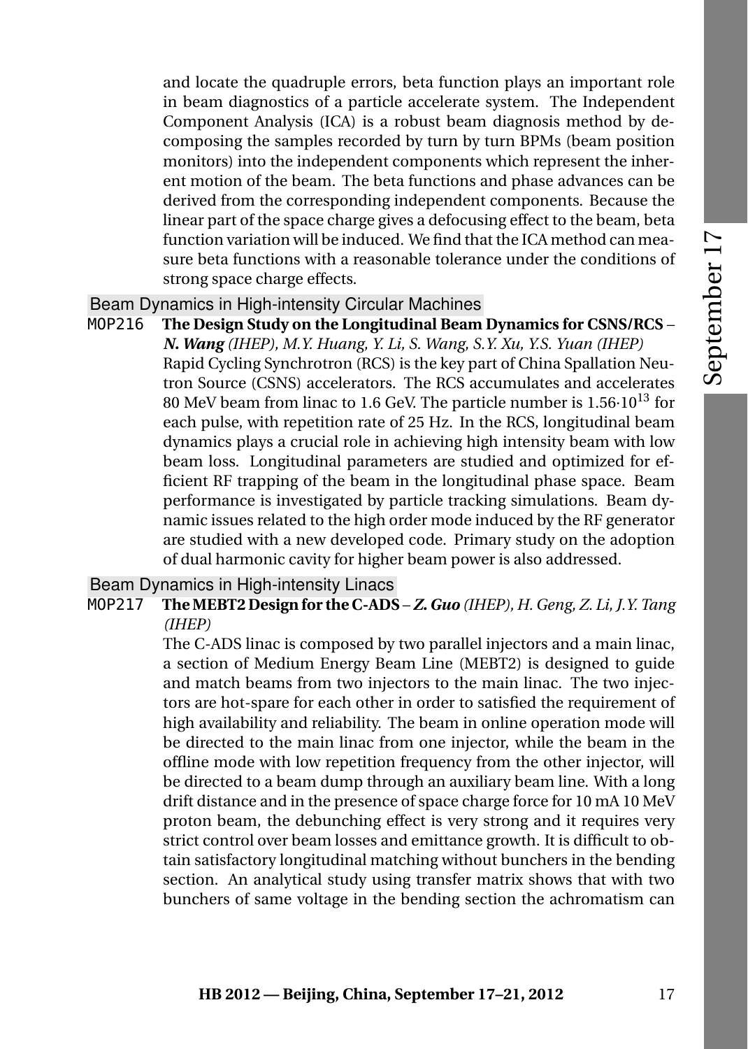and locate the quadruple errors, beta function plays an important role in beam diagnostics of a particle accelerate system. The Independent Component Analysis (ICA) is a robust beam diagnosis method by decomposing the samples recorded by turn by turn BPMs (beam position monitors) into the independent components which represent the inherent motion of the beam. The beta functions and phase advances can be derived from the corresponding independent components. Because the linear part of the space charge gives a defocusing effect to the beam, beta function variation will be induced. We find that the ICA method can measure beta functions with a reasonable tolerance under the conditions of strong space charge effects.

## Beam Dynamics in High-intensity Circular Machines

MOP216 **The Design Study on the Longitudinal Beam Dynamics for CSNS/RCS** – ***N. Wang*** *(IHEP), M.Y. Huang, Y. Li, S. Wang, S.Y. Xu, Y.S. Yuan (IHEP)*

Rapid Cycling Synchrotron (RCS) is the key part of China Spallation Neutron Source (CSNS) accelerators. The RCS accumulates and accelerates 80 MeV beam from linac to 1.6 GeV. The particle number is $1.56 \cdot 10^{13}$ for each pulse, with repetition rate of 25 Hz. In the RCS, longitudinal beam dynamics plays a crucial role in achieving high intensity beam with low beam loss. Longitudinal parameters are studied and optimized for efficient RF trapping of the beam in the longitudinal phase space. Beam performance is investigated by particle tracking simulations. Beam dynamic issues related to the high order mode induced by the RF generator are studied with a new developed code. Primary study on the adoption of dual harmonic cavity for higher beam power is also addressed.

## Beam Dynamics in High-intensity Linacs

MOP217 **The MEBT2 Design for the C-ADS** – ***Z. Guo*** *(IHEP), H. Geng, Z. Li, J.Y. Tang (IHEP)*

The C-ADS linac is composed by two parallel injectors and a main linac, a section of Medium Energy Beam Line (MEBT2) is designed to guide and match beams from two injectors to the main linac. The two injectors are hot-spare for each other in order to satisfied the requirement of high availability and reliability. The beam in online operation mode will be directed to the main linac from one injector, while the beam in the offline mode with low repetition frequency from the other injector, will be directed to a beam dump through an auxiliary beam line. With a long drift distance and in the presence of space charge force for 10 mA 10 MeV proton beam, the debunching effect is very strong and it requires very strict control over beam losses and emittance growth. It is difficult to obtain satisfactory longitudinal matching without bunchers in the bending section. An analytical study using transfer matrix shows that with two bunchers of same voltage in the bending section the achromatism can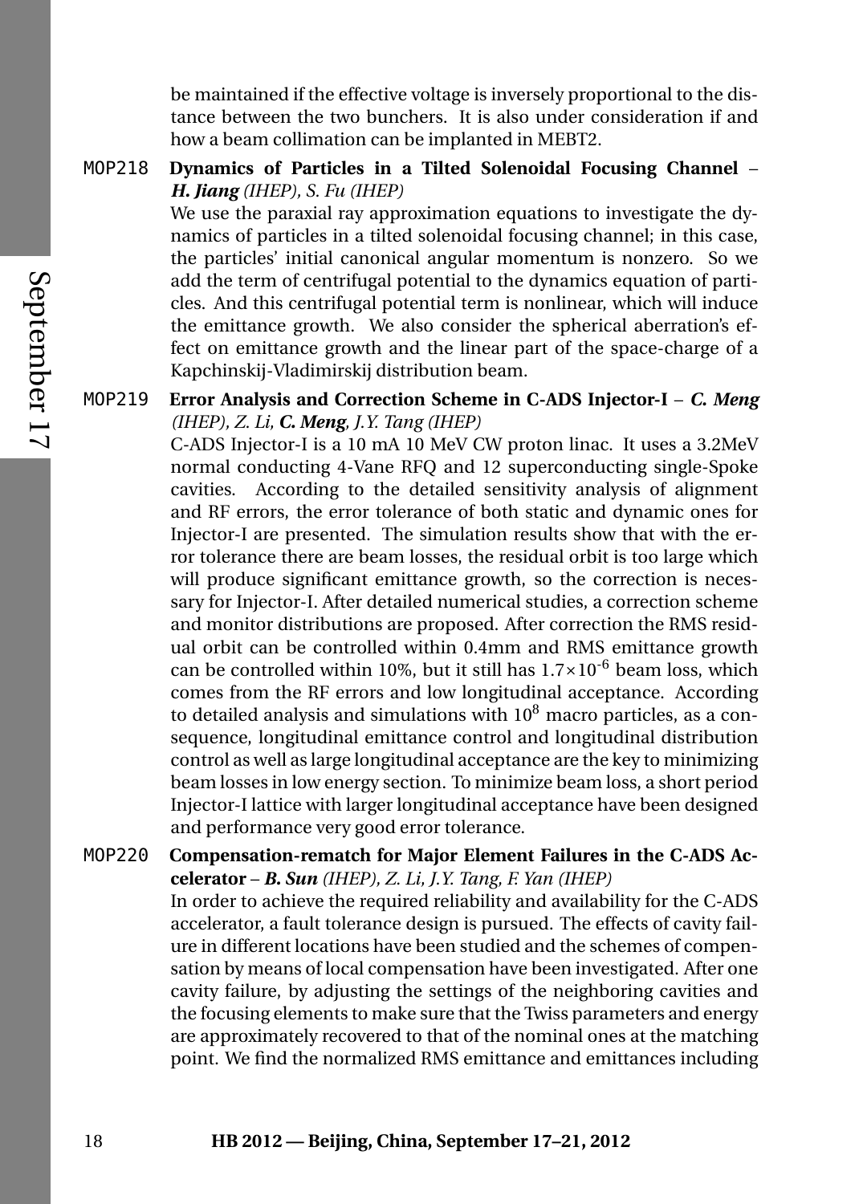be maintained if the effective voltage is inversely proportional to the distance between the two bunchers. It is also under consideration if and how a beam collimation can be implanted in MEBT2.

**MOP218** **Dynamics of Particles in a Tilted Solenoidal Focusing Channel** – ***H. Jiang*** *(IHEP), S. Fu (IHEP)*

We use the paraxial ray approximation equations to investigate the dynamics of particles in a tilted solenoidal focusing channel; in this case, the particles' initial canonical angular momentum is nonzero. So we add the term of centrifugal potential to the dynamics equation of particles. And this centrifugal potential term is nonlinear, which will induce the emittance growth. We also consider the spherical aberration's effect on emittance growth and the linear part of the space-charge of a Kapchinskij-Vladimirskij distribution beam.

**MOP219** **Error Analysis and Correction Scheme in C-ADS Injector-I** – ***C. Meng*** *(IHEP), Z. Li,* ***C. Meng****, J.Y. Tang (IHEP)*

C-ADS Injector-I is a 10 mA 10 MeV CW proton linac. It uses a 3.2MeV normal conducting 4-Vane RFQ and 12 superconducting single-Spoke cavities. According to the detailed sensitivity analysis of alignment and RF errors, the error tolerance of both static and dynamic ones for Injector-I are presented. The simulation results show that with the error tolerance there are beam losses, the residual orbit is too large which will produce significant emittance growth, so the correction is necessary for Injector-I. After detailed numerical studies, a correction scheme and monitor distributions are proposed. After correction the RMS residual orbit can be controlled within 0.4mm and RMS emittance growth can be controlled within 10%, but it still has $1.7\times10^{-6}$ beam loss, which comes from the RF errors and low longitudinal acceptance. According to detailed analysis and simulations with $10^{8}$ macro particles, as a consequence, longitudinal emittance control and longitudinal distribution control as well as large longitudinal acceptance are the key to minimizing beam losses in low energy section. To minimize beam loss, a short period Injector-I lattice with larger longitudinal acceptance have been designed and performance very good error tolerance.

**MOP220** **Compensation-rematch for Major Element Failures in the C-ADS Accelerator** – ***B. Sun*** *(IHEP), Z. Li, J.Y. Tang, F. Yan (IHEP)*

In order to achieve the required reliability and availability for the C-ADS accelerator, a fault tolerance design is pursued. The effects of cavity failure in different locations have been studied and the schemes of compensation by means of local compensation have been investigated. After one cavity failure, by adjusting the settings of the neighboring cavities and the focusing elements to make sure that the Twiss parameters and energy are approximately recovered to that of the nominal ones at the matching point. We find the normalized RMS emittance and emittances including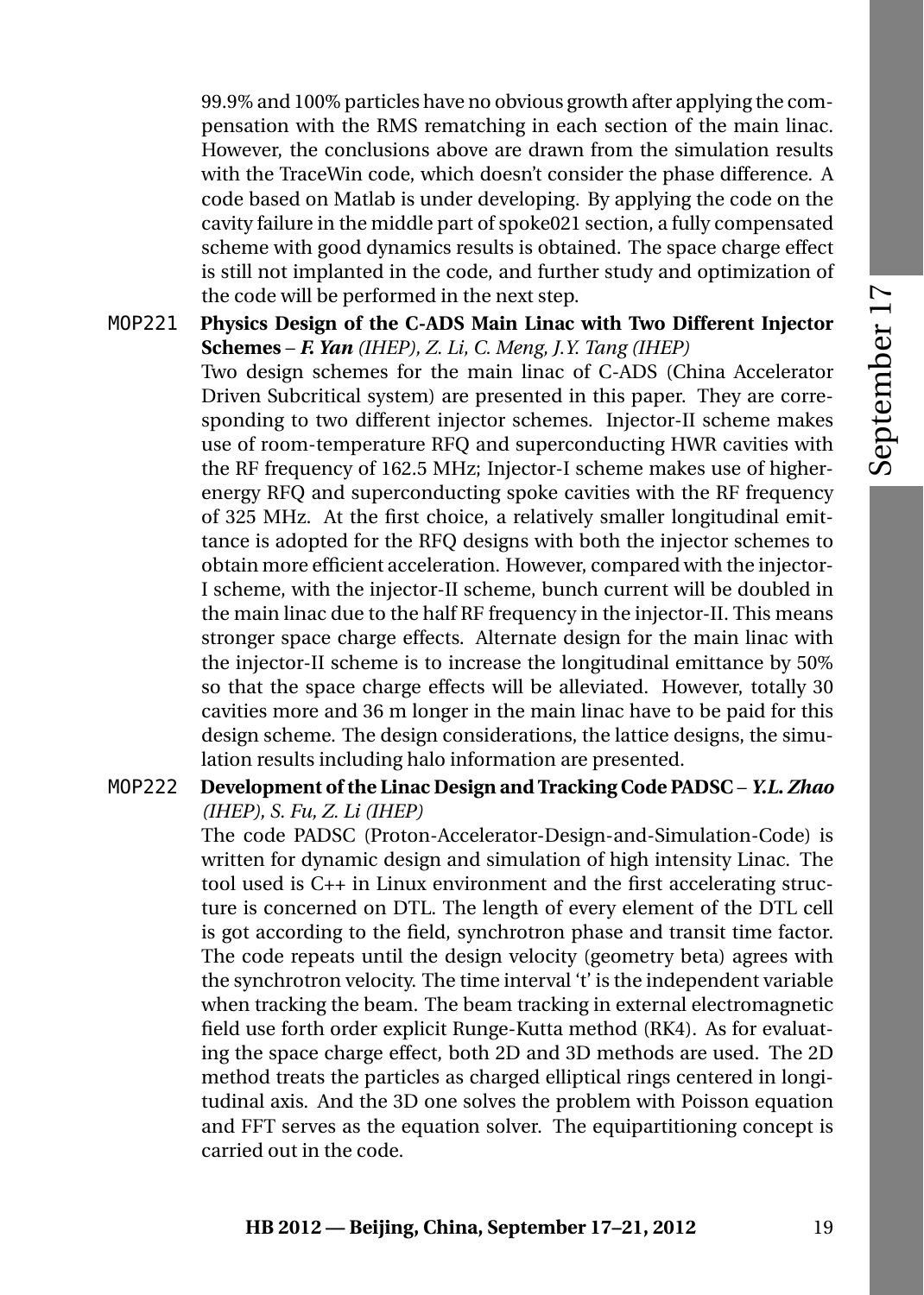99.9% and 100% particles have no obvious growth after applying the compensation with the RMS rematching in each section of the main linac. However, the conclusions above are drawn from the simulation results with the TraceWin code, which doesn't consider the phase difference. A code based on Matlab is under developing. By applying the code on the cavity failure in the middle part of spoke021 section, a fully compensated scheme with good dynamics results is obtained. The space charge effect is still not implanted in the code, and further study and optimization of the code will be performed in the next step.

`MOP221` **Physics Design of the C-ADS Main Linac with Two Different Injector Schemes** – ***F. Yan*** *(IHEP), Z. Li, C. Meng, J.Y. Tang (IHEP)*

Two design schemes for the main linac of C-ADS (China Accelerator Driven Subcritical system) are presented in this paper. They are corresponding to two different injector schemes. Injector-II scheme makes use of room-temperature RFQ and superconducting HWR cavities with the RF frequency of 162.5 MHz; Injector-I scheme makes use of higher-energy RFQ and superconducting spoke cavities with the RF frequency of 325 MHz. At the first choice, a relatively smaller longitudinal emittance is adopted for the RFQ designs with both the injector schemes to obtain more efficient acceleration. However, compared with the injector-I scheme, with the injector-II scheme, bunch current will be doubled in the main linac due to the half RF frequency in the injector-II. This means stronger space charge effects. Alternate design for the main linac with the injector-II scheme is to increase the longitudinal emittance by 50% so that the space charge effects will be alleviated. However, totally 30 cavities more and 36 m longer in the main linac have to be paid for this design scheme. The design considerations, the lattice designs, the simulation results including halo information are presented.

`MOP222` **Development of the Linac Design and Tracking Code PADSC** – ***Y.L. Zhao*** *(IHEP), S. Fu, Z. Li (IHEP)*

The code PADSC (Proton-Accelerator-Design-and-Simulation-Code) is written for dynamic design and simulation of high intensity Linac. The tool used is C++ in Linux environment and the first accelerating structure is concerned on DTL. The length of every element of the DTL cell is got according to the field, synchrotron phase and transit time factor. The code repeats until the design velocity (geometry beta) agrees with the synchrotron velocity. The time interval 't' is the independent variable when tracking the beam. The beam tracking in external electromagnetic field use forth order explicit Runge-Kutta method (RK4). As for evaluating the space charge effect, both 2D and 3D methods are used. The 2D method treats the particles as charged elliptical rings centered in longitudinal axis. And the 3D one solves the problem with Poisson equation and FFT serves as the equation solver. The equipartitioning concept is carried out in the code.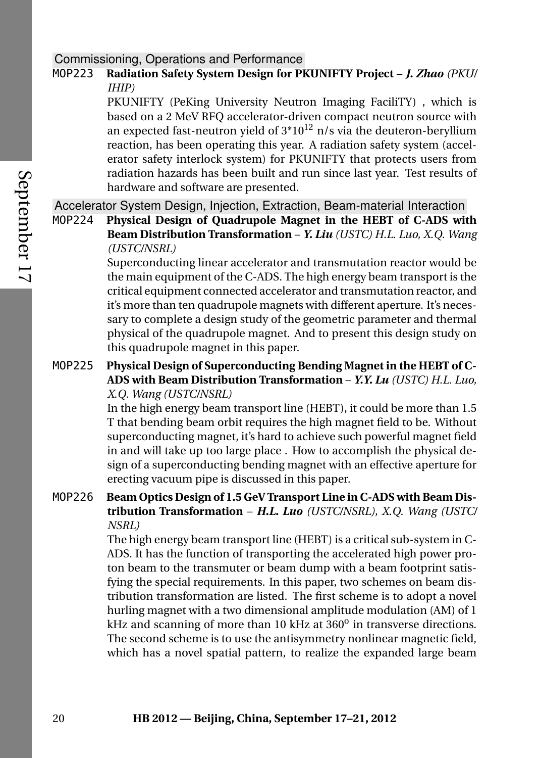## Commissioning, Operations and Performance

**MOP223** **Radiation Safety System Design for PKUNIFTY Project** – ***J. Zhao*** *(PKU/IHIP)*

PKUNIFTY (PeKing University Neutron Imaging FaciliTY) , which is based on a 2 MeV RFQ accelerator-driven compact neutron source with an expected fast-neutron yield of $3*10^{12}$ n/s via the deuteron-beryllium reaction, has been operating this year. A radiation safety system (accelerator safety interlock system) for PKUNIFTY that protects users from radiation hazards has been built and run since last year. Test results of hardware and software are presented.

## Accelerator System Design, Injection, Extraction, Beam-material Interaction

**MOP224** **Physical Design of Quadrupole Magnet in the HEBT of C-ADS with Beam Distribution Transformation** – ***Y. Liu*** *(USTC) H.L. Luo, X.Q. Wang (USTC/NSRL)*

Superconducting linear accelerator and transmutation reactor would be the main equipment of the C-ADS. The high energy beam transport is the critical equipment connected accelerator and transmutation reactor, and it's more than ten quadrupole magnets with different aperture. It's necessary to complete a design study of the geometric parameter and thermal physical of the quadrupole magnet. And to present this design study on this quadrupole magnet in this paper.

**MOP225** **Physical Design of Superconducting Bending Magnet in the HEBT of C-ADS with Beam Distribution Transformation** – ***Y.Y. Lu*** *(USTC) H.L. Luo, X.Q. Wang (USTC/NSRL)*

In the high energy beam transport line (HEBT), it could be more than 1.5 T that bending beam orbit requires the high magnet field to be. Without superconducting magnet, it's hard to achieve such powerful magnet field in and will take up too large place . How to accomplish the physical design of a superconducting bending magnet with an effective aperture for erecting vacuum pipe is discussed in this paper.

**MOP226** **Beam Optics Design of 1.5 GeV Transport Line in C-ADS with Beam Distribution Transformation** – ***H.L. Luo*** *(USTC/NSRL), X.Q. Wang (USTC/NSRL)*

The high energy beam transport line (HEBT) is a critical sub-system in C-ADS. It has the function of transporting the accelerated high power proton beam to the transmuter or beam dump with a beam footprint satisfying the special requirements. In this paper, two schemes on beam distribution transformation are listed. The first scheme is to adopt a novel hurling magnet with a two dimensional amplitude modulation (AM) of 1 kHz and scanning of more than 10 kHz at $360^o$ in transverse directions. The second scheme is to use the antisymmetry nonlinear magnetic field, which has a novel spatial pattern, to realize the expanded large beam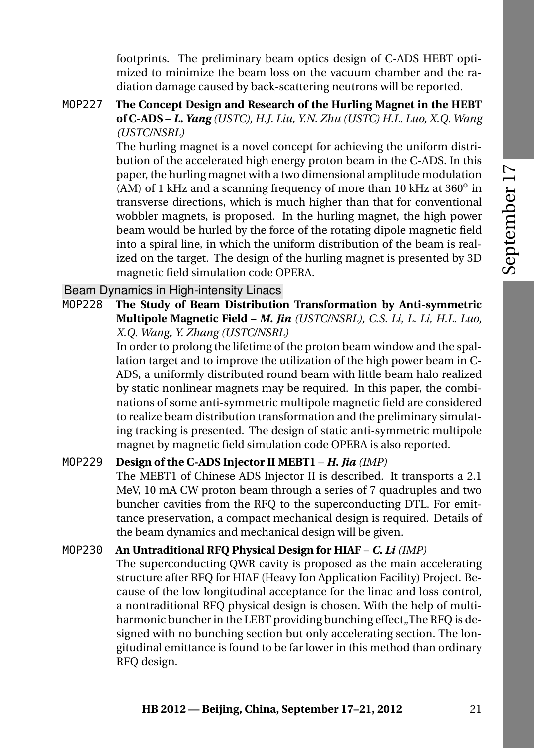footprints. The preliminary beam optics design of C-ADS HEBT optimized to minimize the beam loss on the vacuum chamber and the radiation damage caused by back-scattering neutrons will be reported.

MOP227 **The Concept Design and Research of the Hurling Magnet in the HEBT of C-ADS** – ***L. Yang*** *(USTC), H.J. Liu, Y.N. Zhu (USTC) H.L. Luo, X.Q. Wang (USTC/NSRL)*

The hurling magnet is a novel concept for achieving the uniform distribution of the accelerated high energy proton beam in the C-ADS. In this paper, the hurling magnet with a two dimensional amplitude modulation (AM) of 1 kHz and a scanning frequency of more than 10 kHz at $360^{o}$ in transverse directions, which is much higher than that for conventional wobbler magnets, is proposed. In the hurling magnet, the high power beam would be hurled by the force of the rotating dipole magnetic field into a spiral line, in which the uniform distribution of the beam is realized on the target. The design of the hurling magnet is presented by 3D magnetic field simulation code OPERA.

## Beam Dynamics in High-intensity Linacs

MOP228 **The Study of Beam Distribution Transformation by Anti-symmetric Multipole Magnetic Field** – ***M. Jin*** *(USTC/NSRL), C.S. Li, L. Li, H.L. Luo, X.Q. Wang, Y. Zhang (USTC/NSRL)*

In order to prolong the lifetime of the proton beam window and the spallation target and to improve the utilization of the high power beam in C-ADS, a uniformly distributed round beam with little beam halo realized by static nonlinear magnets may be required. In this paper, the combinations of some anti-symmetric multipole magnetic field are considered to realize beam distribution transformation and the preliminary simulating tracking is presented. The design of static anti-symmetric multipole magnet by magnetic field simulation code OPERA is also reported.

MOP229 **Design of the C-ADS Injector II MEBT1** – ***H. Jia*** *(IMP)*

The MEBT1 of Chinese ADS Injector II is described. It transports a 2.1 MeV, 10 mA CW proton beam through a series of 7 quadruples and two buncher cavities from the RFQ to the superconducting DTL. For emittance preservation, a compact mechanical design is required. Details of the beam dynamics and mechanical design will be given.

MOP230 **An Untraditional RFQ Physical Design for HIAF** – ***C. Li*** *(IMP)*

The superconducting QWR cavity is proposed as the main accelerating structure after RFQ for HIAF (Heavy Ion Application Facility) Project. Because of the low longitudinal acceptance for the linac and loss control, a nontraditional RFQ physical design is chosen. With the help of multi-harmonic buncher in the LEBT providing bunching effect,,The RFQ is designed with no bunching section but only accelerating section. The longitudinal emittance is found to be far lower in this method than ordinary RFQ design.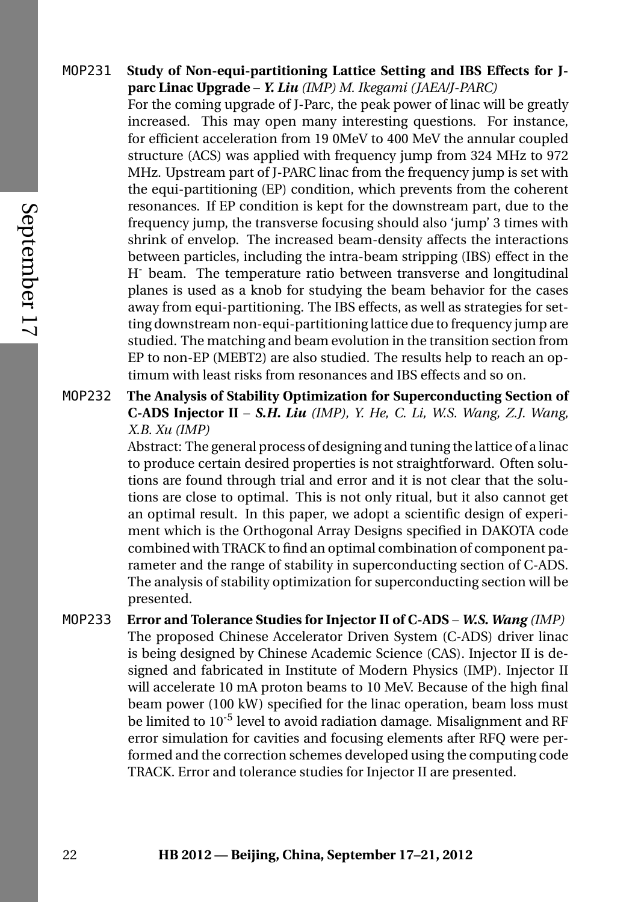**MOP231** **Study of Non-equi-partitioning Lattice Setting and IBS Effects for J-parc Linac Upgrade** – ***Y. Liu*** *(IMP) M. Ikegami (JAEA/J-PARC)*

For the coming upgrade of J-Parc, the peak power of linac will be greatly increased. This may open many interesting questions. For instance, for efficient acceleration from 19 0MeV to 400 MeV the annular coupled structure (ACS) was applied with frequency jump from 324 MHz to 972 MHz. Upstream part of J-PARC linac from the frequency jump is set with the equi-partitioning (EP) condition, which prevents from the coherent resonances. If EP condition is kept for the downstream part, due to the frequency jump, the transverse focusing should also 'jump' 3 times with shrink of envelop. The increased beam-density affects the interactions between particles, including the intra-beam stripping (IBS) effect in the $H^-$ beam. The temperature ratio between transverse and longitudinal planes is used as a knob for studying the beam behavior for the cases away from equi-partitioning. The IBS effects, as well as strategies for setting downstream non-equi-partitioning lattice due to frequency jump are studied. The matching and beam evolution in the transition section from EP to non-EP (MEBT2) are also studied. The results help to reach an optimum with least risks from resonances and IBS effects and so on.

**MOP232** **The Analysis of Stability Optimization for Superconducting Section of C-ADS Injector II** – ***S.H. Liu*** *(IMP), Y. He, C. Li, W.S. Wang, Z.J. Wang, X.B. Xu (IMP)*

Abstract: The general process of designing and tuning the lattice of a linac to produce certain desired properties is not straightforward. Often solutions are found through trial and error and it is not clear that the solutions are close to optimal. This is not only ritual, but it also cannot get an optimal result. In this paper, we adopt a scientific design of experiment which is the Orthogonal Array Designs specified in DAKOTA code combined with TRACK to find an optimal combination of component parameter and the range of stability in superconducting section of C-ADS. The analysis of stability optimization for superconducting section will be presented.

**MOP233** **Error and Tolerance Studies for Injector II of C-ADS** – ***W.S. Wang*** *(IMP)*

The proposed Chinese Accelerator Driven System (C-ADS) driver linac is being designed by Chinese Academic Science (CAS). Injector II is designed and fabricated in Institute of Modern Physics (IMP). Injector II will accelerate 10 mA proton beams to 10 MeV. Because of the high final beam power (100 kW) specified for the linac operation, beam loss must be limited to $10^{-5}$ level to avoid radiation damage. Misalignment and RF error simulation for cavities and focusing elements after RFQ were performed and the correction schemes developed using the computing code TRACK. Error and tolerance studies for Injector II are presented.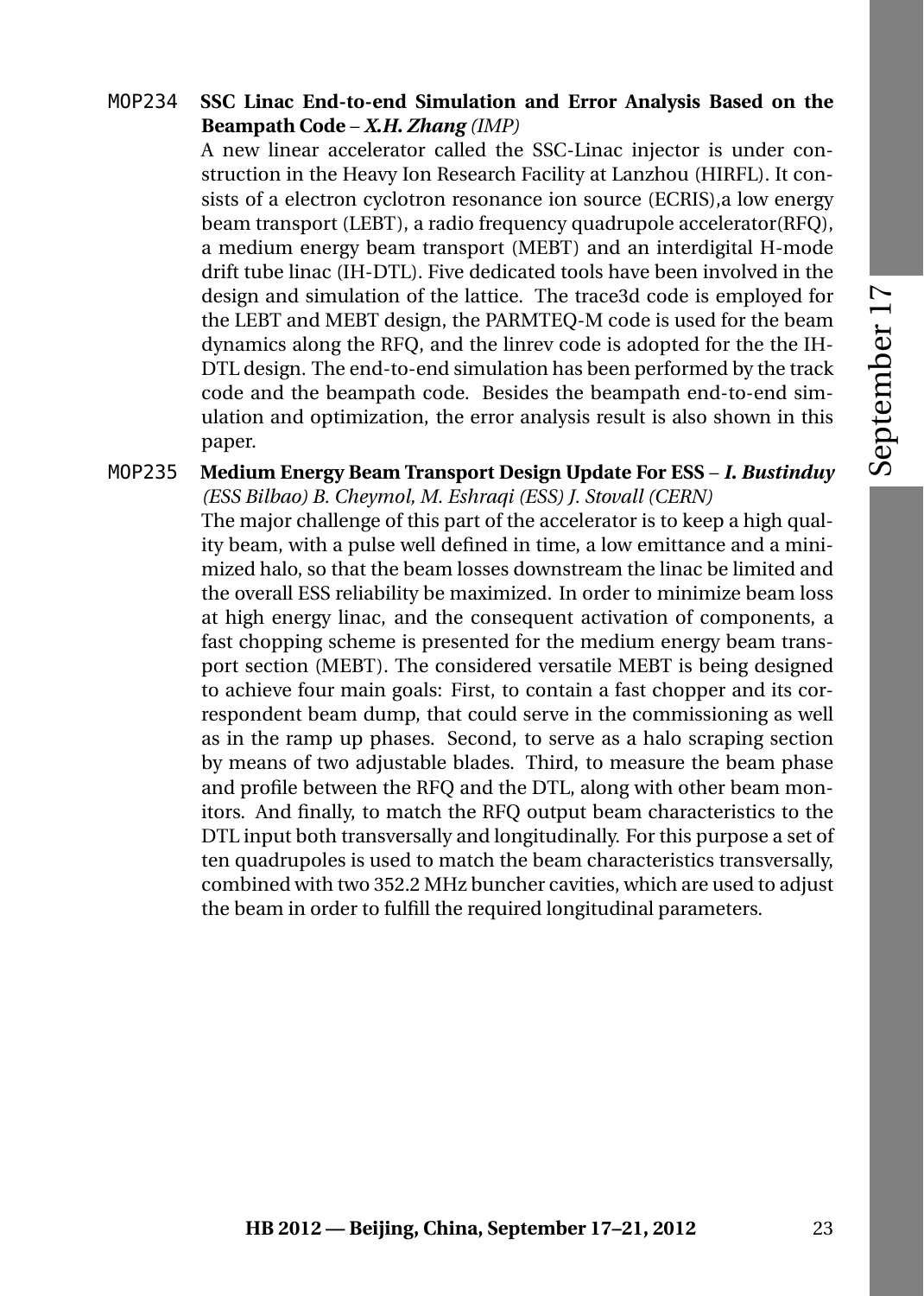MOP234 **SSC Linac End-to-end Simulation and Error Analysis Based on the Beampath Code** – ***X.H. Zhang*** *(IMP)*

A new linear accelerator called the SSC-Linac injector is under construction in the Heavy Ion Research Facility at Lanzhou (HIRFL). It consists of a electron cyclotron resonance ion source (ECRIS),a low energy beam transport (LEBT), a radio frequency quadrupole accelerator(RFQ), a medium energy beam transport (MEBT) and an interdigital H-mode drift tube linac (IH-DTL). Five dedicated tools have been involved in the design and simulation of the lattice. The trace3d code is employed for the LEBT and MEBT design, the PARMTEQ-M code is used for the beam dynamics along the RFQ, and the linrev code is adopted for the the IH-DTL design. The end-to-end simulation has been performed by the track code and the beampath code. Besides the beampath end-to-end simulation and optimization, the error analysis result is also shown in this paper.

MOP235 **Medium Energy Beam Transport Design Update For ESS** – ***I. Bustinduy*** *(ESS Bilbao) B. Cheymol, M. Eshraqi (ESS) J. Stovall (CERN)*

The major challenge of this part of the accelerator is to keep a high quality beam, with a pulse well defined in time, a low emittance and a minimized halo, so that the beam losses downstream the linac be limited and the overall ESS reliability be maximized. In order to minimize beam loss at high energy linac, and the consequent activation of components, a fast chopping scheme is presented for the medium energy beam transport section (MEBT). The considered versatile MEBT is being designed to achieve four main goals: First, to contain a fast chopper and its correspondent beam dump, that could serve in the commissioning as well as in the ramp up phases. Second, to serve as a halo scraping section by means of two adjustable blades. Third, to measure the beam phase and profile between the RFQ and the DTL, along with other beam monitors. And finally, to match the RFQ output beam characteristics to the DTL input both transversally and longitudinally. For this purpose a set of ten quadrupoles is used to match the beam characteristics transversally, combined with two 352.2 MHz buncher cavities, which are used to adjust the beam in order to fulfill the required longitudinal parameters.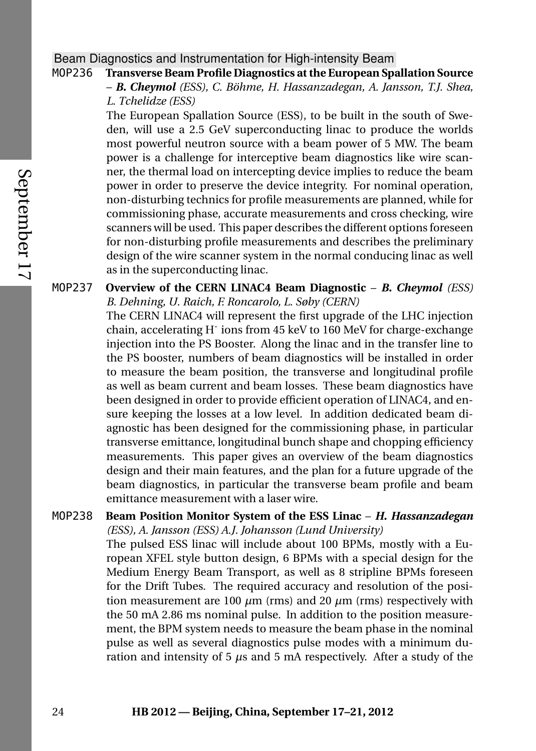## Beam Diagnostics and Instrumentation for High-intensity Beam

MOP236 **Transverse Beam Profile Diagnostics at the European Spallation Source** – ***B. Cheymol*** *(ESS), C. Böhme, H. Hassanzadegan, A. Jansson, T.J. Shea, L. Tchelidze (ESS)*

The European Spallation Source (ESS), to be built in the south of Sweden, will use a 2.5 GeV superconducting linac to produce the worlds most powerful neutron source with a beam power of 5 MW. The beam power is a challenge for interceptive beam diagnostics like wire scanner, the thermal load on intercepting device implies to reduce the beam power in order to preserve the device integrity. For nominal operation, non-disturbing technics for profile measurements are planned, while for commissioning phase, accurate measurements and cross checking, wire scanners will be used. This paper describes the different options foreseen for non-disturbing profile measurements and describes the preliminary design of the wire scanner system in the normal conducing linac as well as in the superconducting linac.

MOP237 **Overview of the CERN LINAC4 Beam Diagnostic** – ***B. Cheymol*** *(ESS) B. Dehning, U. Raich, F. Roncarolo, L. Søby (CERN)*

The CERN LINAC4 will represent the first upgrade of the LHC injection chain, accelerating $H^-$ ions from 45 keV to 160 MeV for charge-exchange injection into the PS Booster. Along the linac and in the transfer line to the PS booster, numbers of beam diagnostics will be installed in order to measure the beam position, the transverse and longitudinal profile as well as beam current and beam losses. These beam diagnostics have been designed in order to provide efficient operation of LINAC4, and ensure keeping the losses at a low level. In addition dedicated beam diagnostic has been designed for the commissioning phase, in particular transverse emittance, longitudinal bunch shape and chopping efficiency measurements. This paper gives an overview of the beam diagnostics design and their main features, and the plan for a future upgrade of the beam diagnostics, in particular the transverse beam profile and beam emittance measurement with a laser wire.

MOP238 **Beam Position Monitor System of the ESS Linac** – ***H. Hassanzadegan*** *(ESS), A. Jansson (ESS) A.J. Johansson (Lund University)*

The pulsed ESS linac will include about 100 BPMs, mostly with a European XFEL style button design, 6 BPMs with a special design for the Medium Energy Beam Transport, as well as 8 stripline BPMs foreseen for the Drift Tubes. The required accuracy and resolution of the position measurement are 100 $\mu$m (rms) and 20 $\mu$m (rms) respectively with the 50 mA 2.86 ms nominal pulse. In addition to the position measurement, the BPM system needs to measure the beam phase in the nominal pulse as well as several diagnostics pulse modes with a minimum duration and intensity of 5 $\mu$s and 5 mA respectively. After a study of the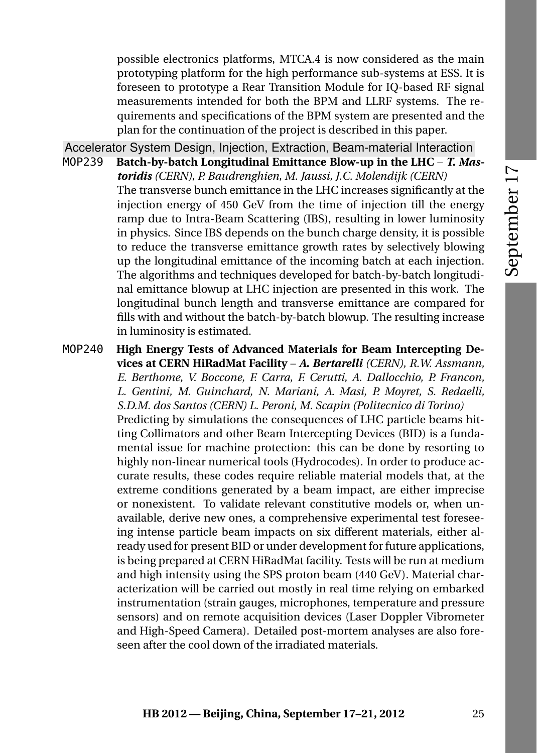possible electronics platforms, MTCA.4 is now considered as the main prototyping platform for the high performance sub-systems at ESS. It is foreseen to prototype a Rear Transition Module for IQ-based RF signal measurements intended for both the BPM and LLRF systems. The requirements and specifications of the BPM system are presented and the plan for the continuation of the project is described in this paper.

## Accelerator System Design, Injection, Extraction, Beam-material Interaction

MOP239 **Batch-by-batch Longitudinal Emittance Blow-up in the LHC** – ***T. Mastoridis*** *(CERN), P. Baudrenghien, M. Jaussi, J.C. Molendijk (CERN)*

The transverse bunch emittance in the LHC increases significantly at the injection energy of 450 GeV from the time of injection till the energy ramp due to Intra-Beam Scattering (IBS), resulting in lower luminosity in physics. Since IBS depends on the bunch charge density, it is possible to reduce the transverse emittance growth rates by selectively blowing up the longitudinal emittance of the incoming batch at each injection. The algorithms and techniques developed for batch-by-batch longitudinal emittance blowup at LHC injection are presented in this work. The longitudinal bunch length and transverse emittance are compared for fills with and without the batch-by-batch blowup. The resulting increase in luminosity is estimated.

MOP240 **High Energy Tests of Advanced Materials for Beam Intercepting Devices at CERN HiRadMat Facility** – ***A. Bertarelli*** *(CERN), R.W. Assmann, E. Berthome, V. Boccone, F. Carra, F. Cerutti, A. Dallocchio, P. Francon, L. Gentini, M. Guinchard, N. Mariani, A. Masi, P. Moyret, S. Redaelli, S.D.M. dos Santos (CERN) L. Peroni, M. Scapin (Politecnico di Torino)*

Predicting by simulations the consequences of LHC particle beams hitting Collimators and other Beam Intercepting Devices (BID) is a fundamental issue for machine protection: this can be done by resorting to highly non-linear numerical tools (Hydrocodes). In order to produce accurate results, these codes require reliable material models that, at the extreme conditions generated by a beam impact, are either imprecise or nonexistent. To validate relevant constitutive models or, when unavailable, derive new ones, a comprehensive experimental test foreseeing intense particle beam impacts on six different materials, either already used for present BID or under development for future applications, is being prepared at CERN HiRadMat facility. Tests will be run at medium and high intensity using the SPS proton beam (440 GeV). Material characterization will be carried out mostly in real time relying on embarked instrumentation (strain gauges, microphones, temperature and pressure sensors) and on remote acquisition devices (Laser Doppler Vibrometer and High-Speed Camera). Detailed post-mortem analyses are also foreseen after the cool down of the irradiated materials.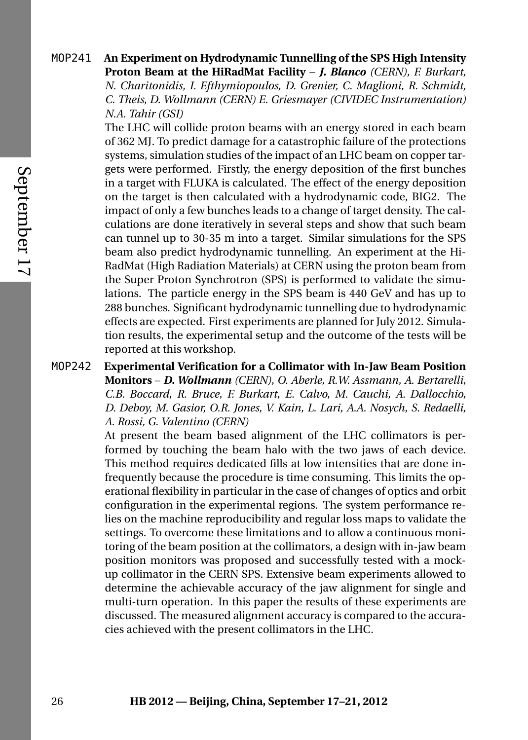**MOP241** **An Experiment on Hydrodynamic Tunnelling of the SPS High Intensity Proton Beam at the HiRadMat Facility** – ***J. Blanco*** *(CERN), F. Burkart, N. Charitonidis, I. Efthymiopoulos, D. Grenier, C. Maglioni, R. Schmidt, C. Theis, D. Wollmann (CERN) E. Griesmayer (CIVIDEC Instrumentation) N.A. Tahir (GSI)*

The LHC will collide proton beams with an energy stored in each beam of 362 MJ. To predict damage for a catastrophic failure of the protections systems, simulation studies of the impact of an LHC beam on copper targets were performed. Firstly, the energy deposition of the first bunches in a target with FLUKA is calculated. The effect of the energy deposition on the target is then calculated with a hydrodynamic code, BIG2. The impact of only a few bunches leads to a change of target density. The calculations are done iteratively in several steps and show that such beam can tunnel up to 30-35 m into a target. Similar simulations for the SPS beam also predict hydrodynamic tunnelling. An experiment at the HiRadMat (High Radiation Materials) at CERN using the proton beam from the Super Proton Synchrotron (SPS) is performed to validate the simulations. The particle energy in the SPS beam is 440 GeV and has up to 288 bunches. Significant hydrodynamic tunnelling due to hydrodynamic effects are expected. First experiments are planned for July 2012. Simulation results, the experimental setup and the outcome of the tests will be reported at this workshop.

**MOP242** **Experimental Verification for a Collimator with In-Jaw Beam Position Monitors** – ***D. Wollmann*** *(CERN), O. Aberle, R.W. Assmann, A. Bertarelli, C.B. Boccard, R. Bruce, F. Burkart, E. Calvo, M. Cauchi, A. Dallocchio, D. Deboy, M. Gasior, O.R. Jones, V. Kain, L. Lari, A.A. Nosych, S. Redaelli, A. Rossi, G. Valentino (CERN)*

At present the beam based alignment of the LHC collimators is performed by touching the beam halo with the two jaws of each device. This method requires dedicated fills at low intensities that are done infrequently because the procedure is time consuming. This limits the operational flexibility in particular in the case of changes of optics and orbit configuration in the experimental regions. The system performance relies on the machine reproducibility and regular loss maps to validate the settings. To overcome these limitations and to allow a continuous monitoring of the beam position at the collimators, a design with in-jaw beam position monitors was proposed and successfully tested with a mock-up collimator in the CERN SPS. Extensive beam experiments allowed to determine the achievable accuracy of the jaw alignment for single and multi-turn operation. In this paper the results of these experiments are discussed. The measured alignment accuracy is compared to the accuracies achieved with the present collimators in the LHC.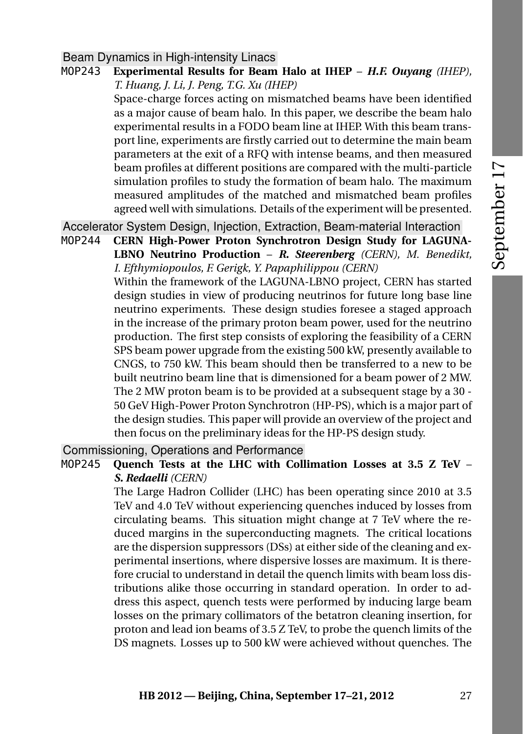## Beam Dynamics in High-intensity Linacs

**MOP243 Experimental Results for Beam Halo at IHEP** – ***H.F. Ouyang*** *(IHEP), T. Huang, J. Li, J. Peng, T.G. Xu (IHEP)*

Space-charge forces acting on mismatched beams have been identified as a major cause of beam halo. In this paper, we describe the beam halo experimental results in a FODO beam line at IHEP. With this beam transport line, experiments are firstly carried out to determine the main beam parameters at the exit of a RFQ with intense beams, and then measured beam profiles at different positions are compared with the multi-particle simulation profiles to study the formation of beam halo. The maximum measured amplitudes of the matched and mismatched beam profiles agreed well with simulations. Details of the experiment will be presented.

## Accelerator System Design, Injection, Extraction, Beam-material Interaction

**MOP244 CERN High-Power Proton Synchrotron Design Study for LAGUNA-LBNO Neutrino Production** – ***R. Steerenberg*** *(CERN), M. Benedikt, I. Efthymiopoulos, F. Gerigk, Y. Papaphilippou (CERN)*

Within the framework of the LAGUNA-LBNO project, CERN has started design studies in view of producing neutrinos for future long base line neutrino experiments. These design studies foresee a staged approach in the increase of the primary proton beam power, used for the neutrino production. The first step consists of exploring the feasibility of a CERN SPS beam power upgrade from the existing 500 kW, presently available to CNGS, to 750 kW. This beam should then be transferred to a new to be built neutrino beam line that is dimensioned for a beam power of 2 MW. The 2 MW proton beam is to be provided at a subsequent stage by a 30 - 50 GeV High-Power Proton Synchrotron (HP-PS), which is a major part of the design studies. This paper will provide an overview of the project and then focus on the preliminary ideas for the HP-PS design study.

## Commissioning, Operations and Performance

**MOP245 Quench Tests at the LHC with Collimation Losses at 3.5 Z TeV** – ***S. Redaelli*** *(CERN)*

The Large Hadron Collider (LHC) has been operating since 2010 at 3.5 TeV and 4.0 TeV without experiencing quenches induced by losses from circulating beams. This situation might change at 7 TeV where the reduced margins in the superconducting magnets. The critical locations are the dispersion suppressors (DSs) at either side of the cleaning and experimental insertions, where dispersive losses are maximum. It is therefore crucial to understand in detail the quench limits with beam loss distributions alike those occurring in standard operation. In order to address this aspect, quench tests were performed by inducing large beam losses on the primary collimators of the betatron cleaning insertion, for proton and lead ion beams of 3.5 Z TeV, to probe the quench limits of the DS magnets. Losses up to 500 kW were achieved without quenches. The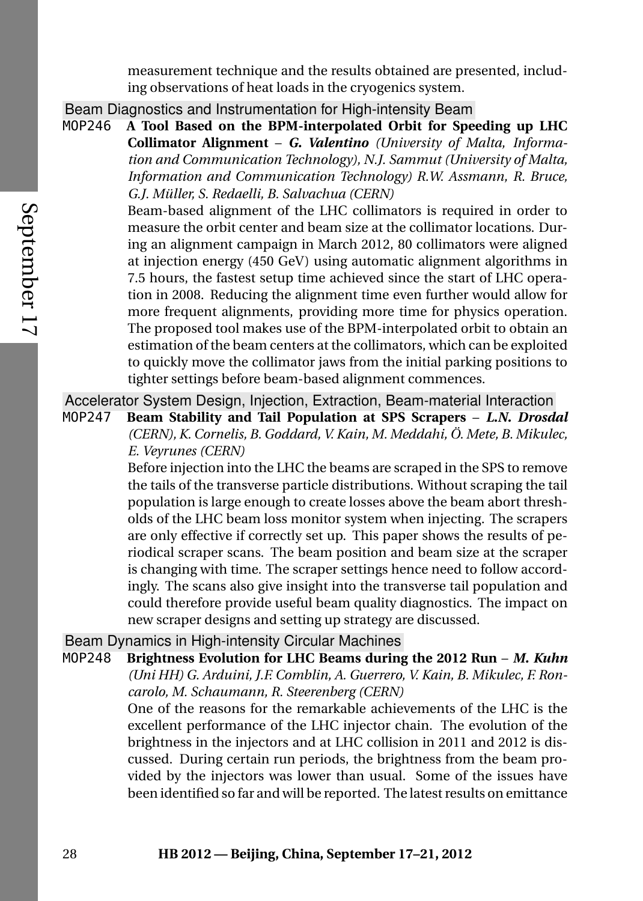measurement technique and the results obtained are presented, including observations of heat loads in the cryogenics system.

### Beam Diagnostics and Instrumentation for High-intensity Beam

MOP246 **A Tool Based on the BPM-interpolated Orbit for Speeding up LHC Collimator Alignment** – ***G. Valentino*** *(University of Malta, Information and Communication Technology), N.J. Sammut (University of Malta, Information and Communication Technology) R.W. Assmann, R. Bruce, G.J. Müller, S. Redaelli, B. Salvachua (CERN)*

Beam-based alignment of the LHC collimators is required in order to measure the orbit center and beam size at the collimator locations. During an alignment campaign in March 2012, 80 collimators were aligned at injection energy (450 GeV) using automatic alignment algorithms in 7.5 hours, the fastest setup time achieved since the start of LHC operation in 2008. Reducing the alignment time even further would allow for more frequent alignments, providing more time for physics operation. The proposed tool makes use of the BPM-interpolated orbit to obtain an estimation of the beam centers at the collimators, which can be exploited to quickly move the collimator jaws from the initial parking positions to tighter settings before beam-based alignment commences.

### Accelerator System Design, Injection, Extraction, Beam-material Interaction

MOP247 **Beam Stability and Tail Population at SPS Scrapers** – ***L.N. Drosdal*** *(CERN), K. Cornelis, B. Goddard, V. Kain, M. Meddahi, Ö. Mete, B. Mikulec, E. Veyrunes (CERN)*

Before injection into the LHC the beams are scraped in the SPS to remove the tails of the transverse particle distributions. Without scraping the tail population is large enough to create losses above the beam abort thresholds of the LHC beam loss monitor system when injecting. The scrapers are only effective if correctly set up. This paper shows the results of periodical scraper scans. The beam position and beam size at the scraper is changing with time. The scraper settings hence need to follow accordingly. The scans also give insight into the transverse tail population and could therefore provide useful beam quality diagnostics. The impact on new scraper designs and setting up strategy are discussed.

### Beam Dynamics in High-intensity Circular Machines

MOP248 **Brightness Evolution for LHC Beams during the 2012 Run** – ***M. Kuhn*** *(Uni HH) G. Arduini, J.F. Comblin, A. Guerrero, V. Kain, B. Mikulec, F. Roncarolo, M. Schaumann, R. Steerenberg (CERN)*

One of the reasons for the remarkable achievements of the LHC is the excellent performance of the LHC injector chain. The evolution of the brightness in the injectors and at LHC collision in 2011 and 2012 is discussed. During certain run periods, the brightness from the beam provided by the injectors was lower than usual. Some of the issues have been identified so far and will be reported. The latest results on emittance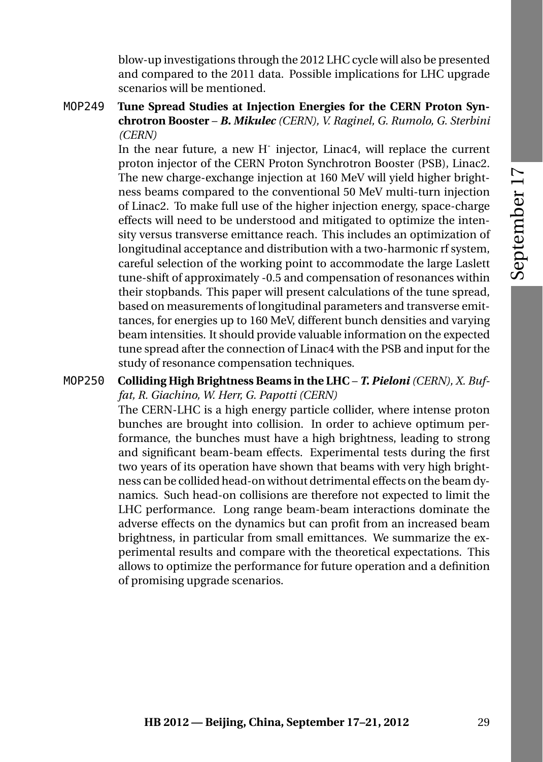blow-up investigations through the 2012 LHC cycle will also be presented and compared to the 2011 data. Possible implications for LHC upgrade scenarios will be mentioned.

MOP249 **Tune Spread Studies at Injection Energies for the CERN Proton Synchrotron Booster** – ***B. Mikulec*** *(CERN), V. Raginel, G. Rumolo, G. Sterbini (CERN)*

In the near future, a new $H^-$ injector, Linac4, will replace the current proton injector of the CERN Proton Synchrotron Booster (PSB), Linac2. The new charge-exchange injection at 160 MeV will yield higher brightness beams compared to the conventional 50 MeV multi-turn injection of Linac2. To make full use of the higher injection energy, space-charge effects will need to be understood and mitigated to optimize the intensity versus transverse emittance reach. This includes an optimization of longitudinal acceptance and distribution with a two-harmonic rf system, careful selection of the working point to accommodate the large Laslett tune-shift of approximately -0.5 and compensation of resonances within their stopbands. This paper will present calculations of the tune spread, based on measurements of longitudinal parameters and transverse emittances, for energies up to 160 MeV, different bunch densities and varying beam intensities. It should provide valuable information on the expected tune spread after the connection of Linac4 with the PSB and input for the study of resonance compensation techniques.

MOP250 **Colliding High Brightness Beams in the LHC** – ***T. Pieloni*** *(CERN), X. Buffat, R. Giachino, W. Herr, G. Papotti (CERN)*

The CERN-LHC is a high energy particle collider, where intense proton bunches are brought into collision. In order to achieve optimum performance, the bunches must have a high brightness, leading to strong and significant beam-beam effects. Experimental tests during the first two years of its operation have shown that beams with very high brightness can be collided head-on without detrimental effects on the beam dynamics. Such head-on collisions are therefore not expected to limit the LHC performance. Long range beam-beam interactions dominate the adverse effects on the dynamics but can profit from an increased beam brightness, in particular from small emittances. We summarize the experimental results and compare with the theoretical expectations. This allows to optimize the performance for future operation and a definition of promising upgrade scenarios.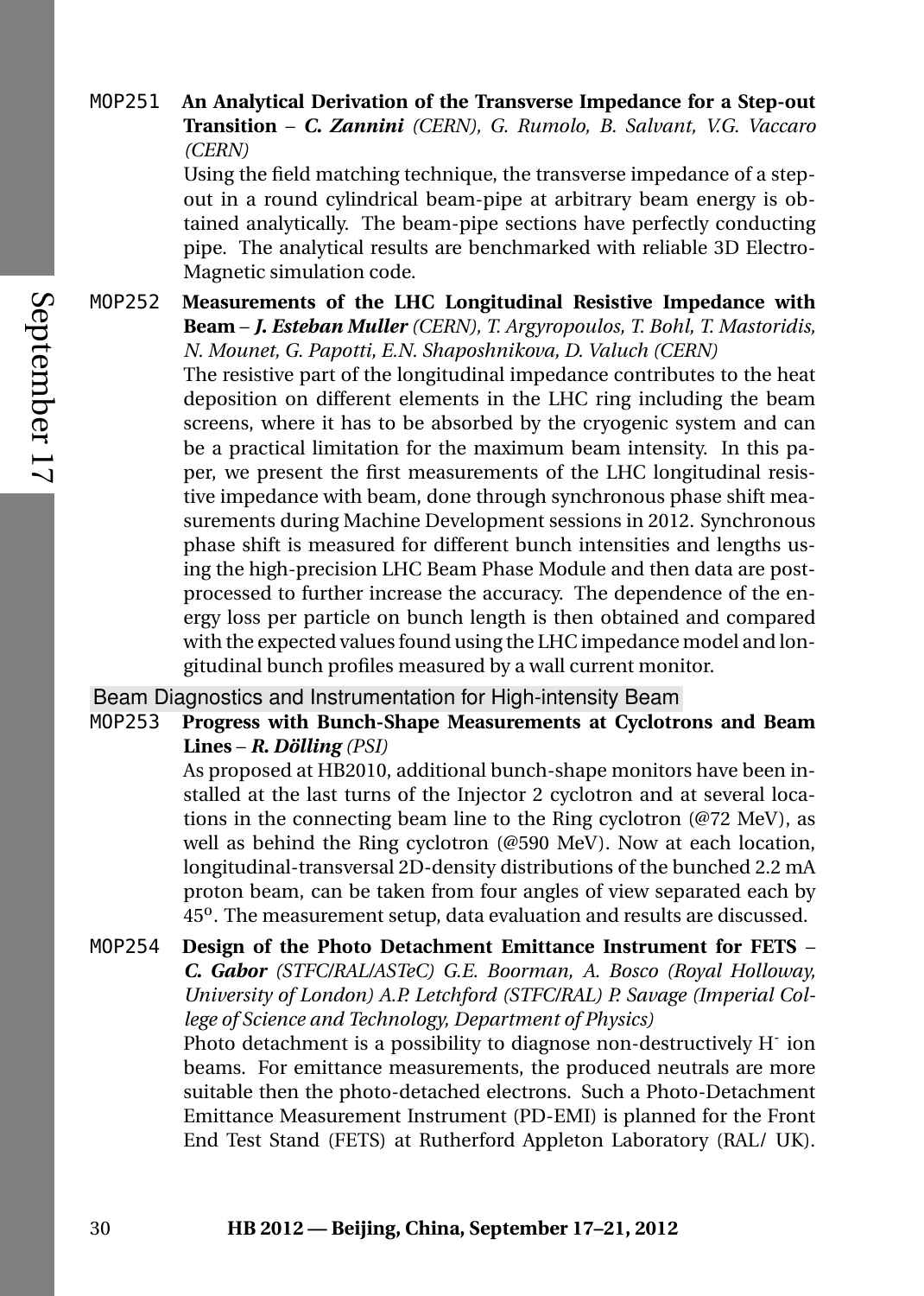**MOP251** **An Analytical Derivation of the Transverse Impedance for a Step-out Transition** – ***C. Zannini*** *(CERN), G. Rumolo, B. Salvant, V.G. Vaccaro (CERN)*

Using the field matching technique, the transverse impedance of a step-out in a round cylindrical beam-pipe at arbitrary beam energy is obtained analytically. The beam-pipe sections have perfectly conducting pipe. The analytical results are benchmarked with reliable 3D Electro-Magnetic simulation code.

**MOP252** **Measurements of the LHC Longitudinal Resistive Impedance with Beam** – ***J. Esteban Muller*** *(CERN), T. Argyropoulos, T. Bohl, T. Mastoridis, N. Mounet, G. Papotti, E.N. Shaposhnikova, D. Valuch (CERN)*

The resistive part of the longitudinal impedance contributes to the heat deposition on different elements in the LHC ring including the beam screens, where it has to be absorbed by the cryogenic system and can be a practical limitation for the maximum beam intensity. In this paper, we present the first measurements of the LHC longitudinal resistive impedance with beam, done through synchronous phase shift measurements during Machine Development sessions in 2012. Synchronous phase shift is measured for different bunch intensities and lengths using the high-precision LHC Beam Phase Module and then data are post-processed to further increase the accuracy. The dependence of the energy loss per particle on bunch length is then obtained and compared with the expected values found using the LHC impedance model and longitudinal bunch profiles measured by a wall current monitor.

## Beam Diagnostics and Instrumentation for High-intensity Beam

**MOP253** **Progress with Bunch-Shape Measurements at Cyclotrons and Beam Lines** – ***R. Dölling*** *(PSI)*

As proposed at HB2010, additional bunch-shape monitors have been installed at the last turns of the Injector 2 cyclotron and at several locations in the connecting beam line to the Ring cyclotron (@72 MeV), as well as behind the Ring cyclotron (@590 MeV). Now at each location, longitudinal-transversal 2D-density distributions of the bunched 2.2 mA proton beam, can be taken from four angles of view separated each by $45^{o}$. The measurement setup, data evaluation and results are discussed.

**MOP254** **Design of the Photo Detachment Emittance Instrument for FETS** – ***C. Gabor*** *(STFC/RAL/ASTeC) G.E. Boorman, A. Bosco (Royal Holloway, University of London) A.P. Letchford (STFC/RAL) P. Savage (Imperial College of Science and Technology, Department of Physics)*

Photo detachment is a possibility to diagnose non-destructively $H^{-}$ ion beams. For emittance measurements, the produced neutrals are more suitable then the photo-detached electrons. Such a Photo-Detachment Emittance Measurement Instrument (PD-EMI) is planned for the Front End Test Stand (FETS) at Rutherford Appleton Laboratory (RAL/ UK).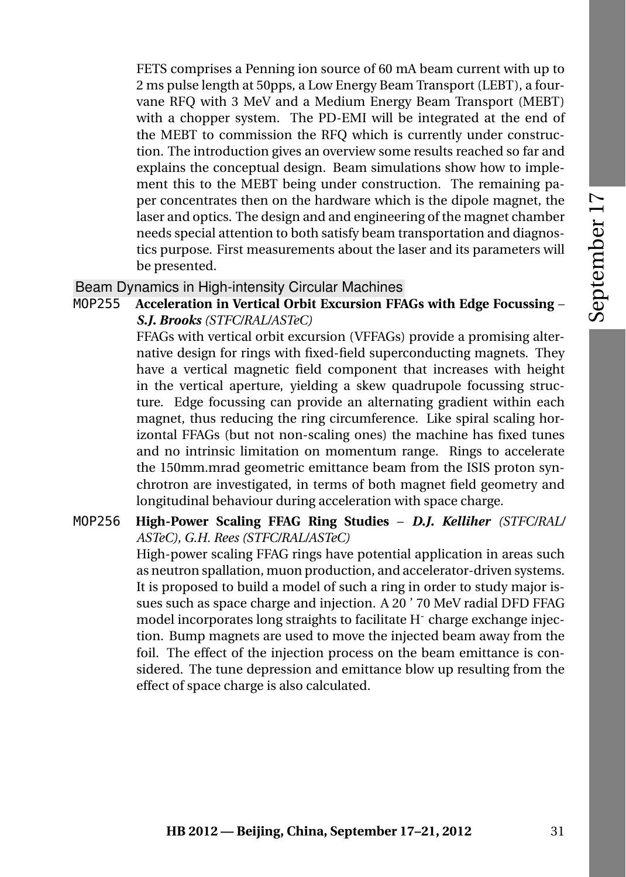FETS comprises a Penning ion source of 60 mA beam current with up to 2 ms pulse length at 50pps, a Low Energy Beam Transport (LEBT), a four-vane RFQ with 3 MeV and a Medium Energy Beam Transport (MEBT) with a chopper system. The PD-EMI will be integrated at the end of the MEBT to commission the RFQ which is currently under construction. The introduction gives an overview some results reached so far and explains the conceptual design. Beam simulations show how to implement this to the MEBT being under construction. The remaining paper concentrates then on the hardware which is the dipole magnet, the laser and optics. The design and and engineering of the magnet chamber needs special attention to both satisfy beam transportation and diagnostics purpose. First measurements about the laser and its parameters will be presented.

## Beam Dynamics in High-intensity Circular Machines

**MOP255 Acceleration in Vertical Orbit Excursion FFAGs with Edge Focussing** – ***S.J. Brooks*** *(STFC/RAL/ASTeC)*

FFAGs with vertical orbit excursion (VFFAGs) provide a promising alternative design for rings with fixed-field superconducting magnets. They have a vertical magnetic field component that increases with height in the vertical aperture, yielding a skew quadrupole focussing structure. Edge focussing can provide an alternating gradient within each magnet, thus reducing the ring circumference. Like spiral scaling horizontal FFAGs (but not non-scaling ones) the machine has fixed tunes and no intrinsic limitation on momentum range. Rings to accelerate the 150mm.mrad geometric emittance beam from the ISIS proton synchrotron are investigated, in terms of both magnet field geometry and longitudinal behaviour during acceleration with space charge.

**MOP256 High-Power Scaling FFAG Ring Studies** – ***D.J. Kelliher*** *(STFC/RAL/ASTeC), G.H. Rees (STFC/RAL/ASTeC)*

High-power scaling FFAG rings have potential application in areas such as neutron spallation, muon production, and accelerator-driven systems. It is proposed to build a model of such a ring in order to study major issues such as space charge and injection. A 20 ’ 70 MeV radial DFD FFAG model incorporates long straights to facilitate $H^-$ charge exchange injection. Bump magnets are used to move the injected beam away from the foil. The effect of the injection process on the beam emittance is considered. The tune depression and emittance blow up resulting from the effect of space charge is also calculated.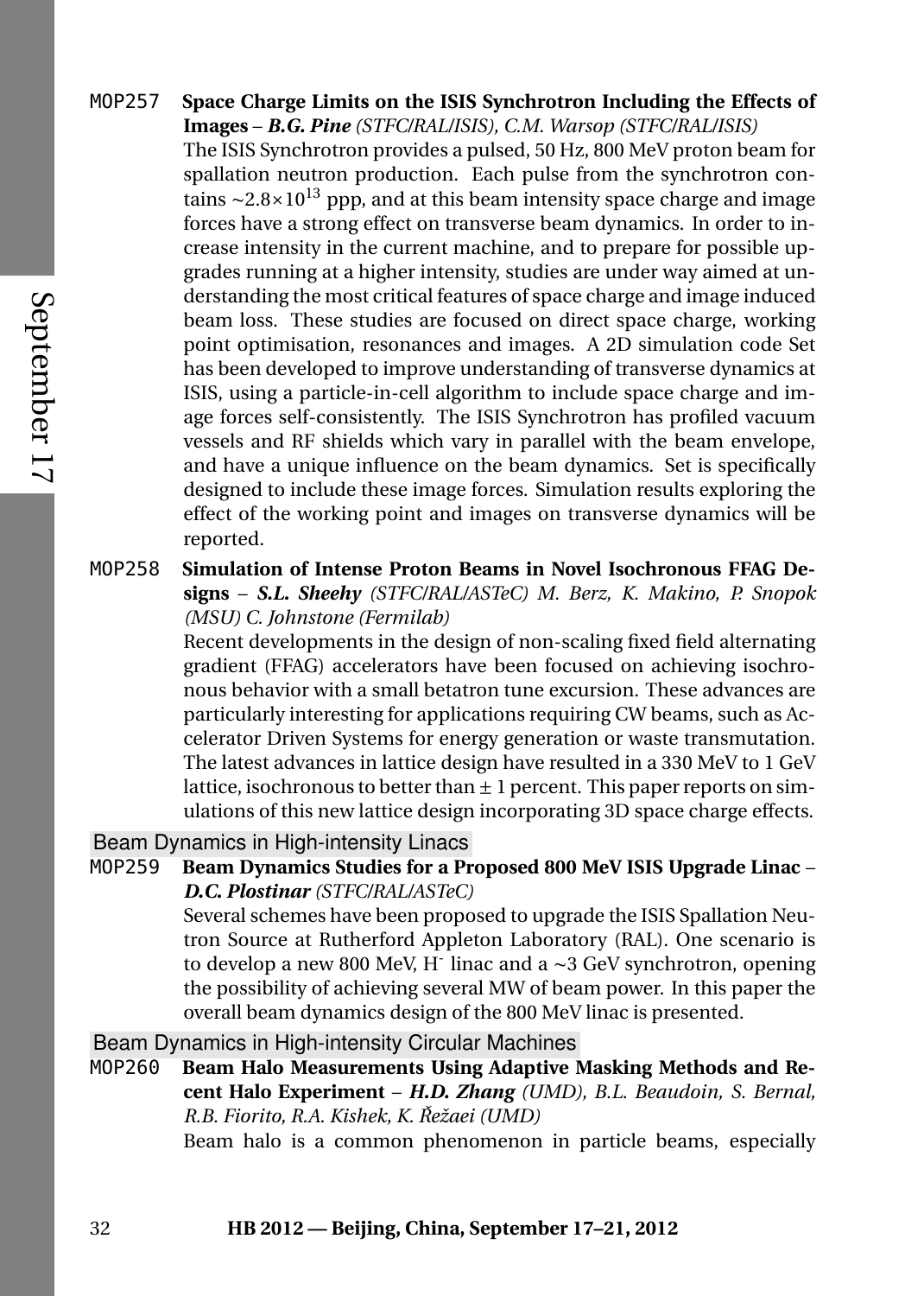**MOP257** **Space Charge Limits on the ISIS Synchrotron Including the Effects of Images** – ***B.G. Pine*** *(STFC/RAL/ISIS), C.M. Warsop (STFC/RAL/ISIS)*

The ISIS Synchrotron provides a pulsed, 50 Hz, 800 MeV proton beam for spallation neutron production. Each pulse from the synchrotron contains ~$2.8\times10^{13}$ ppp, and at this beam intensity space charge and image forces have a strong effect on transverse beam dynamics. In order to increase intensity in the current machine, and to prepare for possible upgrades running at a higher intensity, studies are under way aimed at understanding the most critical features of space charge and image induced beam loss. These studies are focused on direct space charge, working point optimisation, resonances and images. A 2D simulation code Set has been developed to improve understanding of transverse dynamics at ISIS, using a particle-in-cell algorithm to include space charge and image forces self-consistently. The ISIS Synchrotron has profiled vacuum vessels and RF shields which vary in parallel with the beam envelope, and have a unique influence on the beam dynamics. Set is specifically designed to include these image forces. Simulation results exploring the effect of the working point and images on transverse dynamics will be reported.

**MOP258** **Simulation of Intense Proton Beams in Novel Isochronous FFAG Designs** – ***S.L. Sheehy*** *(STFC/RAL/ASTeC) M. Berz, K. Makino, P. Snopok (MSU) C. Johnstone (Fermilab)*

Recent developments in the design of non-scaling fixed field alternating gradient (FFAG) accelerators have been focused on achieving isochronous behavior with a small betatron tune excursion. These advances are particularly interesting for applications requiring CW beams, such as Accelerator Driven Systems for energy generation or waste transmutation. The latest advances in lattice design have resulted in a 330 MeV to 1 GeV lattice, isochronous to better than ± 1 percent. This paper reports on simulations of this new lattice design incorporating 3D space charge effects.

## Beam Dynamics in High-intensity Linacs

**MOP259** **Beam Dynamics Studies for a Proposed 800 MeV ISIS Upgrade Linac** – ***D.C. Plostinar*** *(STFC/RAL/ASTeC)*

Several schemes have been proposed to upgrade the ISIS Spallation Neutron Source at Rutherford Appleton Laboratory (RAL). One scenario is to develop a new 800 MeV, $H^-$ linac and a ~3 GeV synchrotron, opening the possibility of achieving several MW of beam power. In this paper the overall beam dynamics design of the 800 MeV linac is presented.

## Beam Dynamics in High-intensity Circular Machines

**MOP260** **Beam Halo Measurements Using Adaptive Masking Methods and Recent Halo Experiment** – ***H.D. Zhang*** *(UMD), B.L. Beaudoin, S. Bernal, R.B. Fiorito, R.A. Kishek, K. Řežaei (UMD)*

Beam halo is a common phenomenon in particle beams, especially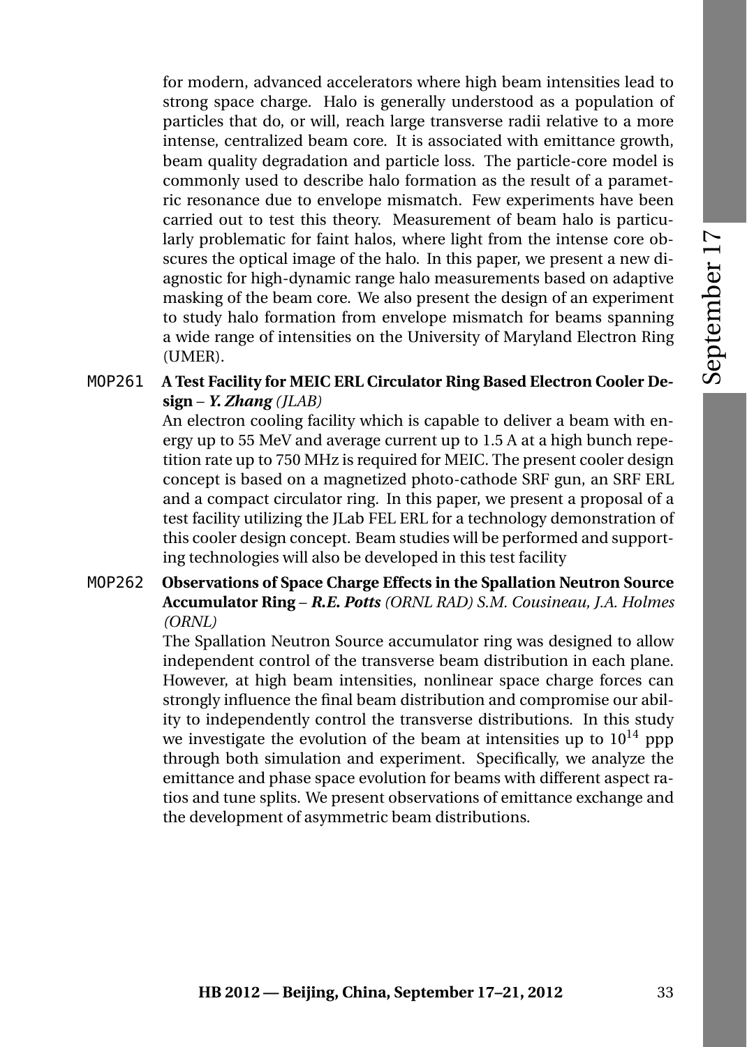for modern, advanced accelerators where high beam intensities lead to strong space charge. Halo is generally understood as a population of particles that do, or will, reach large transverse radii relative to a more intense, centralized beam core. It is associated with emittance growth, beam quality degradation and particle loss. The particle-core model is commonly used to describe halo formation as the result of a parametric resonance due to envelope mismatch. Few experiments have been carried out to test this theory. Measurement of beam halo is particularly problematic for faint halos, where light from the intense core obscures the optical image of the halo. In this paper, we present a new diagnostic for high-dynamic range halo measurements based on adaptive masking of the beam core. We also present the design of an experiment to study halo formation from envelope mismatch for beams spanning a wide range of intensities on the University of Maryland Electron Ring (UMER).

`MOP261` **A Test Facility for MEIC ERL Circulator Ring Based Electron Cooler Design** – ***Y. Zhang*** *(JLAB)*

An electron cooling facility which is capable to deliver a beam with energy up to 55 MeV and average current up to 1.5 A at a high bunch repetition rate up to 750 MHz is required for MEIC. The present cooler design concept is based on a magnetized photo-cathode SRF gun, an SRF ERL and a compact circulator ring. In this paper, we present a proposal of a test facility utilizing the JLab FEL ERL for a technology demonstration of this cooler design concept. Beam studies will be performed and supporting technologies will also be developed in this test facility

`MOP262` **Observations of Space Charge Effects in the Spallation Neutron Source Accumulator Ring** – ***R.E. Potts*** *(ORNL RAD) S.M. Cousineau, J.A. Holmes (ORNL)*

The Spallation Neutron Source accumulator ring was designed to allow independent control of the transverse beam distribution in each plane. However, at high beam intensities, nonlinear space charge forces can strongly influence the final beam distribution and compromise our ability to independently control the transverse distributions. In this study we investigate the evolution of the beam at intensities up to $10^{14}$ ppp through both simulation and experiment. Specifically, we analyze the emittance and phase space evolution for beams with different aspect ratios and tune splits. We present observations of emittance exchange and the development of asymmetric beam distributions.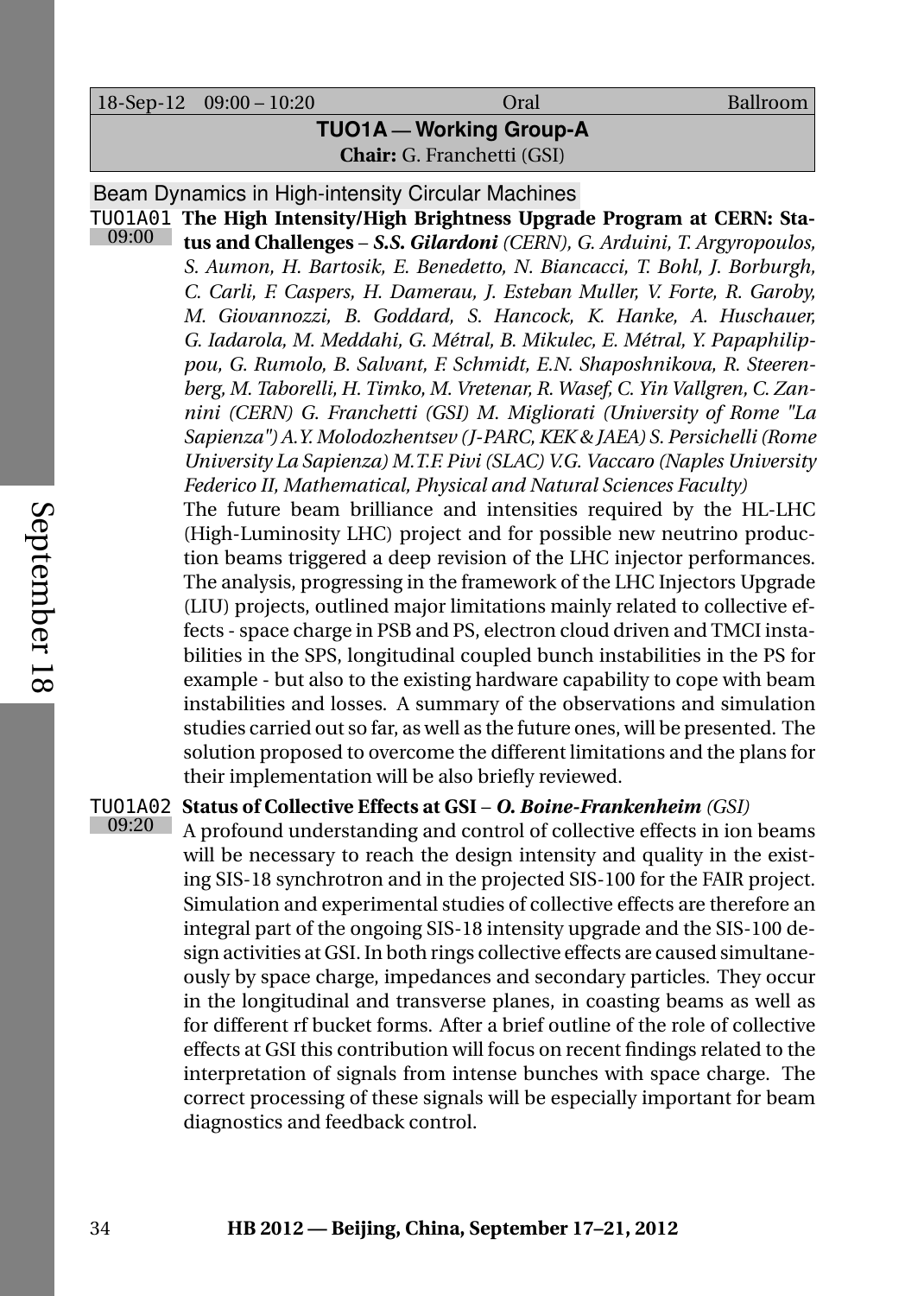| 18-Sep-12 | 09:00 – 10:20 | Oral | Ballroom |
|---|---|---|---|

## TUO1A — Working Group-A

**Chair:** G. Franchetti (GSI)

### Beam Dynamics in High-intensity Circular Machines

**TUO1A01** 09:00 **The High Intensity/High Brightness Upgrade Program at CERN: Status and Challenges** – ***S.S. Gilardoni*** *(CERN), G. Arduini, T. Argyropoulos, S. Aumon, H. Bartosik, E. Benedetto, N. Biancacci, T. Bohl, J. Borburgh, C. Carli, F. Caspers, H. Damerau, J. Esteban Muller, V. Forte, R. Garoby, M. Giovannozzi, B. Goddard, S. Hancock, K. Hanke, A. Huschauer, G. Iadarola, M. Meddahi, G. Métral, B. Mikulec, E. Métral, Y. Papaphilippou, G. Rumolo, B. Salvant, F. Schmidt, E.N. Shaposhnikova, R. Steerenberg, M. Taborelli, H. Timko, M. Vretenar, R. Wasef, C. Yin Vallgren, C. Zannini (CERN) G. Franchetti (GSI) M. Migliorati (University of Rome "La Sapienza") A.Y. Molodozhentsev (J-PARC, KEK & JAEA) S. Persichelli (Rome University La Sapienza) M.T.F. Pivi (SLAC) V.G. Vaccaro (Naples University Federico II, Mathematical, Physical and Natural Sciences Faculty)*

The future beam brilliance and intensities required by the HL-LHC (High-Luminosity LHC) project and for possible new neutrino production beams triggered a deep revision of the LHC injector performances. The analysis, progressing in the framework of the LHC Injectors Upgrade (LIU) projects, outlined major limitations mainly related to collective effects - space charge in PSB and PS, electron cloud driven and TMCI instabilities in the SPS, longitudinal coupled bunch instabilities in the PS for example - but also to the existing hardware capability to cope with beam instabilities and losses. A summary of the observations and simulation studies carried out so far, as well as the future ones, will be presented. The solution proposed to overcome the different limitations and the plans for their implementation will be also briefly reviewed.

**TUO1A02** 09:20 **Status of Collective Effects at GSI** – ***O. Boine-Frankenheim*** *(GSI)*

A profound understanding and control of collective effects in ion beams will be necessary to reach the design intensity and quality in the existing SIS-18 synchrotron and in the projected SIS-100 for the FAIR project. Simulation and experimental studies of collective effects are therefore an integral part of the ongoing SIS-18 intensity upgrade and the SIS-100 design activities at GSI. In both rings collective effects are caused simultaneously by space charge, impedances and secondary particles. They occur in the longitudinal and transverse planes, in coasting beams as well as for different rf bucket forms. After a brief outline of the role of collective effects at GSI this contribution will focus on recent findings related to the interpretation of signals from intense bunches with space charge. The correct processing of these signals will be especially important for beam diagnostics and feedback control.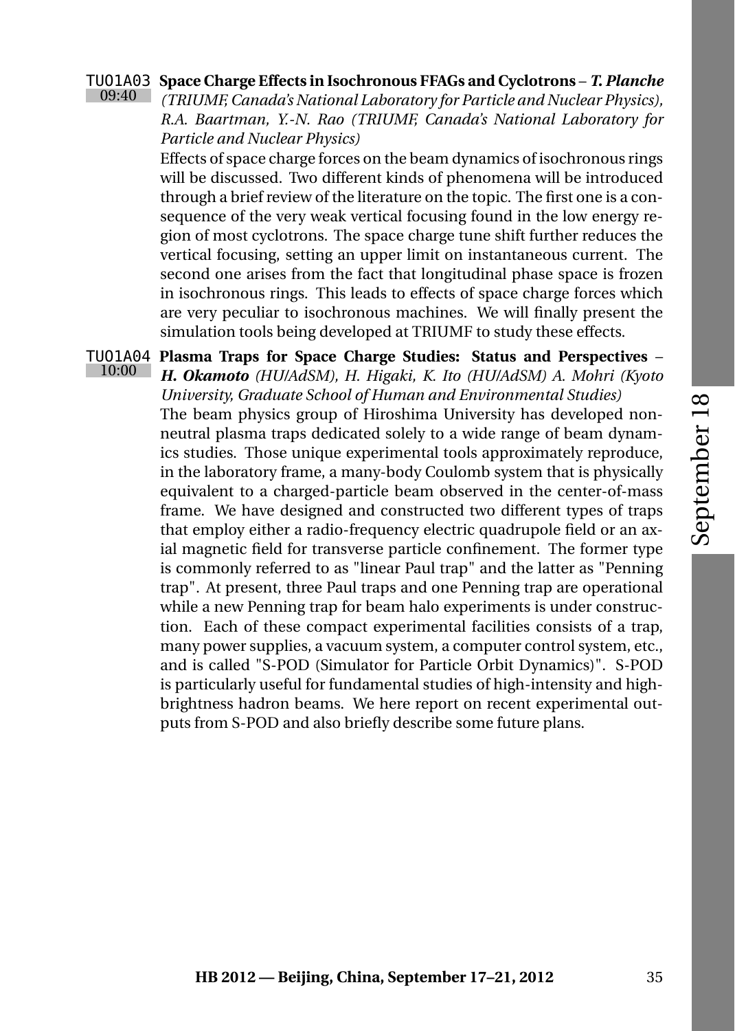**TUO1A03** 09:40 **Space Charge Effects in Isochronous FFAGs and Cyclotrons** – ***T. Planche*** *(TRIUMF, Canada's National Laboratory for Particle and Nuclear Physics), R.A. Baartman, Y.-N. Rao (TRIUMF, Canada's National Laboratory for Particle and Nuclear Physics)*

Effects of space charge forces on the beam dynamics of isochronous rings will be discussed. Two different kinds of phenomena will be introduced through a brief review of the literature on the topic. The first one is a consequence of the very weak vertical focusing found in the low energy region of most cyclotrons. The space charge tune shift further reduces the vertical focusing, setting an upper limit on instantaneous current. The second one arises from the fact that longitudinal phase space is frozen in isochronous rings. This leads to effects of space charge forces which are very peculiar to isochronous machines. We will finally present the simulation tools being developed at TRIUMF to study these effects.

**TUO1A04** 10:00 **Plasma Traps for Space Charge Studies: Status and Perspectives** – ***H. Okamoto*** *(HU/AdSM), H. Higaki, K. Ito (HU/AdSM) A. Mohri (Kyoto University, Graduate School of Human and Environmental Studies)*

The beam physics group of Hiroshima University has developed nonneutral plasma traps dedicated solely to a wide range of beam dynamics studies. Those unique experimental tools approximately reproduce, in the laboratory frame, a many-body Coulomb system that is physically equivalent to a charged-particle beam observed in the center-of-mass frame. We have designed and constructed two different types of traps that employ either a radio-frequency electric quadrupole field or an axial magnetic field for transverse particle confinement. The former type is commonly referred to as "linear Paul trap" and the latter as "Penning trap". At present, three Paul traps and one Penning trap are operational while a new Penning trap for beam halo experiments is under construction. Each of these compact experimental facilities consists of a trap, many power supplies, a vacuum system, a computer control system, etc., and is called "S-POD (Simulator for Particle Orbit Dynamics)". S-POD is particularly useful for fundamental studies of high-intensity and high-brightness hadron beams. We here report on recent experimental outputs from S-POD and also briefly describe some future plans.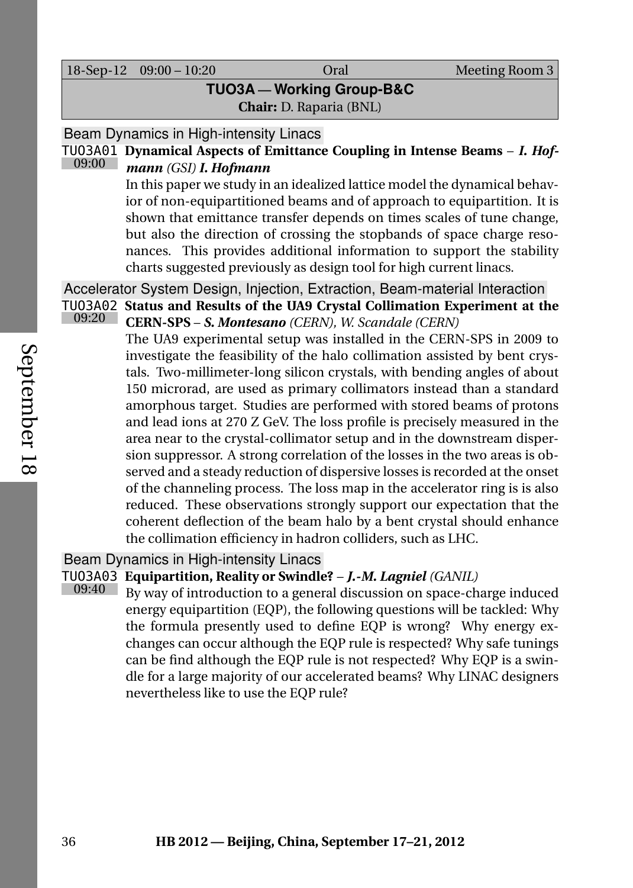| 18-Sep-12 | 09:00 – 10:20 | Oral | Meeting Room 3 |
|---|---|---|---|

## TUO3A — Working Group-B&C

**Chair:** D. Raparia (BNL)

### Beam Dynamics in High-intensity Linacs

**TUO3A01** 09:00 **Dynamical Aspects of Emittance Coupling in Intense Beams** – ***I. Hofmann*** *(GSI)* ***I. Hofmann***

In this paper we study in an idealized lattice model the dynamical behavior of non-equipartitioned beams and of approach to equipartition. It is shown that emittance transfer depends on times scales of tune change, but also the direction of crossing the stopbands of space charge resonances. This provides additional information to support the stability charts suggested previously as design tool for high current linacs.

### Accelerator System Design, Injection, Extraction, Beam-material Interaction

**TUO3A02** 09:20 **Status and Results of the UA9 Crystal Collimation Experiment at the CERN-SPS** – ***S. Montesano*** *(CERN), W. Scandale (CERN)*

The UA9 experimental setup was installed in the CERN-SPS in 2009 to investigate the feasibility of the halo collimation assisted by bent crystals. Two-millimeter-long silicon crystals, with bending angles of about 150 microrad, are used as primary collimators instead than a standard amorphous target. Studies are performed with stored beams of protons and lead ions at 270 Z GeV. The loss profile is precisely measured in the area near to the crystal-collimator setup and in the downstream dispersion suppressor. A strong correlation of the losses in the two areas is observed and a steady reduction of dispersive losses is recorded at the onset of the channeling process. The loss map in the accelerator ring is is also reduced. These observations strongly support our expectation that the coherent deflection of the beam halo by a bent crystal should enhance the collimation efficiency in hadron colliders, such as LHC.

### Beam Dynamics in High-intensity Linacs

**TUO3A03** 09:40 **Equipartition, Reality or Swindle?** – ***J.-M. Lagniel*** *(GANIL)*

By way of introduction to a general discussion on space-charge induced energy equipartition (EQP), the following questions will be tackled: Why the formula presently used to define EQP is wrong? Why energy exchanges can occur although the EQP rule is respected? Why safe tunings can be find although the EQP rule is not respected? Why EQP is a swindle for a large majority of our accelerated beams? Why LINAC designers nevertheless like to use the EQP rule?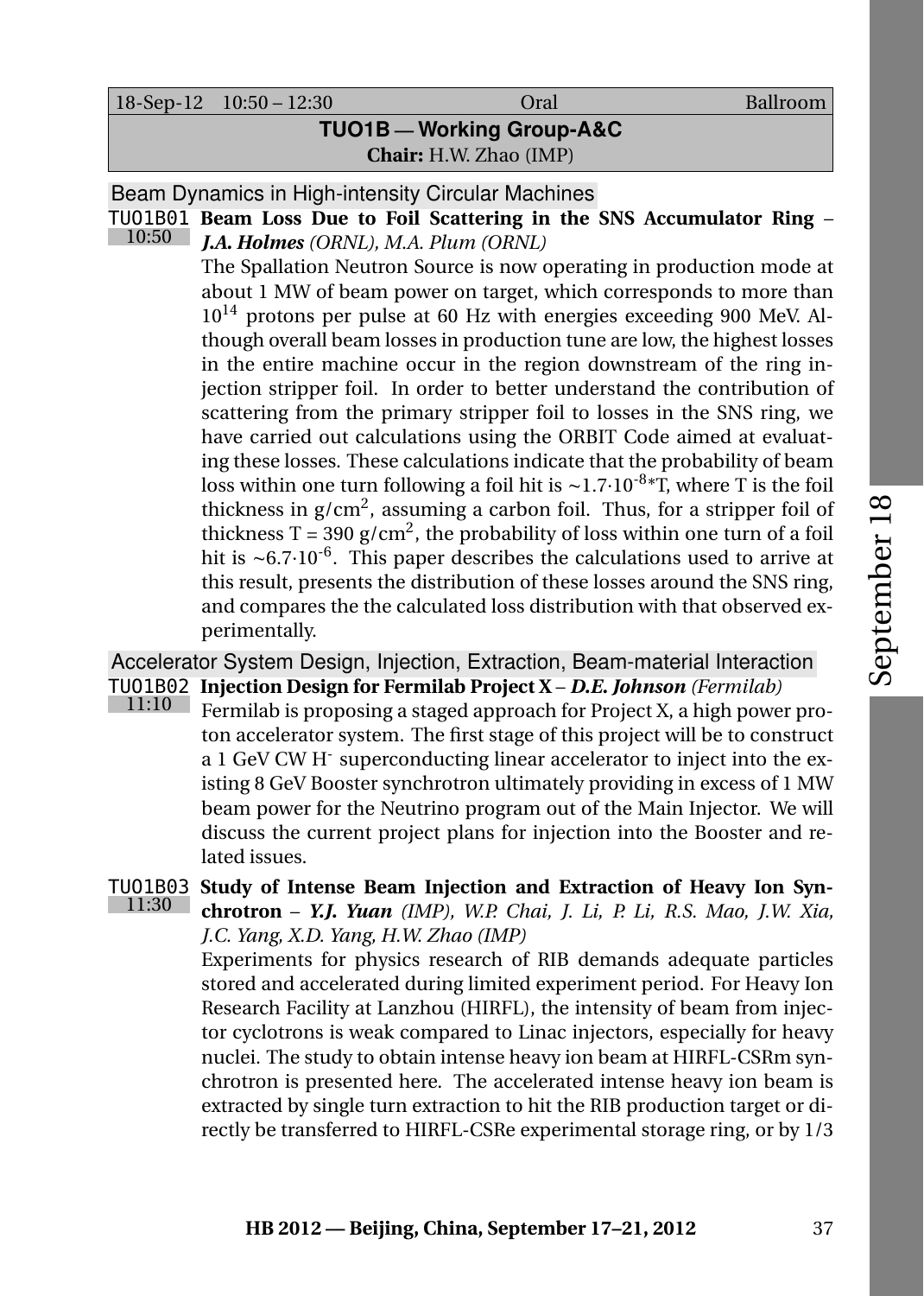| 18-Sep-12 | 10:50 – 12:30 | Oral | Ballroom |
|---|---|---|---|

## TUO1B — Working Group-A&C

**Chair:** H.W. Zhao (IMP)

### Beam Dynamics in High-intensity Circular Machines

**TUO1B01** (10:50) **Beam Loss Due to Foil Scattering in the SNS Accumulator Ring** – ***J.A. Holmes*** *(ORNL), M.A. Plum (ORNL)*

The Spallation Neutron Source is now operating in production mode at about 1 MW of beam power on target, which corresponds to more than $10^{14}$ protons per pulse at 60 Hz with energies exceeding 900 MeV. Although overall beam losses in production tune are low, the highest losses in the entire machine occur in the region downstream of the ring injection stripper foil. In order to better understand the contribution of scattering from the primary stripper foil to losses in the SNS ring, we have carried out calculations using the ORBIT Code aimed at evaluating these losses. These calculations indicate that the probability of beam loss within one turn following a foil hit is $\sim 1.7 \cdot 10^{-8} * T$, where T is the foil thickness in $g/cm^2$, assuming a carbon foil. Thus, for a stripper foil of thickness $T = 390\ g/cm^2$, the probability of loss within one turn of a foil hit is $\sim 6.7 \cdot 10^{-6}$. This paper describes the calculations used to arrive at this result, presents the distribution of these losses around the SNS ring, and compares the the calculated loss distribution with that observed experimentally.

### Accelerator System Design, Injection, Extraction, Beam-material Interaction

**TUO1B02** (11:10) **Injection Design for Fermilab Project X** – ***D.E. Johnson*** *(Fermilab)*

Fermilab is proposing a staged approach for Project X, a high power proton accelerator system. The first stage of this project will be to construct a 1 GeV CW $H^-$ superconducting linear accelerator to inject into the existing 8 GeV Booster synchrotron ultimately providing in excess of 1 MW beam power for the Neutrino program out of the Main Injector. We will discuss the current project plans for injection into the Booster and related issues.

**TUO1B03** (11:30) **Study of Intense Beam Injection and Extraction of Heavy Ion Synchrotron** – ***Y.J. Yuan*** *(IMP), W.P. Chai, J. Li, P. Li, R.S. Mao, J.W. Xia, J.C. Yang, X.D. Yang, H.W. Zhao (IMP)*

Experiments for physics research of RIB demands adequate particles stored and accelerated during limited experiment period. For Heavy Ion Research Facility at Lanzhou (HIRFL), the intensity of beam from injector cyclotrons is weak compared to Linac injectors, especially for heavy nuclei. The study to obtain intense heavy ion beam at HIRFL-CSRm synchrotron is presented here. The accelerated intense heavy ion beam is extracted by single turn extraction to hit the RIB production target or directly be transferred to HIRFL-CSRe experimental storage ring, or by 1/3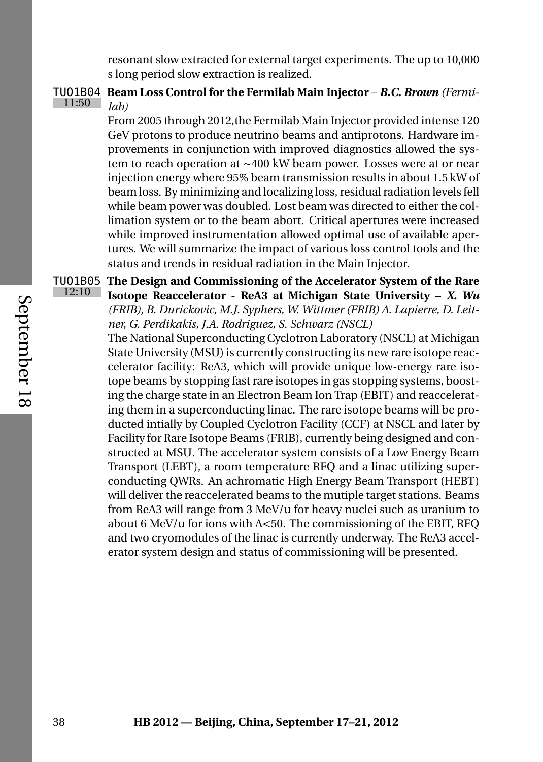resonant slow extracted for external target experiments. The up to 10,000 s long period slow extraction is realized.

TUO1B04 11:50 **Beam Loss Control for the Fermilab Main Injector** – ***B.C. Brown*** *(Fermilab)*

From 2005 through 2012,the Fermilab Main Injector provided intense 120 GeV protons to produce neutrino beams and antiprotons. Hardware improvements in conjunction with improved diagnostics allowed the system to reach operation at ~400 kW beam power. Losses were at or near injection energy where 95% beam transmission results in about 1.5 kW of beam loss. By minimizing and localizing loss, residual radiation levels fell while beam power was doubled. Lost beam was directed to either the collimation system or to the beam abort. Critical apertures were increased while improved instrumentation allowed optimal use of available apertures. We will summarize the impact of various loss control tools and the status and trends in residual radiation in the Main Injector.

TUO1B05 12:10 **The Design and Commissioning of the Accelerator System of the Rare Isotope Reaccelerator - ReA3 at Michigan State University** – ***X. Wu*** *(FRIB), B. Durickovic, M.J. Syphers, W. Wittmer (FRIB) A. Lapierre, D. Leitner, G. Perdikakis, J.A. Rodriguez, S. Schwarz (NSCL)*

The National Superconducting Cyclotron Laboratory (NSCL) at Michigan State University (MSU) is currently constructing its new rare isotope reaccelerator facility: ReA3, which will provide unique low-energy rare isotope beams by stopping fast rare isotopes in gas stopping systems, boosting the charge state in an Electron Beam Ion Trap (EBIT) and reaccelerating them in a superconducting linac. The rare isotope beams will be producted intially by Coupled Cyclotron Facility (CCF) at NSCL and later by Facility for Rare Isotope Beams (FRIB), currently being designed and constructed at MSU. The accelerator system consists of a Low Energy Beam Transport (LEBT), a room temperature RFQ and a linac utilizing superconducting QWRs. An achromatic High Energy Beam Transport (HEBT) will deliver the reaccelerated beams to the mutiple target stations. Beams from ReA3 will range from 3 MeV/u for heavy nuclei such as uranium to about 6 MeV/u for ions with A<50. The commissioning of the EBIT, RFQ and two cryomodules of the linac is currently underway. The ReA3 accelerator system design and status of commissioning will be presented.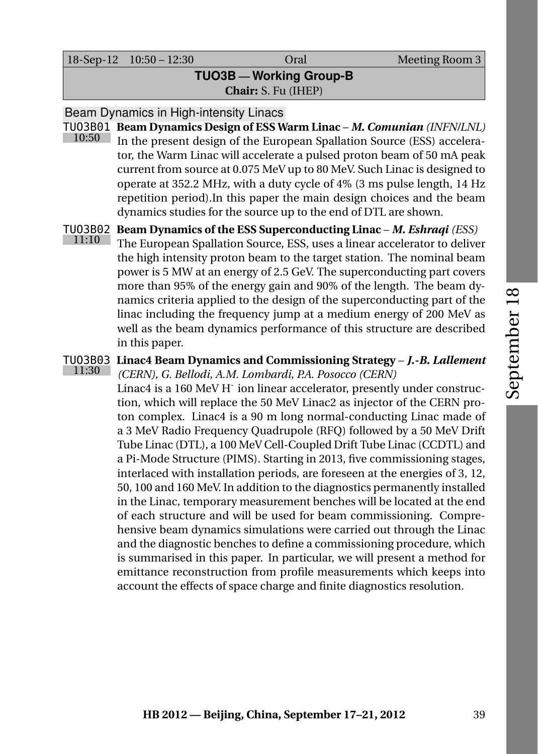| 18-Sep-12 10:50 – 12:30 | Oral | Meeting Room 3 |
|---|---|---|

## TUO3B — Working Group-B

**Chair:** S. Fu (IHEP)

### Beam Dynamics in High-intensity Linacs

**TUO3B01** (10:50) **Beam Dynamics Design of ESS Warm Linac** – ***M. Comunian*** *(INFN/LNL)*

In the present design of the European Spallation Source (ESS) accelerator, the Warm Linac will accelerate a pulsed proton beam of 50 mA peak current from source at 0.075 MeV up to 80 MeV. Such Linac is designed to operate at 352.2 MHz, with a duty cycle of 4% (3 ms pulse length, 14 Hz repetition period).In this paper the main design choices and the beam dynamics studies for the source up to the end of DTL are shown.

**TUO3B02** (11:10) **Beam Dynamics of the ESS Superconducting Linac** – ***M. Eshraqi*** *(ESS)*

The European Spallation Source, ESS, uses a linear accelerator to deliver the high intensity proton beam to the target station. The nominal beam power is 5 MW at an energy of 2.5 GeV. The superconducting part covers more than 95% of the energy gain and 90% of the length. The beam dynamics criteria applied to the design of the superconducting part of the linac including the frequency jump at a medium energy of 200 MeV as well as the beam dynamics performance of this structure are described in this paper.

**TUO3B03** (11:30) **Linac4 Beam Dynamics and Commissioning Strategy** – ***J.-B. Lallement*** *(CERN), G. Bellodi, A.M. Lombardi, P.A. Posocco (CERN)*

Linac4 is a 160 MeV $H^-$ ion linear accelerator, presently under construction, which will replace the 50 MeV Linac2 as injector of the CERN proton complex. Linac4 is a 90 m long normal-conducting Linac made of a 3 MeV Radio Frequency Quadrupole (RFQ) followed by a 50 MeV Drift Tube Linac (DTL), a 100 MeV Cell-Coupled Drift Tube Linac (CCDTL) and a Pi-Mode Structure (PIMS). Starting in 2013, five commissioning stages, interlaced with installation periods, are foreseen at the energies of 3, 12, 50, 100 and 160 MeV. In addition to the diagnostics permanently installed in the Linac, temporary measurement benches will be located at the end of each structure and will be used for beam commissioning. Comprehensive beam dynamics simulations were carried out through the Linac and the diagnostic benches to define a commissioning procedure, which is summarised in this paper. In particular, we will present a method for emittance reconstruction from profile measurements which keeps into account the effects of space charge and finite diagnostics resolution.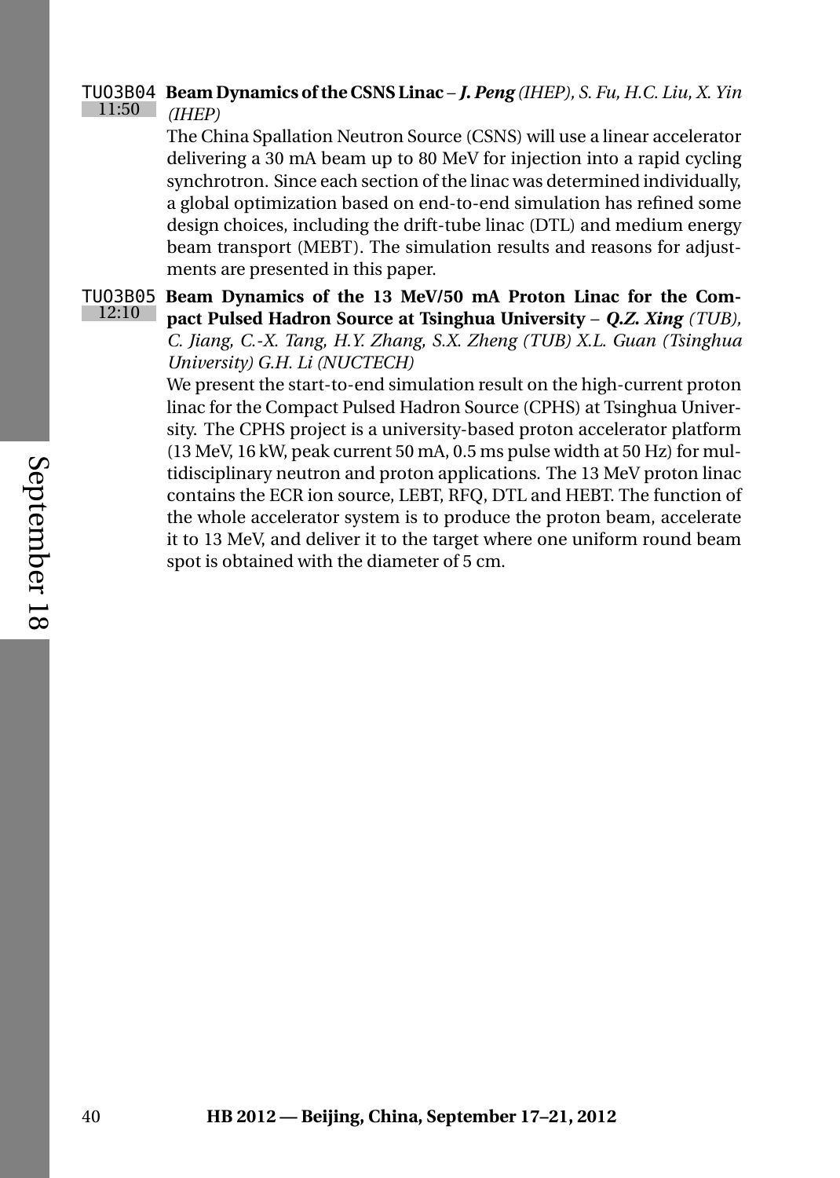TUO3B04 11:50 **Beam Dynamics of the CSNS Linac** – ***J. Peng*** *(IHEP), S. Fu, H.C. Liu, X. Yin (IHEP)*

The China Spallation Neutron Source (CSNS) will use a linear accelerator delivering a 30 mA beam up to 80 MeV for injection into a rapid cycling synchrotron. Since each section of the linac was determined individually, a global optimization based on end-to-end simulation has refined some design choices, including the drift-tube linac (DTL) and medium energy beam transport (MEBT). The simulation results and reasons for adjustments are presented in this paper.

TUO3B05 12:10 **Beam Dynamics of the 13 MeV/50 mA Proton Linac for the Compact Pulsed Hadron Source at Tsinghua University** – ***Q.Z. Xing*** *(TUB), C. Jiang, C.-X. Tang, H.Y. Zhang, S.X. Zheng (TUB) X.L. Guan (Tsinghua University) G.H. Li (NUCTECH)*

We present the start-to-end simulation result on the high-current proton linac for the Compact Pulsed Hadron Source (CPHS) at Tsinghua University. The CPHS project is a university-based proton accelerator platform (13 MeV, 16 kW, peak current 50 mA, 0.5 ms pulse width at 50 Hz) for multidisciplinary neutron and proton applications. The 13 MeV proton linac contains the ECR ion source, LEBT, RFQ, DTL and HEBT. The function of the whole accelerator system is to produce the proton beam, accelerate it to 13 MeV, and deliver it to the target where one uniform round beam spot is obtained with the diameter of 5 cm.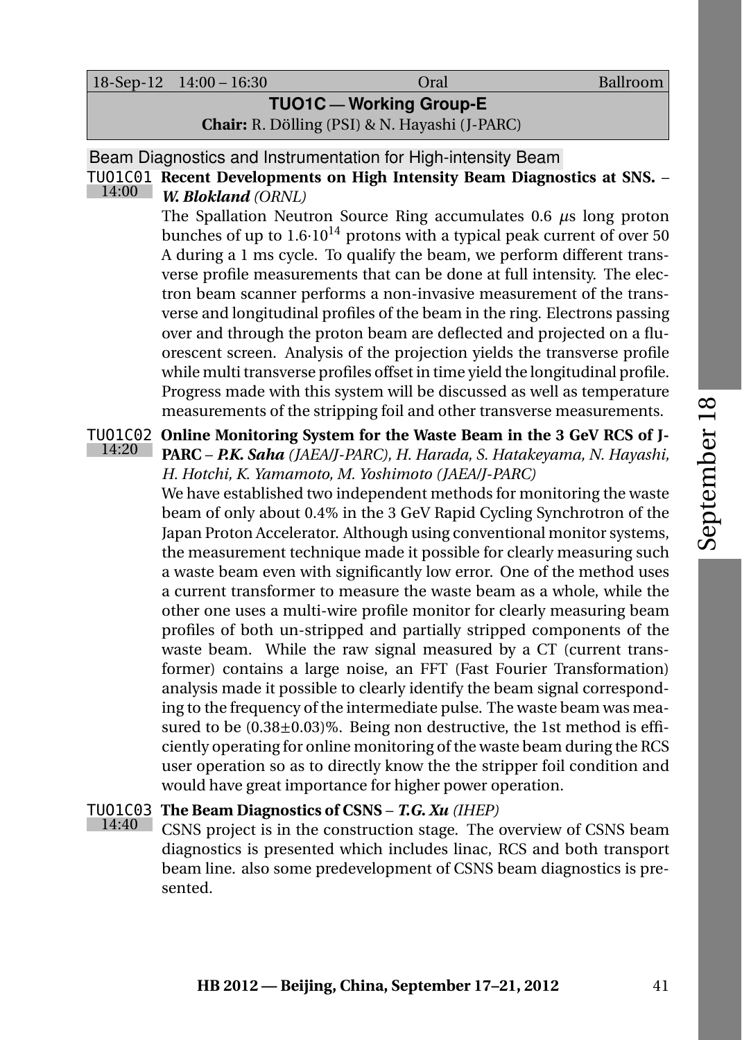| 18-Sep-12 | 14:00 – 16:30 | Oral | Ballroom |
| --- | --- | --- | --- |

## TUO1C — Working Group-E

**Chair:** R. Dölling (PSI) & N. Hayashi (J-PARC)

### Beam Diagnostics and Instrumentation for High-intensity Beam

**TUO1C01** (14:00) **Recent Developments on High Intensity Beam Diagnostics at SNS.** – ***W. Blokland*** *(ORNL)*

The Spallation Neutron Source Ring accumulates 0.6 $\mu$s long proton bunches of up to $1.6{\cdot}10^{14}$ protons with a typical peak current of over 50 A during a 1 ms cycle. To qualify the beam, we perform different transverse profile measurements that can be done at full intensity. The electron beam scanner performs a non-invasive measurement of the transverse and longitudinal profiles of the beam in the ring. Electrons passing over and through the proton beam are deflected and projected on a fluorescent screen. Analysis of the projection yields the transverse profile while multi transverse profiles offset in time yield the longitudinal profile. Progress made with this system will be discussed as well as temperature measurements of the stripping foil and other transverse measurements.

**TUO1C02** (14:20) **Online Monitoring System for the Waste Beam in the 3 GeV RCS of J-PARC** – ***P.K. Saha*** *(JAEA/J-PARC), H. Harada, S. Hatakeyama, N. Hayashi, H. Hotchi, K. Yamamoto, M. Yoshimoto (JAEA/J-PARC)*

We have established two independent methods for monitoring the waste beam of only about 0.4% in the 3 GeV Rapid Cycling Synchrotron of the Japan Proton Accelerator. Although using conventional monitor systems, the measurement technique made it possible for clearly measuring such a waste beam even with significantly low error. One of the method uses a current transformer to measure the waste beam as a whole, while the other one uses a multi-wire profile monitor for clearly measuring beam profiles of both un-stripped and partially stripped components of the waste beam. While the raw signal measured by a CT (current transformer) contains a large noise, an FFT (Fast Fourier Transformation) analysis made it possible to clearly identify the beam signal corresponding to the frequency of the intermediate pulse. The waste beam was measured to be $(0.38{\pm}0.03)$%. Being non destructive, the 1st method is efficiently operating for online monitoring of the waste beam during the RCS user operation so as to directly know the the stripper foil condition and would have great importance for higher power operation.

**TUO1C03** (14:40) **The Beam Diagnostics of CSNS** – ***T.G. Xu*** *(IHEP)*

CSNS project is in the construction stage. The overview of CSNS beam diagnostics is presented which includes linac, RCS and both transport beam line. also some predevelopment of CSNS beam diagnostics is presented.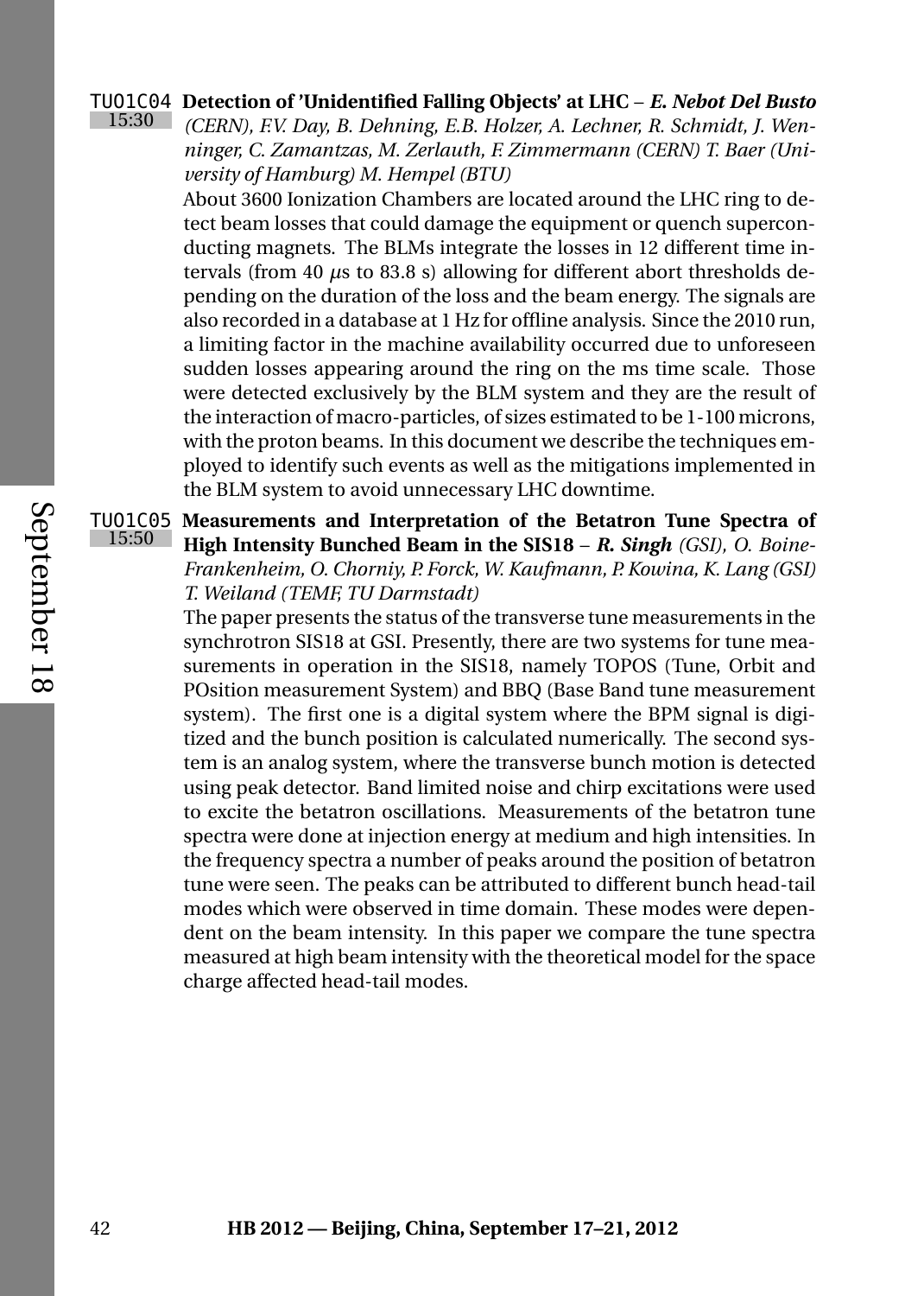**TUO1C04** 15:30 **Detection of 'Unidentified Falling Objects' at LHC** – ***E. Nebot Del Busto*** *(CERN), F.V. Day, B. Dehning, E.B. Holzer, A. Lechner, R. Schmidt, J. Wenninger, C. Zamantzas, M. Zerlauth, F. Zimmermann (CERN) T. Baer (University of Hamburg) M. Hempel (BTU)*

About 3600 Ionization Chambers are located around the LHC ring to detect beam losses that could damage the equipment or quench superconducting magnets. The BLMs integrate the losses in 12 different time intervals (from 40 $\mu$s to 83.8 s) allowing for different abort thresholds depending on the duration of the loss and the beam energy. The signals are also recorded in a database at 1 Hz for offline analysis. Since the 2010 run, a limiting factor in the machine availability occurred due to unforeseen sudden losses appearing around the ring on the ms time scale. Those were detected exclusively by the BLM system and they are the result of the interaction of macro-particles, of sizes estimated to be 1-100 microns, with the proton beams. In this document we describe the techniques employed to identify such events as well as the mitigations implemented in the BLM system to avoid unnecessary LHC downtime.

**TUO1C05** 15:50 **Measurements and Interpretation of the Betatron Tune Spectra of High Intensity Bunched Beam in the SIS18** – ***R. Singh*** *(GSI), O. Boine-Frankenheim, O. Chorniy, P. Forck, W. Kaufmann, P. Kowina, K. Lang (GSI) T. Weiland (TEMF, TU Darmstadt)*

The paper presents the status of the transverse tune measurements in the synchrotron SIS18 at GSI. Presently, there are two systems for tune measurements in operation in the SIS18, namely TOPOS (Tune, Orbit and POsition measurement System) and BBQ (Base Band tune measurement system). The first one is a digital system where the BPM signal is digitized and the bunch position is calculated numerically. The second system is an analog system, where the transverse bunch motion is detected using peak detector. Band limited noise and chirp excitations were used to excite the betatron oscillations. Measurements of the betatron tune spectra were done at injection energy at medium and high intensities. In the frequency spectra a number of peaks around the position of betatron tune were seen. The peaks can be attributed to different bunch head-tail modes which were observed in time domain. These modes were dependent on the beam intensity. In this paper we compare the tune spectra measured at high beam intensity with the theoretical model for the space charge affected head-tail modes.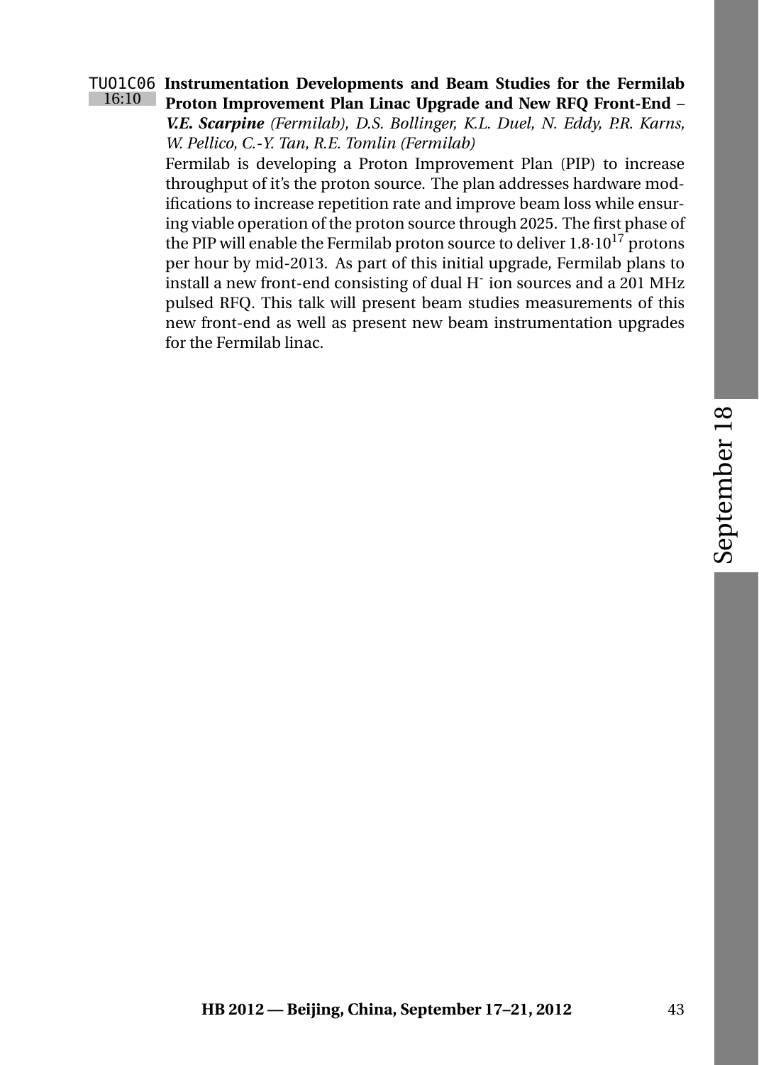TUO1C06 16:10 **Instrumentation Developments and Beam Studies for the Fermilab Proton Improvement Plan Linac Upgrade and New RFQ Front-End** – ***V.E. Scarpine*** *(Fermilab), D.S. Bollinger, K.L. Duel, N. Eddy, P.R. Karns, W. Pellico, C.-Y. Tan, R.E. Tomlin (Fermilab)*

Fermilab is developing a Proton Improvement Plan (PIP) to increase throughput of it's the proton source. The plan addresses hardware modifications to increase repetition rate and improve beam loss while ensuring viable operation of the proton source through 2025. The first phase of the PIP will enable the Fermilab proton source to deliver $1.8{\cdot}10^{17}$ protons per hour by mid-2013. As part of this initial upgrade, Fermilab plans to install a new front-end consisting of dual $H^-$ ion sources and a 201 MHz pulsed RFQ. This talk will present beam studies measurements of this new front-end as well as present new beam instrumentation upgrades for the Fermilab linac.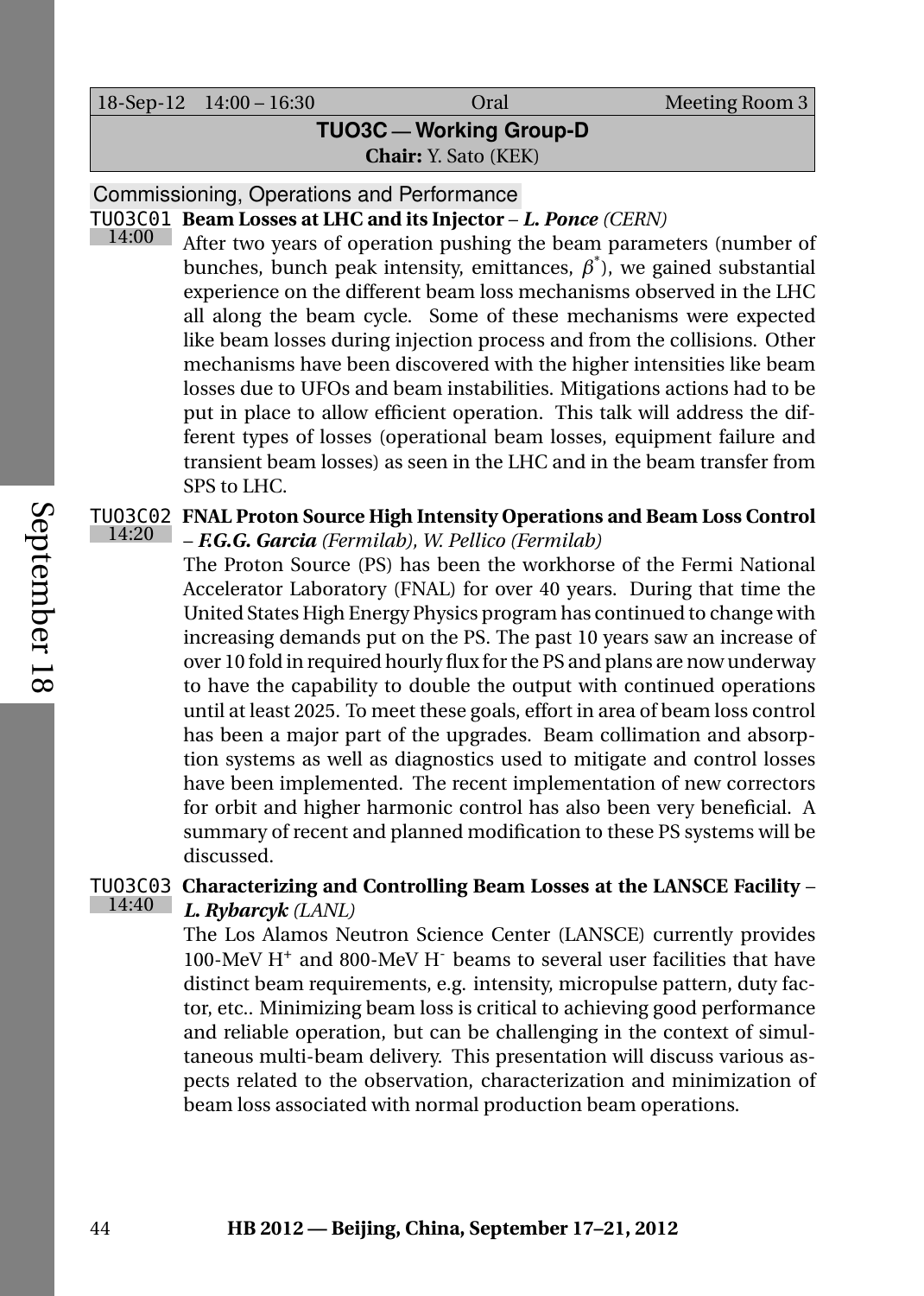18-Sep-12 14:00 – 16:30 Oral Meeting Room 3

## TUO3C — Working Group-D

**Chair:** Y. Sato (KEK)

### Commissioning, Operations and Performance

**TUO3C01** 14:00 **Beam Losses at LHC and its Injector** – ***L. Ponce*** *(CERN)*

After two years of operation pushing the beam parameters (number of bunches, bunch peak intensity, emittances, $\beta^{*}$), we gained substantial experience on the different beam loss mechanisms observed in the LHC all along the beam cycle. Some of these mechanisms were expected like beam losses during injection process and from the collisions. Other mechanisms have been discovered with the higher intensities like beam losses due to UFOs and beam instabilities. Mitigations actions had to be put in place to allow efficient operation. This talk will address the different types of losses (operational beam losses, equipment failure and transient beam losses) as seen in the LHC and in the beam transfer from SPS to LHC.

**TUO3C02** 14:20 **FNAL Proton Source High Intensity Operations and Beam Loss Control** – ***F.G.G. Garcia*** *(Fermilab), W. Pellico (Fermilab)*

The Proton Source (PS) has been the workhorse of the Fermi National Accelerator Laboratory (FNAL) for over 40 years. During that time the United States High Energy Physics program has continued to change with increasing demands put on the PS. The past 10 years saw an increase of over 10 fold in required hourly flux for the PS and plans are now underway to have the capability to double the output with continued operations until at least 2025. To meet these goals, effort in area of beam loss control has been a major part of the upgrades. Beam collimation and absorption systems as well as diagnostics used to mitigate and control losses have been implemented. The recent implementation of new correctors for orbit and higher harmonic control has also been very beneficial. A summary of recent and planned modification to these PS systems will be discussed.

**TUO3C03** 14:40 **Characterizing and Controlling Beam Losses at the LANSCE Facility** – ***L. Rybarcyk*** *(LANL)*

The Los Alamos Neutron Science Center (LANSCE) currently provides 100-MeV $H^{+}$ and 800-MeV $H^{-}$ beams to several user facilities that have distinct beam requirements, e.g. intensity, micropulse pattern, duty factor, etc.. Minimizing beam loss is critical to achieving good performance and reliable operation, but can be challenging in the context of simultaneous multi-beam delivery. This presentation will discuss various aspects related to the observation, characterization and minimization of beam loss associated with normal production beam operations.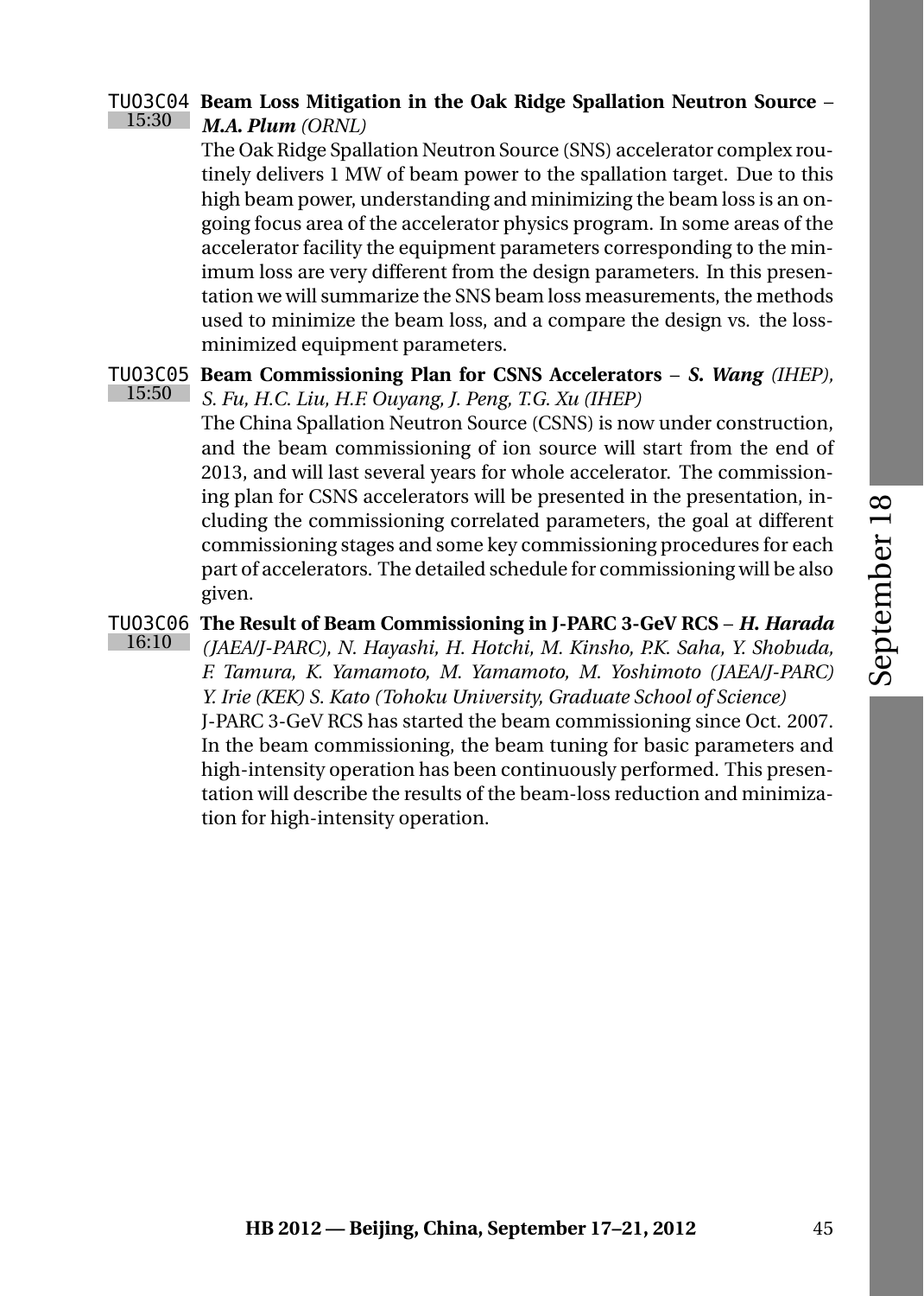**TUO3C04** 15:30 **Beam Loss Mitigation in the Oak Ridge Spallation Neutron Source** – ***M.A. Plum*** *(ORNL)*

The Oak Ridge Spallation Neutron Source (SNS) accelerator complex routinely delivers 1 MW of beam power to the spallation target. Due to this high beam power, understanding and minimizing the beam loss is an ongoing focus area of the accelerator physics program. In some areas of the accelerator facility the equipment parameters corresponding to the minimum loss are very different from the design parameters. In this presentation we will summarize the SNS beam loss measurements, the methods used to minimize the beam loss, and a compare the design vs. the loss-minimized equipment parameters.

**TUO3C05** 15:50 **Beam Commissioning Plan for CSNS Accelerators** – ***S. Wang*** *(IHEP), S. Fu, H.C. Liu, H.F. Ouyang, J. Peng, T.G. Xu (IHEP)*

The China Spallation Neutron Source (CSNS) is now under construction, and the beam commissioning of ion source will start from the end of 2013, and will last several years for whole accelerator. The commissioning plan for CSNS accelerators will be presented in the presentation, including the commissioning correlated parameters, the goal at different commissioning stages and some key commissioning procedures for each part of accelerators. The detailed schedule for commissioning will be also given.

**TUO3C06** 16:10 **The Result of Beam Commissioning in J-PARC 3-GeV RCS** – ***H. Harada*** *(JAEA/J-PARC), N. Hayashi, H. Hotchi, M. Kinsho, P.K. Saha, Y. Shobuda, F. Tamura, K. Yamamoto, M. Yamamoto, M. Yoshimoto (JAEA/J-PARC) Y. Irie (KEK) S. Kato (Tohoku University, Graduate School of Science)*

J-PARC 3-GeV RCS has started the beam commissioning since Oct. 2007. In the beam commissioning, the beam tuning for basic parameters and high-intensity operation has been continuously performed. This presentation will describe the results of the beam-loss reduction and minimization for high-intensity operation.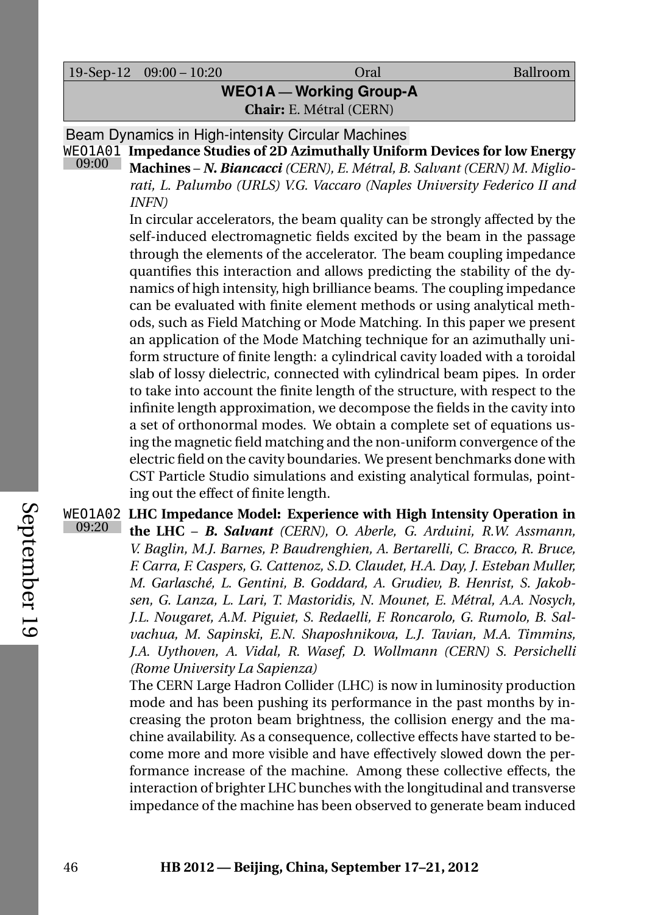| 19-Sep-12 | 09:00 – 10:20 | Oral | Ballroom |
|---|---|---|---|

## WEO1A — Working Group-A

**Chair:** E. Métral (CERN)

### Beam Dynamics in High-intensity Circular Machines

**WEO1A01** 09:00 **Impedance Studies of 2D Azimuthally Uniform Devices for low Energy Machines** – ***N. Biancacci*** *(CERN), E. Métral, B. Salvant (CERN) M. Migliorati, L. Palumbo (URLS) V.G. Vaccaro (Naples University Federico II and INFN)*

In circular accelerators, the beam quality can be strongly affected by the self-induced electromagnetic fields excited by the beam in the passage through the elements of the accelerator. The beam coupling impedance quantifies this interaction and allows predicting the stability of the dynamics of high intensity, high brilliance beams. The coupling impedance can be evaluated with finite element methods or using analytical methods, such as Field Matching or Mode Matching. In this paper we present an application of the Mode Matching technique for an azimuthally uniform structure of finite length: a cylindrical cavity loaded with a toroidal slab of lossy dielectric, connected with cylindrical beam pipes. In order to take into account the finite length of the structure, with respect to the infinite length approximation, we decompose the fields in the cavity into a set of orthonormal modes. We obtain a complete set of equations using the magnetic field matching and the non-uniform convergence of the electric field on the cavity boundaries. We present benchmarks done with CST Particle Studio simulations and existing analytical formulas, pointing out the effect of finite length.

**WEO1A02** 09:20 **LHC Impedance Model: Experience with High Intensity Operation in the LHC** – ***B. Salvant*** *(CERN), O. Aberle, G. Arduini, R.W. Assmann, V. Baglin, M.J. Barnes, P. Baudrenghien, A. Bertarelli, C. Bracco, R. Bruce, F. Carra, F. Caspers, G. Cattenoz, S.D. Claudet, H.A. Day, J. Esteban Muller, M. Garlasché, L. Gentini, B. Goddard, A. Grudiev, B. Henrist, S. Jakobsen, G. Lanza, L. Lari, T. Mastoridis, N. Mounet, E. Métral, A.A. Nosych, J.L. Nougaret, A.M. Piguiet, S. Redaelli, F. Roncarolo, G. Rumolo, B. Salvachua, M. Sapinski, E.N. Shaposhnikova, L.J. Tavian, M.A. Timmins, J.A. Uythoven, A. Vidal, R. Wasef, D. Wollmann (CERN) S. Persichelli (Rome University La Sapienza)*

The CERN Large Hadron Collider (LHC) is now in luminosity production mode and has been pushing its performance in the past months by increasing the proton beam brightness, the collision energy and the machine availability. As a consequence, collective effects have started to become more and more visible and have effectively slowed down the performance increase of the machine. Among these collective effects, the interaction of brighter LHC bunches with the longitudinal and transverse impedance of the machine has been observed to generate beam induced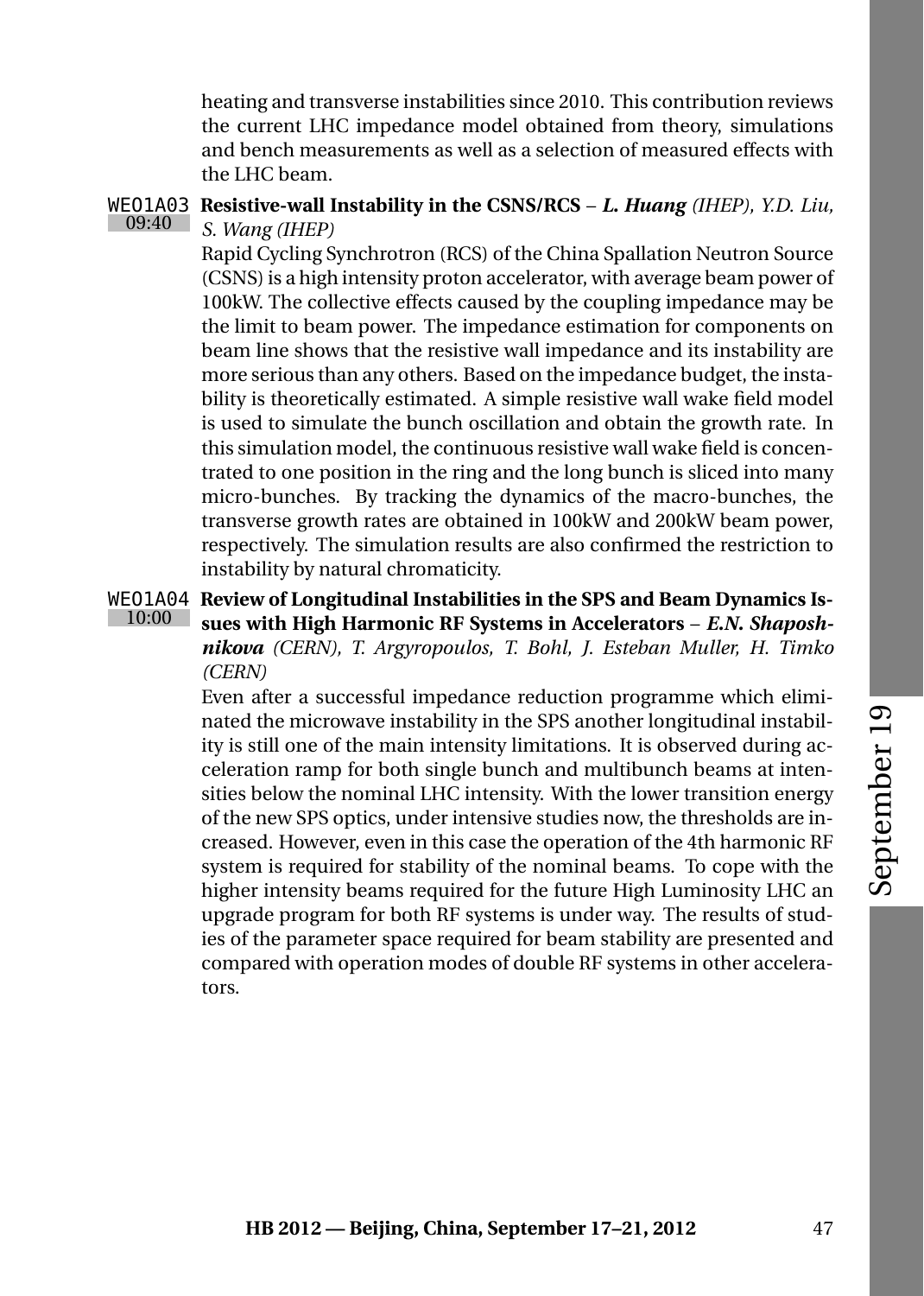heating and transverse instabilities since 2010. This contribution reviews the current LHC impedance model obtained from theory, simulations and bench measurements as well as a selection of measured effects with the LHC beam.

**WEO1A03** 09:40 **Resistive-wall Instability in the CSNS/RCS** – ***L. Huang*** *(IHEP), Y.D. Liu, S. Wang (IHEP)*

Rapid Cycling Synchrotron (RCS) of the China Spallation Neutron Source (CSNS) is a high intensity proton accelerator, with average beam power of 100kW. The collective effects caused by the coupling impedance may be the limit to beam power. The impedance estimation for components on beam line shows that the resistive wall impedance and its instability are more serious than any others. Based on the impedance budget, the instability is theoretically estimated. A simple resistive wall wake field model is used to simulate the bunch oscillation and obtain the growth rate. In this simulation model, the continuous resistive wall wake field is concentrated to one position in the ring and the long bunch is sliced into many micro-bunches. By tracking the dynamics of the macro-bunches, the transverse growth rates are obtained in 100kW and 200kW beam power, respectively. The simulation results are also confirmed the restriction to instability by natural chromaticity.

**WEO1A04** 10:00 **Review of Longitudinal Instabilities in the SPS and Beam Dynamics Issues with High Harmonic RF Systems in Accelerators** – ***E.N. Shaposhnikova*** *(CERN), T. Argyropoulos, T. Bohl, J. Esteban Muller, H. Timko (CERN)*

Even after a successful impedance reduction programme which eliminated the microwave instability in the SPS another longitudinal instability is still one of the main intensity limitations. It is observed during acceleration ramp for both single bunch and multibunch beams at intensities below the nominal LHC intensity. With the lower transition energy of the new SPS optics, under intensive studies now, the thresholds are increased. However, even in this case the operation of the 4th harmonic RF system is required for stability of the nominal beams. To cope with the higher intensity beams required for the future High Luminosity LHC an upgrade program for both RF systems is under way. The results of studies of the parameter space required for beam stability are presented and compared with operation modes of double RF systems in other accelerators.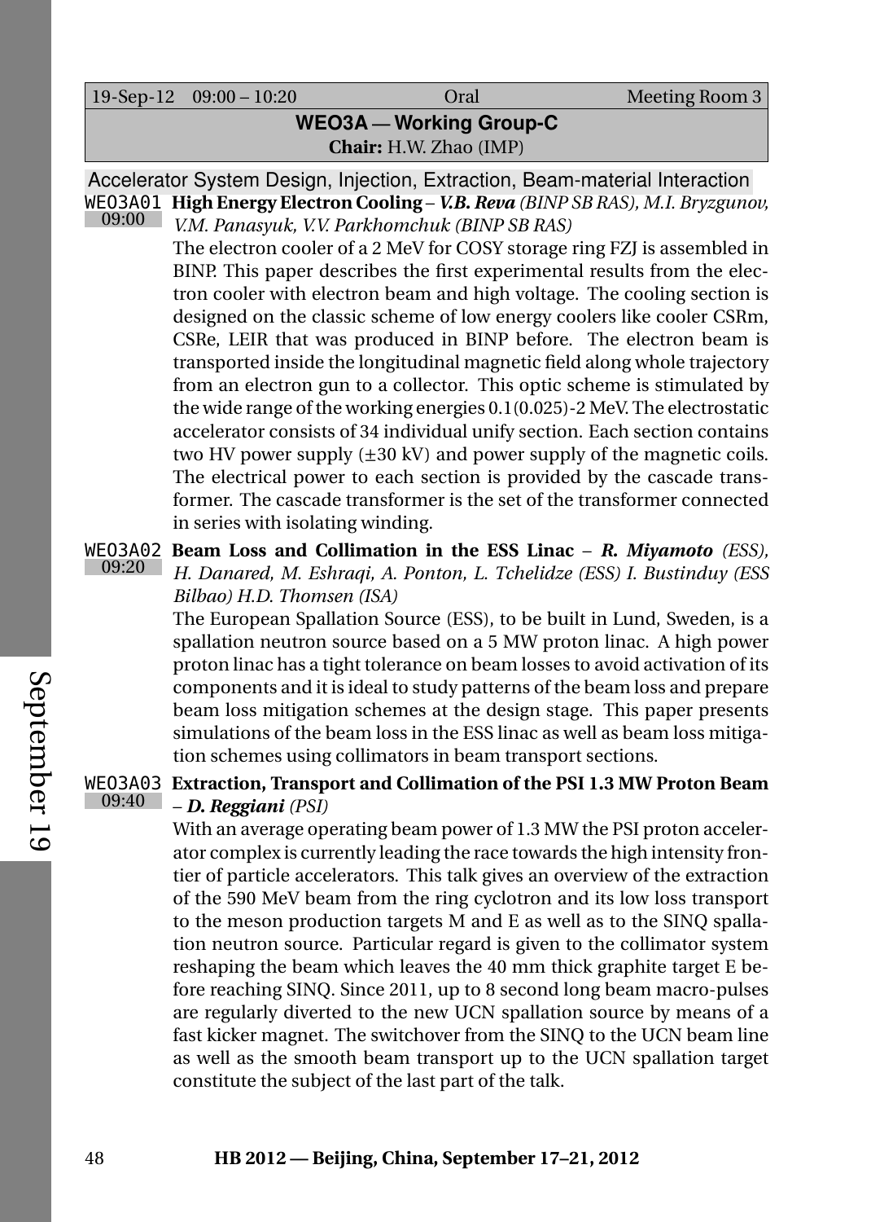| 19-Sep-12 | 09:00 – 10:20 | Oral | Meeting Room 3 |
|---|---|---|---|

## WEO3A — Working Group-C

**Chair:** H.W. Zhao (IMP)

### Accelerator System Design, Injection, Extraction, Beam-material Interaction

**WEO3A01** 09:00 **High Energy Electron Cooling** – ***V.B. Reva*** *(BINP SB RAS), M.I. Bryzgunov, V.M. Panasyuk, V.V. Parkhomchuk (BINP SB RAS)*

The electron cooler of a 2 MeV for COSY storage ring FZJ is assembled in BINP. This paper describes the first experimental results from the electron cooler with electron beam and high voltage. The cooling section is designed on the classic scheme of low energy coolers like cooler CSRm, CSRe, LEIR that was produced in BINP before. The electron beam is transported inside the longitudinal magnetic field along whole trajectory from an electron gun to a collector. This optic scheme is stimulated by the wide range of the working energies 0.1(0.025)-2 MeV. The electrostatic accelerator consists of 34 individual unify section. Each section contains two HV power supply ($\pm$30 kV) and power supply of the magnetic coils. The electrical power to each section is provided by the cascade transformer. The cascade transformer is the set of the transformer connected in series with isolating winding.

**WEO3A02** 09:20 **Beam Loss and Collimation in the ESS Linac** – ***R. Miyamoto*** *(ESS), H. Danared, M. Eshraqi, A. Ponton, L. Tchelidze (ESS) I. Bustinduy (ESS Bilbao) H.D. Thomsen (ISA)*

The European Spallation Source (ESS), to be built in Lund, Sweden, is a spallation neutron source based on a 5 MW proton linac. A high power proton linac has a tight tolerance on beam losses to avoid activation of its components and it is ideal to study patterns of the beam loss and prepare beam loss mitigation schemes at the design stage. This paper presents simulations of the beam loss in the ESS linac as well as beam loss mitigation schemes using collimators in beam transport sections.

**WEO3A03** 09:40 **Extraction, Transport and Collimation of the PSI 1.3 MW Proton Beam** – ***D. Reggiani*** *(PSI)*

With an average operating beam power of 1.3 MW the PSI proton accelerator complex is currently leading the race towards the high intensity frontier of particle accelerators. This talk gives an overview of the extraction of the 590 MeV beam from the ring cyclotron and its low loss transport to the meson production targets M and E as well as to the SINQ spallation neutron source. Particular regard is given to the collimator system reshaping the beam which leaves the 40 mm thick graphite target E before reaching SINQ. Since 2011, up to 8 second long beam macro-pulses are regularly diverted to the new UCN spallation source by means of a fast kicker magnet. The switchover from the SINQ to the UCN beam line as well as the smooth beam transport up to the UCN spallation target constitute the subject of the last part of the talk.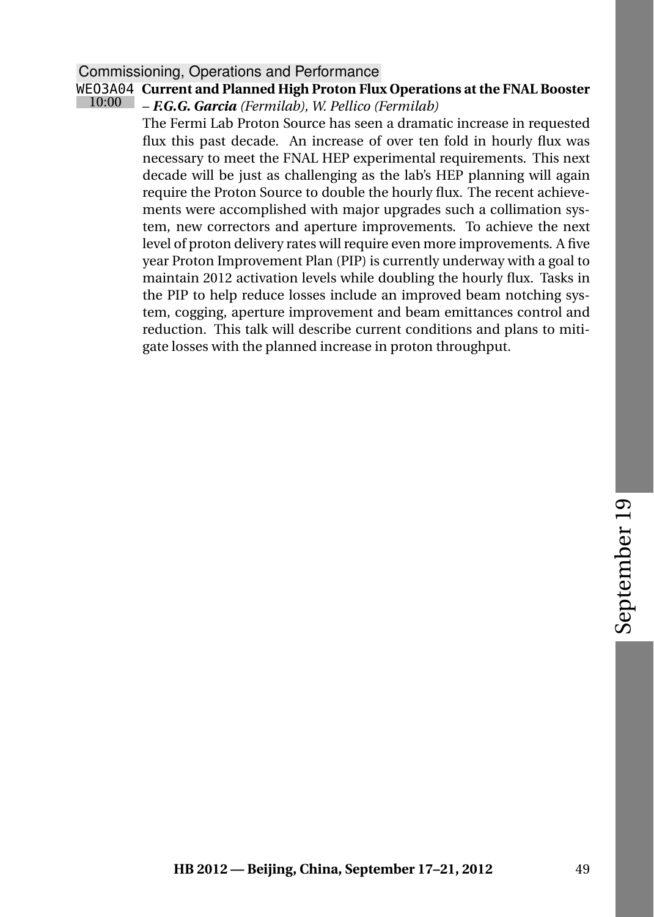Commissioning, Operations and Performance

**WEO3A04** **Current and Planned High Proton Flux Operations at the FNAL Booster**
10:00 – ***F.G.G. Garcia*** *(Fermilab), W. Pellico (Fermilab)*

The Fermi Lab Proton Source has seen a dramatic increase in requested flux this past decade. An increase of over ten fold in hourly flux was necessary to meet the FNAL HEP experimental requirements. This next decade will be just as challenging as the lab's HEP planning will again require the Proton Source to double the hourly flux. The recent achievements were accomplished with major upgrades such a collimation system, new correctors and aperture improvements. To achieve the next level of proton delivery rates will require even more improvements. A five year Proton Improvement Plan (PIP) is currently underway with a goal to maintain 2012 activation levels while doubling the hourly flux. Tasks in the PIP to help reduce losses include an improved beam notching system, cogging, aperture improvement and beam emittances control and reduction. This talk will describe current conditions and plans to mitigate losses with the planned increase in proton throughput.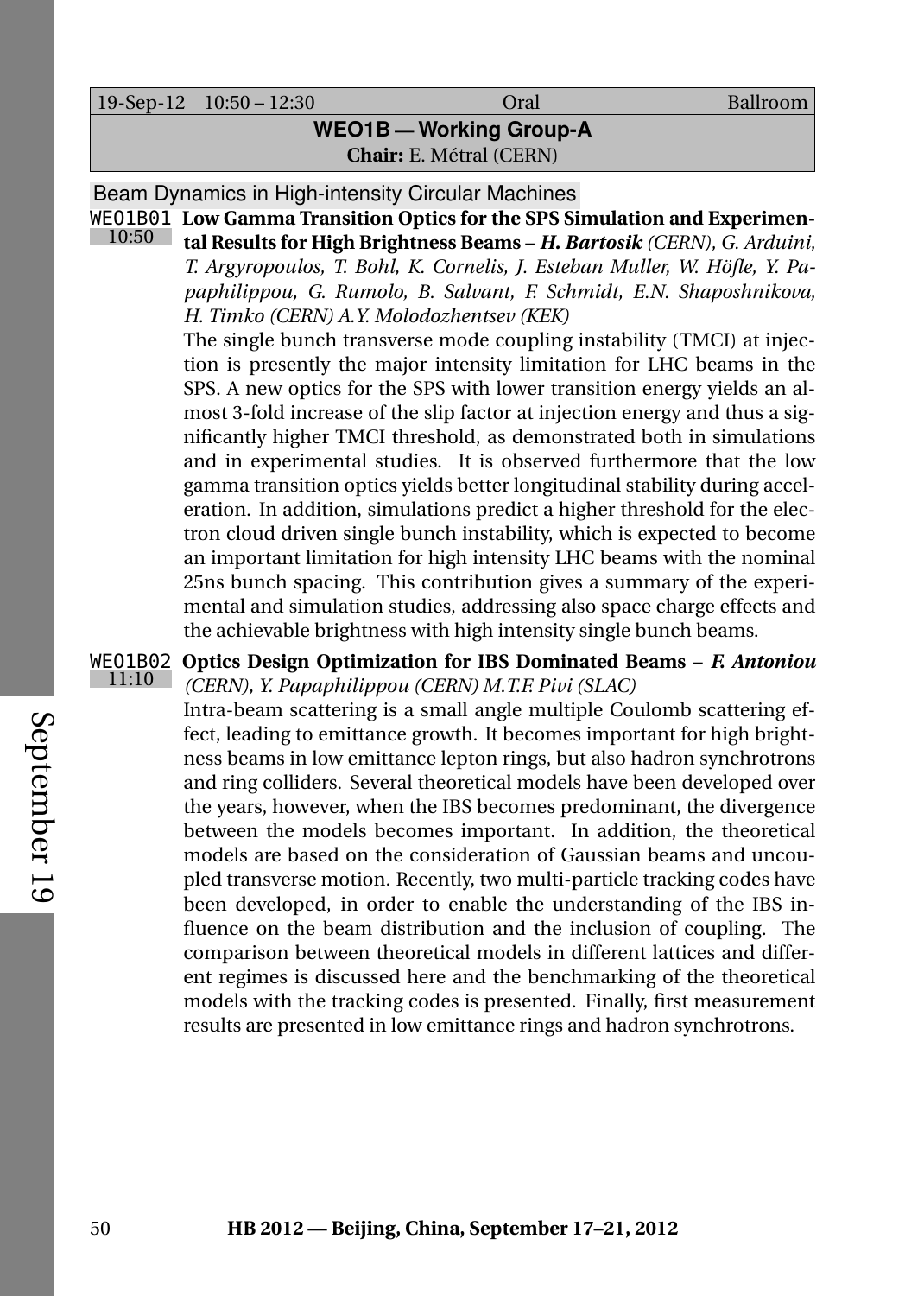| 19-Sep-12 10:50 – 12:30 | Oral | Ballroom |
|---|---|---|

## WEO1B — Working Group-A

**Chair:** E. Métral (CERN)

### Beam Dynamics in High-intensity Circular Machines

**WEO1B01** 10:50 **Low Gamma Transition Optics for the SPS Simulation and Experimental Results for High Brightness Beams** – ***H. Bartosik*** *(CERN), G. Arduini, T. Argyropoulos, T. Bohl, K. Cornelis, J. Esteban Muller, W. Höfle, Y. Papaphilippou, G. Rumolo, B. Salvant, F. Schmidt, E.N. Shaposhnikova, H. Timko (CERN) A.Y. Molodozhentsev (KEK)*

The single bunch transverse mode coupling instability (TMCI) at injection is presently the major intensity limitation for LHC beams in the SPS. A new optics for the SPS with lower transition energy yields an almost 3-fold increase of the slip factor at injection energy and thus a significantly higher TMCI threshold, as demonstrated both in simulations and in experimental studies. It is observed furthermore that the low gamma transition optics yields better longitudinal stability during acceleration. In addition, simulations predict a higher threshold for the electron cloud driven single bunch instability, which is expected to become an important limitation for high intensity LHC beams with the nominal 25ns bunch spacing. This contribution gives a summary of the experimental and simulation studies, addressing also space charge effects and the achievable brightness with high intensity single bunch beams.

**WEO1B02** 11:10 **Optics Design Optimization for IBS Dominated Beams** – ***F. Antoniou*** *(CERN), Y. Papaphilippou (CERN) M.T.F. Pivi (SLAC)*

Intra-beam scattering is a small angle multiple Coulomb scattering effect, leading to emittance growth. It becomes important for high brightness beams in low emittance lepton rings, but also hadron synchrotrons and ring colliders. Several theoretical models have been developed over the years, however, when the IBS becomes predominant, the divergence between the models becomes important. In addition, the theoretical models are based on the consideration of Gaussian beams and uncoupled transverse motion. Recently, two multi-particle tracking codes have been developed, in order to enable the understanding of the IBS influence on the beam distribution and the inclusion of coupling. The comparison between theoretical models in different lattices and different regimes is discussed here and the benchmarking of the theoretical models with the tracking codes is presented. Finally, first measurement results are presented in low emittance rings and hadron synchrotrons.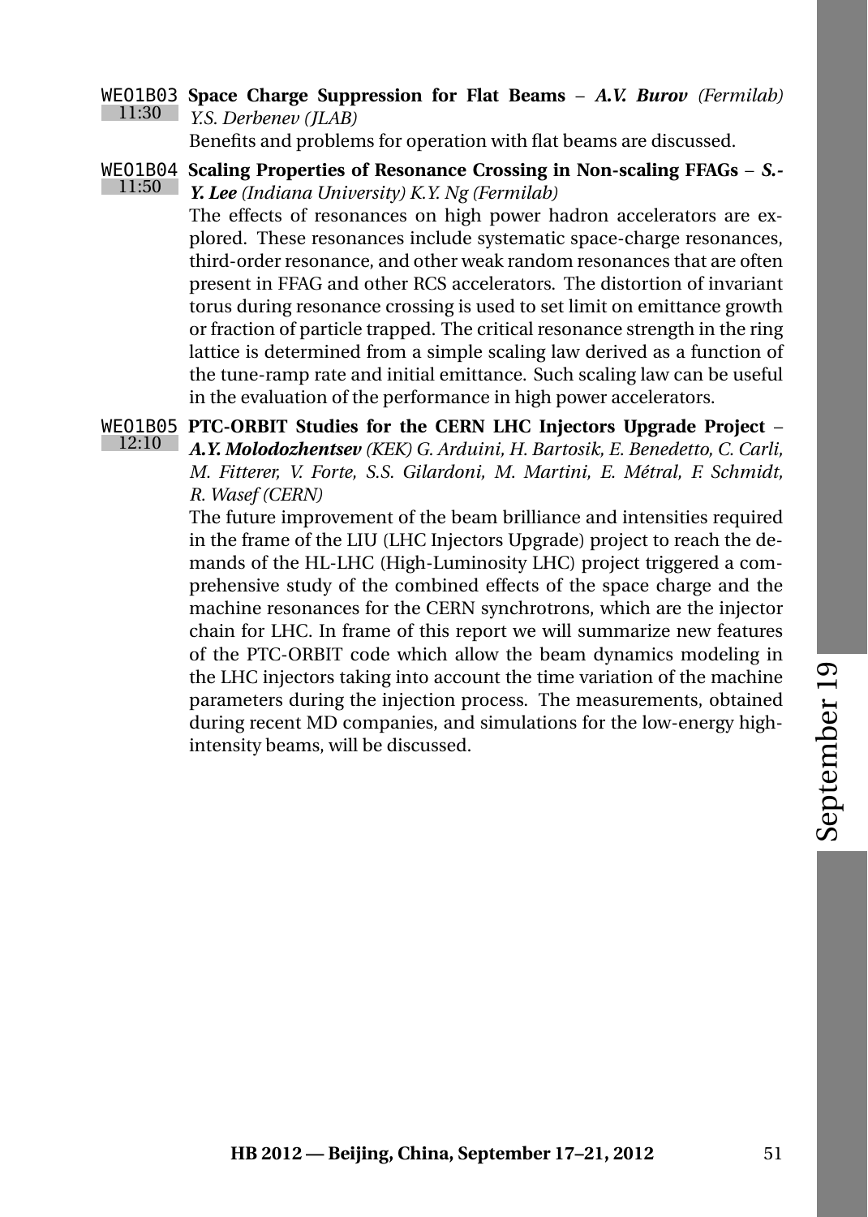**WEO1B03** 11:30 **Space Charge Suppression for Flat Beams** – ***A.V. Burov*** *(Fermilab) Y.S. Derbenev (JLAB)*

Benefits and problems for operation with flat beams are discussed.

**WEO1B04** 11:50 **Scaling Properties of Resonance Crossing in Non-scaling FFAGs** – ***S.-Y. Lee*** *(Indiana University) K.Y. Ng (Fermilab)*

The effects of resonances on high power hadron accelerators are explored. These resonances include systematic space-charge resonances, third-order resonance, and other weak random resonances that are often present in FFAG and other RCS accelerators. The distortion of invariant torus during resonance crossing is used to set limit on emittance growth or fraction of particle trapped. The critical resonance strength in the ring lattice is determined from a simple scaling law derived as a function of the tune-ramp rate and initial emittance. Such scaling law can be useful in the evaluation of the performance in high power accelerators.

**WEO1B05** 12:10 **PTC-ORBIT Studies for the CERN LHC Injectors Upgrade Project** – ***A.Y. Molodozhentsev*** *(KEK) G. Arduini, H. Bartosik, E. Benedetto, C. Carli, M. Fitterer, V. Forte, S.S. Gilardoni, M. Martini, E. Métral, F. Schmidt, R. Wasef (CERN)*

The future improvement of the beam brilliance and intensities required in the frame of the LIU (LHC Injectors Upgrade) project to reach the demands of the HL-LHC (High-Luminosity LHC) project triggered a comprehensive study of the combined effects of the space charge and the machine resonances for the CERN synchrotrons, which are the injector chain for LHC. In frame of this report we will summarize new features of the PTC-ORBIT code which allow the beam dynamics modeling in the LHC injectors taking into account the time variation of the machine parameters during the injection process. The measurements, obtained during recent MD companies, and simulations for the low-energy high-intensity beams, will be discussed.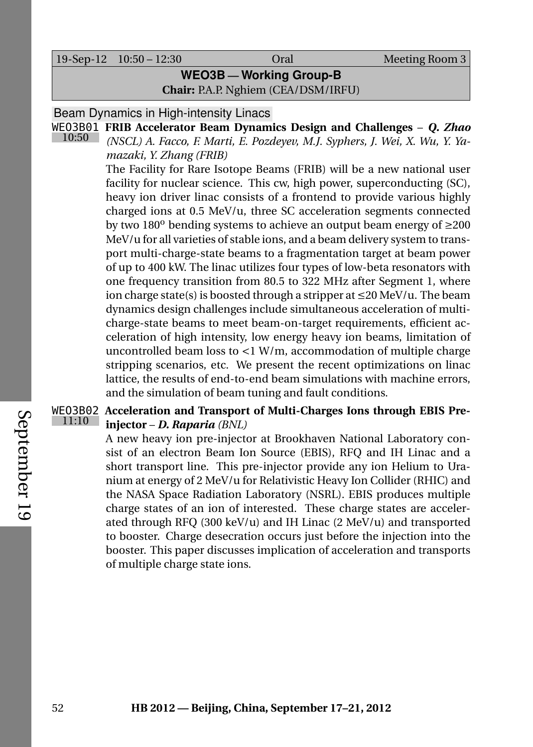19-Sep-12 10:50 – 12:30 | Oral | Meeting Room 3

## WEO3B — Working Group-B

**Chair:** P.A.P. Nghiem (CEA/DSM/IRFU)

### Beam Dynamics in High-intensity Linacs

**WEO3B01** (10:50) **FRIB Accelerator Beam Dynamics Design and Challenges** – ***Q. Zhao*** *(NSCL) A. Facco, F. Marti, E. Pozdeyev, M.J. Syphers, J. Wei, X. Wu, Y. Yamazaki, Y. Zhang (FRIB)*

The Facility for Rare Isotope Beams (FRIB) will be a new national user facility for nuclear science. This cw, high power, superconducting (SC), heavy ion driver linac consists of a frontend to provide various highly charged ions at 0.5 MeV/u, three SC acceleration segments connected by two 180$^o$ bending systems to achieve an output beam energy of ≥200 MeV/u for all varieties of stable ions, and a beam delivery system to transport multi-charge-state beams to a fragmentation target at beam power of up to 400 kW. The linac utilizes four types of low-beta resonators with one frequency transition from 80.5 to 322 MHz after Segment 1, where ion charge state(s) is boosted through a stripper at ≤20 MeV/u. The beam dynamics design challenges include simultaneous acceleration of multi-charge-state beams to meet beam-on-target requirements, efficient acceleration of high intensity, low energy heavy ion beams, limitation of uncontrolled beam loss to <1 W/m, accommodation of multiple charge stripping scenarios, etc. We present the recent optimizations on linac lattice, the results of end-to-end beam simulations with machine errors, and the simulation of beam tuning and fault conditions.

**WEO3B02** (11:10) **Acceleration and Transport of Multi-Charges Ions through EBIS Pre-injector** – ***D. Raparia*** *(BNL)*

A new heavy ion pre-injector at Brookhaven National Laboratory consist of an electron Beam Ion Source (EBIS), RFQ and IH Linac and a short transport line. This pre-injector provide any ion Helium to Uranium at energy of 2 MeV/u for Relativistic Heavy Ion Collider (RHIC) and the NASA Space Radiation Laboratory (NSRL). EBIS produces multiple charge states of an ion of interested. These charge states are accelerated through RFQ (300 keV/u) and IH Linac (2 MeV/u) and transported to booster. Charge desecration occurs just before the injection into the booster. This paper discusses implication of acceleration and transports of multiple charge state ions.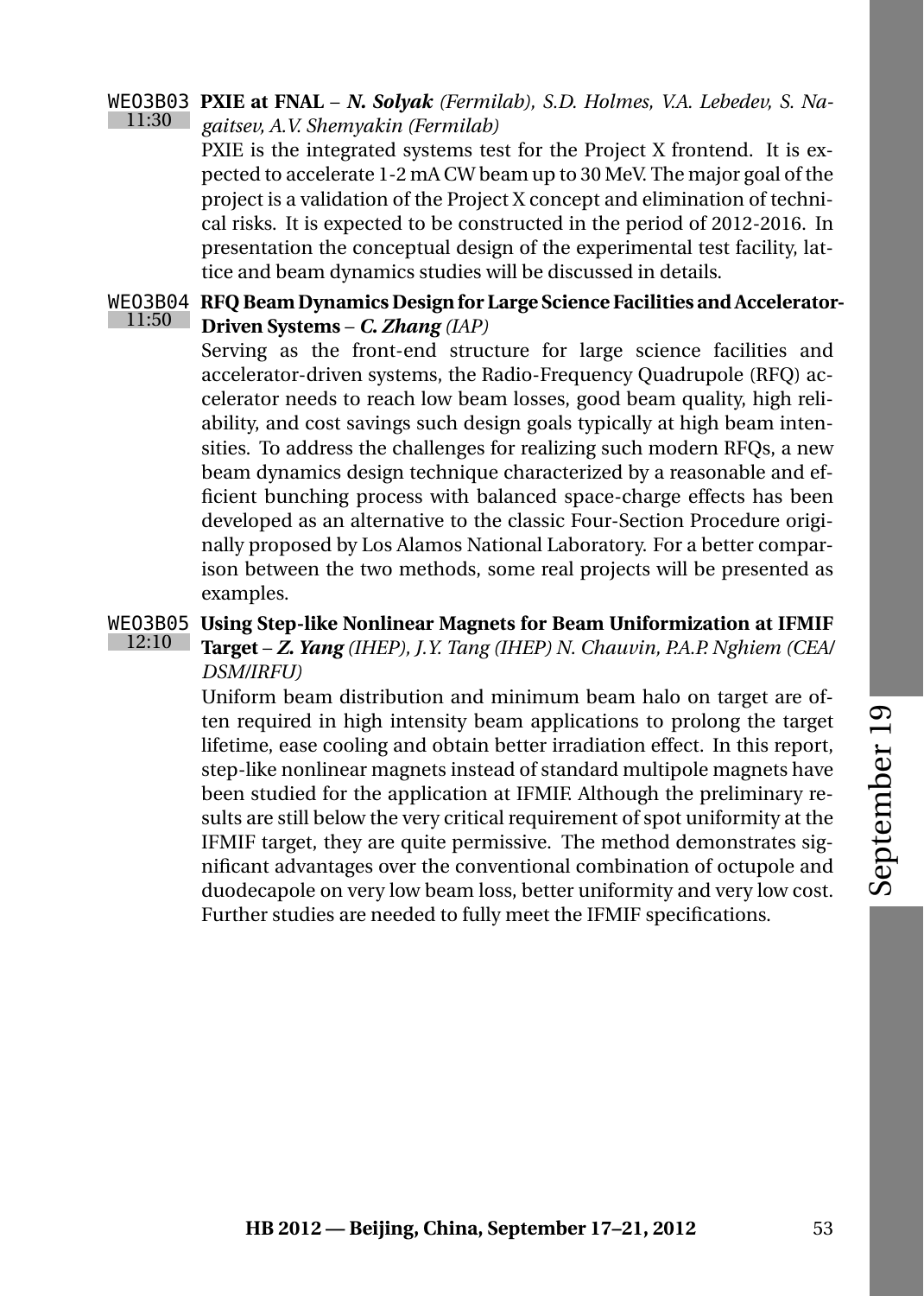WEO3B03 11:30 **PXIE at FNAL** – ***N. Solyak*** *(Fermilab), S.D. Holmes, V.A. Lebedev, S. Nagaitsev, A.V. Shemyakin (Fermilab)*

PXIE is the integrated systems test for the Project X frontend. It is expected to accelerate 1-2 mA CW beam up to 30 MeV. The major goal of the project is a validation of the Project X concept and elimination of technical risks. It is expected to be constructed in the period of 2012-2016. In presentation the conceptual design of the experimental test facility, lattice and beam dynamics studies will be discussed in details.

WEO3B04 11:50 **RFQ Beam Dynamics Design for Large Science Facilities and Accelerator-Driven Systems** – ***C. Zhang*** *(IAP)*

Serving as the front-end structure for large science facilities and accelerator-driven systems, the Radio-Frequency Quadrupole (RFQ) accelerator needs to reach low beam losses, good beam quality, high reliability, and cost savings such design goals typically at high beam intensities. To address the challenges for realizing such modern RFQs, a new beam dynamics design technique characterized by a reasonable and efficient bunching process with balanced space-charge effects has been developed as an alternative to the classic Four-Section Procedure originally proposed by Los Alamos National Laboratory. For a better comparison between the two methods, some real projects will be presented as examples.

WEO3B05 12:10 **Using Step-like Nonlinear Magnets for Beam Uniformization at IFMIF Target** – ***Z. Yang*** *(IHEP), J.Y. Tang (IHEP) N. Chauvin, P.A.P. Nghiem (CEA/DSM/IRFU)*

Uniform beam distribution and minimum beam halo on target are often required in high intensity beam applications to prolong the target lifetime, ease cooling and obtain better irradiation effect. In this report, step-like nonlinear magnets instead of standard multipole magnets have been studied for the application at IFMIF. Although the preliminary results are still below the very critical requirement of spot uniformity at the IFMIF target, they are quite permissive. The method demonstrates significant advantages over the conventional combination of octupole and duodecapole on very low beam loss, better uniformity and very low cost. Further studies are needed to fully meet the IFMIF specifications.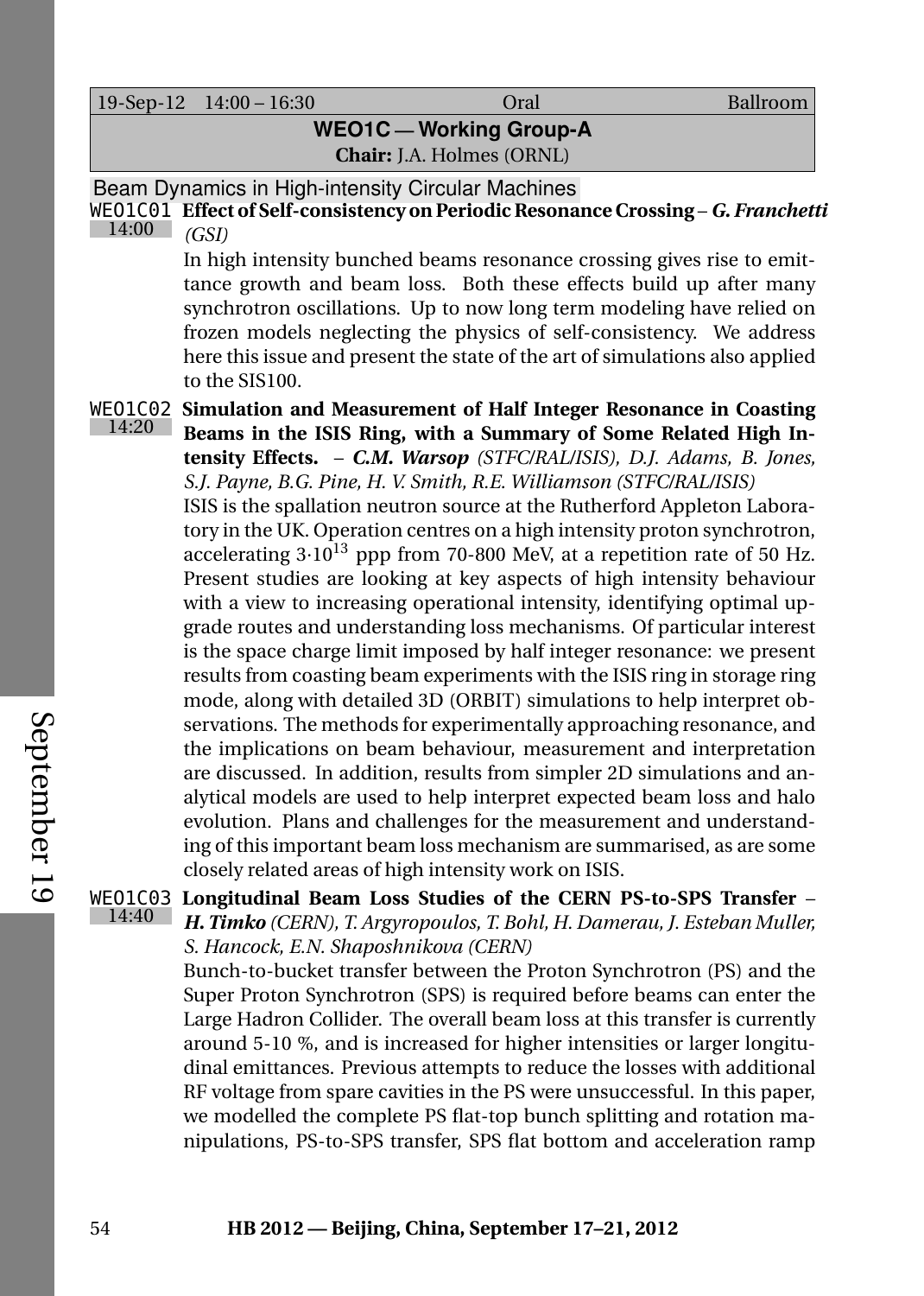| 19-Sep-12 14:00 – 16:30 | Oral | Ballroom |
|---|---|---|

## WEO1C — Working Group-A

**Chair:** J.A. Holmes (ORNL)

### Beam Dynamics in High-intensity Circular Machines

WEO1C01 14:00 **Effect of Self-consistency on Periodic Resonance Crossing** – ***G. Franchetti*** *(GSI)*

In high intensity bunched beams resonance crossing gives rise to emittance growth and beam loss. Both these effects build up after many synchrotron oscillations. Up to now long term modeling have relied on frozen models neglecting the physics of self-consistency. We address here this issue and present the state of the art of simulations also applied to the SIS100.

WEO1C02 14:20 **Simulation and Measurement of Half Integer Resonance in Coasting Beams in the ISIS Ring, with a Summary of Some Related High Intensity Effects.** – ***C.M. Warsop*** *(STFC/RAL/ISIS), D.J. Adams, B. Jones, S.J. Payne, B.G. Pine, H. V. Smith, R.E. Williamson (STFC/RAL/ISIS)*

ISIS is the spallation neutron source at the Rutherford Appleton Laboratory in the UK. Operation centres on a high intensity proton synchrotron, accelerating $3{\cdot}10^{13}$ ppp from 70-800 MeV, at a repetition rate of 50 Hz. Present studies are looking at key aspects of high intensity behaviour with a view to increasing operational intensity, identifying optimal upgrade routes and understanding loss mechanisms. Of particular interest is the space charge limit imposed by half integer resonance: we present results from coasting beam experiments with the ISIS ring in storage ring mode, along with detailed 3D (ORBIT) simulations to help interpret observations. The methods for experimentally approaching resonance, and the implications on beam behaviour, measurement and interpretation are discussed. In addition, results from simpler 2D simulations and analytical models are used to help interpret expected beam loss and halo evolution. Plans and challenges for the measurement and understanding of this important beam loss mechanism are summarised, as are some closely related areas of high intensity work on ISIS.

WEO1C03 14:40 **Longitudinal Beam Loss Studies of the CERN PS-to-SPS Transfer** – ***H. Timko*** *(CERN), T. Argyropoulos, T. Bohl, H. Damerau, J. Esteban Muller, S. Hancock, E.N. Shaposhnikova (CERN)*

Bunch-to-bucket transfer between the Proton Synchrotron (PS) and the Super Proton Synchrotron (SPS) is required before beams can enter the Large Hadron Collider. The overall beam loss at this transfer is currently around 5-10 %, and is increased for higher intensities or larger longitudinal emittances. Previous attempts to reduce the losses with additional RF voltage from spare cavities in the PS were unsuccessful. In this paper, we modelled the complete PS flat-top bunch splitting and rotation manipulations, PS-to-SPS transfer, SPS flat bottom and acceleration ramp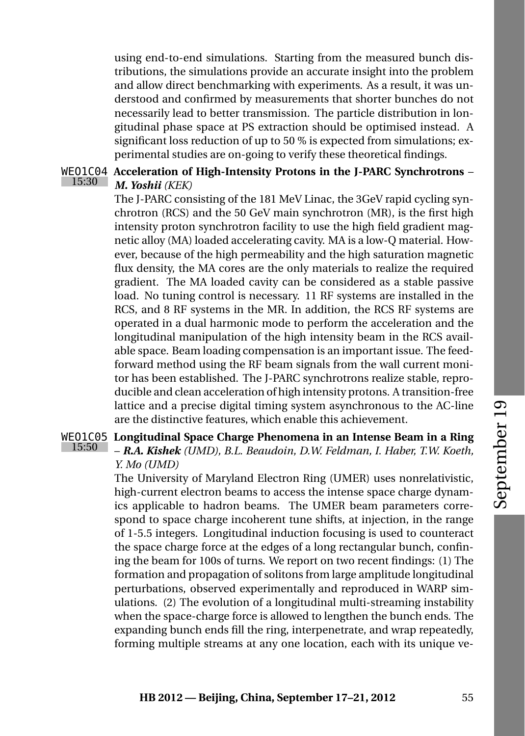using end-to-end simulations. Starting from the measured bunch distributions, the simulations provide an accurate insight into the problem and allow direct benchmarking with experiments. As a result, it was understood and confirmed by measurements that shorter bunches do not necessarily lead to better transmission. The particle distribution in longitudinal phase space at PS extraction should be optimised instead. A significant loss reduction of up to 50 % is expected from simulations; experimental studies are on-going to verify these theoretical findings.

WEO1C04 15:30 **Acceleration of High-Intensity Protons in the J-PARC Synchrotrons** – ***M. Yoshii*** *(KEK)*

The J-PARC consisting of the 181 MeV Linac, the 3GeV rapid cycling synchrotron (RCS) and the 50 GeV main synchrotron (MR), is the first high intensity proton synchrotron facility to use the high field gradient magnetic alloy (MA) loaded accelerating cavity. MA is a low-Q material. However, because of the high permeability and the high saturation magnetic flux density, the MA cores are the only materials to realize the required gradient. The MA loaded cavity can be considered as a stable passive load. No tuning control is necessary. 11 RF systems are installed in the RCS, and 8 RF systems in the MR. In addition, the RCS RF systems are operated in a dual harmonic mode to perform the acceleration and the longitudinal manipulation of the high intensity beam in the RCS available space. Beam loading compensation is an important issue. The feed-forward method using the RF beam signals from the wall current monitor has been established. The J-PARC synchrotrons realize stable, reproducible and clean acceleration of high intensity protons. A transition-free lattice and a precise digital timing system asynchronous to the AC-line are the distinctive features, which enable this achievement.

WEO1C05 15:50 **Longitudinal Space Charge Phenomena in an Intense Beam in a Ring** – ***R.A. Kishek*** *(UMD), B.L. Beaudoin, D.W. Feldman, I. Haber, T.W. Koeth, Y. Mo (UMD)*

The University of Maryland Electron Ring (UMER) uses nonrelativistic, high-current electron beams to access the intense space charge dynamics applicable to hadron beams. The UMER beam parameters correspond to space charge incoherent tune shifts, at injection, in the range of 1-5.5 integers. Longitudinal induction focusing is used to counteract the space charge force at the edges of a long rectangular bunch, confining the beam for 100s of turns. We report on two recent findings: (1) The formation and propagation of solitons from large amplitude longitudinal perturbations, observed experimentally and reproduced in WARP simulations. (2) The evolution of a longitudinal multi-streaming instability when the space-charge force is allowed to lengthen the bunch ends. The expanding bunch ends fill the ring, interpenetrate, and wrap repeatedly, forming multiple streams at any one location, each with its unique ve-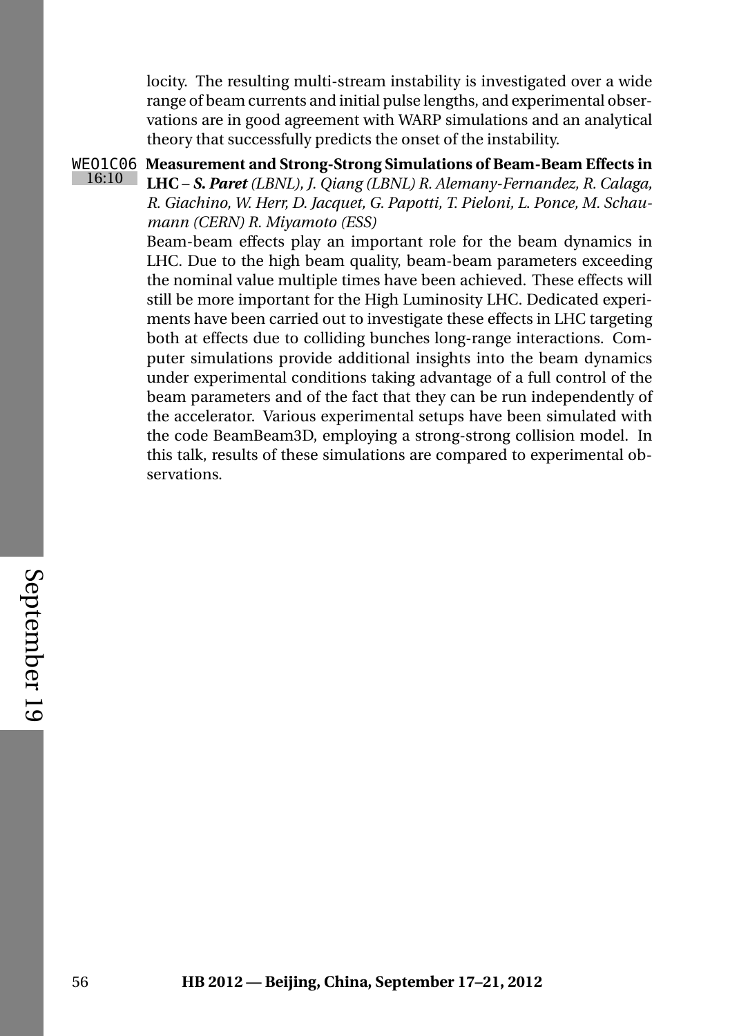locity. The resulting multi-stream instability is investigated over a wide range of beam currents and initial pulse lengths, and experimental observations are in good agreement with WARP simulations and an analytical theory that successfully predicts the onset of the instability.

WEO1C06 16:10 **Measurement and Strong-Strong Simulations of Beam-Beam Effects in LHC** – ***S. Paret*** *(LBNL), J. Qiang (LBNL) R. Alemany-Fernandez, R. Calaga, R. Giachino, W. Herr, D. Jacquet, G. Papotti, T. Pieloni, L. Ponce, M. Schaumann (CERN) R. Miyamoto (ESS)*

Beam-beam effects play an important role for the beam dynamics in LHC. Due to the high beam quality, beam-beam parameters exceeding the nominal value multiple times have been achieved. These effects will still be more important for the High Luminosity LHC. Dedicated experiments have been carried out to investigate these effects in LHC targeting both at effects due to colliding bunches long-range interactions. Computer simulations provide additional insights into the beam dynamics under experimental conditions taking advantage of a full control of the beam parameters and of the fact that they can be run independently of the accelerator. Various experimental setups have been simulated with the code BeamBeam3D, employing a strong-strong collision model. In this talk, results of these simulations are compared to experimental observations.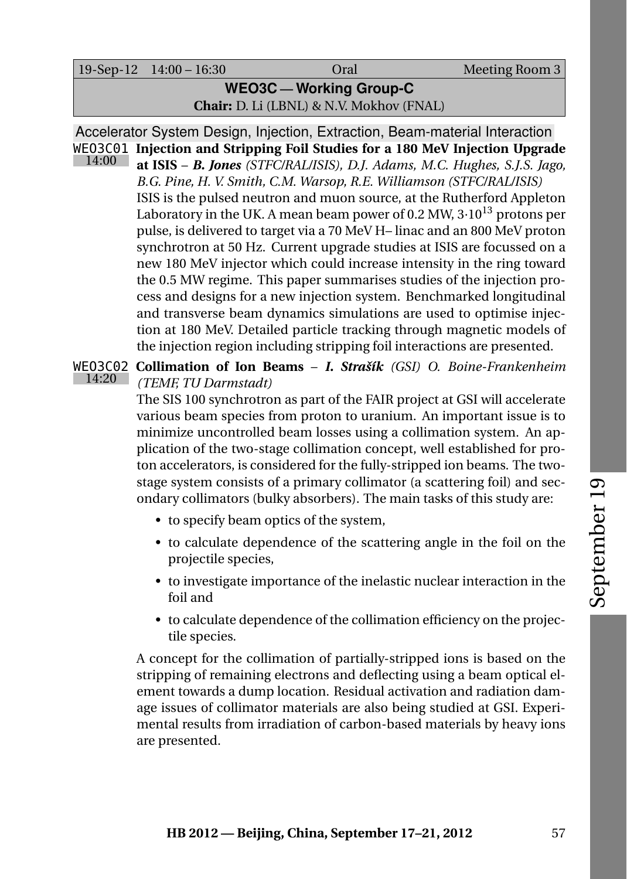19-Sep-12 14:00 – 16:30 | Oral | Meeting Room 3

## WEO3C — Working Group-C

**Chair:** D. Li (LBNL) & N.V. Mokhov (FNAL)

### Accelerator System Design, Injection, Extraction, Beam-material Interaction

**WEO3C01** 14:00 **Injection and Stripping Foil Studies for a 180 MeV Injection Upgrade at ISIS** – ***B. Jones*** *(STFC/RAL/ISIS), D.J. Adams, M.C. Hughes, S.J.S. Jago, B.G. Pine, H. V. Smith, C.M. Warsop, R.E. Williamson (STFC/RAL/ISIS)*

ISIS is the pulsed neutron and muon source, at the Rutherford Appleton Laboratory in the UK. A mean beam power of 0.2 MW, $3{\cdot}10^{13}$ protons per pulse, is delivered to target via a 70 MeV H– linac and an 800 MeV proton synchrotron at 50 Hz. Current upgrade studies at ISIS are focussed on a new 180 MeV injector which could increase intensity in the ring toward the 0.5 MW regime. This paper summarises studies of the injection process and designs for a new injection system. Benchmarked longitudinal and transverse beam dynamics simulations are used to optimise injection at 180 MeV. Detailed particle tracking through magnetic models of the injection region including stripping foil interactions are presented.

**WEO3C02** 14:20 **Collimation of Ion Beams** – ***I. Strašík*** *(GSI) O. Boine-Frankenheim (TEMF, TU Darmstadt)*

The SIS 100 synchrotron as part of the FAIR project at GSI will accelerate various beam species from proton to uranium. An important issue is to minimize uncontrolled beam losses using a collimation system. An application of the two-stage collimation concept, well established for proton accelerators, is considered for the fully-stripped ion beams. The two-stage system consists of a primary collimator (a scattering foil) and secondary collimators (bulky absorbers). The main tasks of this study are:

- to specify beam optics of the system,
- to calculate dependence of the scattering angle in the foil on the projectile species,
- to investigate importance of the inelastic nuclear interaction in the foil and
- to calculate dependence of the collimation efficiency on the projectile species.

A concept for the collimation of partially-stripped ions is based on the stripping of remaining electrons and deflecting using a beam optical element towards a dump location. Residual activation and radiation damage issues of collimator materials are also being studied at GSI. Experimental results from irradiation of carbon-based materials by heavy ions are presented.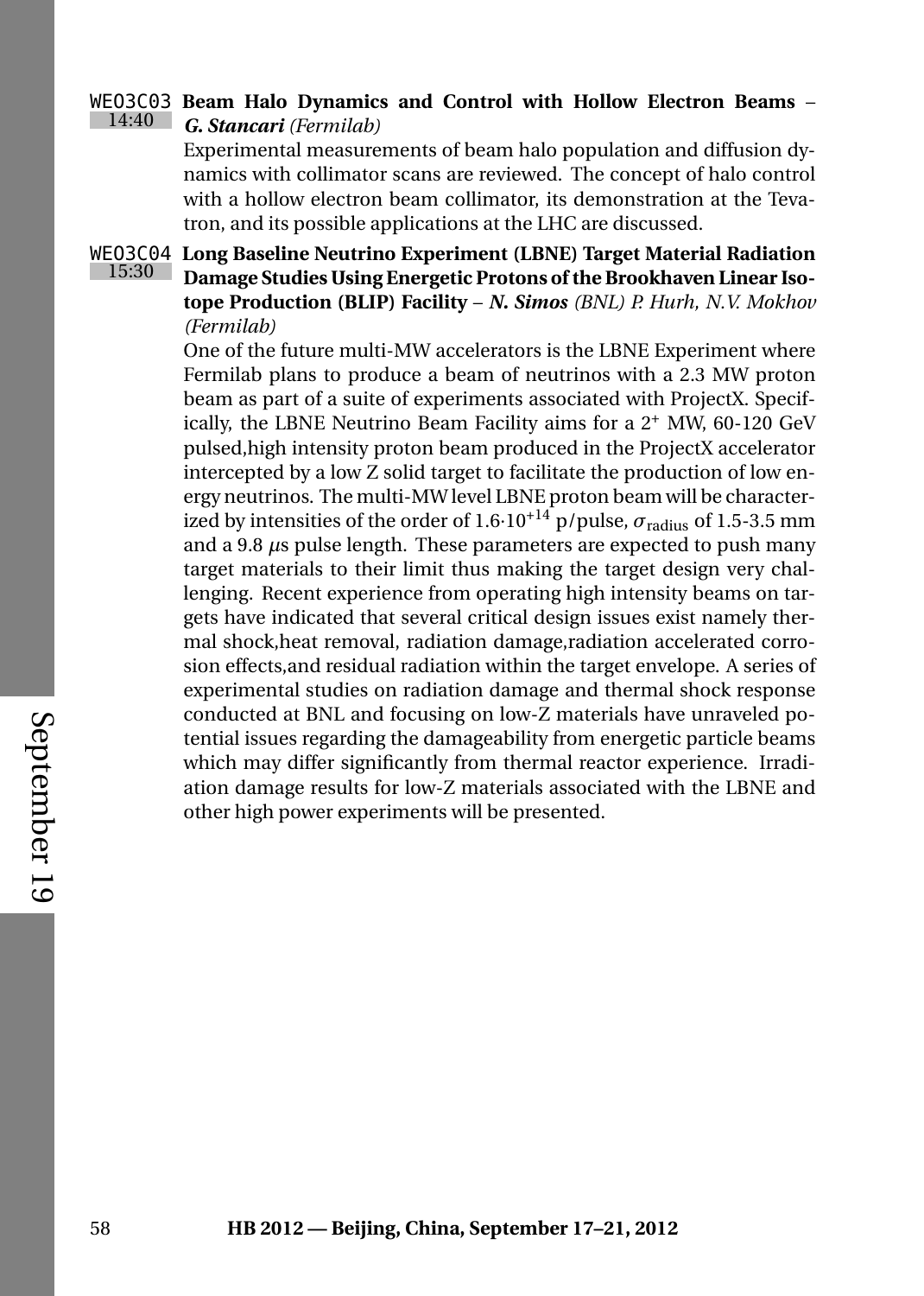**WEO3C03** 14:40 **Beam Halo Dynamics and Control with Hollow Electron Beams** – ***G. Stancari*** *(Fermilab)*

Experimental measurements of beam halo population and diffusion dynamics with collimator scans are reviewed. The concept of halo control with a hollow electron beam collimator, its demonstration at the Tevatron, and its possible applications at the LHC are discussed.

**WEO3C04** 15:30 **Long Baseline Neutrino Experiment (LBNE) Target Material Radiation Damage Studies Using Energetic Protons of the Brookhaven Linear Isotope Production (BLIP) Facility** – ***N. Simos*** *(BNL)* *P. Hurh, N.V. Mokhov (Fermilab)*

One of the future multi-MW accelerators is the LBNE Experiment where Fermilab plans to produce a beam of neutrinos with a 2.3 MW proton beam as part of a suite of experiments associated with ProjectX. Specifically, the LBNE Neutrino Beam Facility aims for a $2^{+}$ MW, 60-120 GeV pulsed,high intensity proton beam produced in the ProjectX accelerator intercepted by a low Z solid target to facilitate the production of low energy neutrinos. The multi-MW level LBNE proton beam will be characterized by intensities of the order of $1.6 \cdot 10^{+14}$ p/pulse, $\sigma_{\mathrm{radius}}$ of 1.5-3.5 mm and a 9.8 $\mu$s pulse length. These parameters are expected to push many target materials to their limit thus making the target design very challenging. Recent experience from operating high intensity beams on targets have indicated that several critical design issues exist namely thermal shock,heat removal, radiation damage,radiation accelerated corrosion effects,and residual radiation within the target envelope. A series of experimental studies on radiation damage and thermal shock response conducted at BNL and focusing on low-Z materials have unraveled potential issues regarding the damageability from energetic particle beams which may differ significantly from thermal reactor experience. Irradiation damage results for low-Z materials associated with the LBNE and other high power experiments will be presented.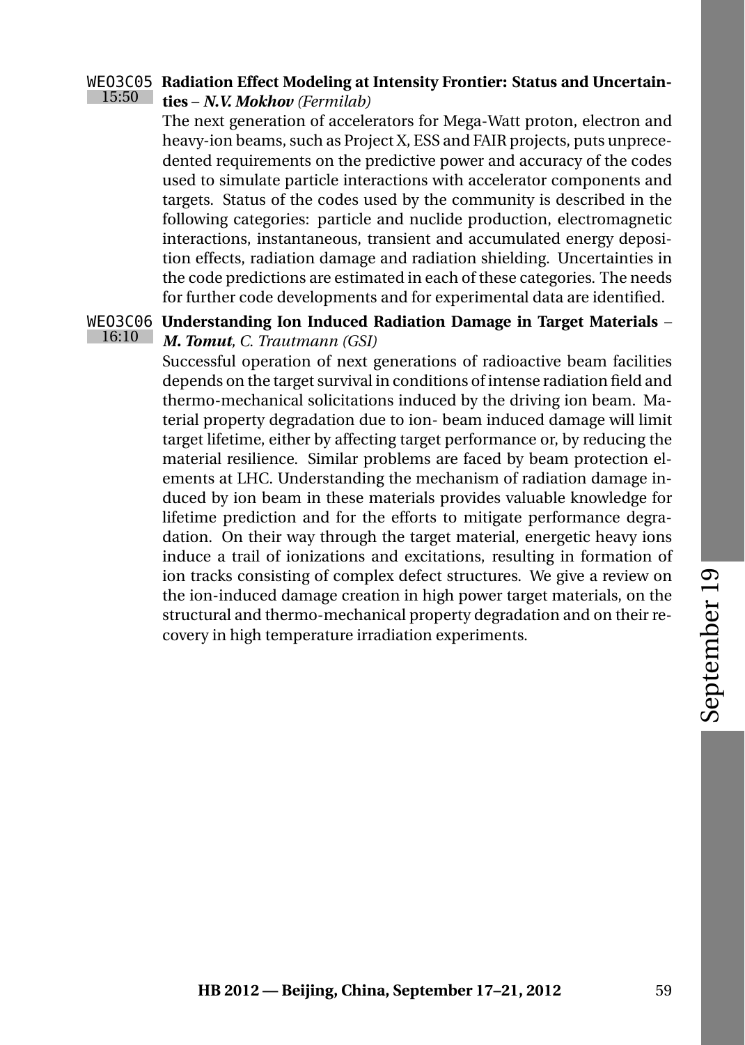**WEO3C05** 15:50 **Radiation Effect Modeling at Intensity Frontier: Status and Uncertainties** – ***N.V. Mokhov*** *(Fermilab)*

The next generation of accelerators for Mega-Watt proton, electron and heavy-ion beams, such as Project X, ESS and FAIR projects, puts unprecedented requirements on the predictive power and accuracy of the codes used to simulate particle interactions with accelerator components and targets. Status of the codes used by the community is described in the following categories: particle and nuclide production, electromagnetic interactions, instantaneous, transient and accumulated energy deposition effects, radiation damage and radiation shielding. Uncertainties in the code predictions are estimated in each of these categories. The needs for further code developments and for experimental data are identified.

**WEO3C06** 16:10 **Understanding Ion Induced Radiation Damage in Target Materials** – ***M. Tomut****, C. Trautmann (GSI)*

Successful operation of next generations of radioactive beam facilities depends on the target survival in conditions of intense radiation field and thermo-mechanical solicitations induced by the driving ion beam. Material property degradation due to ion- beam induced damage will limit target lifetime, either by affecting target performance or, by reducing the material resilience. Similar problems are faced by beam protection elements at LHC. Understanding the mechanism of radiation damage induced by ion beam in these materials provides valuable knowledge for lifetime prediction and for the efforts to mitigate performance degradation. On their way through the target material, energetic heavy ions induce a trail of ionizations and excitations, resulting in formation of ion tracks consisting of complex defect structures. We give a review on the ion-induced damage creation in high power target materials, on the structural and thermo-mechanical property degradation and on their recovery in high temperature irradiation experiments.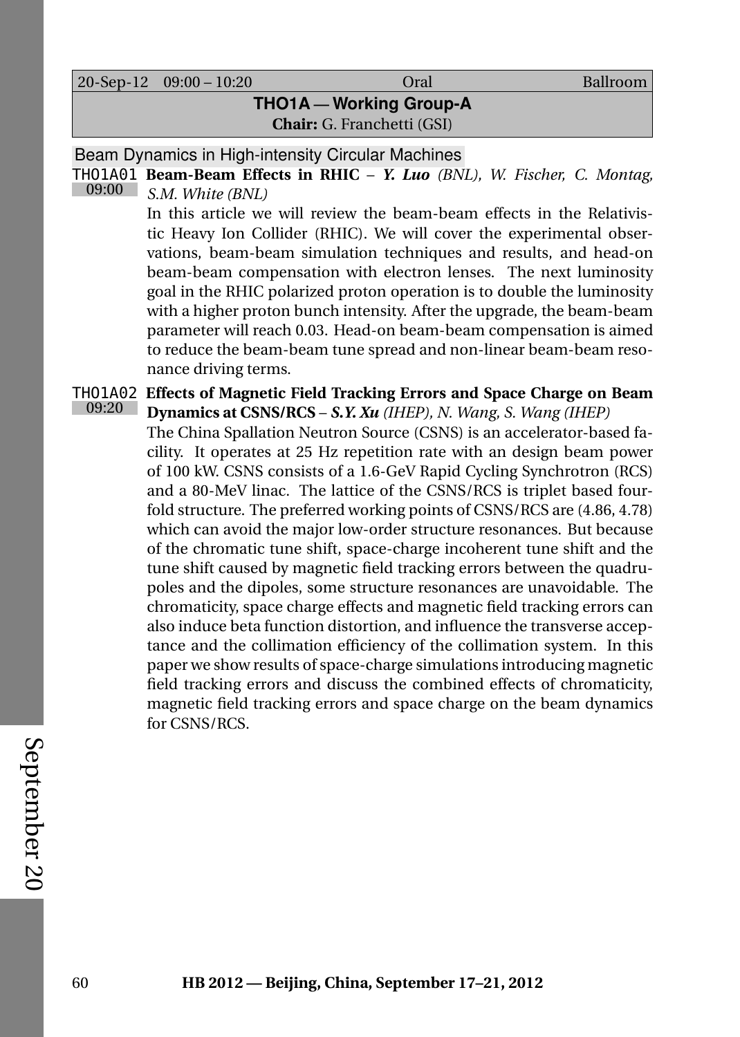| 20-Sep-12 09:00 – 10:20 | Oral | Ballroom |
| --- | --- | --- |

## THO1A — Working Group-A

**Chair:** G. Franchetti (GSI)

### Beam Dynamics in High-intensity Circular Machines

**THO1A01** 09:00 **Beam-Beam Effects in RHIC** – ***Y. Luo*** *(BNL), W. Fischer, C. Montag, S.M. White (BNL)*

In this article we will review the beam-beam effects in the Relativistic Heavy Ion Collider (RHIC). We will cover the experimental observations, beam-beam simulation techniques and results, and head-on beam-beam compensation with electron lenses. The next luminosity goal in the RHIC polarized proton operation is to double the luminosity with a higher proton bunch intensity. After the upgrade, the beam-beam parameter will reach 0.03. Head-on beam-beam compensation is aimed to reduce the beam-beam tune spread and non-linear beam-beam resonance driving terms.

**THO1A02** 09:20 **Effects of Magnetic Field Tracking Errors and Space Charge on Beam Dynamics at CSNS/RCS** – ***S.Y. Xu*** *(IHEP), N. Wang, S. Wang (IHEP)*

The China Spallation Neutron Source (CSNS) is an accelerator-based facility. It operates at 25 Hz repetition rate with an design beam power of 100 kW. CSNS consists of a 1.6-GeV Rapid Cycling Synchrotron (RCS) and a 80-MeV linac. The lattice of the CSNS/RCS is triplet based four-fold structure. The preferred working points of CSNS/RCS are (4.86, 4.78) which can avoid the major low-order structure resonances. But because of the chromatic tune shift, space-charge incoherent tune shift and the tune shift caused by magnetic field tracking errors between the quadrupoles and the dipoles, some structure resonances are unavoidable. The chromaticity, space charge effects and magnetic field tracking errors can also induce beta function distortion, and influence the transverse acceptance and the collimation efficiency of the collimation system. In this paper we show results of space-charge simulations introducing magnetic field tracking errors and discuss the combined effects of chromaticity, magnetic field tracking errors and space charge on the beam dynamics for CSNS/RCS.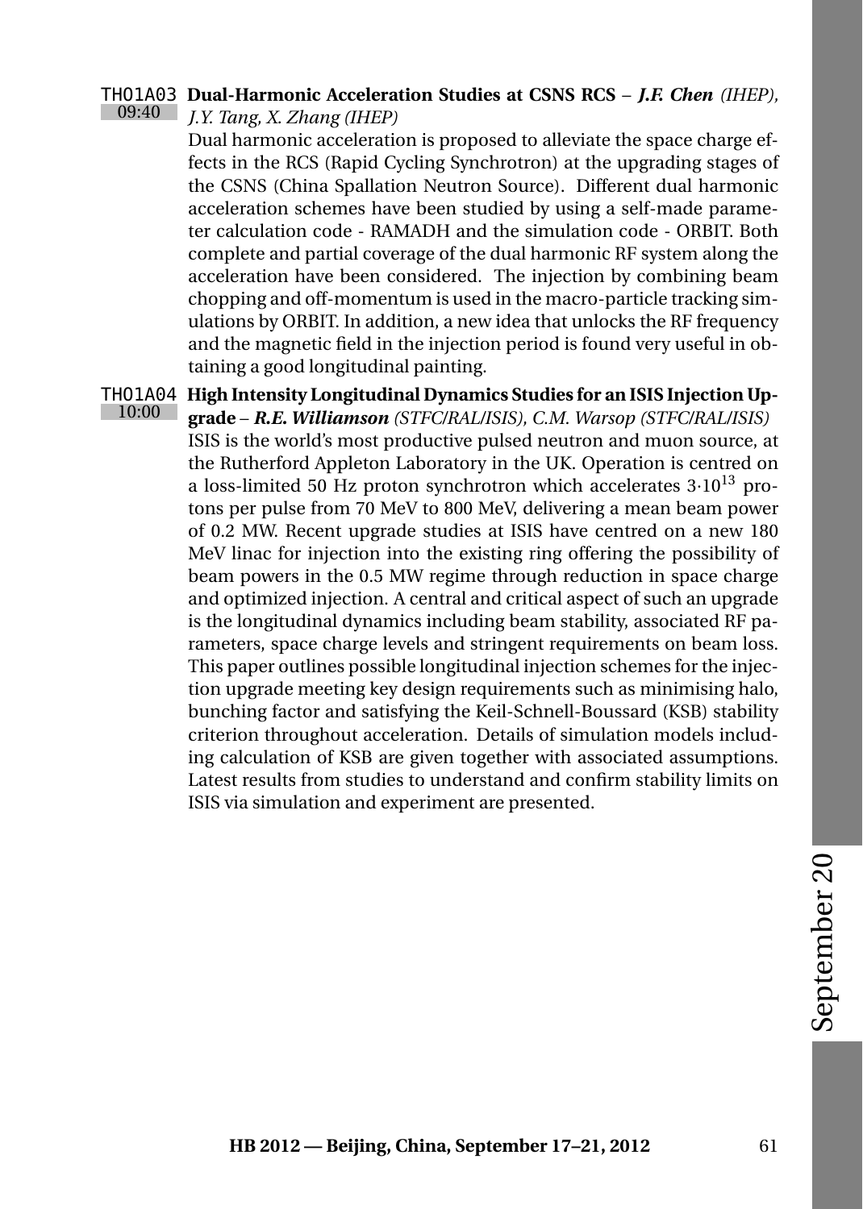THO1A03 09:40 **Dual-Harmonic Acceleration Studies at CSNS RCS** – ***J.F. Chen*** *(IHEP), J.Y. Tang, X. Zhang (IHEP)*

Dual harmonic acceleration is proposed to alleviate the space charge effects in the RCS (Rapid Cycling Synchrotron) at the upgrading stages of the CSNS (China Spallation Neutron Source). Different dual harmonic acceleration schemes have been studied by using a self-made parameter calculation code - RAMADH and the simulation code - ORBIT. Both complete and partial coverage of the dual harmonic RF system along the acceleration have been considered. The injection by combining beam chopping and off-momentum is used in the macro-particle tracking simulations by ORBIT. In addition, a new idea that unlocks the RF frequency and the magnetic field in the injection period is found very useful in obtaining a good longitudinal painting.

THO1A04 10:00 **High Intensity Longitudinal Dynamics Studies for an ISIS Injection Upgrade** – ***R.E. Williamson*** *(STFC/RAL/ISIS), C.M. Warsop (STFC/RAL/ISIS)*

ISIS is the world's most productive pulsed neutron and muon source, at the Rutherford Appleton Laboratory in the UK. Operation is centred on a loss-limited 50 Hz proton synchrotron which accelerates $3{\cdot}10^{13}$ protons per pulse from 70 MeV to 800 MeV, delivering a mean beam power of 0.2 MW. Recent upgrade studies at ISIS have centred on a new 180 MeV linac for injection into the existing ring offering the possibility of beam powers in the 0.5 MW regime through reduction in space charge and optimized injection. A central and critical aspect of such an upgrade is the longitudinal dynamics including beam stability, associated RF parameters, space charge levels and stringent requirements on beam loss. This paper outlines possible longitudinal injection schemes for the injection upgrade meeting key design requirements such as minimising halo, bunching factor and satisfying the Keil-Schnell-Boussard (KSB) stability criterion throughout acceleration. Details of simulation models including calculation of KSB are given together with associated assumptions. Latest results from studies to understand and confirm stability limits on ISIS via simulation and experiment are presented.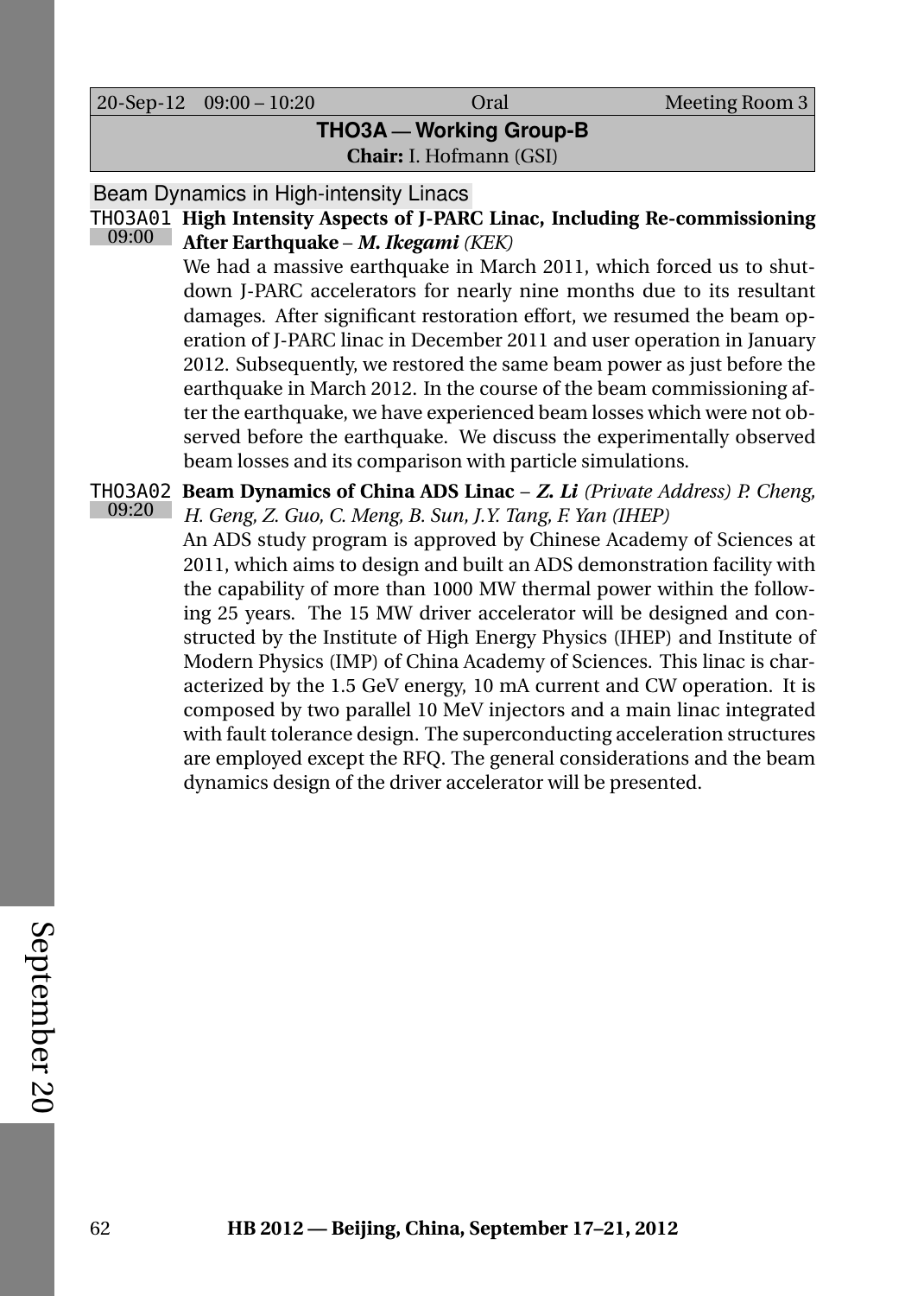| 20-Sep-12 | 09:00 – 10:20 | Oral | Meeting Room 3 |
|---|---|---|---|

## THO3A — Working Group-B

**Chair:** I. Hofmann (GSI)

### Beam Dynamics in High-intensity Linacs

**THO3A01** (09:00) **High Intensity Aspects of J-PARC Linac, Including Re-commissioning After Earthquake** – ***M. Ikegami*** *(KEK)*

We had a massive earthquake in March 2011, which forced us to shutdown J-PARC accelerators for nearly nine months due to its resultant damages. After significant restoration effort, we resumed the beam operation of J-PARC linac in December 2011 and user operation in January 2012. Subsequently, we restored the same beam power as just before the earthquake in March 2012. In the course of the beam commissioning after the earthquake, we have experienced beam losses which were not observed before the earthquake. We discuss the experimentally observed beam losses and its comparison with particle simulations.

**THO3A02** (09:20) **Beam Dynamics of China ADS Linac** – ***Z. Li*** *(Private Address) P. Cheng, H. Geng, Z. Guo, C. Meng, B. Sun, J.Y. Tang, F. Yan (IHEP)*

An ADS study program is approved by Chinese Academy of Sciences at 2011, which aims to design and built an ADS demonstration facility with the capability of more than 1000 MW thermal power within the following 25 years. The 15 MW driver accelerator will be designed and constructed by the Institute of High Energy Physics (IHEP) and Institute of Modern Physics (IMP) of China Academy of Sciences. This linac is characterized by the 1.5 GeV energy, 10 mA current and CW operation. It is composed by two parallel 10 MeV injectors and a main linac integrated with fault tolerance design. The superconducting acceleration structures are employed except the RFQ. The general considerations and the beam dynamics design of the driver accelerator will be presented.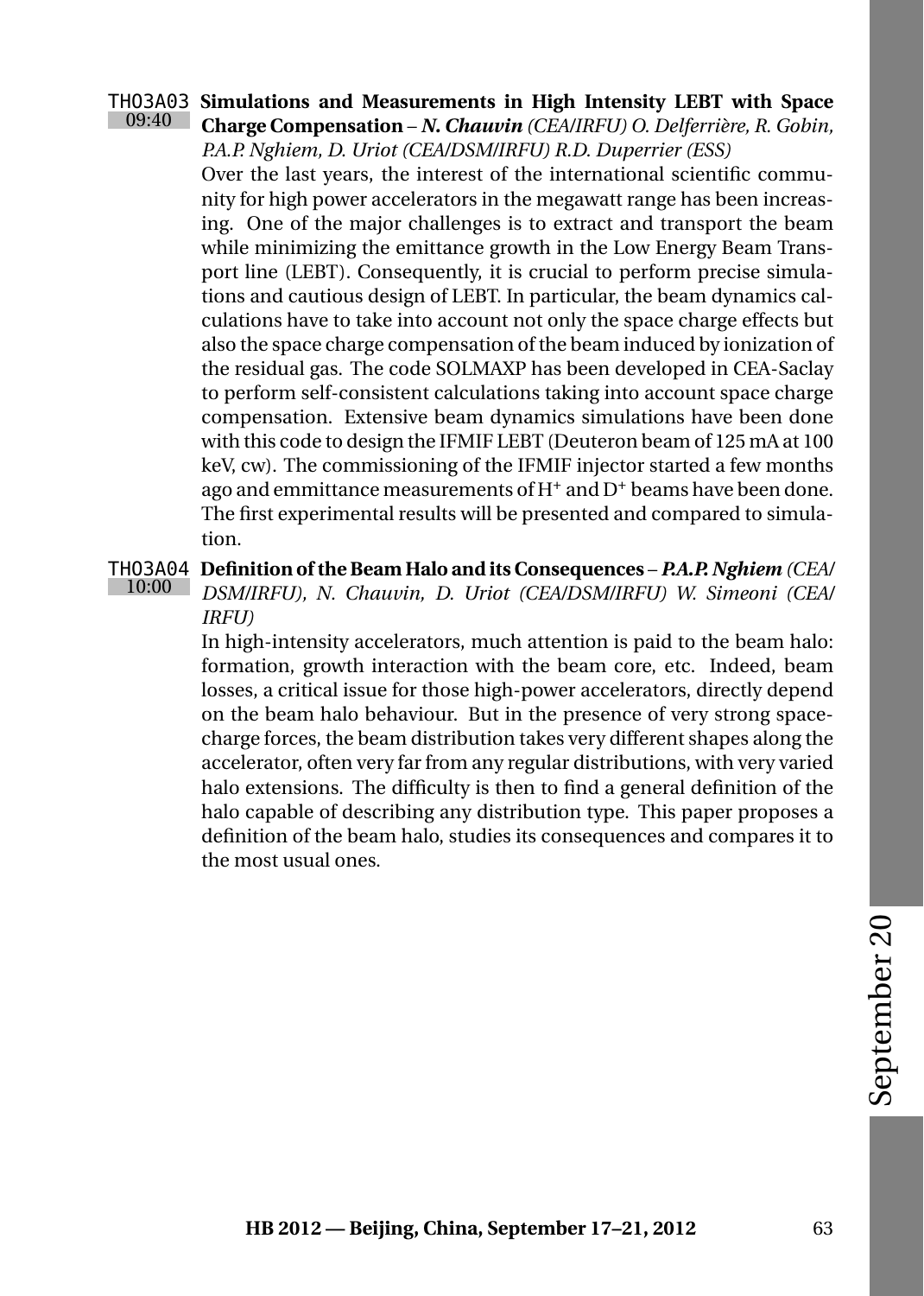**THO3A03** 09:40 **Simulations and Measurements in High Intensity LEBT with Space Charge Compensation** – ***N. Chauvin*** *(CEA/IRFU) O. Delferrière, R. Gobin, P.A.P. Nghiem, D. Uriot (CEA/DSM/IRFU) R.D. Duperrier (ESS)*

Over the last years, the interest of the international scientific community for high power accelerators in the megawatt range has been increasing. One of the major challenges is to extract and transport the beam while minimizing the emittance growth in the Low Energy Beam Transport line (LEBT). Consequently, it is crucial to perform precise simulations and cautious design of LEBT. In particular, the beam dynamics calculations have to take into account not only the space charge effects but also the space charge compensation of the beam induced by ionization of the residual gas. The code SOLMAXP has been developed in CEA-Saclay to perform self-consistent calculations taking into account space charge compensation. Extensive beam dynamics simulations have been done with this code to design the IFMIF LEBT (Deuteron beam of 125 mA at 100 keV, cw). The commissioning of the IFMIF injector started a few months ago and emmittance measurements of $H^+$ and $D^+$ beams have been done. The first experimental results will be presented and compared to simulation.

**THO3A04** 10:00 **Definition of the Beam Halo and its Consequences** – ***P.A.P. Nghiem*** *(CEA/DSM/IRFU), N. Chauvin, D. Uriot (CEA/DSM/IRFU) W. Simeoni (CEA/IRFU)*

In high-intensity accelerators, much attention is paid to the beam halo: formation, growth interaction with the beam core, etc. Indeed, beam losses, a critical issue for those high-power accelerators, directly depend on the beam halo behaviour. But in the presence of very strong space-charge forces, the beam distribution takes very different shapes along the accelerator, often very far from any regular distributions, with very varied halo extensions. The difficulty is then to find a general definition of the halo capable of describing any distribution type. This paper proposes a definition of the beam halo, studies its consequences and compares it to the most usual ones.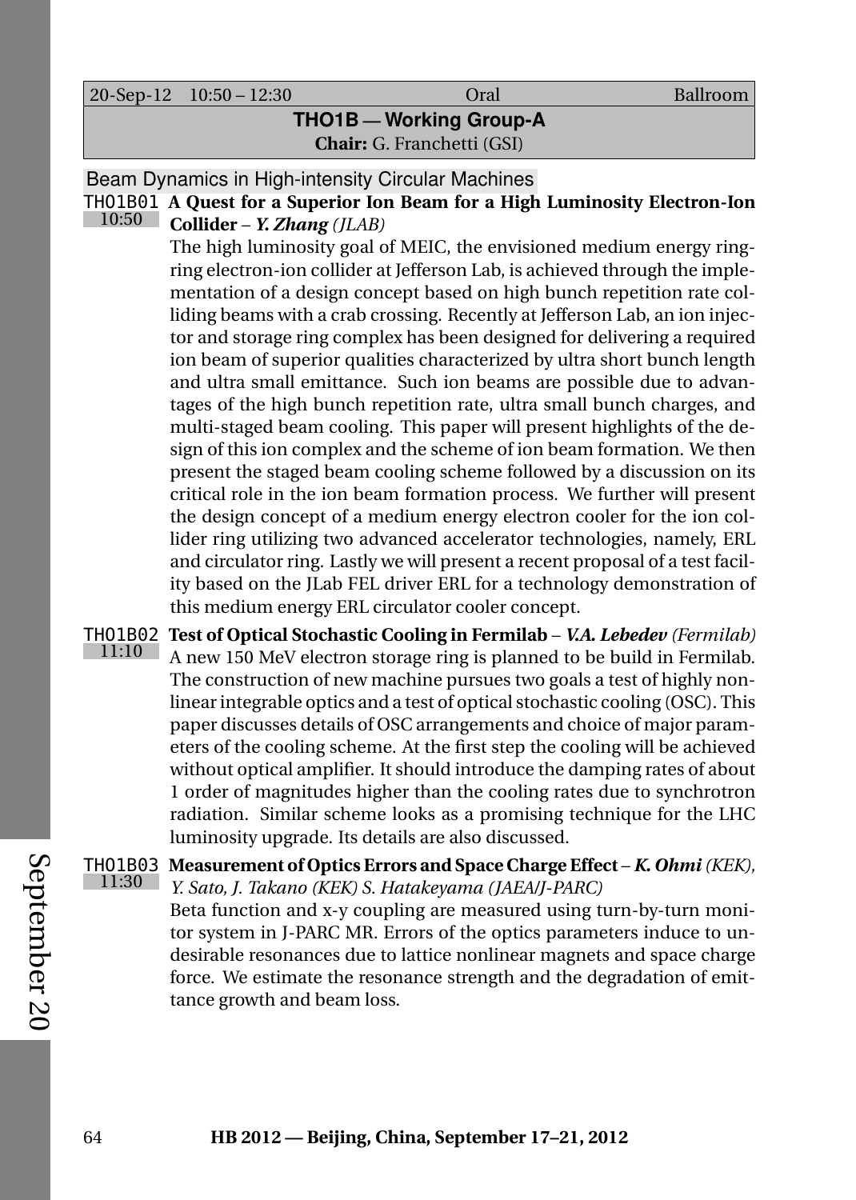| 20-Sep-12 10:50 – 12:30 | Oral | Ballroom |
|---|---|---|

## THO1B — Working Group-A

**Chair:** G. Franchetti (GSI)

### Beam Dynamics in High-intensity Circular Machines

**THO1B01** (10:50) **A Quest for a Superior Ion Beam for a High Luminosity Electron-Ion Collider** – ***Y. Zhang*** *(JLAB)*

The high luminosity goal of MEIC, the envisioned medium energy ring-ring electron-ion collider at Jefferson Lab, is achieved through the implementation of a design concept based on high bunch repetition rate colliding beams with a crab crossing. Recently at Jefferson Lab, an ion injector and storage ring complex has been designed for delivering a required ion beam of superior qualities characterized by ultra short bunch length and ultra small emittance. Such ion beams are possible due to advantages of the high bunch repetition rate, ultra small bunch charges, and multi-staged beam cooling. This paper will present highlights of the design of this ion complex and the scheme of ion beam formation. We then present the staged beam cooling scheme followed by a discussion on its critical role in the ion beam formation process. We further will present the design concept of a medium energy electron cooler for the ion collider ring utilizing two advanced accelerator technologies, namely, ERL and circulator ring. Lastly we will present a recent proposal of a test facility based on the JLab FEL driver ERL for a technology demonstration of this medium energy ERL circulator cooler concept.

**THO1B02** (11:10) **Test of Optical Stochastic Cooling in Fermilab** – ***V.A. Lebedev*** *(Fermilab)*

A new 150 MeV electron storage ring is planned to be build in Fermilab. The construction of new machine pursues two goals a test of highly nonlinear integrable optics and a test of optical stochastic cooling (OSC). This paper discusses details of OSC arrangements and choice of major parameters of the cooling scheme. At the first step the cooling will be achieved without optical amplifier. It should introduce the damping rates of about 1 order of magnitudes higher than the cooling rates due to synchrotron radiation. Similar scheme looks as a promising technique for the LHC luminosity upgrade. Its details are also discussed.

**THO1B03** (11:30) **Measurement of Optics Errors and Space Charge Effect** – ***K. Ohmi*** *(KEK), Y. Sato, J. Takano (KEK) S. Hatakeyama (JAEA/J-PARC)*

Beta function and x-y coupling are measured using turn-by-turn monitor system in J-PARC MR. Errors of the optics parameters induce to undesirable resonances due to lattice nonlinear magnets and space charge force. We estimate the resonance strength and the degradation of emittance growth and beam loss.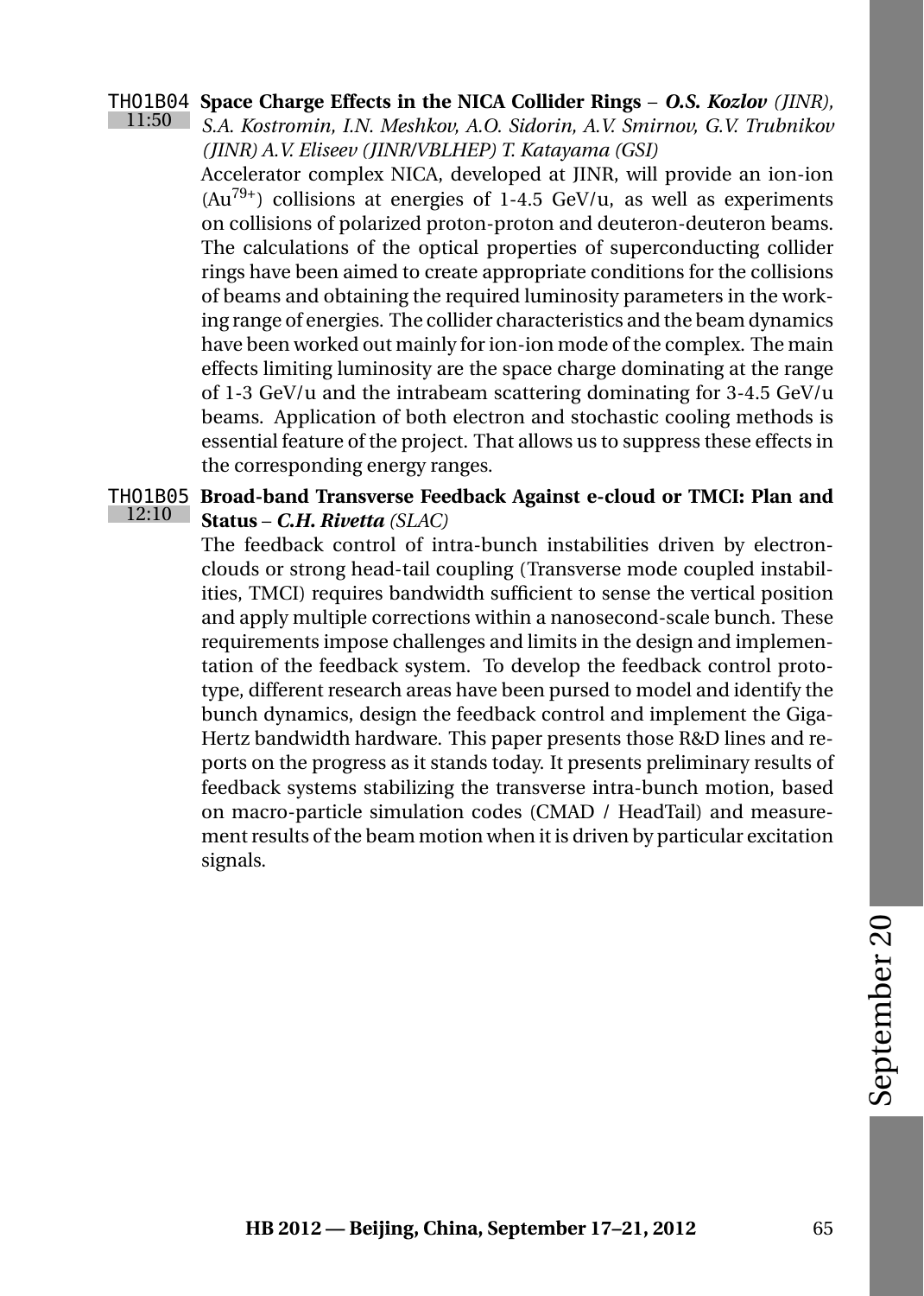**THO1B04** 11:50 **Space Charge Effects in the NICA Collider Rings** – ***O.S. Kozlov*** *(JINR), S.A. Kostromin, I.N. Meshkov, A.O. Sidorin, A.V. Smirnov, G.V. Trubnikov (JINR) A.V. Eliseev (JINR/VBLHEP) T. Katayama (GSI)*

Accelerator complex NICA, developed at JINR, will provide an ion-ion ($Au^{79+}$) collisions at energies of 1-4.5 GeV/u, as well as experiments on collisions of polarized proton-proton and deuteron-deuteron beams. The calculations of the optical properties of superconducting collider rings have been aimed to create appropriate conditions for the collisions of beams and obtaining the required luminosity parameters in the working range of energies. The collider characteristics and the beam dynamics have been worked out mainly for ion-ion mode of the complex. The main effects limiting luminosity are the space charge dominating at the range of 1-3 GeV/u and the intrabeam scattering dominating for 3-4.5 GeV/u beams. Application of both electron and stochastic cooling methods is essential feature of the project. That allows us to suppress these effects in the corresponding energy ranges.

**THO1B05** 12:10 **Broad-band Transverse Feedback Against e-cloud or TMCI: Plan and Status** – ***C.H. Rivetta*** *(SLAC)*

The feedback control of intra-bunch instabilities driven by electron-clouds or strong head-tail coupling (Transverse mode coupled instabilities, TMCI) requires bandwidth sufficient to sense the vertical position and apply multiple corrections within a nanosecond-scale bunch. These requirements impose challenges and limits in the design and implementation of the feedback system. To develop the feedback control prototype, different research areas have been pursed to model and identify the bunch dynamics, design the feedback control and implement the Giga-Hertz bandwidth hardware. This paper presents those R&D lines and reports on the progress as it stands today. It presents preliminary results of feedback systems stabilizing the transverse intra-bunch motion, based on macro-particle simulation codes (CMAD / HeadTail) and measurement results of the beam motion when it is driven by particular excitation signals.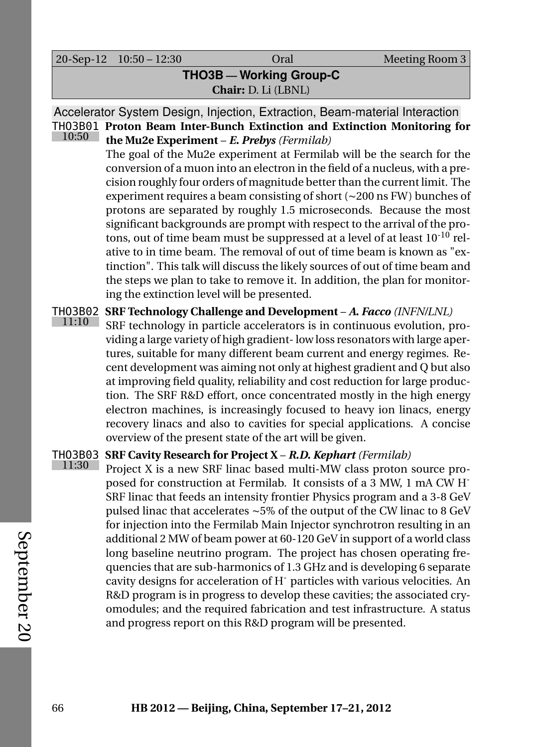| 20-Sep-12 | 10:50 – 12:30 | Oral | Meeting Room 3 |
|---|---|---|---|

## THO3B — Working Group-C

**Chair:** D. Li (LBNL)

### Accelerator System Design, Injection, Extraction, Beam-material Interaction

**THO3B01** (10:50) **Proton Beam Inter-Bunch Extinction and Extinction Monitoring for the Mu2e Experiment** – ***E. Prebys*** *(Fermilab)*

The goal of the Mu2e experiment at Fermilab will be the search for the conversion of a muon into an electron in the field of a nucleus, with a precision roughly four orders of magnitude better than the current limit. The experiment requires a beam consisting of short (~200 ns FW) bunches of protons are separated by roughly 1.5 microseconds. Because the most significant backgrounds are prompt with respect to the arrival of the protons, out of time beam must be suppressed at a level of at least $10^{-10}$ relative to in time beam. The removal of out of time beam is known as "extinction". This talk will discuss the likely sources of out of time beam and the steps we plan to take to remove it. In addition, the plan for monitoring the extinction level will be presented.

**THO3B02** (11:10) **SRF Technology Challenge and Development** – ***A. Facco*** *(INFN/LNL)*

SRF technology in particle accelerators is in continuous evolution, providing a large variety of high gradient- low loss resonators with large apertures, suitable for many different beam current and energy regimes. Recent development was aiming not only at highest gradient and Q but also at improving field quality, reliability and cost reduction for large production. The SRF R&D effort, once concentrated mostly in the high energy electron machines, is increasingly focused to heavy ion linacs, energy recovery linacs and also to cavities for special applications. A concise overview of the present state of the art will be given.

**THO3B03** (11:30) **SRF Cavity Research for Project X** – ***R.D. Kephart*** *(Fermilab)*

Project X is a new SRF linac based multi-MW class proton source proposed for construction at Fermilab. It consists of a 3 MW, 1 mA CW $H^-$ SRF linac that feeds an intensity frontier Physics program and a 3-8 GeV pulsed linac that accelerates ~5% of the output of the CW linac to 8 GeV for injection into the Fermilab Main Injector synchrotron resulting in an additional 2 MW of beam power at 60-120 GeV in support of a world class long baseline neutrino program. The project has chosen operating frequencies that are sub-harmonics of 1.3 GHz and is developing 6 separate cavity designs for acceleration of $H^-$ particles with various velocities. An R&D program is in progress to develop these cavities; the associated cryomodules; and the required fabrication and test infrastructure. A status and progress report on this R&D program will be presented.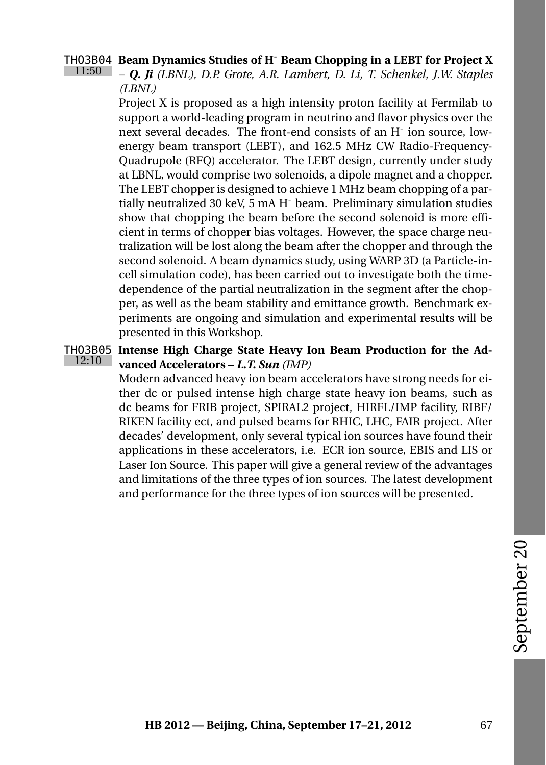**THO3B04** 11:50 **Beam Dynamics Studies of H$^-$ Beam Chopping in a LEBT for Project X** – ***Q. Ji*** *(LBNL), D.P. Grote, A.R. Lambert, D. Li, T. Schenkel, J.W. Staples (LBNL)*

Project X is proposed as a high intensity proton facility at Fermilab to support a world-leading program in neutrino and flavor physics over the next several decades. The front-end consists of an H$^-$ ion source, low-energy beam transport (LEBT), and 162.5 MHz CW Radio-Frequency-Quadrupole (RFQ) accelerator. The LEBT design, currently under study at LBNL, would comprise two solenoids, a dipole magnet and a chopper. The LEBT chopper is designed to achieve 1 MHz beam chopping of a partially neutralized 30 keV, 5 mA H$^-$ beam. Preliminary simulation studies show that chopping the beam before the second solenoid is more efficient in terms of chopper bias voltages. However, the space charge neutralization will be lost along the beam after the chopper and through the second solenoid. A beam dynamics study, using WARP 3D (a Particle-in-cell simulation code), has been carried out to investigate both the time-dependence of the partial neutralization in the segment after the chopper, as well as the beam stability and emittance growth. Benchmark experiments are ongoing and simulation and experimental results will be presented in this Workshop.

**THO3B05** 12:10 **Intense High Charge State Heavy Ion Beam Production for the Advanced Accelerators** – ***L.T. Sun*** *(IMP)*

Modern advanced heavy ion beam accelerators have strong needs for either dc or pulsed intense high charge state heavy ion beams, such as dc beams for FRIB project, SPIRAL2 project, HIRFL/IMP facility, RIBF/RIKEN facility ect, and pulsed beams for RHIC, LHC, FAIR project. After decades' development, only several typical ion sources have found their applications in these accelerators, i.e. ECR ion source, EBIS and LIS or Laser Ion Source. This paper will give a general review of the advantages and limitations of the three types of ion sources. The latest development and performance for the three types of ion sources will be presented.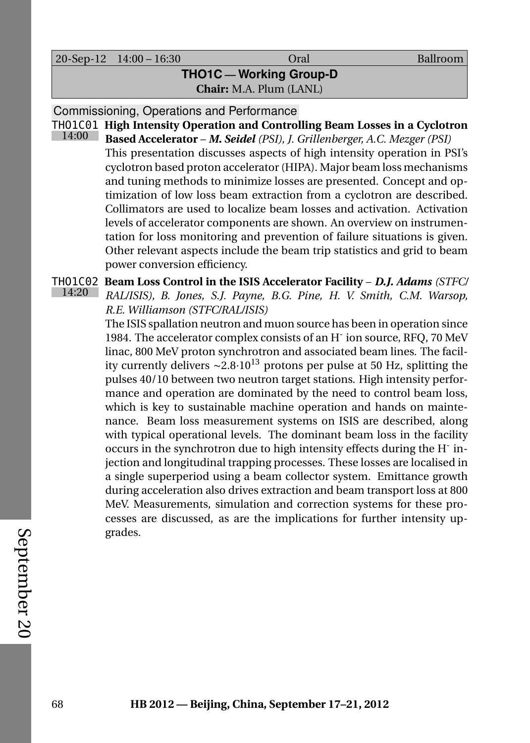20-Sep-12 14:00 – 16:30 Oral Ballroom

## THO1C — Working Group-D

**Chair:** M.A. Plum (LANL)

### Commissioning, Operations and Performance

**THO1C01** (14:00) **High Intensity Operation and Controlling Beam Losses in a Cyclotron Based Accelerator** – ***M. Seidel*** *(PSI), J. Grillenberger, A.C. Mezger (PSI)*

This presentation discusses aspects of high intensity operation in PSI's cyclotron based proton accelerator (HIPA). Major beam loss mechanisms and tuning methods to minimize losses are presented. Concept and optimization of low loss beam extraction from a cyclotron are described. Collimators are used to localize beam losses and activation. Activation levels of accelerator components are shown. An overview on instrumentation for loss monitoring and prevention of failure situations is given. Other relevant aspects include the beam trip statistics and grid to beam power conversion efficiency.

**THO1C02** (14:20) **Beam Loss Control in the ISIS Accelerator Facility** – ***D.J. Adams*** *(STFC/RAL/ISIS), B. Jones, S.J. Payne, B.G. Pine, H. V. Smith, C.M. Warsop, R.E. Williamson (STFC/RAL/ISIS)*

The ISIS spallation neutron and muon source has been in operation since 1984. The accelerator complex consists of an $H^-$ ion source, RFQ, 70 MeV linac, 800 MeV proton synchrotron and associated beam lines. The facility currently delivers $\sim 2.8 \cdot 10^{13}$ protons per pulse at 50 Hz, splitting the pulses 40/10 between two neutron target stations. High intensity performance and operation are dominated by the need to control beam loss, which is key to sustainable machine operation and hands on maintenance. Beam loss measurement systems on ISIS are described, along with typical operational levels. The dominant beam loss in the facility occurs in the synchrotron due to high intensity effects during the $H^-$ injection and longitudinal trapping processes. These losses are localised in a single superperiod using a beam collector system. Emittance growth during acceleration also drives extraction and beam transport loss at 800 MeV. Measurements, simulation and correction systems for these processes are discussed, as are the implications for further intensity upgrades.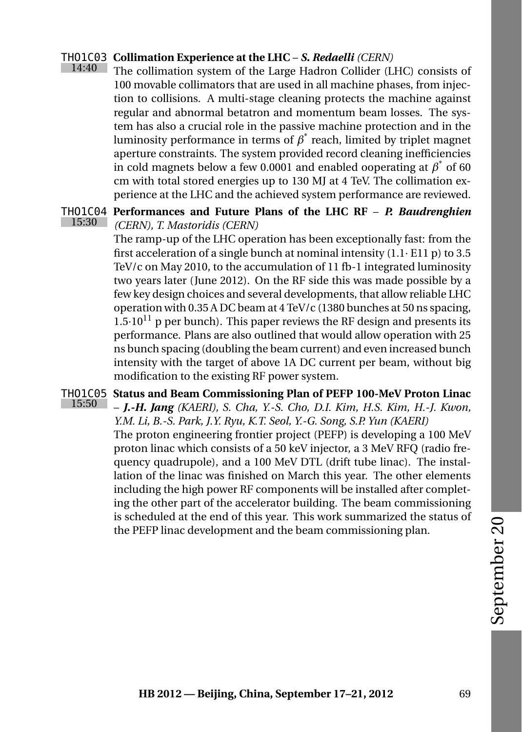**THO1C03** 14:40 **Collimation Experience at the LHC** – ***S. Redaelli*** *(CERN)*

The collimation system of the Large Hadron Collider (LHC) consists of 100 movable collimators that are used in all machine phases, from injection to collisions. A multi-stage cleaning protects the machine against regular and abnormal betatron and momentum beam losses. The system has also a crucial role in the passive machine protection and in the luminosity performance in terms of $\beta^*$ reach, limited by triplet magnet aperture constraints. The system provided record cleaning inefficiencies in cold magnets below a few 0.0001 and enabled ooperating at $\beta^*$ of 60 cm with total stored energies up to 130 MJ at 4 TeV. The collimation experience at the LHC and the achieved system performance are reviewed.

**THO1C04** 15:30 **Performances and Future Plans of the LHC RF** – ***P. Baudrenghien*** *(CERN), T. Mastoridis (CERN)*

The ramp-up of the LHC operation has been exceptionally fast: from the first acceleration of a single bunch at nominal intensity (1.1· E11 p) to 3.5 TeV/c on May 2010, to the accumulation of 11 fb-1 integrated luminosity two years later (June 2012). On the RF side this was made possible by a few key design choices and several developments, that allow reliable LHC operation with 0.35 A DC beam at 4 TeV/c (1380 bunches at 50 ns spacing, $1.5{\cdot}10^{11}$ p per bunch). This paper reviews the RF design and presents its performance. Plans are also outlined that would allow operation with 25 ns bunch spacing (doubling the beam current) and even increased bunch intensity with the target of above 1A DC current per beam, without big modification to the existing RF power system.

**THO1C05** 15:50 **Status and Beam Commissioning Plan of PEFP 100-MeV Proton Linac** – ***J.-H. Jang*** *(KAERI), S. Cha, Y.-S. Cho, D.I. Kim, H.S. Kim, H.-J. Kwon, Y.M. Li, B.-S. Park, J.Y. Ryu, K.T. Seol, Y.-G. Song, S.P. Yun (KAERI)*

The proton engineering frontier project (PEFP) is developing a 100 MeV proton linac which consists of a 50 keV injector, a 3 MeV RFQ (radio frequency quadrupole), and a 100 MeV DTL (drift tube linac). The installation of the linac was finished on March this year. The other elements including the high power RF components will be installed after completing the other part of the accelerator building. The beam commissioning is scheduled at the end of this year. This work summarized the status of the PEFP linac development and the beam commissioning plan.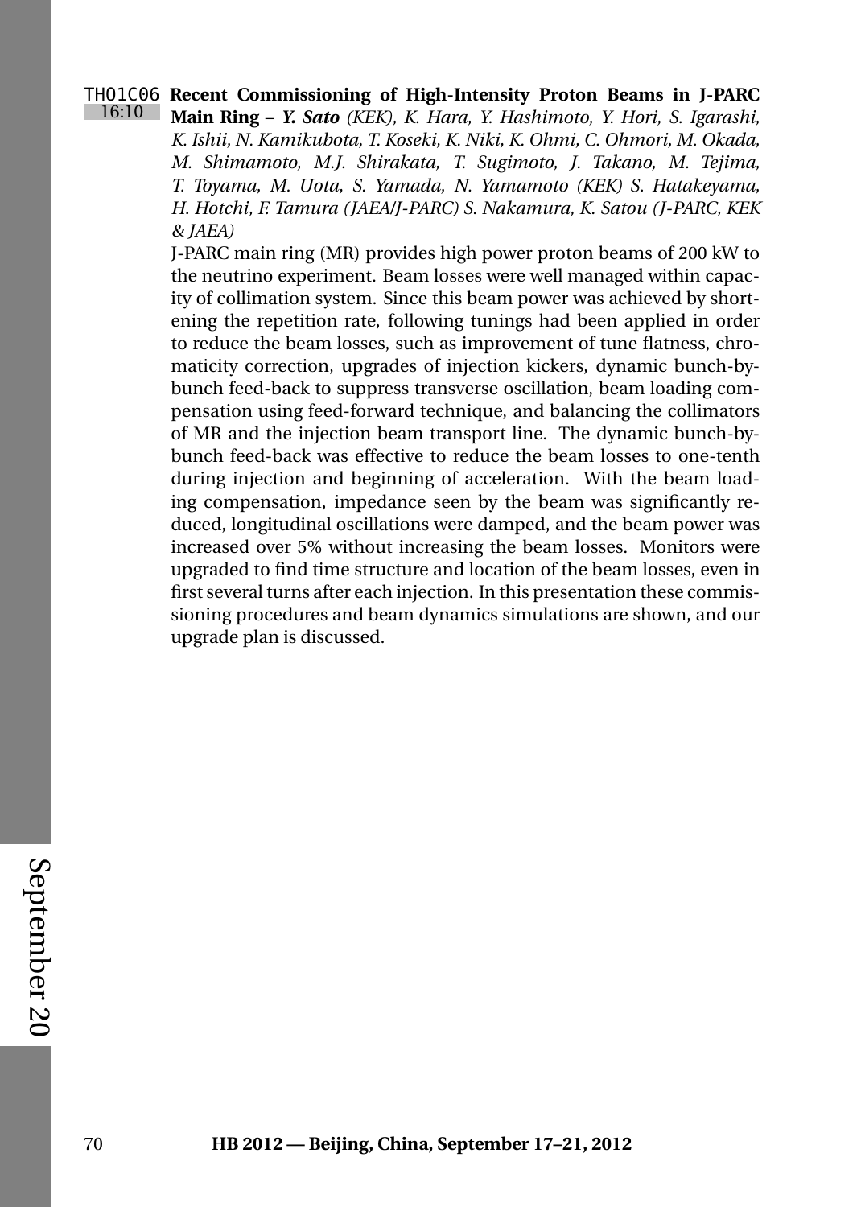THO1C06 16:10 **Recent Commissioning of High-Intensity Proton Beams in J-PARC Main Ring** – ***Y. Sato*** *(KEK), K. Hara, Y. Hashimoto, Y. Hori, S. Igarashi, K. Ishii, N. Kamikubota, T. Koseki, K. Niki, K. Ohmi, C. Ohmori, M. Okada, M. Shimamoto, M.J. Shirakata, T. Sugimoto, J. Takano, M. Tejima, T. Toyama, M. Uota, S. Yamada, N. Yamamoto (KEK) S. Hatakeyama, H. Hotchi, F. Tamura (JAEA/J-PARC) S. Nakamura, K. Satou (J-PARC, KEK & JAEA)*

J-PARC main ring (MR) provides high power proton beams of 200 kW to the neutrino experiment. Beam losses were well managed within capacity of collimation system. Since this beam power was achieved by shortening the repetition rate, following tunings had been applied in order to reduce the beam losses, such as improvement of tune flatness, chromaticity correction, upgrades of injection kickers, dynamic bunch-by-bunch feed-back to suppress transverse oscillation, beam loading compensation using feed-forward technique, and balancing the collimators of MR and the injection beam transport line. The dynamic bunch-by-bunch feed-back was effective to reduce the beam losses to one-tenth during injection and beginning of acceleration. With the beam loading compensation, impedance seen by the beam was significantly reduced, longitudinal oscillations were damped, and the beam power was increased over 5% without increasing the beam losses. Monitors were upgraded to find time structure and location of the beam losses, even in first several turns after each injection. In this presentation these commissioning procedures and beam dynamics simulations are shown, and our upgrade plan is discussed.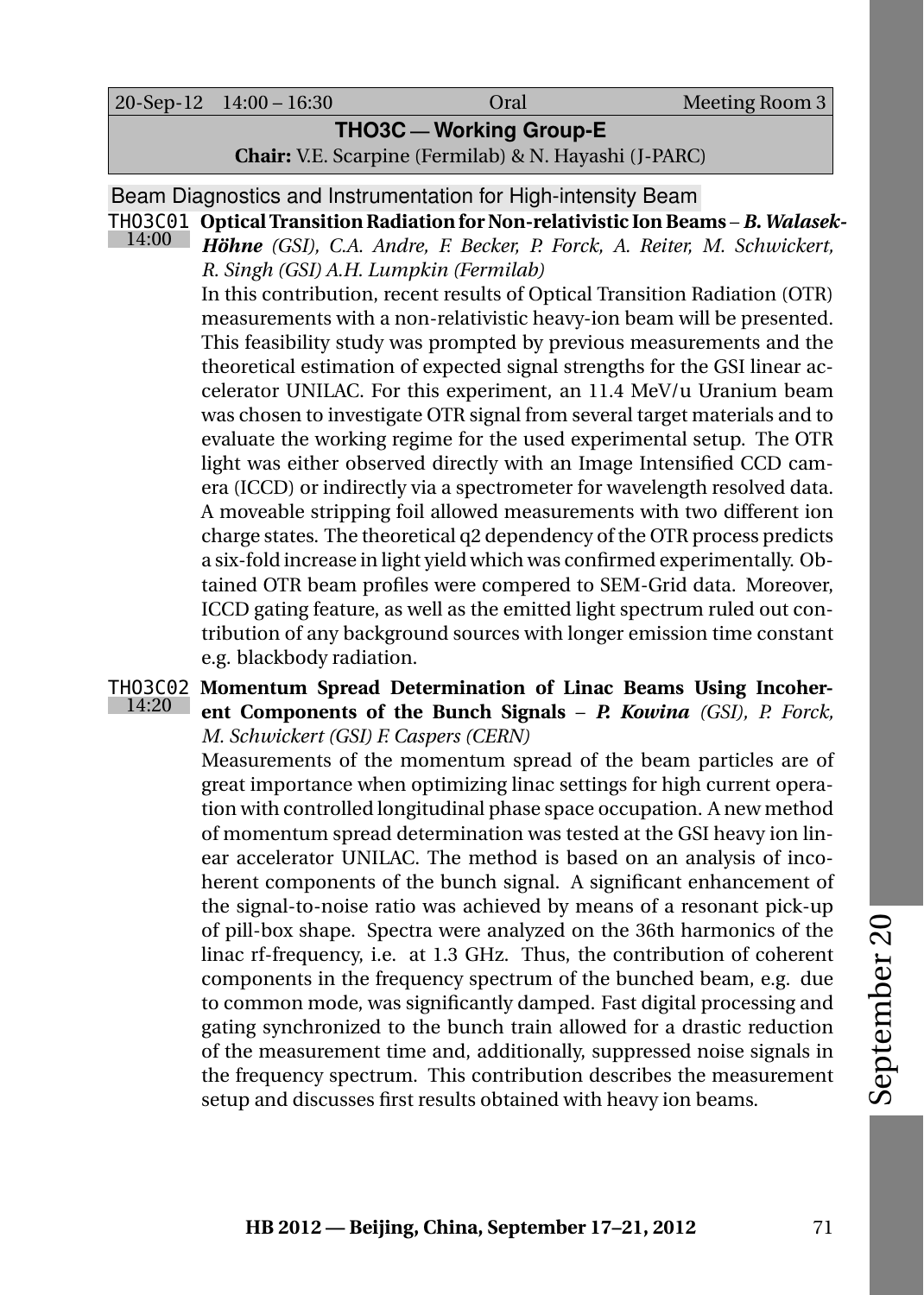| 20-Sep-12 | 14:00 – 16:30 | Oral | Meeting Room 3 |
|---|---|---|---|

## THO3C — Working Group-E

**Chair:** V.E. Scarpine (Fermilab) & N. Hayashi (J-PARC)

### Beam Diagnostics and Instrumentation for High-intensity Beam

**THO3C01** 14:00 **Optical Transition Radiation for Non-relativistic Ion Beams** – ***B. Walasek-Höhne*** *(GSI), C.A. Andre, F. Becker, P. Forck, A. Reiter, M. Schwickert, R. Singh (GSI) A.H. Lumpkin (Fermilab)*

In this contribution, recent results of Optical Transition Radiation (OTR) measurements with a non-relativistic heavy-ion beam will be presented. This feasibility study was prompted by previous measurements and the theoretical estimation of expected signal strengths for the GSI linear accelerator UNILAC. For this experiment, an 11.4 MeV/u Uranium beam was chosen to investigate OTR signal from several target materials and to evaluate the working regime for the used experimental setup. The OTR light was either observed directly with an Image Intensified CCD camera (ICCD) or indirectly via a spectrometer for wavelength resolved data. A moveable stripping foil allowed measurements with two different ion charge states. The theoretical q2 dependency of the OTR process predicts a six-fold increase in light yield which was confirmed experimentally. Obtained OTR beam profiles were compered to SEM-Grid data. Moreover, ICCD gating feature, as well as the emitted light spectrum ruled out contribution of any background sources with longer emission time constant e.g. blackbody radiation.

**THO3C02** 14:20 **Momentum Spread Determination of Linac Beams Using Incoherent Components of the Bunch Signals** – ***P. Kowina*** *(GSI), P. Forck, M. Schwickert (GSI) F. Caspers (CERN)*

Measurements of the momentum spread of the beam particles are of great importance when optimizing linac settings for high current operation with controlled longitudinal phase space occupation. A new method of momentum spread determination was tested at the GSI heavy ion linear accelerator UNILAC. The method is based on an analysis of incoherent components of the bunch signal. A significant enhancement of the signal-to-noise ratio was achieved by means of a resonant pick-up of pill-box shape. Spectra were analyzed on the 36th harmonics of the linac rf-frequency, i.e. at 1.3 GHz. Thus, the contribution of coherent components in the frequency spectrum of the bunched beam, e.g. due to common mode, was significantly damped. Fast digital processing and gating synchronized to the bunch train allowed for a drastic reduction of the measurement time and, additionally, suppressed noise signals in the frequency spectrum. This contribution describes the measurement setup and discusses first results obtained with heavy ion beams.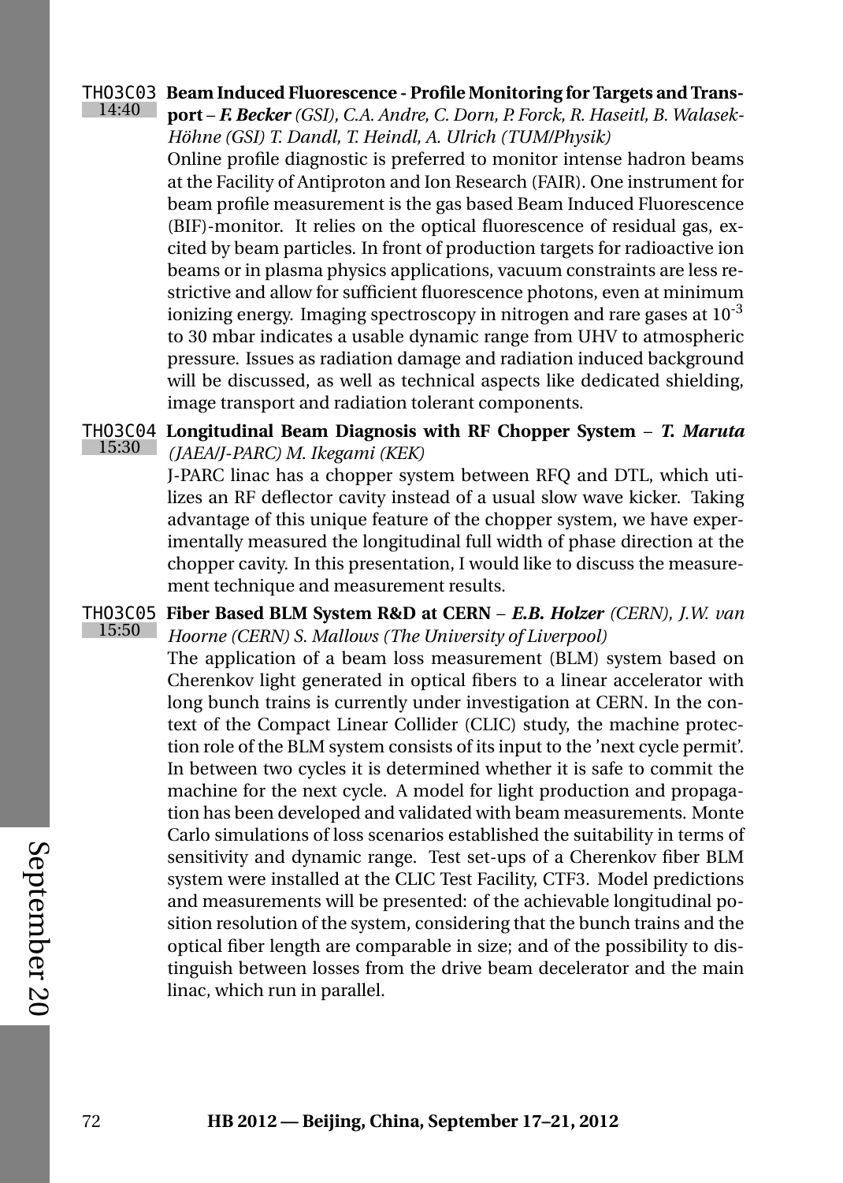**THO3C03** 14:40 **Beam Induced Fluorescence - Profile Monitoring for Targets and Transport** – ***F. Becker*** *(GSI), C.A. Andre, C. Dorn, P. Forck, R. Haseitl, B. Walasek-Höhne (GSI) T. Dandl, T. Heindl, A. Ulrich (TUM/Physik)*

Online profile diagnostic is preferred to monitor intense hadron beams at the Facility of Antiproton and Ion Research (FAIR). One instrument for beam profile measurement is the gas based Beam Induced Fluorescence (BIF)-monitor. It relies on the optical fluorescence of residual gas, excited by beam particles. In front of production targets for radioactive ion beams or in plasma physics applications, vacuum constraints are less restrictive and allow for sufficient fluorescence photons, even at minimum ionizing energy. Imaging spectroscopy in nitrogen and rare gases at $10^{-3}$ to 30 mbar indicates a usable dynamic range from UHV to atmospheric pressure. Issues as radiation damage and radiation induced background will be discussed, as well as technical aspects like dedicated shielding, image transport and radiation tolerant components.

**THO3C04** 15:30 **Longitudinal Beam Diagnosis with RF Chopper System** – ***T. Maruta*** *(JAEA/J-PARC) M. Ikegami (KEK)*

J-PARC linac has a chopper system between RFQ and DTL, which utilizes an RF deflector cavity instead of a usual slow wave kicker. Taking advantage of this unique feature of the chopper system, we have experimentally measured the longitudinal full width of phase direction at the chopper cavity. In this presentation, I would like to discuss the measurement technique and measurement results.

**THO3C05** 15:50 **Fiber Based BLM System R&D at CERN** – ***E.B. Holzer*** *(CERN), J.W. van Hoorne (CERN) S. Mallows (The University of Liverpool)*

The application of a beam loss measurement (BLM) system based on Cherenkov light generated in optical fibers to a linear accelerator with long bunch trains is currently under investigation at CERN. In the context of the Compact Linear Collider (CLIC) study, the machine protection role of the BLM system consists of its input to the 'next cycle permit'. In between two cycles it is determined whether it is safe to commit the machine for the next cycle. A model for light production and propagation has been developed and validated with beam measurements. Monte Carlo simulations of loss scenarios established the suitability in terms of sensitivity and dynamic range. Test set-ups of a Cherenkov fiber BLM system were installed at the CLIC Test Facility, CTF3. Model predictions and measurements will be presented: of the achievable longitudinal position resolution of the system, considering that the bunch trains and the optical fiber length are comparable in size; and of the possibility to distinguish between losses from the drive beam decelerator and the main linac, which run in parallel.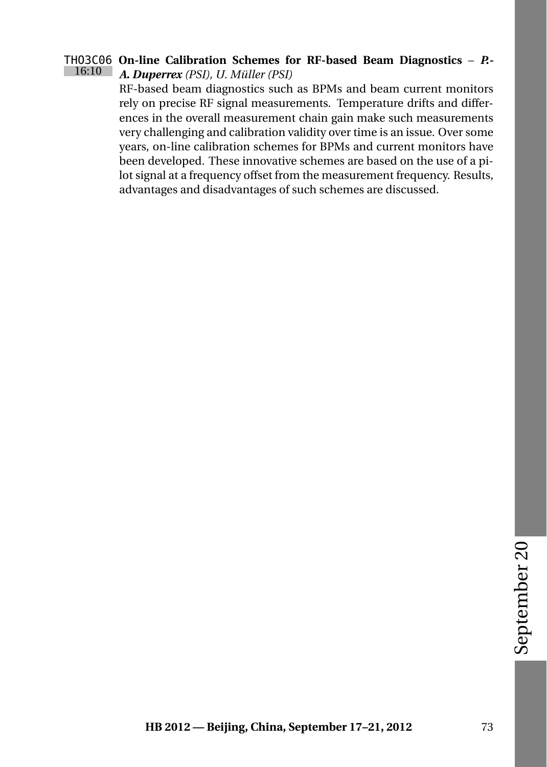THO3C06 **On-line Calibration Schemes for RF-based Beam Diagnostics** – ***P.-A. Duperrex*** *(PSI), U. Müller (PSI)*

16:10

RF-based beam diagnostics such as BPMs and beam current monitors rely on precise RF signal measurements. Temperature drifts and differences in the overall measurement chain gain make such measurements very challenging and calibration validity over time is an issue. Over some years, on-line calibration schemes for BPMs and current monitors have been developed. These innovative schemes are based on the use of a pilot signal at a frequency offset from the measurement frequency. Results, advantages and disadvantages of such schemes are discussed.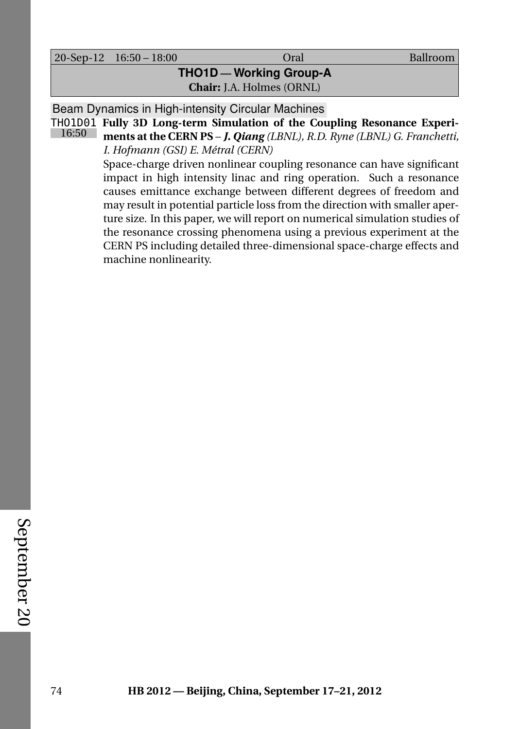| 20-Sep-12 16:50 – 18:00 | Oral | Ballroom |
|---|---|---|

## THO1D — Working Group-A

**Chair:** J.A. Holmes (ORNL)

### Beam Dynamics in High-intensity Circular Machines

THO1D01 16:50 **Fully 3D Long-term Simulation of the Coupling Resonance Experiments at the CERN PS** – ***J. Qiang*** *(LBNL), R.D. Ryne (LBNL) G. Franchetti, I. Hofmann (GSI) E. Métral (CERN)*

Space-charge driven nonlinear coupling resonance can have significant impact in high intensity linac and ring operation. Such a resonance causes emittance exchange between different degrees of freedom and may result in potential particle loss from the direction with smaller aperture size. In this paper, we will report on numerical simulation studies of the resonance crossing phenomena using a previous experiment at the CERN PS including detailed three-dimensional space-charge effects and machine nonlinearity.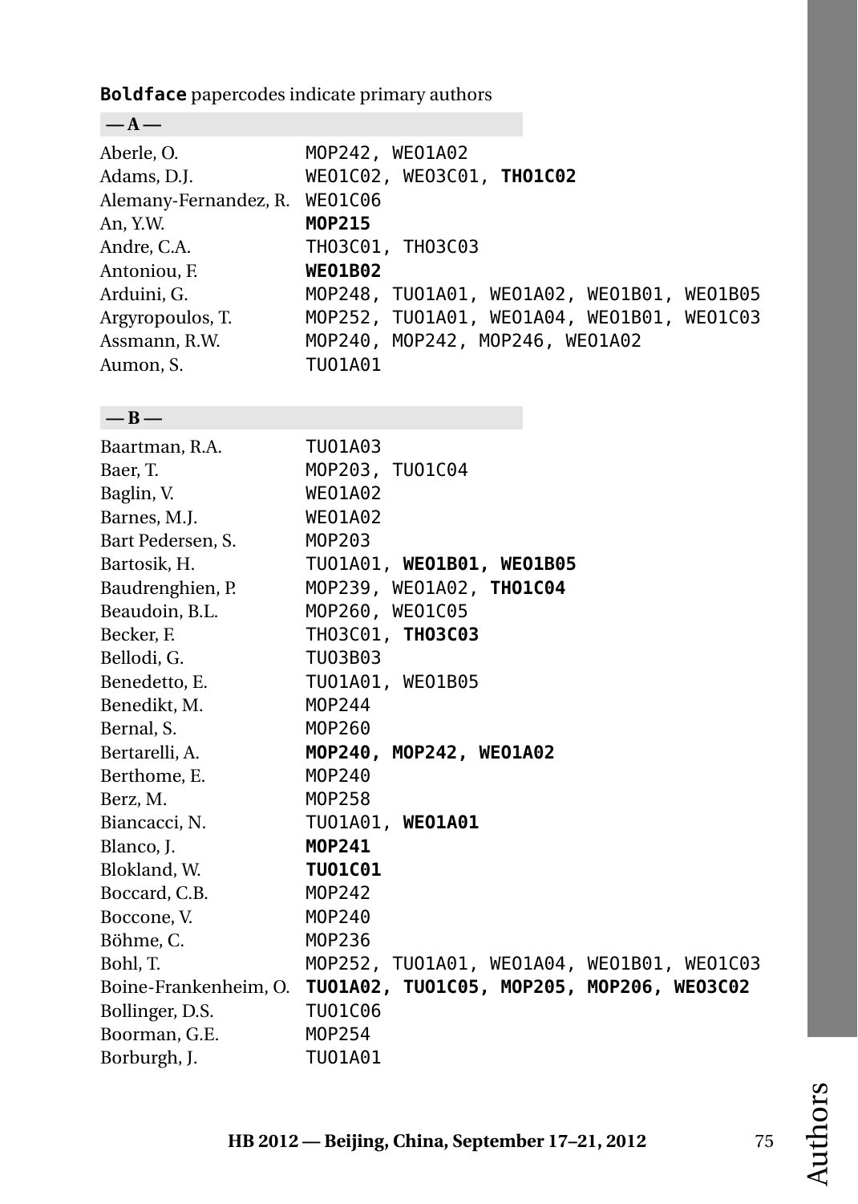**Boldface** papercodes indicate primary authors

## — A —

| | |
|---|---|
| Aberle, O. | MOP242, WEO1A02 |
| Adams, D.J. | WEO1C02, WEO3C01, **THO1C02** |
| Alemany-Fernandez, R. | WEO1C06 |
| An, Y.W. | **MOP215** |
| Andre, C.A. | THO3C01, THO3C03 |
| Antoniou, F. | **WEO1B02** |
| Arduini, G. | MOP248, TUO1A01, WEO1A02, WEO1B01, WEO1B05 |
| Argyropoulos, T. | MOP252, TUO1A01, WEO1A04, WEO1B01, WEO1C03 |
| Assmann, R.W. | MOP240, MOP242, MOP246, WEO1A02 |
| Aumon, S. | TUO1A01 |

## — B —

| | |
|---|---|
| Baartman, R.A. | TUO1A03 |
| Baer, T. | MOP203, TUO1C04 |
| Baglin, V. | WEO1A02 |
| Barnes, M.J. | WEO1A02 |
| Bart Pedersen, S. | MOP203 |
| Bartosik, H. | TUO1A01, **WEO1B01, WEO1B05** |
| Baudrenghien, P. | MOP239, WEO1A02, **THO1C04** |
| Beaudoin, B.L. | MOP260, WEO1C05 |
| Becker, F. | THO3C01, **THO3C03** |
| Bellodi, G. | TUO3B03 |
| Benedetto, E. | TUO1A01, WEO1B05 |
| Benedikt, M. | MOP244 |
| Bernal, S. | MOP260 |
| Bertarelli, A. | **MOP240, MOP242, WEO1A02** |
| Berthome, E. | MOP240 |
| Berz, M. | MOP258 |
| Biancacci, N. | TUO1A01, **WEO1A01** |
| Blanco, J. | **MOP241** |
| Blokland, W. | **TUO1C01** |
| Boccard, C.B. | MOP242 |
| Boccone, V. | MOP240 |
| Böhme, C. | MOP236 |
| Bohl, T. | MOP252, TUO1A01, WEO1A04, WEO1B01, WEO1C03 |
| Boine-Frankenheim, O. | **TUO1A02, TUO1C05, MOP205, MOP206, WEO3C02** |
| Bollinger, D.S. | TUO1C06 |
| Boorman, G.E. | MOP254 |
| Borburgh, J. | TUO1A01 |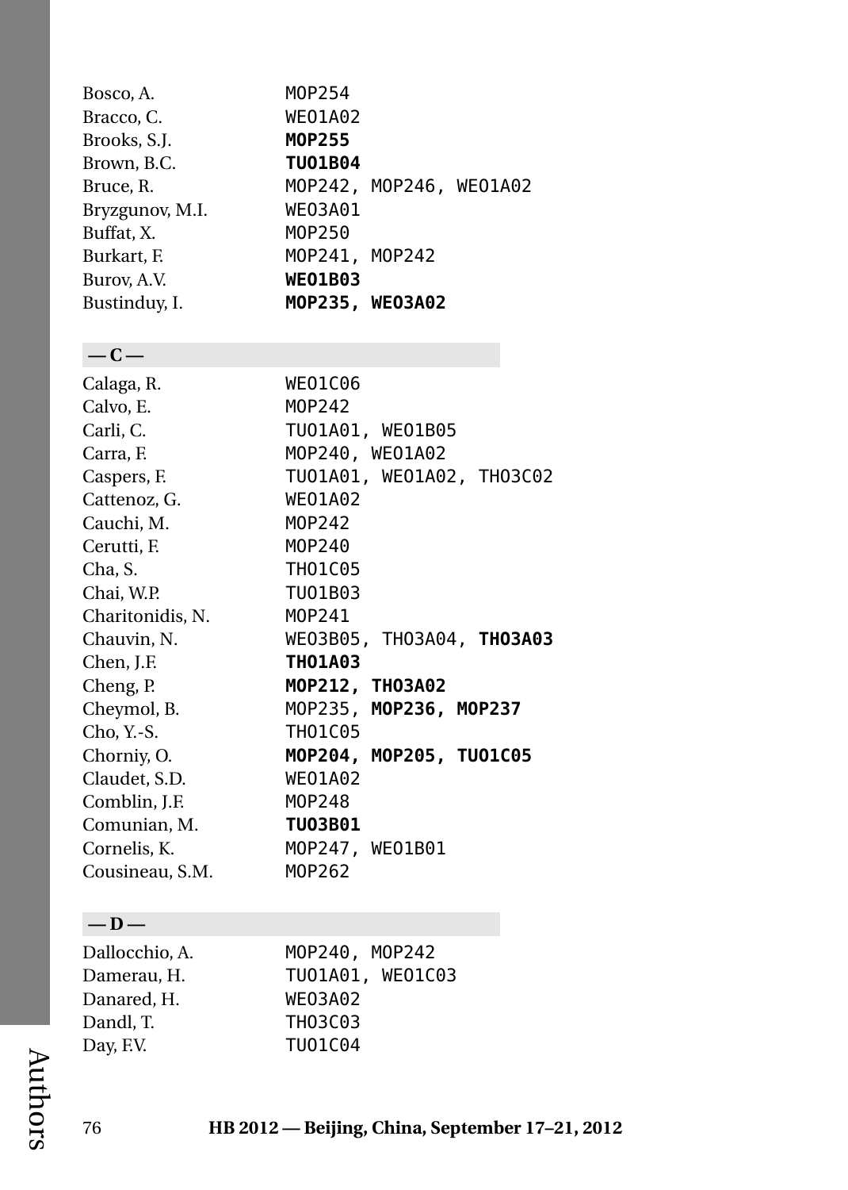| | |
|---|---|
| Bosco, A. | MOP254 |
| Bracco, C. | WEO1A02 |
| Brooks, S.J. | **MOP255** |
| Brown, B.C. | **TUO1B04** |
| Bruce, R. | MOP242, MOP246, WEO1A02 |
| Bryzgunov, M.I. | WEO3A01 |
| Buffat, X. | MOP250 |
| Burkart, F. | MOP241, MOP242 |
| Burov, A.V. | **WEO1B03** |
| Bustinduy, I. | **MOP235, WEO3A02** |

## — C —

| | |
|---|---|
| Calaga, R. | WEO1C06 |
| Calvo, E. | MOP242 |
| Carli, C. | TUO1A01, WEO1B05 |
| Carra, F. | MOP240, WEO1A02 |
| Caspers, F. | TUO1A01, WEO1A02, THO3C02 |
| Cattenoz, G. | WEO1A02 |
| Cauchi, M. | MOP242 |
| Cerutti, F. | MOP240 |
| Cha, S. | THO1C05 |
| Chai, W.P. | TUO1B03 |
| Charitonidis, N. | MOP241 |
| Chauvin, N. | WEO3B05, THO3A04, **THO3A03** |
| Chen, J.F. | **THO1A03** |
| Cheng, P. | **MOP212, THO3A02** |
| Cheymol, B. | MOP235, **MOP236, MOP237** |
| Cho, Y.-S. | THO1C05 |
| Chorniy, O. | **MOP204, MOP205, TUO1C05** |
| Claudet, S.D. | WEO1A02 |
| Comblin, J.F. | MOP248 |
| Comunian, M. | **TUO3B01** |
| Cornelis, K. | MOP247, WEO1B01 |
| Cousineau, S.M. | MOP262 |

## — D —

| | |
|---|---|
| Dallocchio, A. | MOP240, MOP242 |
| Damerau, H. | TUO1A01, WEO1C03 |
| Danared, H. | WEO3A02 |
| Dandl, T. | THO3C03 |
| Day, F.V. | TUO1C04 |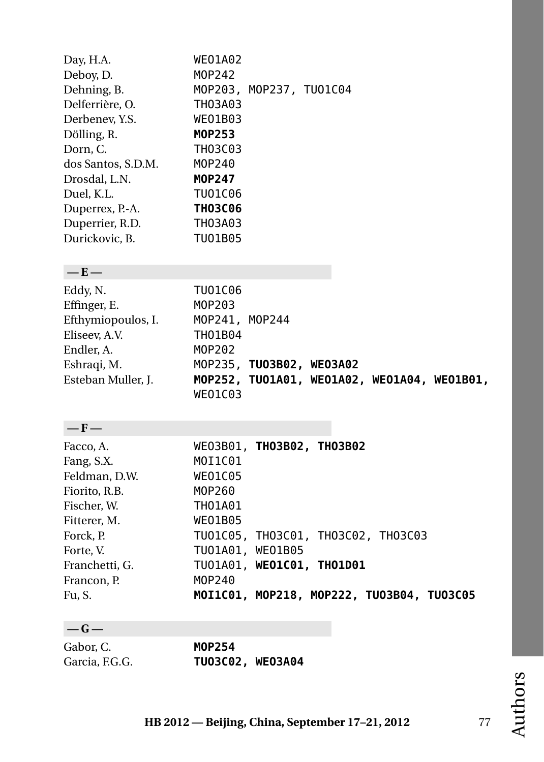| | |
|---|---|
| Day, H.A. | WEO1A02 |
| Deboy, D. | MOP242 |
| Dehning, B. | MOP203, MOP237, TUO1C04 |
| Delferrière, O. | THO3A03 |
| Derbenev, Y.S. | WEO1B03 |
| Dölling, R. | **MOP253** |
| Dorn, C. | THO3C03 |
| dos Santos, S.D.M. | MOP240 |
| Drosdal, L.N. | **MOP247** |
| Duel, K.L. | TUO1C06 |
| Duperrex, P.-A. | **THO3C06** |
| Duperrier, R.D. | THO3A03 |
| Durickovic, B. | TUO1B05 |

## — E —

| | |
|---|---|
| Eddy, N. | TUO1C06 |
| Effinger, E. | MOP203 |
| Efthymiopoulos, I. | MOP241, MOP244 |
| Eliseev, A.V. | THO1B04 |
| Endler, A. | MOP202 |
| Eshraqi, M. | MOP235, **TUO3B02, WEO3A02** |
| Esteban Muller, J. | **MOP252, TUO1A01, WEO1A02, WEO1A04, WEO1B01,** WEO1C03 |

## — F —

| | |
|---|---|
| Facco, A. | WEO3B01, **THO3B02, THO3B02** |
| Fang, S.X. | MOI1C01 |
| Feldman, D.W. | WEO1C05 |
| Fiorito, R.B. | MOP260 |
| Fischer, W. | THO1A01 |
| Fitterer, M. | WEO1B05 |
| Forck, P. | TUO1C05, THO3C01, THO3C02, THO3C03 |
| Forte, V. | TUO1A01, WEO1B05 |
| Franchetti, G. | TUO1A01, **WEO1C01, THO1D01** |
| Francon, P. | MOP240 |
| Fu, S. | **MOI1C01, MOP218, MOP222, TUO3B04, TUO3C05** |

## — G —

| | |
|---|---|
| Gabor, C. | **MOP254** |
| Garcia, F.G.G. | **TUO3C02, WEO3A04** |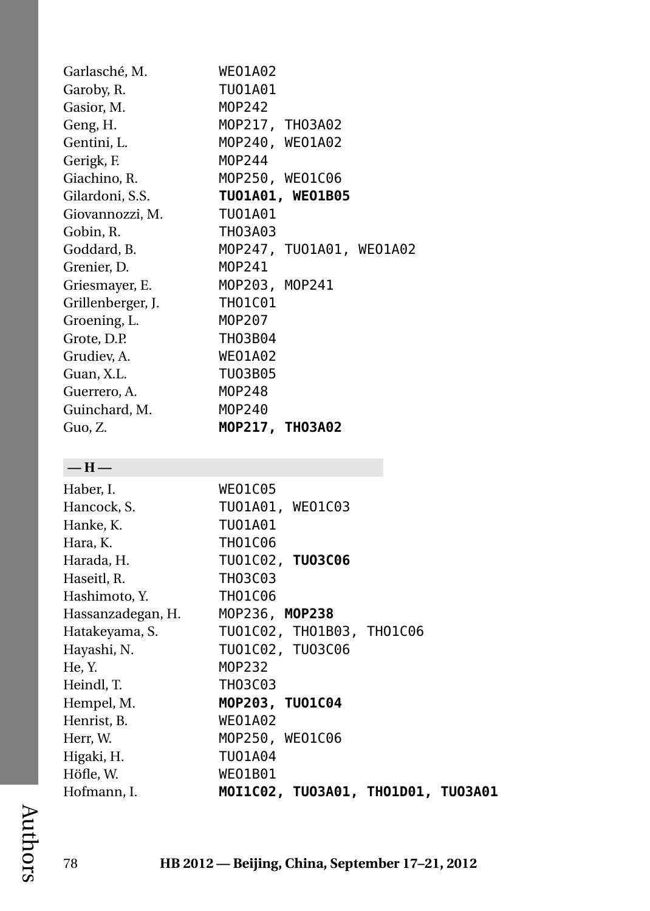Garlasché, M. WEO1A02
Garoby, R. TUO1A01
Gasior, M. MOP242
Geng, H. MOP217, THO3A02
Gentini, L. MOP240, WEO1A02
Gerigk, F. MOP244
Giachino, R. MOP250, WEO1C06
Gilardoni, S.S. **TUO1A01, WEO1B05**
Giovannozzi, M. TUO1A01
Gobin, R. THO3A03
Goddard, B. MOP247, TUO1A01, WEO1A02
Grenier, D. MOP241
Griesmayer, E. MOP203, MOP241
Grillenberger, J. THO1C01
Groening, L. MOP207
Grote, D.P. THO3B04
Grudiev, A. WEO1A02
Guan, X.L. TUO3B05
Guerrero, A. MOP248
Guinchard, M. MOP240
Guo, Z. **MOP217, THO3A02**

## — H —

Haber, I. WEO1C05
Hancock, S. TUO1A01, WEO1C03
Hanke, K. TUO1A01
Hara, K. THO1C06
Harada, H. TUO1C02, **TUO3C06**
Haseitl, R. THO3C03
Hashimoto, Y. THO1C06
Hassanzadegan, H. MOP236, **MOP238**
Hatakeyama, S. TUO1C02, THO1B03, THO1C06
Hayashi, N. TUO1C02, TUO3C06
He, Y. MOP232
Heindl, T. THO3C03
Hempel, M. **MOP203, TUO1C04**
Henrist, B. WEO1A02
Herr, W. MOP250, WEO1C06
Higaki, H. TUO1A04
Höfle, W. WEO1B01
Hofmann, I. **MOI1C02, TUO3A01, THO1D01, TUO3A01**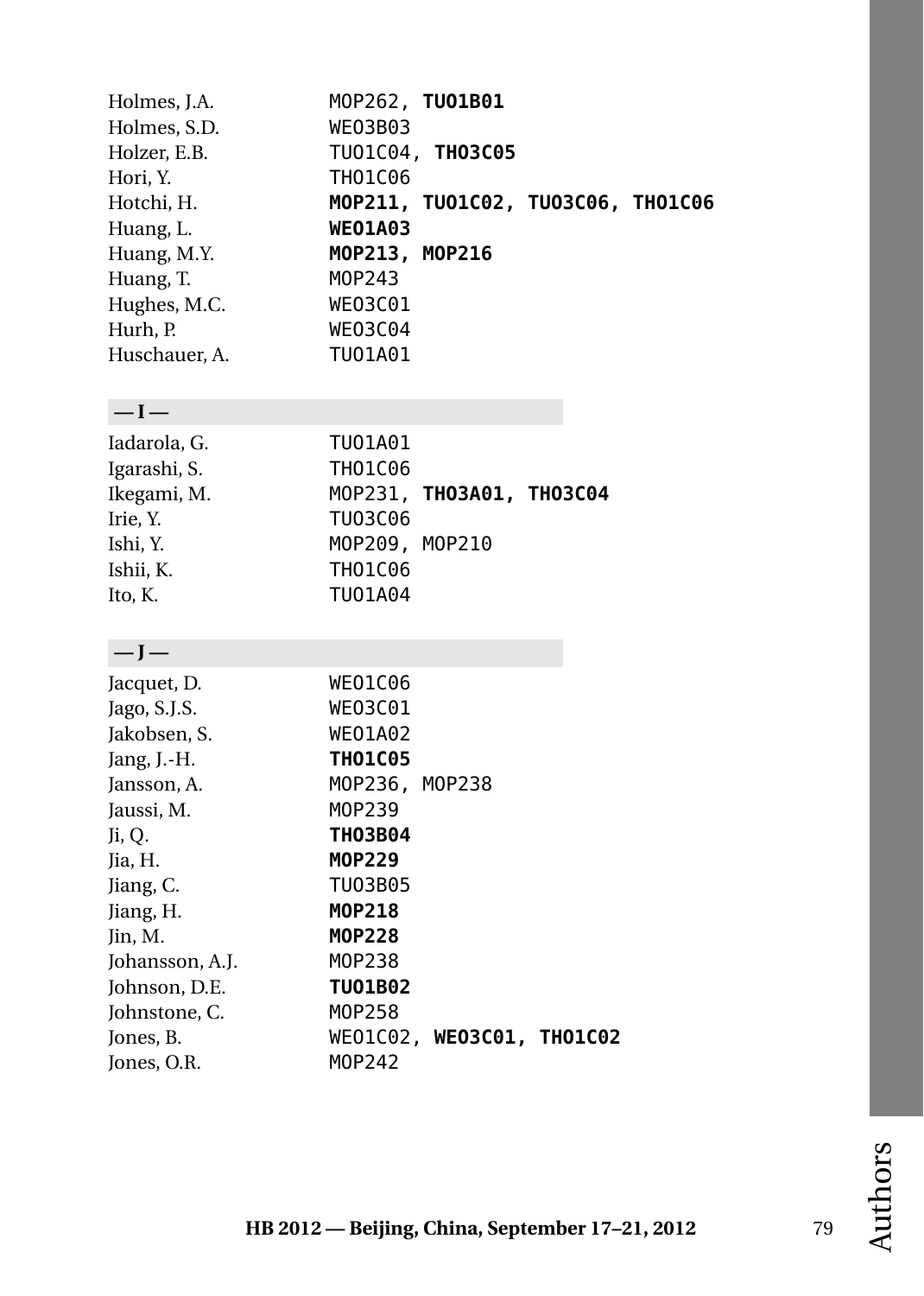Holmes, J.A. MOP262, **TUO1B01**
Holmes, S.D. WEO3B03
Holzer, E.B. TUO1C04, **THO3C05**
Hori, Y. THO1C06
Hotchi, H. **MOP211, TUO1C02, TUO3C06, THO1C06**
Huang, L. **WEO1A03**
Huang, M.Y. **MOP213, MOP216**
Huang, T. MOP243
Hughes, M.C. WEO3C01
Hurh, P. WEO3C04
Huschauer, A. TUO1A01

## — I —

Iadarola, G. TUO1A01
Igarashi, S. THO1C06
Ikegami, M. MOP231, **THO3A01, THO3C04**
Irie, Y. TUO3C06
Ishi, Y. MOP209, MOP210
Ishii, K. THO1C06
Ito, K. TUO1A04

## — J —

Jacquet, D. WEO1C06
Jago, S.J.S. WEO3C01
Jakobsen, S. WEO1A02
Jang, J.-H. **THO1C05**
Jansson, A. MOP236, MOP238
Jaussi, M. MOP239
Ji, Q. **THO3B04**
Jia, H. **MOP229**
Jiang, C. TUO3B05
Jiang, H. **MOP218**
Jin, M. **MOP228**
Johansson, A.J. MOP238
Johnson, D.E. **TUO1B02**
Johnstone, C. MOP258
Jones, B. WEO1C02, **WEO3C01, THO1C02**
Jones, O.R. MOP242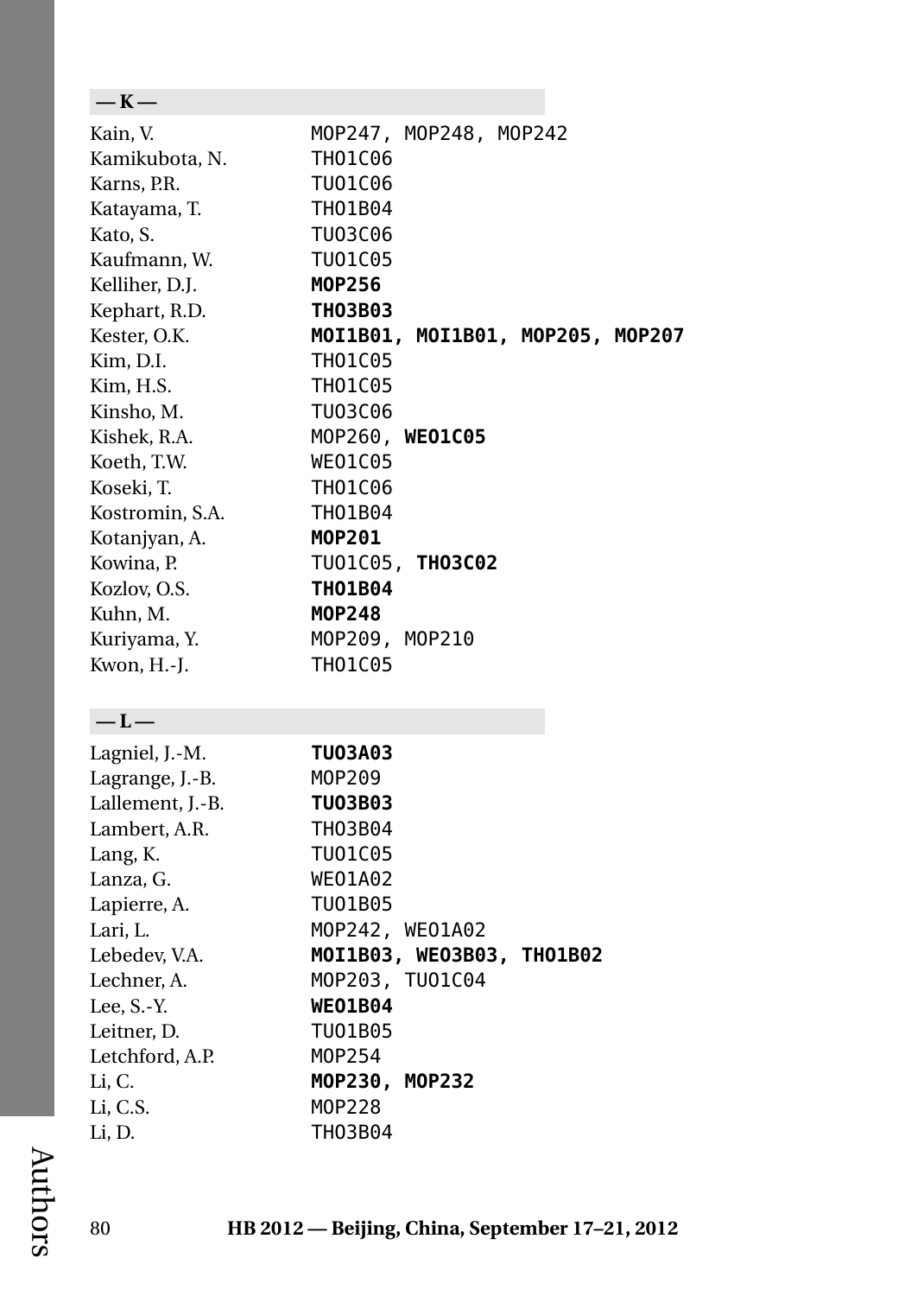## — K —

| | |
|---|---|
| Kain, V. | MOP247, MOP248, MOP242 |
| Kamikubota, N. | THO1C06 |
| Karns, P.R. | TUO1C06 |
| Katayama, T. | THO1B04 |
| Kato, S. | TUO3C06 |
| Kaufmann, W. | TUO1C05 |
| Kelliher, D.J. | **MOP256** |
| Kephart, R.D. | **THO3B03** |
| Kester, O.K. | **MOI1B01, MOI1B01, MOP205, MOP207** |
| Kim, D.I. | THO1C05 |
| Kim, H.S. | THO1C05 |
| Kinsho, M. | TUO3C06 |
| Kishek, R.A. | MOP260, **WEO1C05** |
| Koeth, T.W. | WEO1C05 |
| Koseki, T. | THO1C06 |
| Kostromin, S.A. | THO1B04 |
| Kotanjyan, A. | **MOP201** |
| Kowina, P. | TUO1C05, **THO3C02** |
| Kozlov, O.S. | **THO1B04** |
| Kuhn, M. | **MOP248** |
| Kuriyama, Y. | MOP209, MOP210 |
| Kwon, H.-J. | THO1C05 |

## — L —

| | |
|---|---|
| Lagniel, J.-M. | **TUO3A03** |
| Lagrange, J.-B. | MOP209 |
| Lallement, J.-B. | **TUO3B03** |
| Lambert, A.R. | THO3B04 |
| Lang, K. | TUO1C05 |
| Lanza, G. | WEO1A02 |
| Lapierre, A. | TUO1B05 |
| Lari, L. | MOP242, WEO1A02 |
| Lebedev, V.A. | **MOI1B03, WEO3B03, THO1B02** |
| Lechner, A. | MOP203, TUO1C04 |
| Lee, S.-Y. | **WEO1B04** |
| Leitner, D. | TUO1B05 |
| Letchford, A.P. | MOP254 |
| Li, C. | **MOP230, MOP232** |
| Li, C.S. | MOP228 |
| Li, D. | THO3B04 |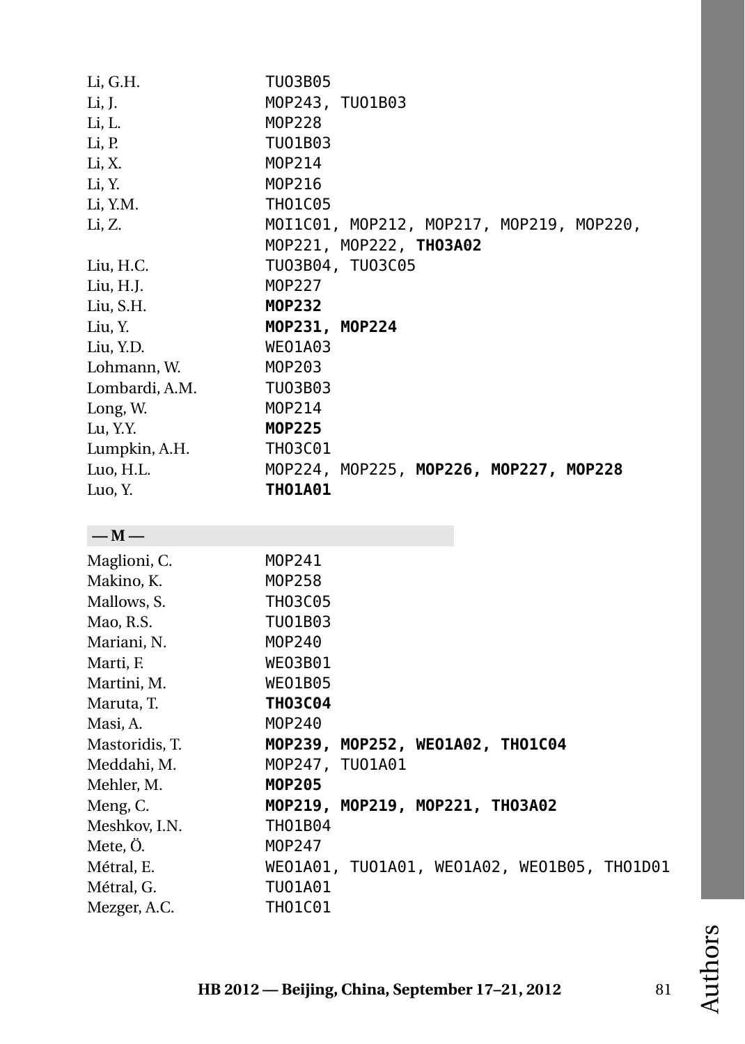| | |
|---|---|
| Li, G.H. | TUO3B05 |
| Li, J. | MOP243, TUO1B03 |
| Li, L. | MOP228 |
| Li, P. | TUO1B03 |
| Li, X. | MOP214 |
| Li, Y. | MOP216 |
| Li, Y.M. | THO1C05 |
| Li, Z. | MOI1C01, MOP212, MOP217, MOP219, MOP220, MOP221, MOP222, **THO3A02** |
| Liu, H.C. | TUO3B04, TUO3C05 |
| Liu, H.J. | MOP227 |
| Liu, S.H. | **MOP232** |
| Liu, Y. | **MOP231, MOP224** |
| Liu, Y.D. | WEO1A03 |
| Lohmann, W. | MOP203 |
| Lombardi, A.M. | TUO3B03 |
| Long, W. | MOP214 |
| Lu, Y.Y. | **MOP225** |
| Lumpkin, A.H. | THO3C01 |
| Luo, H.L. | MOP224, MOP225, **MOP226, MOP227, MOP228** |
| Luo, Y. | **THO1A01** |

## — M —

| | |
|---|---|
| Maglioni, C. | MOP241 |
| Makino, K. | MOP258 |
| Mallows, S. | THO3C05 |
| Mao, R.S. | TUO1B03 |
| Mariani, N. | MOP240 |
| Marti, F. | WEO3B01 |
| Martini, M. | WEO1B05 |
| Maruta, T. | **THO3C04** |
| Masi, A. | MOP240 |
| Mastoridis, T. | **MOP239, MOP252, WEO1A02, THO1C04** |
| Meddahi, M. | MOP247, TUO1A01 |
| Mehler, M. | **MOP205** |
| Meng, C. | **MOP219, MOP219, MOP221, THO3A02** |
| Meshkov, I.N. | THO1B04 |
| Mete, Ö. | MOP247 |
| Métral, E. | WEO1A01, TUO1A01, WEO1A02, WEO1B05, THO1D01 |
| Métral, G. | TUO1A01 |
| Mezger, A.C. | THO1C01 |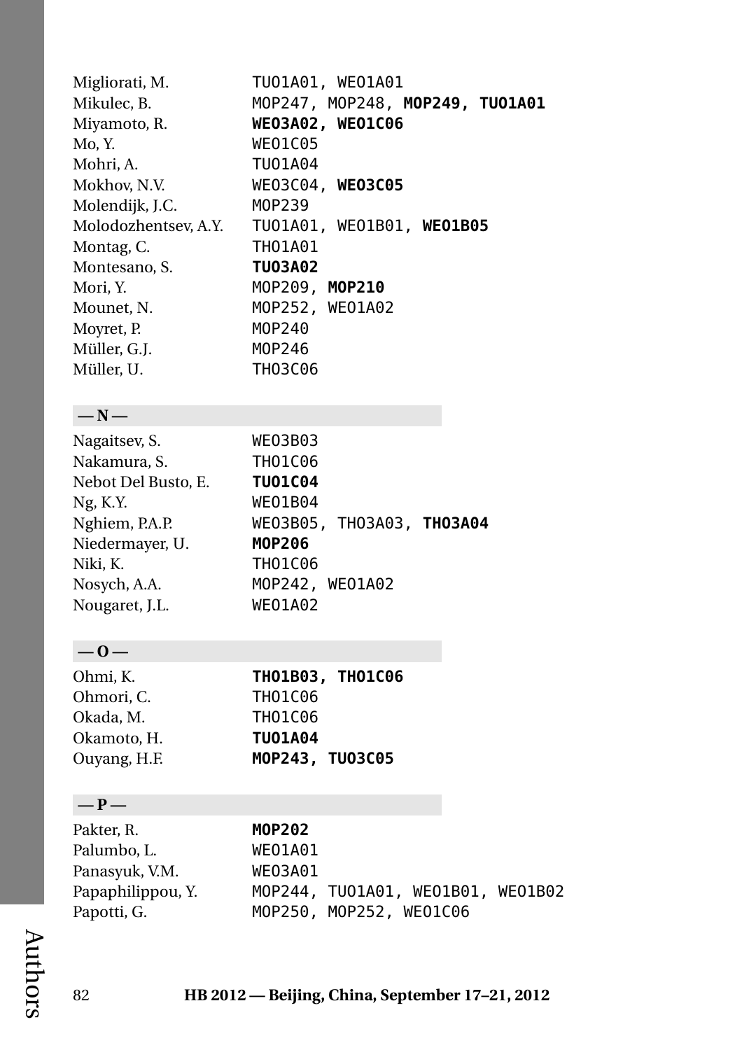Migliorati, M. TUO1A01, WEO1A01
Mikulec, B. MOP247, MOP248, **MOP249, TUO1A01**
Miyamoto, R. **WEO3A02, WEO1C06**
Mo, Y. WEO1C05
Mohri, A. TUO1A04
Mokhov, N.V. WEO3C04, **WEO3C05**
Molendijk, J.C. MOP239
Molodozhentsev, A.Y. TUO1A01, WEO1B01, **WEO1B05**
Montag, C. THO1A01
Montesano, S. **TUO3A02**
Mori, Y. MOP209, **MOP210**
Mounet, N. MOP252, WEO1A02
Moyret, P. MOP240
Müller, G.J. MOP246
Müller, U. THO3C06

## — N —

Nagaitsev, S. WEO3B03
Nakamura, S. THO1C06
Nebot Del Busto, E. **TUO1C04**
Ng, K.Y. WEO1B04
Nghiem, P.A.P. WEO3B05, THO3A03, **THO3A04**
Niedermayer, U. **MOP206**
Niki, K. THO1C06
Nosych, A.A. MOP242, WEO1A02
Nougaret, J.L. WEO1A02

## — O —

Ohmi, K. **THO1B03, THO1C06**
Ohmori, C. THO1C06
Okada, M. THO1C06
Okamoto, H. **TUO1A04**
Ouyang, H.F. **MOP243, TUO3C05**

## — P —

Pakter, R. **MOP202**
Palumbo, L. WEO1A01
Panasyuk, V.M. WEO3A01
Papaphilippou, Y. MOP244, TUO1A01, WEO1B01, WEO1B02
Papotti, G. MOP250, MOP252, WEO1C06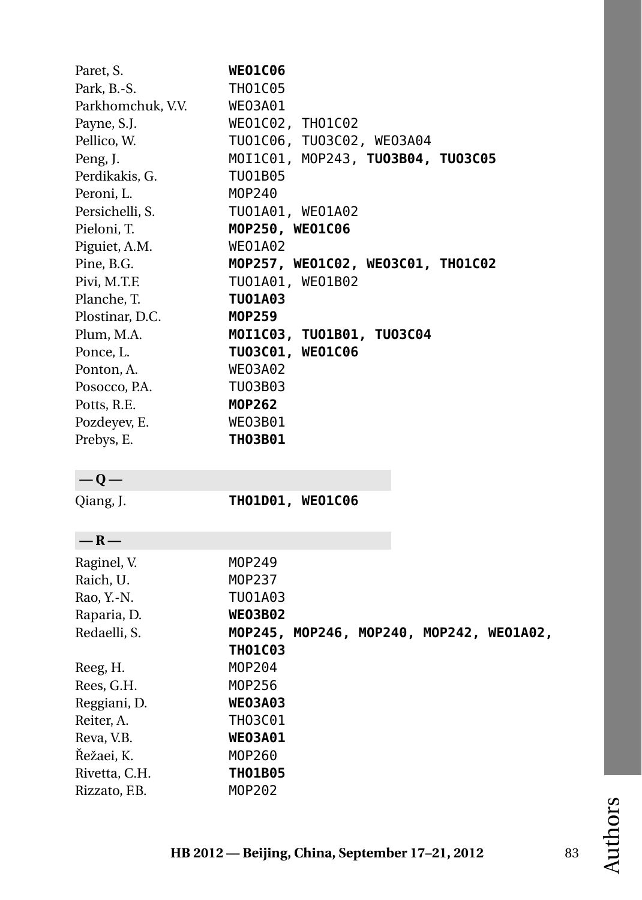Paret, S. **WEO1C06**
Park, B.-S. THO1C05
Parkhomchuk, V.V. WEO3A01
Payne, S.J. WEO1C02, THO1C02
Pellico, W. TUO1C06, TUO3C02, WEO3A04
Peng, J. MOI1C01, MOP243, **TUO3B04, TUO3C05**
Perdikakis, G. TUO1B05
Peroni, L. MOP240
Persichelli, S. TUO1A01, WEO1A02
Pieloni, T. **MOP250, WEO1C06**
Piguiet, A.M. WEO1A02
Pine, B.G. **MOP257, WEO1C02, WEO3C01, THO1C02**
Pivi, M.T.F. TUO1A01, WEO1B02
Planche, T. **TUO1A03**
Plostinar, D.C. **MOP259**
Plum, M.A. **MOI1C03, TUO1B01, TUO3C04**
Ponce, L. **TUO3C01, WEO1C06**
Ponton, A. WEO3A02
Posocco, P.A. TUO3B03
Potts, R.E. **MOP262**
Pozdeyev, E. WEO3B01
Prebys, E. **THO3B01**

## — Q —

Qiang, J. **THO1D01, WEO1C06**

## — R —

Raginel, V. MOP249
Raich, U. MOP237
Rao, Y.-N. TUO1A03
Raparia, D. **WEO3B02**
Redaelli, S. **MOP245, MOP246, MOP240, MOP242, WEO1A02, THO1C03**
Reeg, H. MOP204
Rees, G.H. MOP256
Reggiani, D. **WEO3A03**
Reiter, A. THO3C01
Reva, V.B. **WEO3A01**
Řežaei, K. MOP260
Rivetta, C.H. **THO1B05**
Rizzato, F.B. MOP202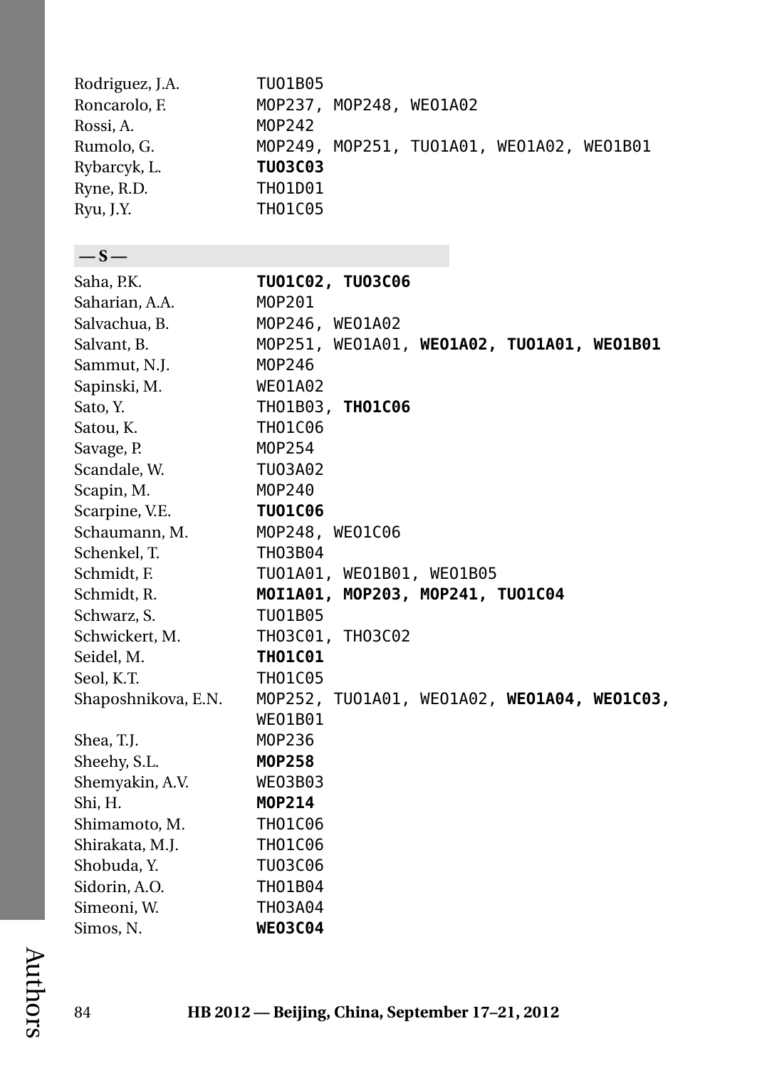Rodriguez, J.A. TUO1B05
Roncarolo, F. MOP237, MOP248, WEO1A02
Rossi, A. MOP242
Rumolo, G. MOP249, MOP251, TUO1A01, WEO1A02, WEO1B01
Rybarcyk, L. **TUO3C03**
Ryne, R.D. THO1D01
Ryu, J.Y. THO1C05

## — S —

Saha, P.K. **TUO1C02, TUO3C06**
Saharian, A.A. MOP201
Salvachua, B. MOP246, WEO1A02
Salvant, B. MOP251, WEO1A01, **WEO1A02, TUO1A01, WEO1B01**
Sammut, N.J. MOP246
Sapinski, M. WEO1A02
Sato, Y. THO1B03, **THO1C06**
Satou, K. THO1C06
Savage, P. MOP254
Scandale, W. TUO3A02
Scapin, M. MOP240
Scarpine, V.E. **TUO1C06**
Schaumann, M. MOP248, WEO1C06
Schenkel, T. THO3B04
Schmidt, F. TUO1A01, WEO1B01, WEO1B05
Schmidt, R. **MOI1A01, MOP203, MOP241, TUO1C04**
Schwarz, S. TUO1B05
Schwickert, M. THO3C01, THO3C02
Seidel, M. **THO1C01**
Seol, K.T. THO1C05
Shaposhnikova, E.N. MOP252, TUO1A01, WEO1A02, **WEO1A04, WEO1C03,** WEO1B01
Shea, T.J. MOP236
Sheehy, S.L. **MOP258**
Shemyakin, A.V. WEO3B03
Shi, H. **MOP214**
Shimamoto, M. THO1C06
Shirakata, M.J. THO1C06
Shobuda, Y. TUO3C06
Sidorin, A.O. THO1B04
Simeoni, W. THO3A04
Simos, N. **WEO3C04**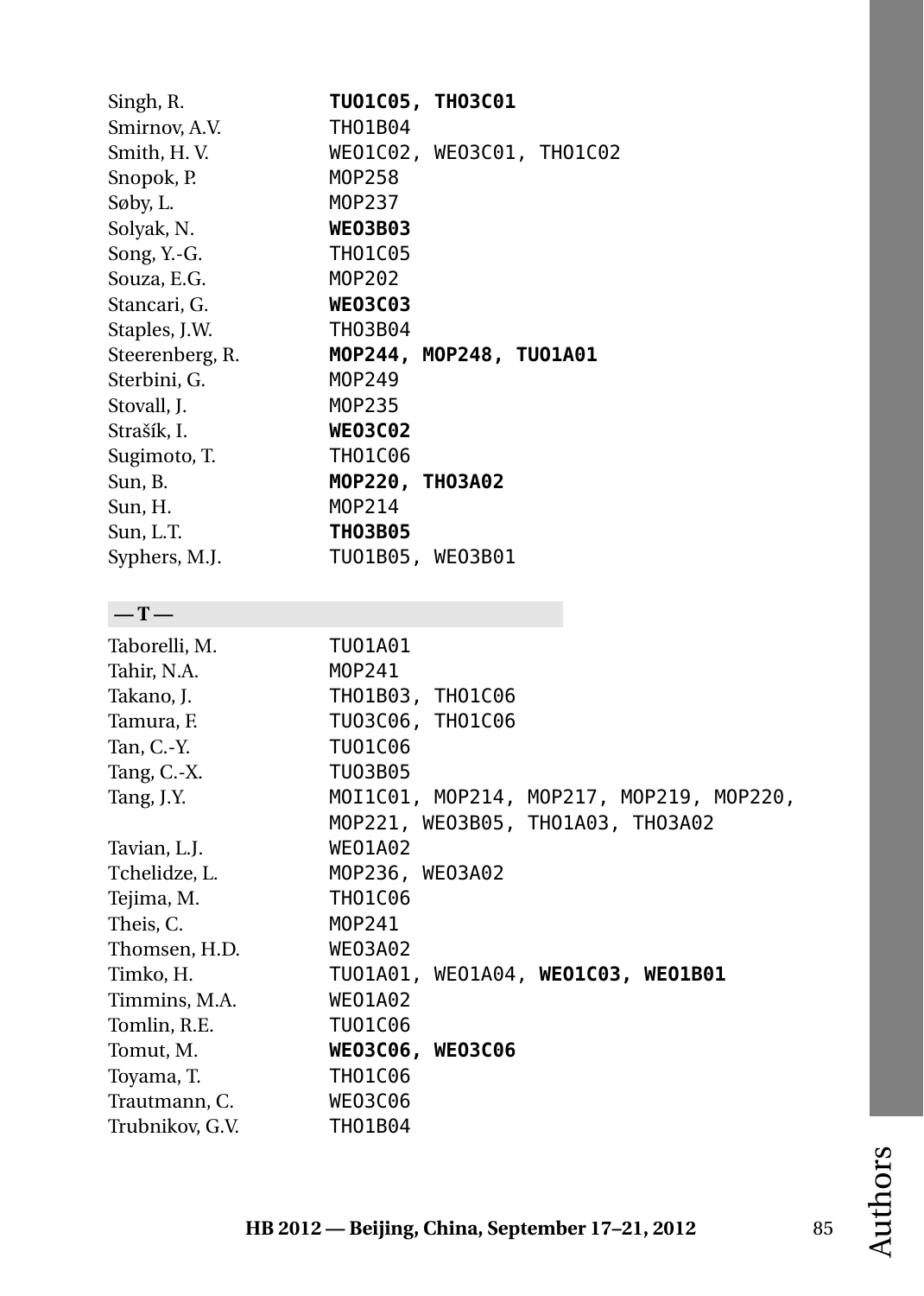Singh, R. **TUO1C05, THO3C01**
Smirnov, A.V. THO1B04
Smith, H. V. WEO1C02, WEO3C01, THO1C02
Snopok, P. MOP258
Søby, L. MOP237
Solyak, N. **WEO3B03**
Song, Y.-G. THO1C05
Souza, E.G. MOP202
Stancari, G. **WEO3C03**
Staples, J.W. THO3B04
Steerenberg, R. **MOP244, MOP248, TUO1A01**
Sterbini, G. MOP249
Stovall, J. MOP235
Strašík, I. **WEO3C02**
Sugimoto, T. THO1C06
Sun, B. **MOP220, THO3A02**
Sun, H. MOP214
Sun, L.T. **THO3B05**
Syphers, M.J. TUO1B05, WEO3B01

## — T —

Taborelli, M. TUO1A01
Tahir, N.A. MOP241
Takano, J. THO1B03, THO1C06
Tamura, F. TUO3C06, THO1C06
Tan, C.-Y. TUO1C06
Tang, C.-X. TUO3B05
Tang, J.Y. MOI1C01, MOP214, MOP217, MOP219, MOP220, MOP221, WEO3B05, THO1A03, THO3A02
Tavian, L.J. WEO1A02
Tchelidze, L. MOP236, WEO3A02
Tejima, M. THO1C06
Theis, C. MOP241
Thomsen, H.D. WEO3A02
Timko, H. TUO1A01, WEO1A04, **WEO1C03, WEO1B01**
Timmins, M.A. WEO1A02
Tomlin, R.E. TUO1C06
Tomut, M. **WEO3C06, WEO3C06**
Toyama, T. THO1C06
Trautmann, C. WEO3C06
Trubnikov, G.V. THO1B04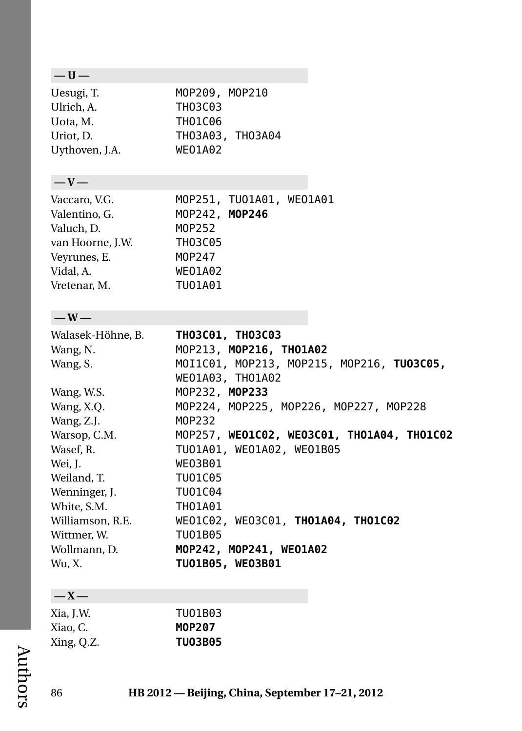## — U —

| | |
|---|---|
| Uesugi, T. | MOP209, MOP210 |
| Ulrich, A. | THO3C03 |
| Uota, M. | THO1C06 |
| Uriot, D. | THO3A03, THO3A04 |
| Uythoven, J.A. | WEO1A02 |

## — V —

| | |
|---|---|
| Vaccaro, V.G. | MOP251, TUO1A01, WEO1A01 |
| Valentino, G. | MOP242, **MOP246** |
| Valuch, D. | MOP252 |
| van Hoorne, J.W. | THO3C05 |
| Veyrunes, E. | MOP247 |
| Vidal, A. | WEO1A02 |
| Vretenar, M. | TUO1A01 |

## — W —

| | |
|---|---|
| Walasek-Höhne, B. | **THO3C01, THO3C03** |
| Wang, N. | MOP213, **MOP216, THO1A02** |
| Wang, S. | MOI1C01, MOP213, MOP215, MOP216, **TUO3C05,** WEO1A03, THO1A02 |
| Wang, W.S. | MOP232, **MOP233** |
| Wang, X.Q. | MOP224, MOP225, MOP226, MOP227, MOP228 |
| Wang, Z.J. | MOP232 |
| Warsop, C.M. | MOP257, **WEO1C02, WEO3C01, THO1A04, THO1C02** |
| Wasef, R. | TUO1A01, WEO1A02, WEO1B05 |
| Wei, J. | WEO3B01 |
| Weiland, T. | TUO1C05 |
| Wenninger, J. | TUO1C04 |
| White, S.M. | THO1A01 |
| Williamson, R.E. | WEO1C02, WEO3C01, **THO1A04, THO1C02** |
| Wittmer, W. | TUO1B05 |
| Wollmann, D. | **MOP242, MOP241, WEO1A02** |
| Wu, X. | **TUO1B05, WEO3B01** |

## — X —

| | |
|---|---|
| Xia, J.W. | TUO1B03 |
| Xiao, C. | **MOP207** |
| Xing, Q.Z. | **TUO3B05** |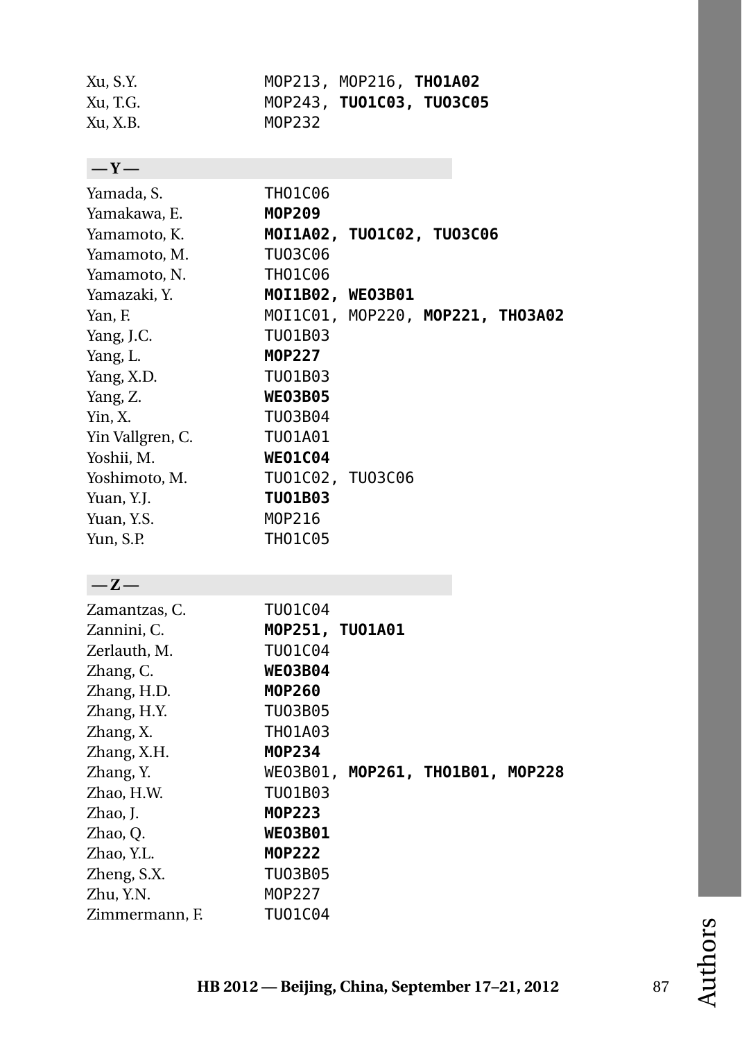Xu, S.Y. — MOP213, MOP216, **THO1A02**
Xu, T.G. — MOP243, **TUO1C03, TUO3C05**
Xu, X.B. — MOP232

## — Y —

Yamada, S. — THO1C06
Yamakawa, E. — **MOP209**
Yamamoto, K. — **MOI1A02, TUO1C02, TUO3C06**
Yamamoto, M. — TUO3C06
Yamamoto, N. — THO1C06
Yamazaki, Y. — **MOI1B02, WEO3B01**
Yan, F. — MOI1C01, MOP220, **MOP221, THO3A02**
Yang, J.C. — TUO1B03
Yang, L. — **MOP227**
Yang, X.D. — TUO1B03
Yang, Z. — **WEO3B05**
Yin, X. — TUO3B04
Yin Vallgren, C. — TUO1A01
Yoshii, M. — **WEO1C04**
Yoshimoto, M. — TUO1C02, TUO3C06
Yuan, Y.J. — **TUO1B03**
Yuan, Y.S. — MOP216
Yun, S.P. — THO1C05

## — Z —

Zamantzas, C. — TUO1C04
Zannini, C. — **MOP251, TUO1A01**
Zerlauth, M. — TUO1C04
Zhang, C. — **WEO3B04**
Zhang, H.D. — **MOP260**
Zhang, H.Y. — TUO3B05
Zhang, X. — THO1A03
Zhang, X.H. — **MOP234**
Zhang, Y. — WEO3B01, **MOP261, THO1B01, MOP228**
Zhao, H.W. — TUO1B03
Zhao, J. — **MOP223**
Zhao, Q. — **WEO3B01**
Zhao, Y.L. — **MOP222**
Zheng, S.X. — TUO3B05
Zhu, Y.N. — MOP227
Zimmermann, F. — TUO1C04